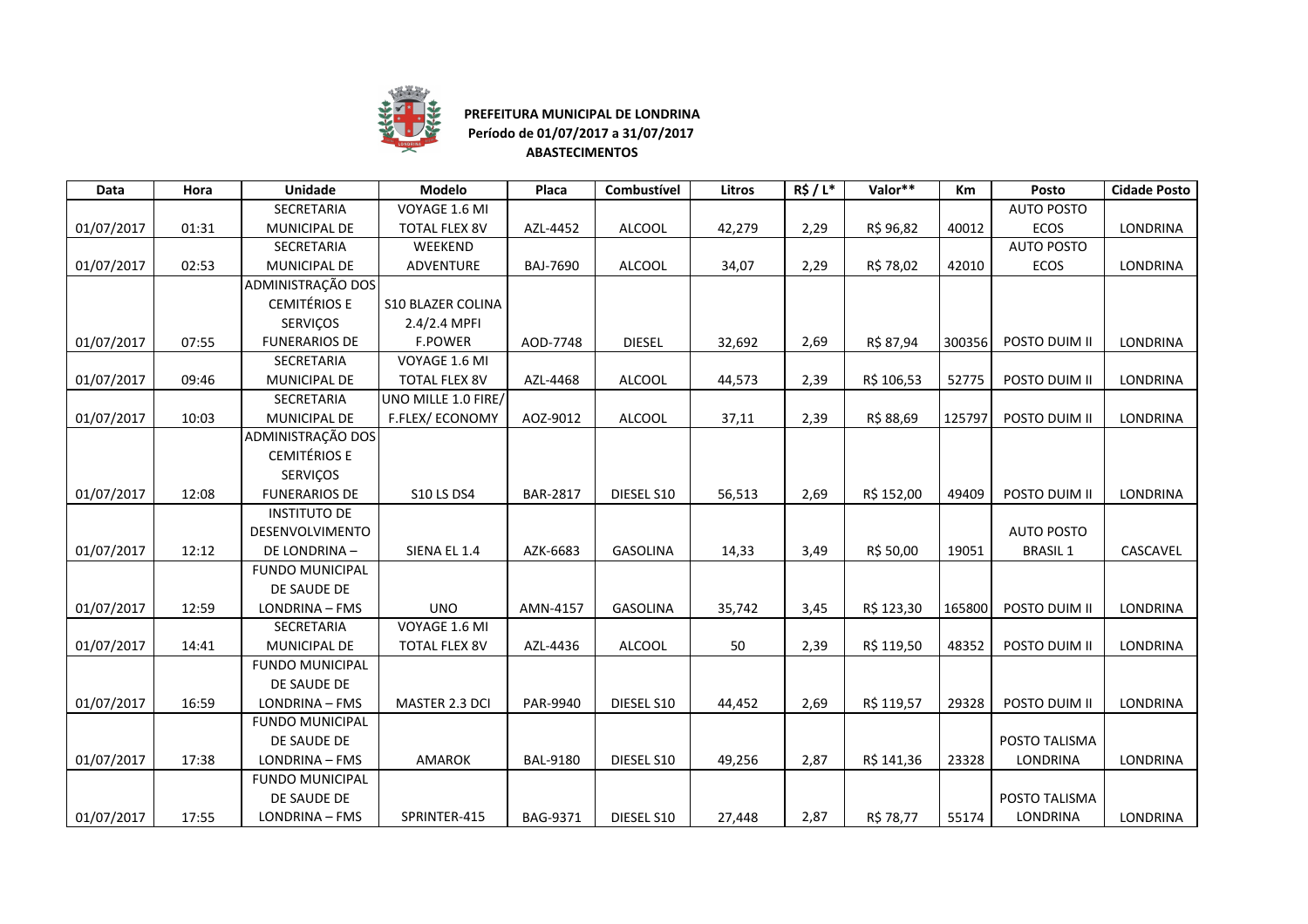**PREFEITURA MUNICIPAL DE LONDRINA**
**Período de 01/07/2017 a 31/07/2017**
**ABASTECIMENTOS**

| Data | Hora | Unidade | Modelo | Placa | Combustível | Litros | R$ / L* | Valor** | Km | Posto | Cidade Posto |
|---|---|---|---|---|---|---|---|---|---|---|---|
| 01/07/2017 | 01:31 | SECRETARIA MUNICIPAL DE | VOYAGE 1.6 MI TOTAL FLEX 8V | AZL-4452 | ALCOOL | 42,279 | 2,29 | R$ 96,82 | 40012 | AUTO POSTO ECOS | LONDRINA |
| 01/07/2017 | 02:53 | SECRETARIA MUNICIPAL DE | WEEKEND ADVENTURE | BAJ-7690 | ALCOOL | 34,07 | 2,29 | R$ 78,02 | 42010 | AUTO POSTO ECOS | LONDRINA |
| 01/07/2017 | 07:55 | ADMINISTRAÇÃO DOS CEMITÉRIOS E SERVIÇOS FUNERARIOS DE | S10 BLAZER COLINA 2.4/2.4 MPFI F.POWER | AOD-7748 | DIESEL | 32,692 | 2,69 | R$ 87,94 | 300356 | POSTO DUIM II | LONDRINA |
| 01/07/2017 | 09:46 | SECRETARIA MUNICIPAL DE | VOYAGE 1.6 MI TOTAL FLEX 8V | AZL-4468 | ALCOOL | 44,573 | 2,39 | R$ 106,53 | 52775 | POSTO DUIM II | LONDRINA |
| 01/07/2017 | 10:03 | SECRETARIA MUNICIPAL DE | UNO MILLE 1.0 FIRE/ F.FLEX/ ECONOMY | AOZ-9012 | ALCOOL | 37,11 | 2,39 | R$ 88,69 | 125797 | POSTO DUIM II | LONDRINA |
| 01/07/2017 | 12:08 | ADMINISTRAÇÃO DOS CEMITÉRIOS E SERVIÇOS FUNERARIOS DE | S10 LS DS4 | BAR-2817 | DIESEL S10 | 56,513 | 2,69 | R$ 152,00 | 49409 | POSTO DUIM II | LONDRINA |
| 01/07/2017 | 12:12 | INSTITUTO DE DESENVOLVIMENTO DE LONDRINA – | SIENA EL 1.4 | AZK-6683 | GASOLINA | 14,33 | 3,49 | R$ 50,00 | 19051 | AUTO POSTO BRASIL 1 | CASCAVEL |
| 01/07/2017 | 12:59 | FUNDO MUNICIPAL DE SAUDE DE LONDRINA – FMS | UNO | AMN-4157 | GASOLINA | 35,742 | 3,45 | R$ 123,30 | 165800 | POSTO DUIM II | LONDRINA |
| 01/07/2017 | 14:41 | SECRETARIA MUNICIPAL DE | VOYAGE 1.6 MI TOTAL FLEX 8V | AZL-4436 | ALCOOL | 50 | 2,39 | R$ 119,50 | 48352 | POSTO DUIM II | LONDRINA |
| 01/07/2017 | 16:59 | FUNDO MUNICIPAL DE SAUDE DE LONDRINA – FMS | MASTER 2.3 DCI | PAR-9940 | DIESEL S10 | 44,452 | 2,69 | R$ 119,57 | 29328 | POSTO DUIM II | LONDRINA |
| 01/07/2017 | 17:38 | FUNDO MUNICIPAL DE SAUDE DE LONDRINA – FMS | AMAROK | BAL-9180 | DIESEL S10 | 49,256 | 2,87 | R$ 141,36 | 23328 | POSTO TALISMA LONDRINA | LONDRINA |
| 01/07/2017 | 17:55 | FUNDO MUNICIPAL DE SAUDE DE LONDRINA – FMS | SPRINTER-415 | BAG-9371 | DIESEL S10 | 27,448 | 2,87 | R$ 78,77 | 55174 | POSTO TALISMA LONDRINA | LONDRINA |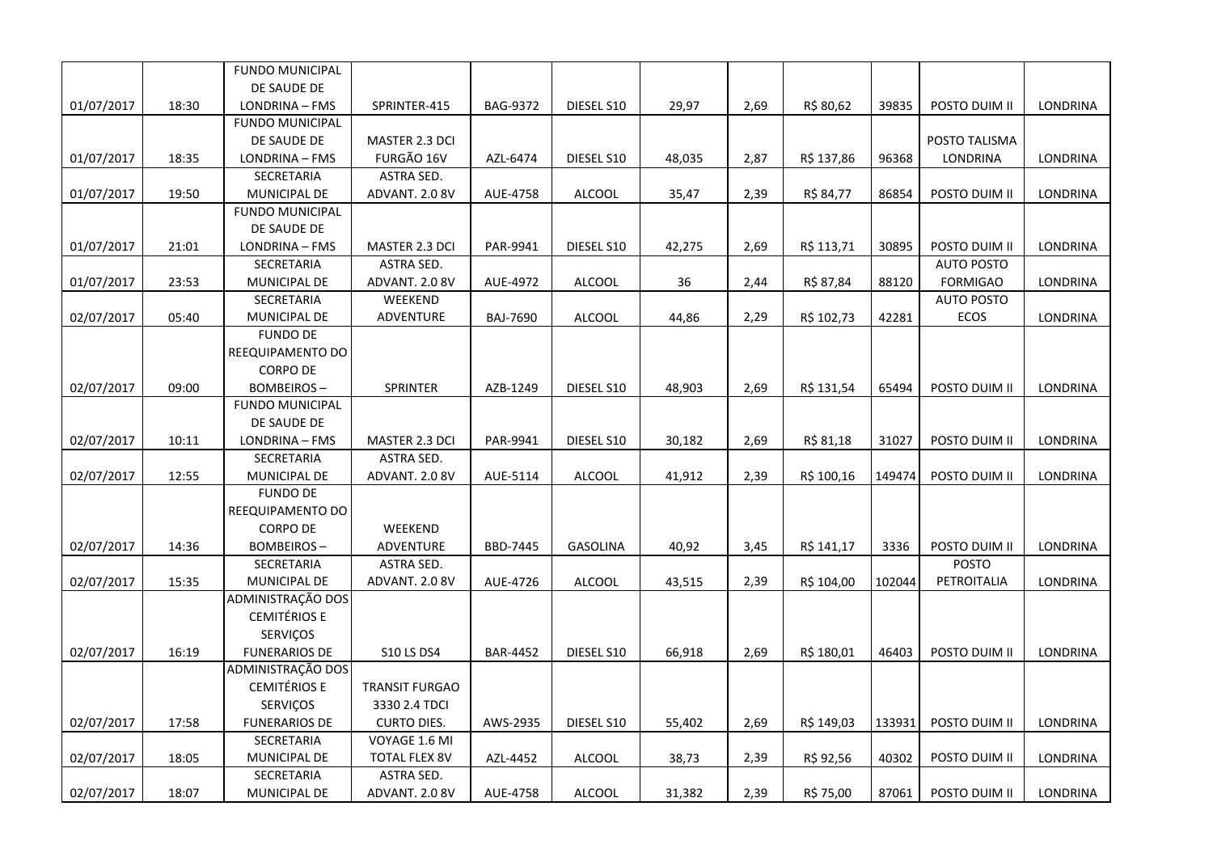| | | | | | | | | | | | |
|---|---|---|---|---|---|---|---|---|---|---|---|
| 01/07/2017 | 18:30 | FUNDO MUNICIPAL DE SAUDE DE LONDRINA – FMS | SPRINTER-415 | BAG-9372 | DIESEL S10 | 29,97 | 2,69 | R$ 80,62 | 39835 | POSTO DUIM II | LONDRINA |
| 01/07/2017 | 18:35 | FUNDO MUNICIPAL DE SAUDE DE LONDRINA – FMS | MASTER 2.3 DCI FURGÃO 16V | AZL-6474 | DIESEL S10 | 48,035 | 2,87 | R$ 137,86 | 96368 | POSTO TALISMA LONDRINA | LONDRINA |
| 01/07/2017 | 19:50 | SECRETARIA MUNICIPAL DE | ASTRA SED. ADVANT. 2.0 8V | AUE-4758 | ALCOOL | 35,47 | 2,39 | R$ 84,77 | 86854 | POSTO DUIM II | LONDRINA |
| 01/07/2017 | 21:01 | FUNDO MUNICIPAL DE SAUDE DE LONDRINA – FMS | MASTER 2.3 DCI | PAR-9941 | DIESEL S10 | 42,275 | 2,69 | R$ 113,71 | 30895 | POSTO DUIM II | LONDRINA |
| 01/07/2017 | 23:53 | SECRETARIA MUNICIPAL DE | ASTRA SED. ADVANT. 2.0 8V | AUE-4972 | ALCOOL | 36 | 2,44 | R$ 87,84 | 88120 | AUTO POSTO FORMIGAO | LONDRINA |
| 02/07/2017 | 05:40 | SECRETARIA MUNICIPAL DE | WEEKEND ADVENTURE | BAJ-7690 | ALCOOL | 44,86 | 2,29 | R$ 102,73 | 42281 | AUTO POSTO ECOS | LONDRINA |
| 02/07/2017 | 09:00 | FUNDO DE REEQUIPAMENTO DO CORPO DE BOMBEIROS – | SPRINTER | AZB-1249 | DIESEL S10 | 48,903 | 2,69 | R$ 131,54 | 65494 | POSTO DUIM II | LONDRINA |
| 02/07/2017 | 10:11 | FUNDO MUNICIPAL DE SAUDE DE LONDRINA – FMS | MASTER 2.3 DCI | PAR-9941 | DIESEL S10 | 30,182 | 2,69 | R$ 81,18 | 31027 | POSTO DUIM II | LONDRINA |
| 02/07/2017 | 12:55 | SECRETARIA MUNICIPAL DE | ASTRA SED. ADVANT. 2.0 8V | AUE-5114 | ALCOOL | 41,912 | 2,39 | R$ 100,16 | 149474 | POSTO DUIM II | LONDRINA |
| 02/07/2017 | 14:36 | FUNDO DE REEQUIPAMENTO DO CORPO DE BOMBEIROS – | WEEKEND ADVENTURE | BBD-7445 | GASOLINA | 40,92 | 3,45 | R$ 141,17 | 3336 | POSTO DUIM II | LONDRINA |
| 02/07/2017 | 15:35 | SECRETARIA MUNICIPAL DE | ASTRA SED. ADVANT. 2.0 8V | AUE-4726 | ALCOOL | 43,515 | 2,39 | R$ 104,00 | 102044 | POSTO PETROITALIA | LONDRINA |
| 02/07/2017 | 16:19 | ADMINISTRAÇÃO DOS CEMITÉRIOS E SERVIÇOS FUNERARIOS DE | S10 LS DS4 | BAR-4452 | DIESEL S10 | 66,918 | 2,69 | R$ 180,01 | 46403 | POSTO DUIM II | LONDRINA |
| 02/07/2017 | 17:58 | ADMINISTRAÇÃO DOS CEMITÉRIOS E SERVIÇOS FUNERARIOS DE | TRANSIT FURGAO 3330 2.4 TDCI CURTO DIES. | AWS-2935 | DIESEL S10 | 55,402 | 2,69 | R$ 149,03 | 133931 | POSTO DUIM II | LONDRINA |
| 02/07/2017 | 18:05 | SECRETARIA MUNICIPAL DE | VOYAGE 1.6 MI TOTAL FLEX 8V | AZL-4452 | ALCOOL | 38,73 | 2,39 | R$ 92,56 | 40302 | POSTO DUIM II | LONDRINA |
| 02/07/2017 | 18:07 | SECRETARIA MUNICIPAL DE | ASTRA SED. ADVANT. 2.0 8V | AUE-4758 | ALCOOL | 31,382 | 2,39 | R$ 75,00 | 87061 | POSTO DUIM II | LONDRINA |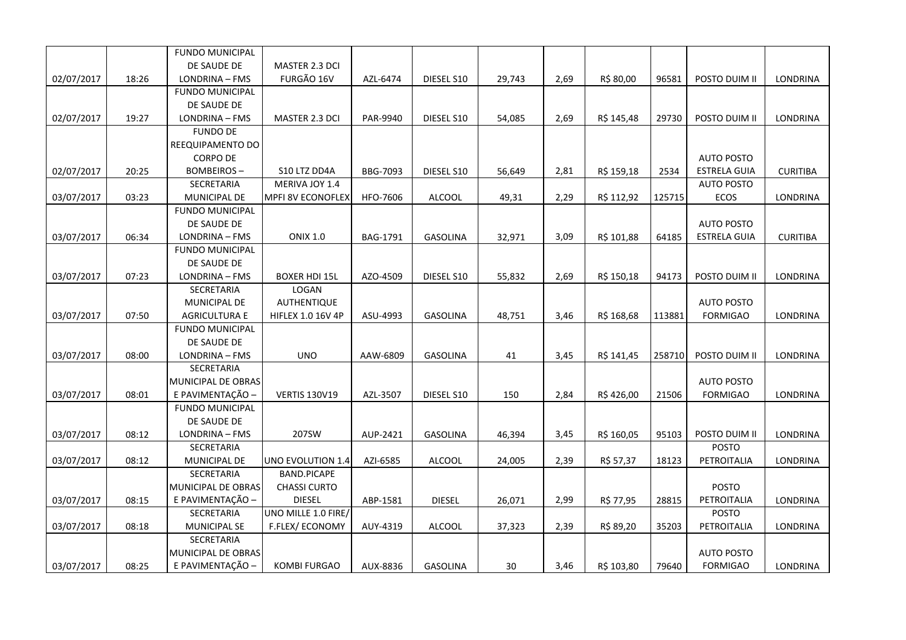| | | | | | | | | | | | |
|---|---|---|---|---|---|---|---|---|---|---|---|
| 02/07/2017 | 18:26 | FUNDO MUNICIPAL DE SAUDE DE LONDRINA – FMS | MASTER 2.3 DCI FURGÃO 16V | AZL-6474 | DIESEL S10 | 29,743 | 2,69 | R$ 80,00 | 96581 | POSTO DUIM II | LONDRINA |
| 02/07/2017 | 19:27 | FUNDO MUNICIPAL DE SAUDE DE LONDRINA – FMS | MASTER 2.3 DCI | PAR-9940 | DIESEL S10 | 54,085 | 2,69 | R$ 145,48 | 29730 | POSTO DUIM II | LONDRINA |
| 02/07/2017 | 20:25 | FUNDO DE REEQUIPAMENTO DO CORPO DE BOMBEIROS – | S10 LTZ DD4A | BBG-7093 | DIESEL S10 | 56,649 | 2,81 | R$ 159,18 | 2534 | AUTO POSTO ESTRELA GUIA | CURITIBA |
| 03/07/2017 | 03:23 | SECRETARIA MUNICIPAL DE | MERIVA JOY 1.4 MPFI 8V ECONOFLEX | HFO-7606 | ALCOOL | 49,31 | 2,29 | R$ 112,92 | 125715 | AUTO POSTO ECOS | LONDRINA |
| 03/07/2017 | 06:34 | FUNDO MUNICIPAL DE SAUDE DE LONDRINA – FMS | ONIX 1.0 | BAG-1791 | GASOLINA | 32,971 | 3,09 | R$ 101,88 | 64185 | AUTO POSTO ESTRELA GUIA | CURITIBA |
| 03/07/2017 | 07:23 | FUNDO MUNICIPAL DE SAUDE DE LONDRINA – FMS | BOXER HDI 15L | AZO-4509 | DIESEL S10 | 55,832 | 2,69 | R$ 150,18 | 94173 | POSTO DUIM II | LONDRINA |
| 03/07/2017 | 07:50 | SECRETARIA MUNICIPAL DE AGRICULTURA E | LOGAN AUTHENTIQUE HIFLEX 1.0 16V 4P | ASU-4993 | GASOLINA | 48,751 | 3,46 | R$ 168,68 | 113881 | AUTO POSTO FORMIGAO | LONDRINA |
| 03/07/2017 | 08:00 | FUNDO MUNICIPAL DE SAUDE DE LONDRINA – FMS | UNO | AAW-6809 | GASOLINA | 41 | 3,45 | R$ 141,45 | 258710 | POSTO DUIM II | LONDRINA |
| 03/07/2017 | 08:01 | SECRETARIA MUNICIPAL DE OBRAS E PAVIMENTAÇÃO – | VERTIS 130V19 | AZL-3507 | DIESEL S10 | 150 | 2,84 | R$ 426,00 | 21506 | AUTO POSTO FORMIGAO | LONDRINA |
| 03/07/2017 | 08:12 | FUNDO MUNICIPAL DE SAUDE DE LONDRINA – FMS | 207SW | AUP-2421 | GASOLINA | 46,394 | 3,45 | R$ 160,05 | 95103 | POSTO DUIM II | LONDRINA |
| 03/07/2017 | 08:12 | SECRETARIA MUNICIPAL DE | UNO EVOLUTION 1.4 | AZI-6585 | ALCOOL | 24,005 | 2,39 | R$ 57,37 | 18123 | POSTO PETROITALIA | LONDRINA |
| 03/07/2017 | 08:15 | SECRETARIA MUNICIPAL DE OBRAS E PAVIMENTAÇÃO – | BAND.PICAPE CHASSI CURTO DIESEL | ABP-1581 | DIESEL | 26,071 | 2,99 | R$ 77,95 | 28815 | POSTO PETROITALIA | LONDRINA |
| 03/07/2017 | 08:18 | SECRETARIA MUNICIPAL SE | UNO MILLE 1.0 FIRE/ F.FLEX/ ECONOMY | AUY-4319 | ALCOOL | 37,323 | 2,39 | R$ 89,20 | 35203 | POSTO PETROITALIA | LONDRINA |
| 03/07/2017 | 08:25 | SECRETARIA MUNICIPAL DE OBRAS E PAVIMENTAÇÃO – | KOMBI FURGAO | AUX-8836 | GASOLINA | 30 | 3,46 | R$ 103,80 | 79640 | AUTO POSTO FORMIGAO | LONDRINA |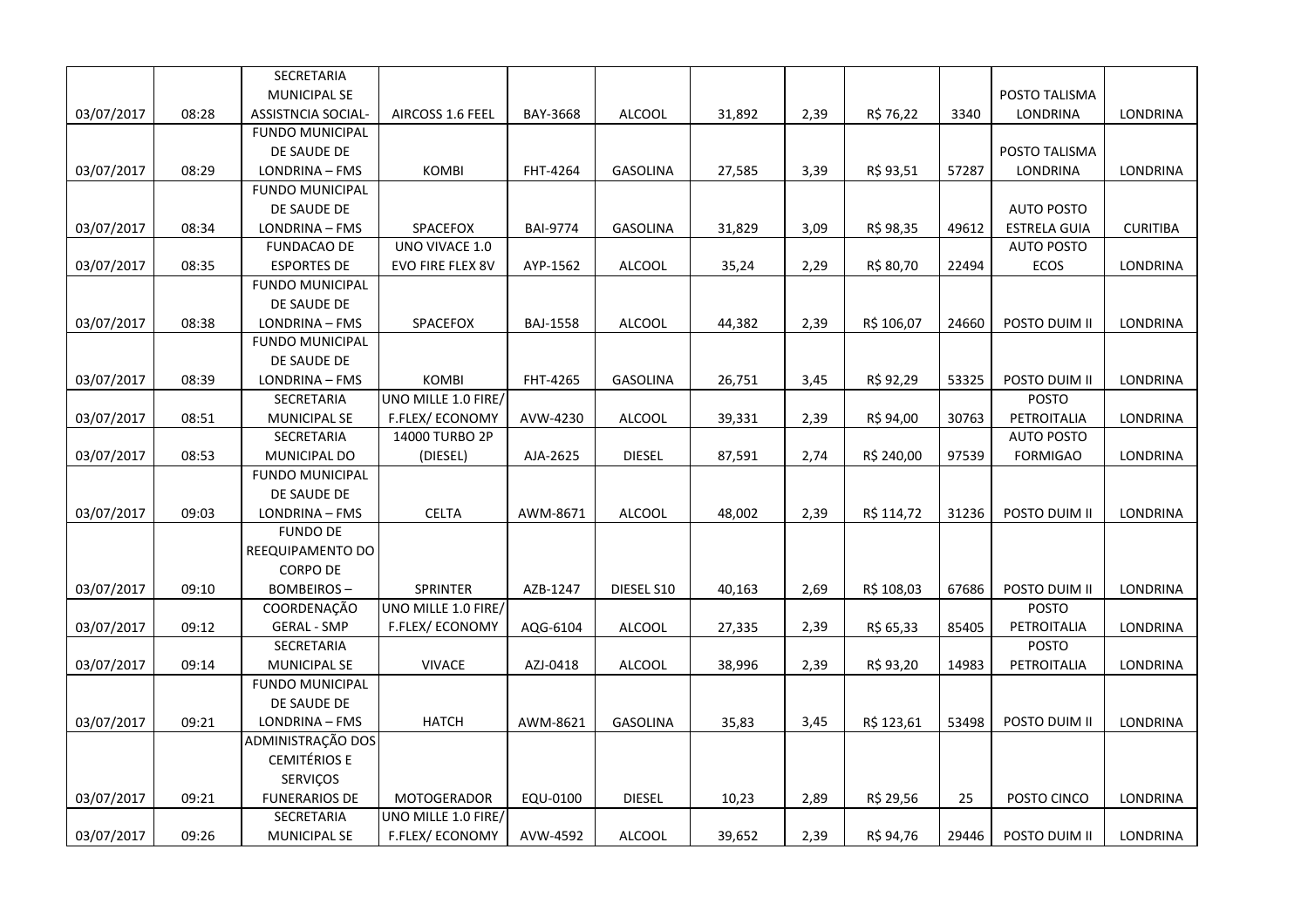| | | | | | | | | | | | |
|---|---|---|---|---|---|---|---|---|---|---|---|
| 03/07/2017 | 08:28 | SECRETARIA MUNICIPAL SE ASSISTNCIA SOCIAL- | AIRCOSS 1.6 FEEL | BAY-3668 | ALCOOL | 31,892 | 2,39 | R$ 76,22 | 3340 | POSTO TALISMA LONDRINA | LONDRINA |
| 03/07/2017 | 08:29 | FUNDO MUNICIPAL DE SAUDE DE LONDRINA – FMS | KOMBI | FHT-4264 | GASOLINA | 27,585 | 3,39 | R$ 93,51 | 57287 | POSTO TALISMA LONDRINA | LONDRINA |
| 03/07/2017 | 08:34 | FUNDO MUNICIPAL DE SAUDE DE LONDRINA – FMS | SPACEFOX | BAI-9774 | GASOLINA | 31,829 | 3,09 | R$ 98,35 | 49612 | AUTO POSTO ESTRELA GUIA | CURITIBA |
| 03/07/2017 | 08:35 | FUNDACAO DE ESPORTES DE | UNO VIVACE 1.0 EVO FIRE FLEX 8V | AYP-1562 | ALCOOL | 35,24 | 2,29 | R$ 80,70 | 22494 | AUTO POSTO ECOS | LONDRINA |
| 03/07/2017 | 08:38 | FUNDO MUNICIPAL DE SAUDE DE LONDRINA – FMS | SPACEFOX | BAJ-1558 | ALCOOL | 44,382 | 2,39 | R$ 106,07 | 24660 | POSTO DUIM II | LONDRINA |
| 03/07/2017 | 08:39 | FUNDO MUNICIPAL DE SAUDE DE LONDRINA – FMS | KOMBI | FHT-4265 | GASOLINA | 26,751 | 3,45 | R$ 92,29 | 53325 | POSTO DUIM II | LONDRINA |
| 03/07/2017 | 08:51 | SECRETARIA MUNICIPAL SE | UNO MILLE 1.0 FIRE/ F.FLEX/ ECONOMY | AVW-4230 | ALCOOL | 39,331 | 2,39 | R$ 94,00 | 30763 | POSTO PETROITALIA | LONDRINA |
| 03/07/2017 | 08:53 | SECRETARIA MUNICIPAL DO | 14000 TURBO 2P (DIESEL) | AJA-2625 | DIESEL | 87,591 | 2,74 | R$ 240,00 | 97539 | AUTO POSTO FORMIGAO | LONDRINA |
| 03/07/2017 | 09:03 | FUNDO MUNICIPAL DE SAUDE DE LONDRINA – FMS | CELTA | AWM-8671 | ALCOOL | 48,002 | 2,39 | R$ 114,72 | 31236 | POSTO DUIM II | LONDRINA |
| 03/07/2017 | 09:10 | FUNDO DE REEQUIPAMENTO DO CORPO DE BOMBEIROS – | SPRINTER | AZB-1247 | DIESEL S10 | 40,163 | 2,69 | R$ 108,03 | 67686 | POSTO DUIM II | LONDRINA |
| 03/07/2017 | 09:12 | COORDENAÇÃO GERAL - SMP | UNO MILLE 1.0 FIRE/ F.FLEX/ ECONOMY | AQG-6104 | ALCOOL | 27,335 | 2,39 | R$ 65,33 | 85405 | POSTO PETROITALIA | LONDRINA |
| 03/07/2017 | 09:14 | SECRETARIA MUNICIPAL SE | VIVACE | AZJ-0418 | ALCOOL | 38,996 | 2,39 | R$ 93,20 | 14983 | POSTO PETROITALIA | LONDRINA |
| 03/07/2017 | 09:21 | FUNDO MUNICIPAL DE SAUDE DE LONDRINA – FMS | HATCH | AWM-8621 | GASOLINA | 35,83 | 3,45 | R$ 123,61 | 53498 | POSTO DUIM II | LONDRINA |
| 03/07/2017 | 09:21 | ADMINISTRAÇÃO DOS CEMITÉRIOS E SERVIÇOS FUNERARIOS DE | MOTOGERADOR | EQU-0100 | DIESEL | 10,23 | 2,89 | R$ 29,56 | 25 | POSTO CINCO | LONDRINA |
| 03/07/2017 | 09:26 | SECRETARIA MUNICIPAL SE | UNO MILLE 1.0 FIRE/ F.FLEX/ ECONOMY | AVW-4592 | ALCOOL | 39,652 | 2,39 | R$ 94,76 | 29446 | POSTO DUIM II | LONDRINA |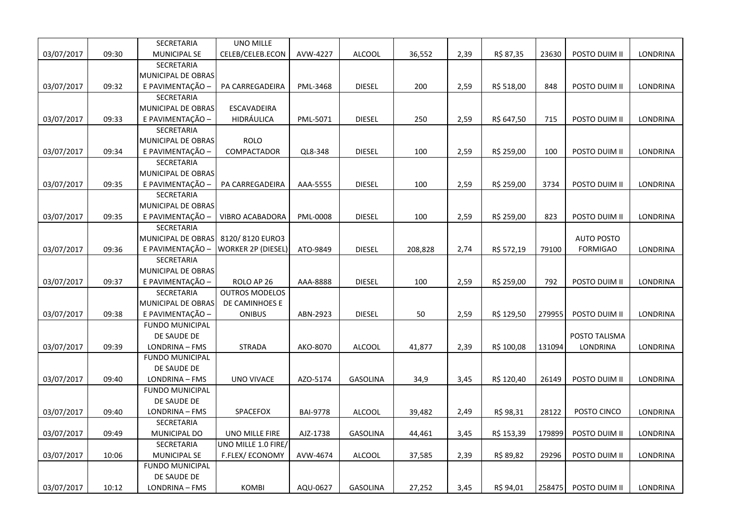| | | | | | | | | | | | |
|---|---|---|---|---|---|---|---|---|---|---|---|
| 03/07/2017 | 09:30 | SECRETARIA MUNICIPAL SE | UNO MILLE CELEB/CELEB.ECON | AVW-4227 | ALCOOL | 36,552 | 2,39 | R$ 87,35 | 23630 | POSTO DUIM II | LONDRINA |
| 03/07/2017 | 09:32 | SECRETARIA MUNICIPAL DE OBRAS E PAVIMENTAÇÃO – | PA CARREGADEIRA | PML-3468 | DIESEL | 200 | 2,59 | R$ 518,00 | 848 | POSTO DUIM II | LONDRINA |
| 03/07/2017 | 09:33 | SECRETARIA MUNICIPAL DE OBRAS E PAVIMENTAÇÃO – | ESCAVADEIRA HIDRÁULICA | PML-5071 | DIESEL | 250 | 2,59 | R$ 647,50 | 715 | POSTO DUIM II | LONDRINA |
| 03/07/2017 | 09:34 | SECRETARIA MUNICIPAL DE OBRAS E PAVIMENTAÇÃO – | ROLO COMPACTADOR | QL8-348 | DIESEL | 100 | 2,59 | R$ 259,00 | 100 | POSTO DUIM II | LONDRINA |
| 03/07/2017 | 09:35 | SECRETARIA MUNICIPAL DE OBRAS E PAVIMENTAÇÃO – | PA CARREGADEIRA | AAA-5555 | DIESEL | 100 | 2,59 | R$ 259,00 | 3734 | POSTO DUIM II | LONDRINA |
| 03/07/2017 | 09:35 | SECRETARIA MUNICIPAL DE OBRAS E PAVIMENTAÇÃO – | VIBRO ACABADORA | PML-0008 | DIESEL | 100 | 2,59 | R$ 259,00 | 823 | POSTO DUIM II | LONDRINA |
| 03/07/2017 | 09:36 | SECRETARIA MUNICIPAL DE OBRAS E PAVIMENTAÇÃO – | 8120/ 8120 EURO3 WORKER 2P (DIESEL) | ATO-9849 | DIESEL | 208,828 | 2,74 | R$ 572,19 | 79100 | AUTO POSTO FORMIGAO | LONDRINA |
| 03/07/2017 | 09:37 | SECRETARIA MUNICIPAL DE OBRAS E PAVIMENTAÇÃO – | ROLO AP 26 | AAA-8888 | DIESEL | 100 | 2,59 | R$ 259,00 | 792 | POSTO DUIM II | LONDRINA |
| 03/07/2017 | 09:38 | SECRETARIA MUNICIPAL DE OBRAS E PAVIMENTAÇÃO – | OUTROS MODELOS DE CAMINHOES E ONIBUS | ABN-2923 | DIESEL | 50 | 2,59 | R$ 129,50 | 279955 | POSTO DUIM II | LONDRINA |
| 03/07/2017 | 09:39 | FUNDO MUNICIPAL DE SAUDE DE LONDRINA – FMS | STRADA | AKO-8070 | ALCOOL | 41,877 | 2,39 | R$ 100,08 | 131094 | POSTO TALISMA LONDRINA | LONDRINA |
| 03/07/2017 | 09:40 | FUNDO MUNICIPAL DE SAUDE DE LONDRINA – FMS | UNO VIVACE | AZO-5174 | GASOLINA | 34,9 | 3,45 | R$ 120,40 | 26149 | POSTO DUIM II | LONDRINA |
| 03/07/2017 | 09:40 | FUNDO MUNICIPAL DE SAUDE DE LONDRINA – FMS | SPACEFOX | BAI-9778 | ALCOOL | 39,482 | 2,49 | R$ 98,31 | 28122 | POSTO CINCO | LONDRINA |
| 03/07/2017 | 09:49 | SECRETARIA MUNICIPAL DO | UNO MILLE FIRE | AJZ-1738 | GASOLINA | 44,461 | 3,45 | R$ 153,39 | 179899 | POSTO DUIM II | LONDRINA |
| 03/07/2017 | 10:06 | SECRETARIA MUNICIPAL SE | UNO MILLE 1.0 FIRE/ F.FLEX/ ECONOMY | AVW-4674 | ALCOOL | 37,585 | 2,39 | R$ 89,82 | 29296 | POSTO DUIM II | LONDRINA |
| 03/07/2017 | 10:12 | FUNDO MUNICIPAL DE SAUDE DE LONDRINA – FMS | KOMBI | AQU-0627 | GASOLINA | 27,252 | 3,45 | R$ 94,01 | 258475 | POSTO DUIM II | LONDRINA |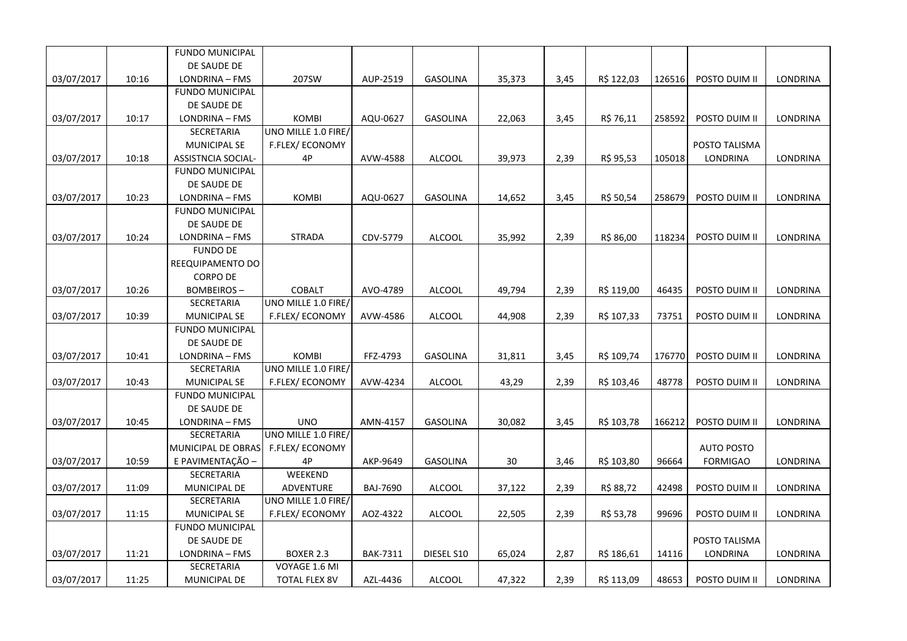| | | | | | | | | | | | |
|---|---|---|---|---|---|---|---|---|---|---|---|
| 03/07/2017 | 10:16 | FUNDO MUNICIPAL DE SAUDE DE LONDRINA – FMS | 207SW | AUP-2519 | GASOLINA | 35,373 | 3,45 | R$ 122,03 | 126516 | POSTO DUIM II | LONDRINA |
| 03/07/2017 | 10:17 | FUNDO MUNICIPAL DE SAUDE DE LONDRINA – FMS | KOMBI | AQU-0627 | GASOLINA | 22,063 | 3,45 | R$ 76,11 | 258592 | POSTO DUIM II | LONDRINA |
| 03/07/2017 | 10:18 | SECRETARIA MUNICIPAL SE ASSISTNCIA SOCIAL- | UNO MILLE 1.0 FIRE/ F.FLEX/ ECONOMY 4P | AVW-4588 | ALCOOL | 39,973 | 2,39 | R$ 95,53 | 105018 | POSTO TALISMA LONDRINA | LONDRINA |
| 03/07/2017 | 10:23 | FUNDO MUNICIPAL DE SAUDE DE LONDRINA – FMS | KOMBI | AQU-0627 | GASOLINA | 14,652 | 3,45 | R$ 50,54 | 258679 | POSTO DUIM II | LONDRINA |
| 03/07/2017 | 10:24 | FUNDO MUNICIPAL DE SAUDE DE LONDRINA – FMS | STRADA | CDV-5779 | ALCOOL | 35,992 | 2,39 | R$ 86,00 | 118234 | POSTO DUIM II | LONDRINA |
| 03/07/2017 | 10:26 | FUNDO DE REEQUIPAMENTO DO CORPO DE BOMBEIROS – | COBALT | AVO-4789 | ALCOOL | 49,794 | 2,39 | R$ 119,00 | 46435 | POSTO DUIM II | LONDRINA |
| 03/07/2017 | 10:39 | SECRETARIA MUNICIPAL SE | UNO MILLE 1.0 FIRE/ F.FLEX/ ECONOMY | AVW-4586 | ALCOOL | 44,908 | 2,39 | R$ 107,33 | 73751 | POSTO DUIM II | LONDRINA |
| 03/07/2017 | 10:41 | FUNDO MUNICIPAL DE SAUDE DE LONDRINA – FMS | KOMBI | FFZ-4793 | GASOLINA | 31,811 | 3,45 | R$ 109,74 | 176770 | POSTO DUIM II | LONDRINA |
| 03/07/2017 | 10:43 | SECRETARIA MUNICIPAL SE | UNO MILLE 1.0 FIRE/ F.FLEX/ ECONOMY | AVW-4234 | ALCOOL | 43,29 | 2,39 | R$ 103,46 | 48778 | POSTO DUIM II | LONDRINA |
| 03/07/2017 | 10:45 | FUNDO MUNICIPAL DE SAUDE DE LONDRINA – FMS | UNO | AMN-4157 | GASOLINA | 30,082 | 3,45 | R$ 103,78 | 166212 | POSTO DUIM II | LONDRINA |
| 03/07/2017 | 10:59 | SECRETARIA MUNICIPAL DE OBRAS E PAVIMENTAÇÃO – | UNO MILLE 1.0 FIRE/ F.FLEX/ ECONOMY 4P | AKP-9649 | GASOLINA | 30 | 3,46 | R$ 103,80 | 96664 | AUTO POSTO FORMIGAO | LONDRINA |
| 03/07/2017 | 11:09 | SECRETARIA MUNICIPAL DE | WEEKEND ADVENTURE | BAJ-7690 | ALCOOL | 37,122 | 2,39 | R$ 88,72 | 42498 | POSTO DUIM II | LONDRINA |
| 03/07/2017 | 11:15 | SECRETARIA MUNICIPAL SE | UNO MILLE 1.0 FIRE/ F.FLEX/ ECONOMY | AOZ-4322 | ALCOOL | 22,505 | 2,39 | R$ 53,78 | 99696 | POSTO DUIM II | LONDRINA |
| 03/07/2017 | 11:21 | FUNDO MUNICIPAL DE SAUDE DE LONDRINA – FMS | BOXER 2.3 | BAK-7311 | DIESEL S10 | 65,024 | 2,87 | R$ 186,61 | 14116 | POSTO TALISMA LONDRINA | LONDRINA |
| 03/07/2017 | 11:25 | SECRETARIA MUNICIPAL DE | VOYAGE 1.6 MI TOTAL FLEX 8V | AZL-4436 | ALCOOL | 47,322 | 2,39 | R$ 113,09 | 48653 | POSTO DUIM II | LONDRINA |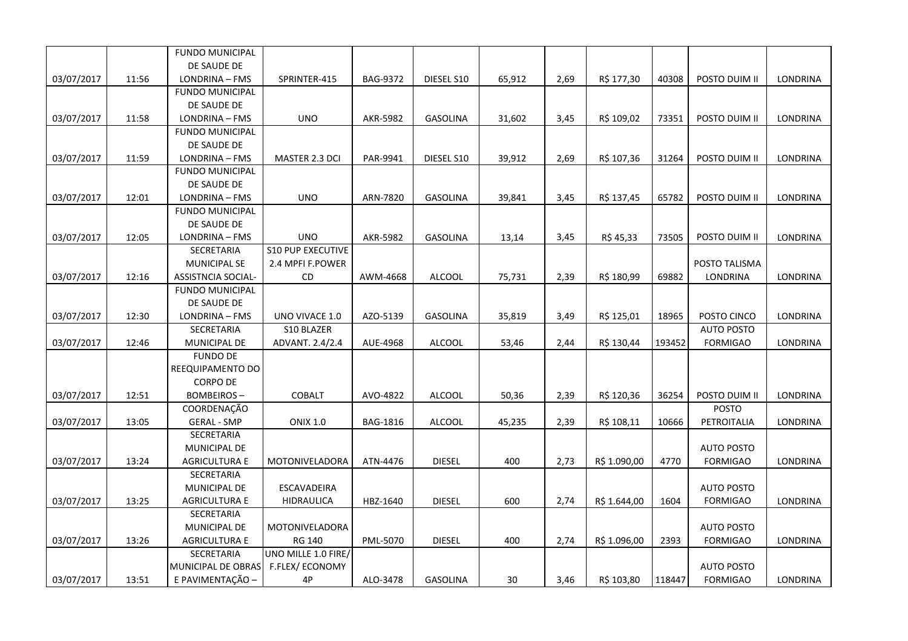| | | | | | | | | | | | |
|---|---|---|---|---|---|---|---|---|---|---|---|
| 03/07/2017 | 11:56 | FUNDO MUNICIPAL DE SAUDE DE LONDRINA – FMS | SPRINTER-415 | BAG-9372 | DIESEL S10 | 65,912 | 2,69 | R$ 177,30 | 40308 | POSTO DUIM II | LONDRINA |
| 03/07/2017 | 11:58 | FUNDO MUNICIPAL DE SAUDE DE LONDRINA – FMS | UNO | AKR-5982 | GASOLINA | 31,602 | 3,45 | R$ 109,02 | 73351 | POSTO DUIM II | LONDRINA |
| 03/07/2017 | 11:59 | FUNDO MUNICIPAL DE SAUDE DE LONDRINA – FMS | MASTER 2.3 DCI | PAR-9941 | DIESEL S10 | 39,912 | 2,69 | R$ 107,36 | 31264 | POSTO DUIM II | LONDRINA |
| 03/07/2017 | 12:01 | FUNDO MUNICIPAL DE SAUDE DE LONDRINA – FMS | UNO | ARN-7820 | GASOLINA | 39,841 | 3,45 | R$ 137,45 | 65782 | POSTO DUIM II | LONDRINA |
| 03/07/2017 | 12:05 | FUNDO MUNICIPAL DE SAUDE DE LONDRINA – FMS | UNO | AKR-5982 | GASOLINA | 13,14 | 3,45 | R$ 45,33 | 73505 | POSTO DUIM II | LONDRINA |
| 03/07/2017 | 12:16 | SECRETARIA MUNICIPAL SE ASSISTNCIA SOCIAL- | S10 PUP EXECUTIVE 2.4 MPFI F.POWER CD | AWM-4668 | ALCOOL | 75,731 | 2,39 | R$ 180,99 | 69882 | POSTO TALISMA LONDRINA | LONDRINA |
| 03/07/2017 | 12:30 | FUNDO MUNICIPAL DE SAUDE DE LONDRINA – FMS | UNO VIVACE 1.0 | AZO-5139 | GASOLINA | 35,819 | 3,49 | R$ 125,01 | 18965 | POSTO CINCO | LONDRINA |
| 03/07/2017 | 12:46 | SECRETARIA MUNICIPAL DE | S10 BLAZER ADVANT. 2.4/2.4 | AUE-4968 | ALCOOL | 53,46 | 2,44 | R$ 130,44 | 193452 | AUTO POSTO FORMIGAO | LONDRINA |
| 03/07/2017 | 12:51 | FUNDO DE REEQUIPAMENTO DO CORPO DE BOMBEIROS – | COBALT | AVO-4822 | ALCOOL | 50,36 | 2,39 | R$ 120,36 | 36254 | POSTO DUIM II | LONDRINA |
| 03/07/2017 | 13:05 | COORDENAÇÃO GERAL - SMP | ONIX 1.0 | BAG-1816 | ALCOOL | 45,235 | 2,39 | R$ 108,11 | 10666 | POSTO PETROITALIA | LONDRINA |
| 03/07/2017 | 13:24 | SECRETARIA MUNICIPAL DE AGRICULTURA E | MOTONIVELADORA | ATN-4476 | DIESEL | 400 | 2,73 | R$ 1.090,00 | 4770 | AUTO POSTO FORMIGAO | LONDRINA |
| 03/07/2017 | 13:25 | SECRETARIA MUNICIPAL DE AGRICULTURA E | ESCAVADEIRA HIDRAULICA | HBZ-1640 | DIESEL | 600 | 2,74 | R$ 1.644,00 | 1604 | AUTO POSTO FORMIGAO | LONDRINA |
| 03/07/2017 | 13:26 | SECRETARIA MUNICIPAL DE AGRICULTURA E | MOTONIVELADORA RG 140 | PML-5070 | DIESEL | 400 | 2,74 | R$ 1.096,00 | 2393 | AUTO POSTO FORMIGAO | LONDRINA |
| 03/07/2017 | 13:51 | SECRETARIA MUNICIPAL DE OBRAS E PAVIMENTAÇÃO – | UNO MILLE 1.0 FIRE/ F.FLEX/ ECONOMY 4P | ALO-3478 | GASOLINA | 30 | 3,46 | R$ 103,80 | 118447 | AUTO POSTO FORMIGAO | LONDRINA |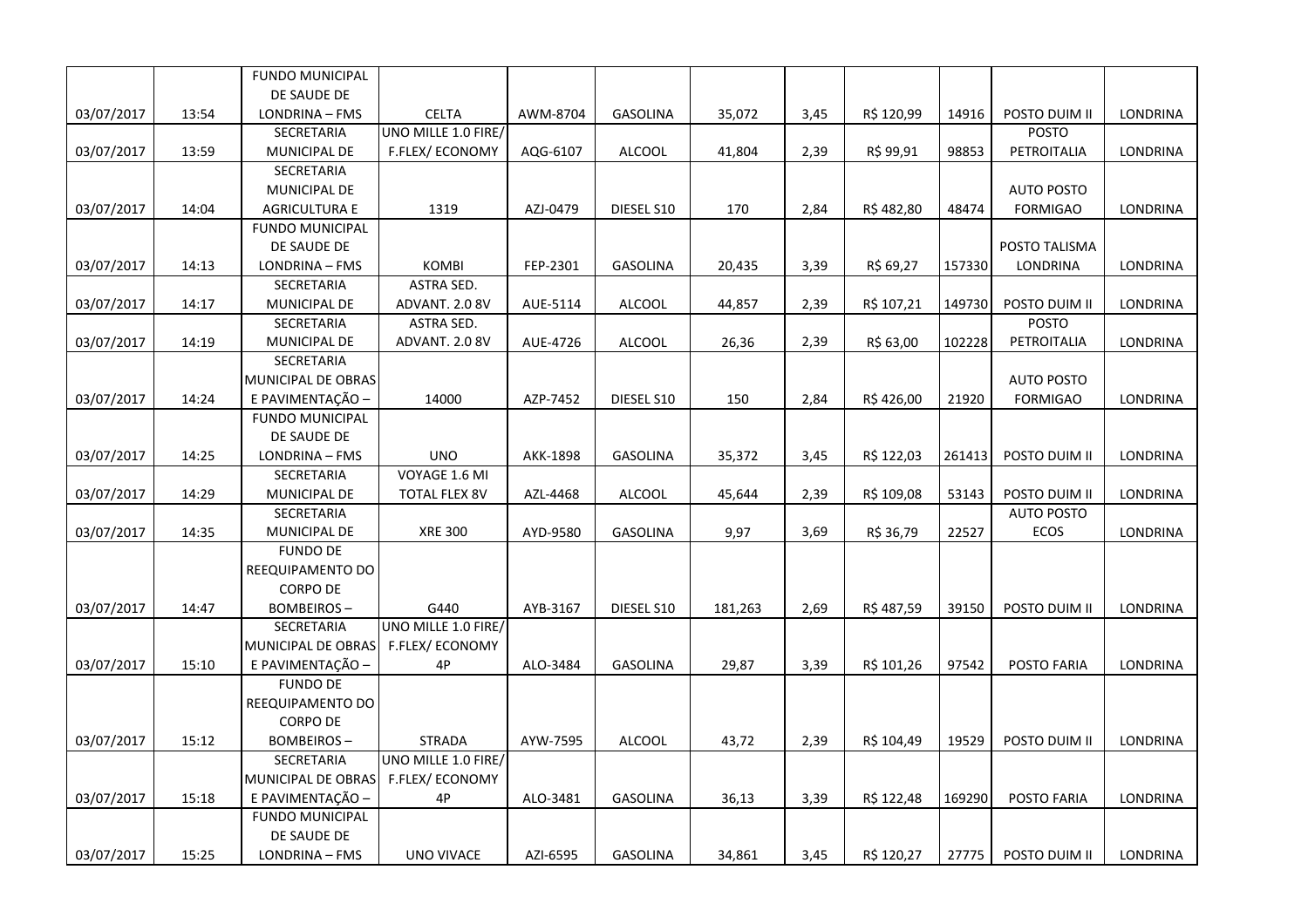| | | | | | | | | | | | |
|---|---|---|---|---|---|---|---|---|---|---|---|
| 03/07/2017 | 13:54 | FUNDO MUNICIPAL DE SAUDE DE LONDRINA – FMS | CELTA | AWM-8704 | GASOLINA | 35,072 | 3,45 | R$ 120,99 | 14916 | POSTO DUIM II | LONDRINA |
| 03/07/2017 | 13:59 | SECRETARIA MUNICIPAL DE | UNO MILLE 1.0 FIRE/ F.FLEX/ ECONOMY | AQG-6107 | ALCOOL | 41,804 | 2,39 | R$ 99,91 | 98853 | POSTO PETROITALIA | LONDRINA |
| 03/07/2017 | 14:04 | SECRETARIA MUNICIPAL DE AGRICULTURA E | 1319 | AZJ-0479 | DIESEL S10 | 170 | 2,84 | R$ 482,80 | 48474 | AUTO POSTO FORMIGAO | LONDRINA |
| 03/07/2017 | 14:13 | FUNDO MUNICIPAL DE SAUDE DE LONDRINA – FMS | KOMBI | FEP-2301 | GASOLINA | 20,435 | 3,39 | R$ 69,27 | 157330 | POSTO TALISMA LONDRINA | LONDRINA |
| 03/07/2017 | 14:17 | SECRETARIA MUNICIPAL DE | ASTRA SED. ADVANT. 2.0 8V | AUE-5114 | ALCOOL | 44,857 | 2,39 | R$ 107,21 | 149730 | POSTO DUIM II | LONDRINA |
| 03/07/2017 | 14:19 | SECRETARIA MUNICIPAL DE | ASTRA SED. ADVANT. 2.0 8V | AUE-4726 | ALCOOL | 26,36 | 2,39 | R$ 63,00 | 102228 | POSTO PETROITALIA | LONDRINA |
| 03/07/2017 | 14:24 | SECRETARIA MUNICIPAL DE OBRAS E PAVIMENTAÇÃO – | 14000 | AZP-7452 | DIESEL S10 | 150 | 2,84 | R$ 426,00 | 21920 | AUTO POSTO FORMIGAO | LONDRINA |
| 03/07/2017 | 14:25 | FUNDO MUNICIPAL DE SAUDE DE LONDRINA – FMS | UNO | AKK-1898 | GASOLINA | 35,372 | 3,45 | R$ 122,03 | 261413 | POSTO DUIM II | LONDRINA |
| 03/07/2017 | 14:29 | SECRETARIA MUNICIPAL DE | VOYAGE 1.6 MI TOTAL FLEX 8V | AZL-4468 | ALCOOL | 45,644 | 2,39 | R$ 109,08 | 53143 | POSTO DUIM II | LONDRINA |
| 03/07/2017 | 14:35 | SECRETARIA MUNICIPAL DE | XRE 300 | AYD-9580 | GASOLINA | 9,97 | 3,69 | R$ 36,79 | 22527 | AUTO POSTO ECOS | LONDRINA |
| 03/07/2017 | 14:47 | FUNDO DE REEQUIPAMENTO DO CORPO DE BOMBEIROS – | G440 | AYB-3167 | DIESEL S10 | 181,263 | 2,69 | R$ 487,59 | 39150 | POSTO DUIM II | LONDRINA |
| 03/07/2017 | 15:10 | SECRETARIA MUNICIPAL DE OBRAS E PAVIMENTAÇÃO – | UNO MILLE 1.0 FIRE/ F.FLEX/ ECONOMY 4P | ALO-3484 | GASOLINA | 29,87 | 3,39 | R$ 101,26 | 97542 | POSTO FARIA | LONDRINA |
| 03/07/2017 | 15:12 | FUNDO DE REEQUIPAMENTO DO CORPO DE BOMBEIROS – | STRADA | AYW-7595 | ALCOOL | 43,72 | 2,39 | R$ 104,49 | 19529 | POSTO DUIM II | LONDRINA |
| 03/07/2017 | 15:18 | SECRETARIA MUNICIPAL DE OBRAS E PAVIMENTAÇÃO – | UNO MILLE 1.0 FIRE/ F.FLEX/ ECONOMY 4P | ALO-3481 | GASOLINA | 36,13 | 3,39 | R$ 122,48 | 169290 | POSTO FARIA | LONDRINA |
| 03/07/2017 | 15:25 | FUNDO MUNICIPAL DE SAUDE DE LONDRINA – FMS | UNO VIVACE | AZI-6595 | GASOLINA | 34,861 | 3,45 | R$ 120,27 | 27775 | POSTO DUIM II | LONDRINA |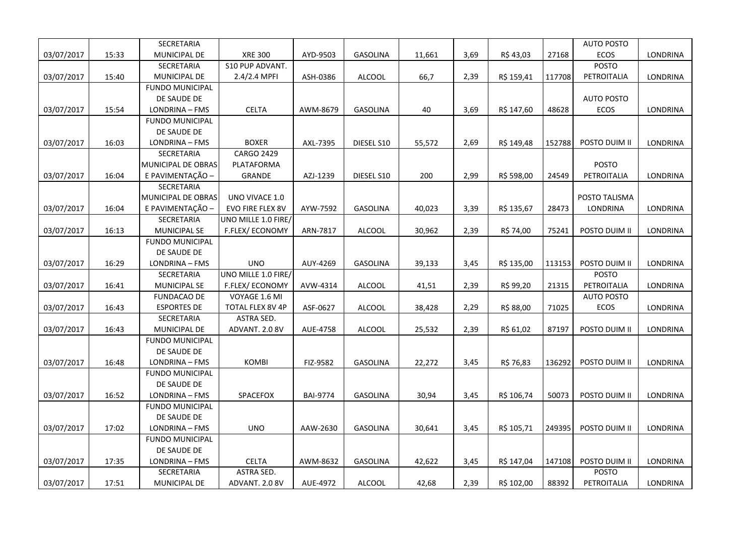| | | | | | | | | | | | |
|---|---|---|---|---|---|---|---|---|---|---|---|
| 03/07/2017 | 15:33 | SECRETARIA MUNICIPAL DE | XRE 300 | AYD-9503 | GASOLINA | 11,661 | 3,69 | R$ 43,03 | 27168 | AUTO POSTO ECOS | LONDRINA |
| 03/07/2017 | 15:40 | SECRETARIA MUNICIPAL DE | S10 PUP ADVANT. 2.4/2.4 MPFI | ASH-0386 | ALCOOL | 66,7 | 2,39 | R$ 159,41 | 117708 | POSTO PETROITALIA | LONDRINA |
| 03/07/2017 | 15:54 | FUNDO MUNICIPAL DE SAUDE DE LONDRINA – FMS | CELTA | AWM-8679 | GASOLINA | 40 | 3,69 | R$ 147,60 | 48628 | AUTO POSTO ECOS | LONDRINA |
| 03/07/2017 | 16:03 | FUNDO MUNICIPAL DE SAUDE DE LONDRINA – FMS | BOXER | AXL-7395 | DIESEL S10 | 55,572 | 2,69 | R$ 149,48 | 152788 | POSTO DUIM II | LONDRINA |
| 03/07/2017 | 16:04 | SECRETARIA MUNICIPAL DE OBRAS E PAVIMENTAÇÃO – | CARGO 2429 PLATAFORMA GRANDE | AZJ-1239 | DIESEL S10 | 200 | 2,99 | R$ 598,00 | 24549 | POSTO PETROITALIA | LONDRINA |
| 03/07/2017 | 16:04 | SECRETARIA MUNICIPAL DE OBRAS E PAVIMENTAÇÃO – | UNO VIVACE 1.0 EVO FIRE FLEX 8V | AYW-7592 | GASOLINA | 40,023 | 3,39 | R$ 135,67 | 28473 | POSTO TALISMA LONDRINA | LONDRINA |
| 03/07/2017 | 16:13 | SECRETARIA MUNICIPAL SE | UNO MILLE 1.0 FIRE/ F.FLEX/ ECONOMY | ARN-7817 | ALCOOL | 30,962 | 2,39 | R$ 74,00 | 75241 | POSTO DUIM II | LONDRINA |
| 03/07/2017 | 16:29 | FUNDO MUNICIPAL DE SAUDE DE LONDRINA – FMS | UNO | AUY-4269 | GASOLINA | 39,133 | 3,45 | R$ 135,00 | 113153 | POSTO DUIM II | LONDRINA |
| 03/07/2017 | 16:41 | SECRETARIA MUNICIPAL SE | UNO MILLE 1.0 FIRE/ F.FLEX/ ECONOMY | AVW-4314 | ALCOOL | 41,51 | 2,39 | R$ 99,20 | 21315 | POSTO PETROITALIA | LONDRINA |
| 03/07/2017 | 16:43 | FUNDACAO DE ESPORTES DE | VOYAGE 1.6 MI TOTAL FLEX 8V 4P | ASF-0627 | ALCOOL | 38,428 | 2,29 | R$ 88,00 | 71025 | AUTO POSTO ECOS | LONDRINA |
| 03/07/2017 | 16:43 | SECRETARIA MUNICIPAL DE | ASTRA SED. ADVANT. 2.0 8V | AUE-4758 | ALCOOL | 25,532 | 2,39 | R$ 61,02 | 87197 | POSTO DUIM II | LONDRINA |
| 03/07/2017 | 16:48 | FUNDO MUNICIPAL DE SAUDE DE LONDRINA – FMS | KOMBI | FIZ-9582 | GASOLINA | 22,272 | 3,45 | R$ 76,83 | 136292 | POSTO DUIM II | LONDRINA |
| 03/07/2017 | 16:52 | FUNDO MUNICIPAL DE SAUDE DE LONDRINA – FMS | SPACEFOX | BAI-9774 | GASOLINA | 30,94 | 3,45 | R$ 106,74 | 50073 | POSTO DUIM II | LONDRINA |
| 03/07/2017 | 17:02 | FUNDO MUNICIPAL DE SAUDE DE LONDRINA – FMS | UNO | AAW-2630 | GASOLINA | 30,641 | 3,45 | R$ 105,71 | 249395 | POSTO DUIM II | LONDRINA |
| 03/07/2017 | 17:35 | FUNDO MUNICIPAL DE SAUDE DE LONDRINA – FMS | CELTA | AWM-8632 | GASOLINA | 42,622 | 3,45 | R$ 147,04 | 147108 | POSTO DUIM II | LONDRINA |
| 03/07/2017 | 17:51 | SECRETARIA MUNICIPAL DE | ASTRA SED. ADVANT. 2.0 8V | AUE-4972 | ALCOOL | 42,68 | 2,39 | R$ 102,00 | 88392 | POSTO PETROITALIA | LONDRINA |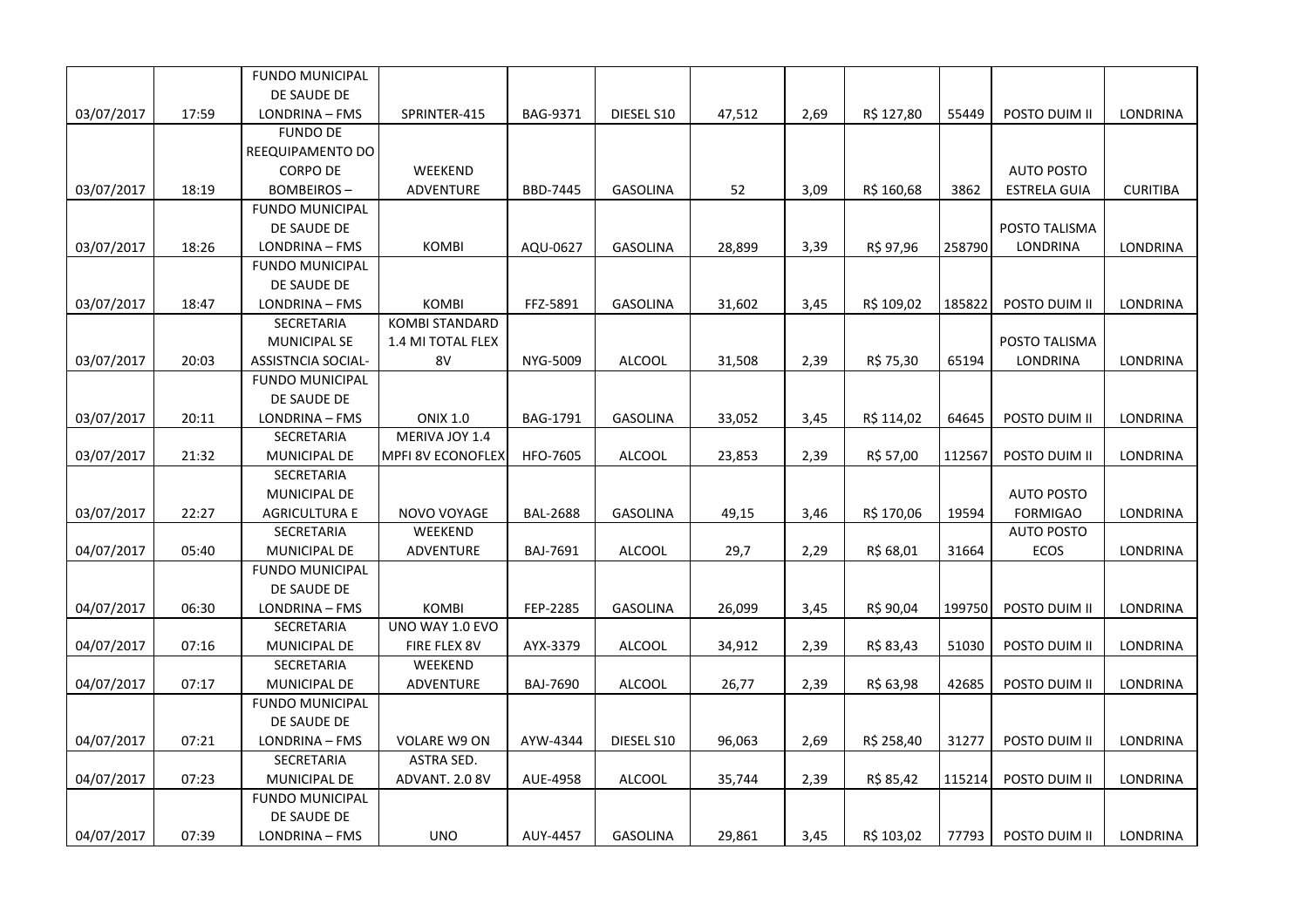| | | | | | | | | | | | |
|---|---|---|---|---|---|---|---|---|---|---|---|
| 03/07/2017 | 17:59 | FUNDO MUNICIPAL DE SAUDE DE LONDRINA – FMS | SPRINTER-415 | BAG-9371 | DIESEL S10 | 47,512 | 2,69 | R$ 127,80 | 55449 | POSTO DUIM II | LONDRINA |
| 03/07/2017 | 18:19 | FUNDO DE REEQUIPAMENTO DO CORPO DE BOMBEIROS – | WEEKEND ADVENTURE | BBD-7445 | GASOLINA | 52 | 3,09 | R$ 160,68 | 3862 | AUTO POSTO ESTRELA GUIA | CURITIBA |
| 03/07/2017 | 18:26 | FUNDO MUNICIPAL DE SAUDE DE LONDRINA – FMS | KOMBI | AQU-0627 | GASOLINA | 28,899 | 3,39 | R$ 97,96 | 258790 | POSTO TALISMA LONDRINA | LONDRINA |
| 03/07/2017 | 18:47 | FUNDO MUNICIPAL DE SAUDE DE LONDRINA – FMS | KOMBI | FFZ-5891 | GASOLINA | 31,602 | 3,45 | R$ 109,02 | 185822 | POSTO DUIM II | LONDRINA |
| 03/07/2017 | 20:03 | SECRETARIA MUNICIPAL SE ASSISTNCIA SOCIAL- | KOMBI STANDARD 1.4 MI TOTAL FLEX 8V | NYG-5009 | ALCOOL | 31,508 | 2,39 | R$ 75,30 | 65194 | POSTO TALISMA LONDRINA | LONDRINA |
| 03/07/2017 | 20:11 | FUNDO MUNICIPAL DE SAUDE DE LONDRINA – FMS | ONIX 1.0 | BAG-1791 | GASOLINA | 33,052 | 3,45 | R$ 114,02 | 64645 | POSTO DUIM II | LONDRINA |
| 03/07/2017 | 21:32 | SECRETARIA MUNICIPAL DE | MERIVA JOY 1.4 MPFI 8V ECONOFLEX | HFO-7605 | ALCOOL | 23,853 | 2,39 | R$ 57,00 | 112567 | POSTO DUIM II | LONDRINA |
| 03/07/2017 | 22:27 | SECRETARIA MUNICIPAL DE AGRICULTURA E | NOVO VOYAGE | BAL-2688 | GASOLINA | 49,15 | 3,46 | R$ 170,06 | 19594 | AUTO POSTO FORMIGAO | LONDRINA |
| 04/07/2017 | 05:40 | SECRETARIA MUNICIPAL DE | WEEKEND ADVENTURE | BAJ-7691 | ALCOOL | 29,7 | 2,29 | R$ 68,01 | 31664 | AUTO POSTO ECOS | LONDRINA |
| 04/07/2017 | 06:30 | FUNDO MUNICIPAL DE SAUDE DE LONDRINA – FMS | KOMBI | FEP-2285 | GASOLINA | 26,099 | 3,45 | R$ 90,04 | 199750 | POSTO DUIM II | LONDRINA |
| 04/07/2017 | 07:16 | SECRETARIA MUNICIPAL DE | UNO WAY 1.0 EVO FIRE FLEX 8V | AYX-3379 | ALCOOL | 34,912 | 2,39 | R$ 83,43 | 51030 | POSTO DUIM II | LONDRINA |
| 04/07/2017 | 07:17 | SECRETARIA MUNICIPAL DE | WEEKEND ADVENTURE | BAJ-7690 | ALCOOL | 26,77 | 2,39 | R$ 63,98 | 42685 | POSTO DUIM II | LONDRINA |
| 04/07/2017 | 07:21 | FUNDO MUNICIPAL DE SAUDE DE LONDRINA – FMS | VOLARE W9 ON | AYW-4344 | DIESEL S10 | 96,063 | 2,69 | R$ 258,40 | 31277 | POSTO DUIM II | LONDRINA |
| 04/07/2017 | 07:23 | SECRETARIA MUNICIPAL DE | ASTRA SED. ADVANT. 2.0 8V | AUE-4958 | ALCOOL | 35,744 | 2,39 | R$ 85,42 | 115214 | POSTO DUIM II | LONDRINA |
| 04/07/2017 | 07:39 | FUNDO MUNICIPAL DE SAUDE DE LONDRINA – FMS | UNO | AUY-4457 | GASOLINA | 29,861 | 3,45 | R$ 103,02 | 77793 | POSTO DUIM II | LONDRINA |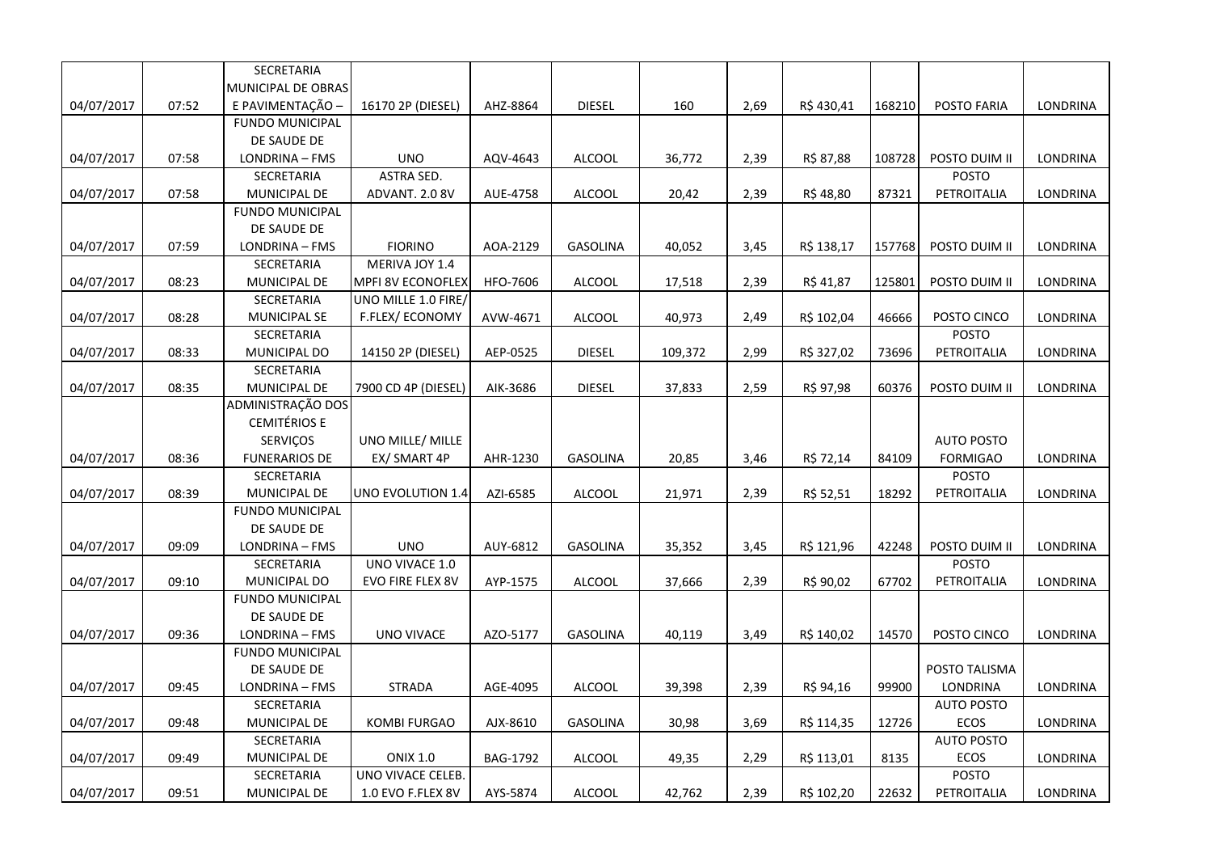| | | | | | | | | | | | |
|---|---|---|---|---|---|---|---|---|---|---|---|
| 04/07/2017 | 07:52 | SECRETARIA MUNICIPAL DE OBRAS E PAVIMENTAÇÃO – | 16170 2P (DIESEL) | AHZ-8864 | DIESEL | 160 | 2,69 | R$ 430,41 | 168210 | POSTO FARIA | LONDRINA |
| 04/07/2017 | 07:58 | FUNDO MUNICIPAL DE SAUDE DE LONDRINA – FMS | UNO | AQV-4643 | ALCOOL | 36,772 | 2,39 | R$ 87,88 | 108728 | POSTO DUIM II | LONDRINA |
| 04/07/2017 | 07:58 | SECRETARIA MUNICIPAL DE | ASTRA SED. ADVANT. 2.0 8V | AUE-4758 | ALCOOL | 20,42 | 2,39 | R$ 48,80 | 87321 | POSTO PETROITALIA | LONDRINA |
| 04/07/2017 | 07:59 | FUNDO MUNICIPAL DE SAUDE DE LONDRINA – FMS | FIORINO | AOA-2129 | GASOLINA | 40,052 | 3,45 | R$ 138,17 | 157768 | POSTO DUIM II | LONDRINA |
| 04/07/2017 | 08:23 | SECRETARIA MUNICIPAL DE | MERIVA JOY 1.4 MPFI 8V ECONOFLEX | HFO-7606 | ALCOOL | 17,518 | 2,39 | R$ 41,87 | 125801 | POSTO DUIM II | LONDRINA |
| 04/07/2017 | 08:28 | SECRETARIA MUNICIPAL SE | UNO MILLE 1.0 FIRE/ F.FLEX/ ECONOMY | AVW-4671 | ALCOOL | 40,973 | 2,49 | R$ 102,04 | 46666 | POSTO CINCO | LONDRINA |
| 04/07/2017 | 08:33 | SECRETARIA MUNICIPAL DO | 14150 2P (DIESEL) | AEP-0525 | DIESEL | 109,372 | 2,99 | R$ 327,02 | 73696 | POSTO PETROITALIA | LONDRINA |
| 04/07/2017 | 08:35 | SECRETARIA MUNICIPAL DE | 7900 CD 4P (DIESEL) | AIK-3686 | DIESEL | 37,833 | 2,59 | R$ 97,98 | 60376 | POSTO DUIM II | LONDRINA |
| 04/07/2017 | 08:36 | ADMINISTRAÇÃO DOS CEMITÉRIOS E SERVIÇOS FUNERARIOS DE | UNO MILLE/ MILLE EX/ SMART 4P | AHR-1230 | GASOLINA | 20,85 | 3,46 | R$ 72,14 | 84109 | AUTO POSTO FORMIGAO | LONDRINA |
| 04/07/2017 | 08:39 | SECRETARIA MUNICIPAL DE | UNO EVOLUTION 1.4 | AZI-6585 | ALCOOL | 21,971 | 2,39 | R$ 52,51 | 18292 | POSTO PETROITALIA | LONDRINA |
| 04/07/2017 | 09:09 | FUNDO MUNICIPAL DE SAUDE DE LONDRINA – FMS | UNO | AUY-6812 | GASOLINA | 35,352 | 3,45 | R$ 121,96 | 42248 | POSTO DUIM II | LONDRINA |
| 04/07/2017 | 09:10 | SECRETARIA MUNICIPAL DO | UNO VIVACE 1.0 EVO FIRE FLEX 8V | AYP-1575 | ALCOOL | 37,666 | 2,39 | R$ 90,02 | 67702 | POSTO PETROITALIA | LONDRINA |
| 04/07/2017 | 09:36 | FUNDO MUNICIPAL DE SAUDE DE LONDRINA – FMS | UNO VIVACE | AZO-5177 | GASOLINA | 40,119 | 3,49 | R$ 140,02 | 14570 | POSTO CINCO | LONDRINA |
| 04/07/2017 | 09:45 | FUNDO MUNICIPAL DE SAUDE DE LONDRINA – FMS | STRADA | AGE-4095 | ALCOOL | 39,398 | 2,39 | R$ 94,16 | 99900 | POSTO TALISMA LONDRINA | LONDRINA |
| 04/07/2017 | 09:48 | SECRETARIA MUNICIPAL DE | KOMBI FURGAO | AJX-8610 | GASOLINA | 30,98 | 3,69 | R$ 114,35 | 12726 | AUTO POSTO ECOS | LONDRINA |
| 04/07/2017 | 09:49 | SECRETARIA MUNICIPAL DE | ONIX 1.0 | BAG-1792 | ALCOOL | 49,35 | 2,29 | R$ 113,01 | 8135 | AUTO POSTO ECOS | LONDRINA |
| 04/07/2017 | 09:51 | SECRETARIA MUNICIPAL DE | UNO VIVACE CELEB. 1.0 EVO F.FLEX 8V | AYS-5874 | ALCOOL | 42,762 | 2,39 | R$ 102,20 | 22632 | POSTO PETROITALIA | LONDRINA |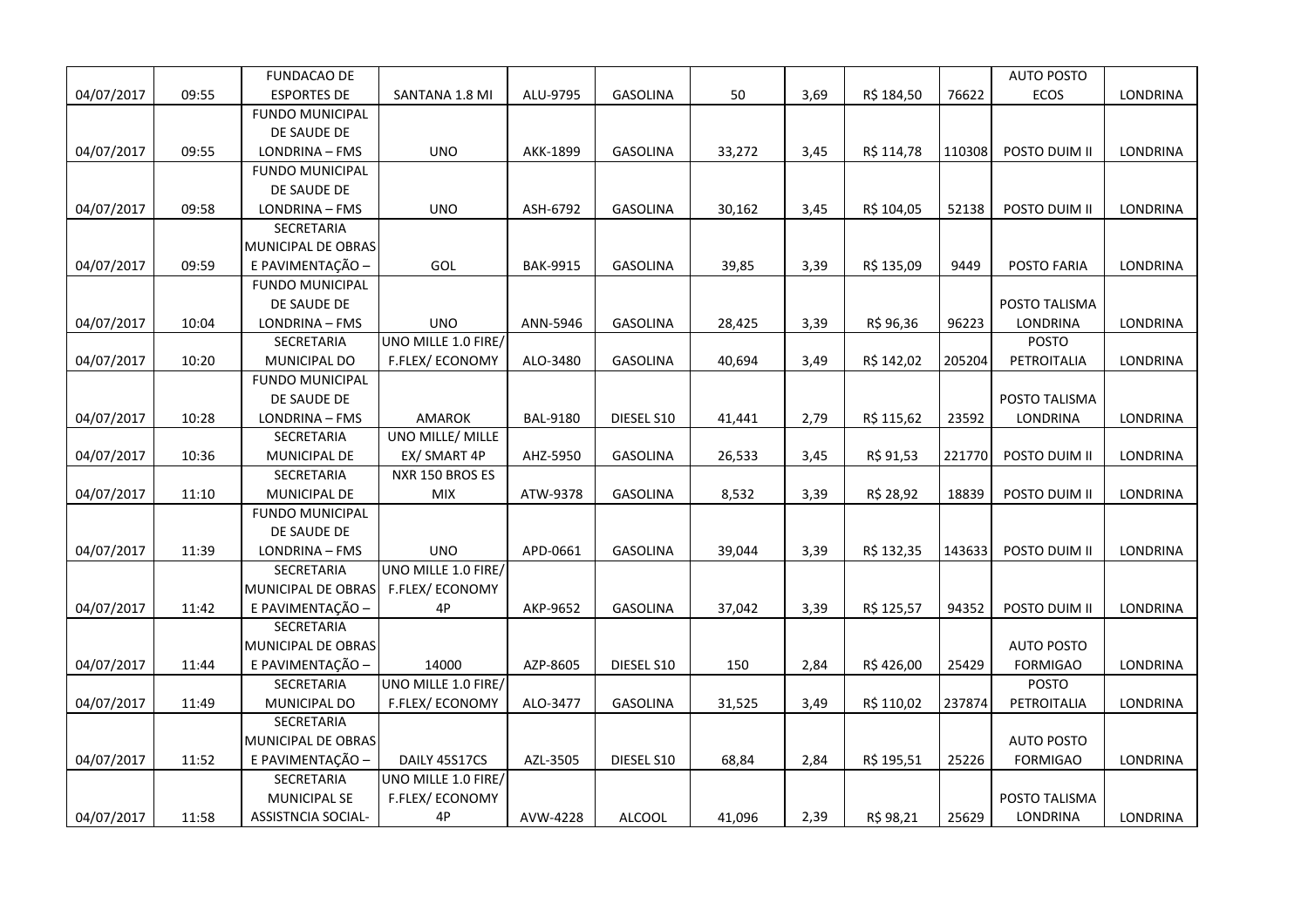| | | | | | | | | | | | |
|---|---|---|---|---|---|---|---|---|---|---|---|
| 04/07/2017 | 09:55 | FUNDACAO DE ESPORTES DE | SANTANA 1.8 MI | ALU-9795 | GASOLINA | 50 | 3,69 | R$ 184,50 | 76622 | AUTO POSTO ECOS | LONDRINA |
| 04/07/2017 | 09:55 | FUNDO MUNICIPAL DE SAUDE DE LONDRINA – FMS | UNO | AKK-1899 | GASOLINA | 33,272 | 3,45 | R$ 114,78 | 110308 | POSTO DUIM II | LONDRINA |
| 04/07/2017 | 09:58 | FUNDO MUNICIPAL DE SAUDE DE LONDRINA – FMS | UNO | ASH-6792 | GASOLINA | 30,162 | 3,45 | R$ 104,05 | 52138 | POSTO DUIM II | LONDRINA |
| 04/07/2017 | 09:59 | SECRETARIA MUNICIPAL DE OBRAS E PAVIMENTAÇÃO – | GOL | BAK-9915 | GASOLINA | 39,85 | 3,39 | R$ 135,09 | 9449 | POSTO FARIA | LONDRINA |
| 04/07/2017 | 10:04 | FUNDO MUNICIPAL DE SAUDE DE LONDRINA – FMS | UNO | ANN-5946 | GASOLINA | 28,425 | 3,39 | R$ 96,36 | 96223 | POSTO TALISMA LONDRINA | LONDRINA |
| 04/07/2017 | 10:20 | SECRETARIA MUNICIPAL DO | UNO MILLE 1.0 FIRE/ F.FLEX/ ECONOMY | ALO-3480 | GASOLINA | 40,694 | 3,49 | R$ 142,02 | 205204 | POSTO PETROITALIA | LONDRINA |
| 04/07/2017 | 10:28 | FUNDO MUNICIPAL DE SAUDE DE LONDRINA – FMS | AMAROK | BAL-9180 | DIESEL S10 | 41,441 | 2,79 | R$ 115,62 | 23592 | POSTO TALISMA LONDRINA | LONDRINA |
| 04/07/2017 | 10:36 | SECRETARIA MUNICIPAL DE | UNO MILLE/ MILLE EX/ SMART 4P | AHZ-5950 | GASOLINA | 26,533 | 3,45 | R$ 91,53 | 221770 | POSTO DUIM II | LONDRINA |
| 04/07/2017 | 11:10 | SECRETARIA MUNICIPAL DE | NXR 150 BROS ES MIX | ATW-9378 | GASOLINA | 8,532 | 3,39 | R$ 28,92 | 18839 | POSTO DUIM II | LONDRINA |
| 04/07/2017 | 11:39 | FUNDO MUNICIPAL DE SAUDE DE LONDRINA – FMS | UNO | APD-0661 | GASOLINA | 39,044 | 3,39 | R$ 132,35 | 143633 | POSTO DUIM II | LONDRINA |
| 04/07/2017 | 11:42 | SECRETARIA MUNICIPAL DE OBRAS E PAVIMENTAÇÃO – | UNO MILLE 1.0 FIRE/ F.FLEX/ ECONOMY 4P | AKP-9652 | GASOLINA | 37,042 | 3,39 | R$ 125,57 | 94352 | POSTO DUIM II | LONDRINA |
| 04/07/2017 | 11:44 | SECRETARIA MUNICIPAL DE OBRAS E PAVIMENTAÇÃO – | 14000 | AZP-8605 | DIESEL S10 | 150 | 2,84 | R$ 426,00 | 25429 | AUTO POSTO FORMIGAO | LONDRINA |
| 04/07/2017 | 11:49 | SECRETARIA MUNICIPAL DO | UNO MILLE 1.0 FIRE/ F.FLEX/ ECONOMY | ALO-3477 | GASOLINA | 31,525 | 3,49 | R$ 110,02 | 237874 | POSTO PETROITALIA | LONDRINA |
| 04/07/2017 | 11:52 | SECRETARIA MUNICIPAL DE OBRAS E PAVIMENTAÇÃO – | DAILY 45S17CS | AZL-3505 | DIESEL S10 | 68,84 | 2,84 | R$ 195,51 | 25226 | AUTO POSTO FORMIGAO | LONDRINA |
| 04/07/2017 | 11:58 | SECRETARIA MUNICIPAL SE ASSISTNCIA SOCIAL- | UNO MILLE 1.0 FIRE/ F.FLEX/ ECONOMY 4P | AVW-4228 | ALCOOL | 41,096 | 2,39 | R$ 98,21 | 25629 | POSTO TALISMA LONDRINA | LONDRINA |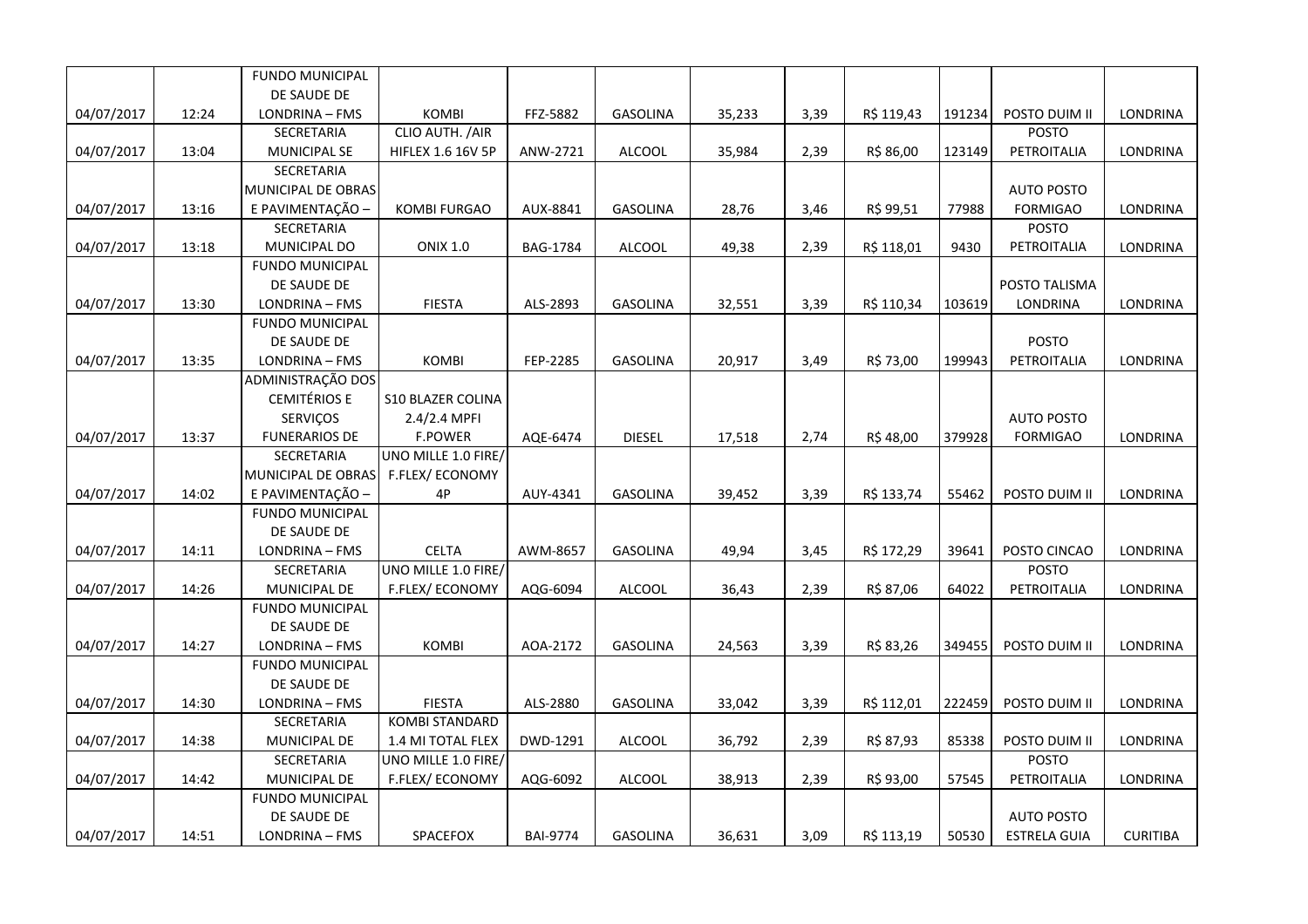| | | | | | | | | | | | |
|---|---|---|---|---|---|---|---|---|---|---|---|
| 04/07/2017 | 12:24 | FUNDO MUNICIPAL DE SAUDE DE LONDRINA – FMS | KOMBI | FFZ-5882 | GASOLINA | 35,233 | 3,39 | R$ 119,43 | 191234 | POSTO DUIM II | LONDRINA |
| 04/07/2017 | 13:04 | SECRETARIA MUNICIPAL SE | CLIO AUTH. /AIR HIFLEX 1.6 16V 5P | ANW-2721 | ALCOOL | 35,984 | 2,39 | R$ 86,00 | 123149 | POSTO PETROITALIA | LONDRINA |
| 04/07/2017 | 13:16 | SECRETARIA MUNICIPAL DE OBRAS E PAVIMENTAÇÃO – | KOMBI FURGAO | AUX-8841 | GASOLINA | 28,76 | 3,46 | R$ 99,51 | 77988 | AUTO POSTO FORMIGAO | LONDRINA |
| 04/07/2017 | 13:18 | SECRETARIA MUNICIPAL DO | ONIX 1.0 | BAG-1784 | ALCOOL | 49,38 | 2,39 | R$ 118,01 | 9430 | POSTO PETROITALIA | LONDRINA |
| 04/07/2017 | 13:30 | FUNDO MUNICIPAL DE SAUDE DE LONDRINA – FMS | FIESTA | ALS-2893 | GASOLINA | 32,551 | 3,39 | R$ 110,34 | 103619 | POSTO TALISMA LONDRINA | LONDRINA |
| 04/07/2017 | 13:35 | FUNDO MUNICIPAL DE SAUDE DE LONDRINA – FMS | KOMBI | FEP-2285 | GASOLINA | 20,917 | 3,49 | R$ 73,00 | 199943 | POSTO PETROITALIA | LONDRINA |
| 04/07/2017 | 13:37 | ADMINISTRAÇÃO DOS CEMITÉRIOS E SERVIÇOS FUNERARIOS DE | S10 BLAZER COLINA 2.4/2.4 MPFI F.POWER | AQE-6474 | DIESEL | 17,518 | 2,74 | R$ 48,00 | 379928 | AUTO POSTO FORMIGAO | LONDRINA |
| 04/07/2017 | 14:02 | SECRETARIA MUNICIPAL DE OBRAS E PAVIMENTAÇÃO – | UNO MILLE 1.0 FIRE/ F.FLEX/ ECONOMY 4P | AUY-4341 | GASOLINA | 39,452 | 3,39 | R$ 133,74 | 55462 | POSTO DUIM II | LONDRINA |
| 04/07/2017 | 14:11 | FUNDO MUNICIPAL DE SAUDE DE LONDRINA – FMS | CELTA | AWM-8657 | GASOLINA | 49,94 | 3,45 | R$ 172,29 | 39641 | POSTO CINCAO | LONDRINA |
| 04/07/2017 | 14:26 | SECRETARIA MUNICIPAL DE | UNO MILLE 1.0 FIRE/ F.FLEX/ ECONOMY | AQG-6094 | ALCOOL | 36,43 | 2,39 | R$ 87,06 | 64022 | POSTO PETROITALIA | LONDRINA |
| 04/07/2017 | 14:27 | FUNDO MUNICIPAL DE SAUDE DE LONDRINA – FMS | KOMBI | AOA-2172 | GASOLINA | 24,563 | 3,39 | R$ 83,26 | 349455 | POSTO DUIM II | LONDRINA |
| 04/07/2017 | 14:30 | FUNDO MUNICIPAL DE SAUDE DE LONDRINA – FMS | FIESTA | ALS-2880 | GASOLINA | 33,042 | 3,39 | R$ 112,01 | 222459 | POSTO DUIM II | LONDRINA |
| 04/07/2017 | 14:38 | SECRETARIA MUNICIPAL DE | KOMBI STANDARD 1.4 MI TOTAL FLEX | DWD-1291 | ALCOOL | 36,792 | 2,39 | R$ 87,93 | 85338 | POSTO DUIM II | LONDRINA |
| 04/07/2017 | 14:42 | SECRETARIA MUNICIPAL DE | UNO MILLE 1.0 FIRE/ F.FLEX/ ECONOMY | AQG-6092 | ALCOOL | 38,913 | 2,39 | R$ 93,00 | 57545 | POSTO PETROITALIA | LONDRINA |
| 04/07/2017 | 14:51 | FUNDO MUNICIPAL DE SAUDE DE LONDRINA – FMS | SPACEFOX | BAI-9774 | GASOLINA | 36,631 | 3,09 | R$ 113,19 | 50530 | AUTO POSTO ESTRELA GUIA | CURITIBA |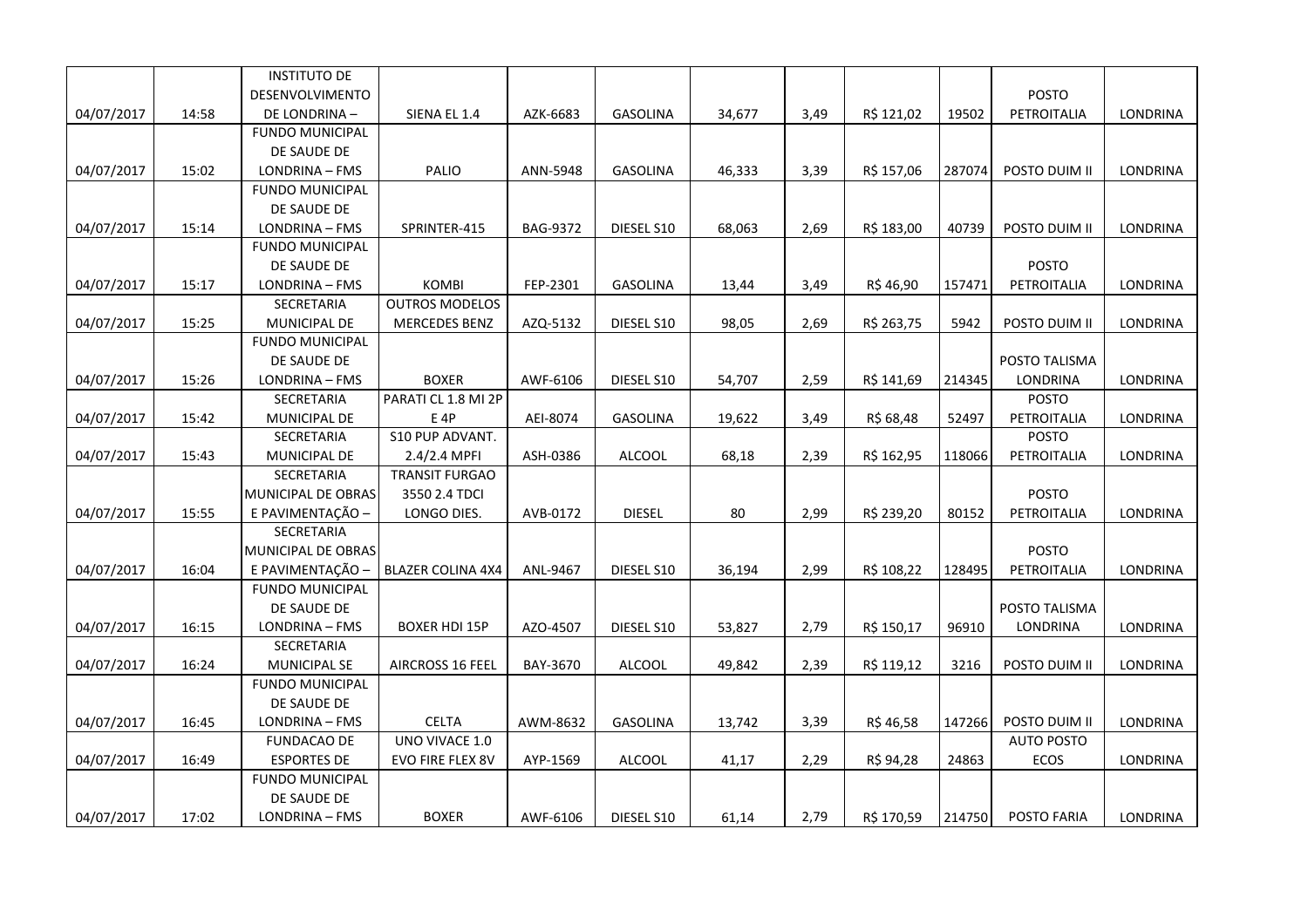| | | | | | | | | | | | |
|---|---|---|---|---|---|---|---|---|---|---|---|
| 04/07/2017 | 14:58 | INSTITUTO DE DESENVOLVIMENTO DE LONDRINA – | SIENA EL 1.4 | AZK-6683 | GASOLINA | 34,677 | 3,49 | R$ 121,02 | 19502 | POSTO PETROITALIA | LONDRINA |
| 04/07/2017 | 15:02 | FUNDO MUNICIPAL DE SAUDE DE LONDRINA – FMS | PALIO | ANN-5948 | GASOLINA | 46,333 | 3,39 | R$ 157,06 | 287074 | POSTO DUIM II | LONDRINA |
| 04/07/2017 | 15:14 | FUNDO MUNICIPAL DE SAUDE DE LONDRINA – FMS | SPRINTER-415 | BAG-9372 | DIESEL S10 | 68,063 | 2,69 | R$ 183,00 | 40739 | POSTO DUIM II | LONDRINA |
| 04/07/2017 | 15:17 | FUNDO MUNICIPAL DE SAUDE DE LONDRINA – FMS | KOMBI | FEP-2301 | GASOLINA | 13,44 | 3,49 | R$ 46,90 | 157471 | POSTO PETROITALIA | LONDRINA |
| 04/07/2017 | 15:25 | SECRETARIA MUNICIPAL DE | OUTROS MODELOS MERCEDES BENZ | AZQ-5132 | DIESEL S10 | 98,05 | 2,69 | R$ 263,75 | 5942 | POSTO DUIM II | LONDRINA |
| 04/07/2017 | 15:26 | FUNDO MUNICIPAL DE SAUDE DE LONDRINA – FMS | BOXER | AWF-6106 | DIESEL S10 | 54,707 | 2,59 | R$ 141,69 | 214345 | POSTO TALISMA LONDRINA | LONDRINA |
| 04/07/2017 | 15:42 | SECRETARIA MUNICIPAL DE | PARATI CL 1.8 MI 2P E 4P | AEI-8074 | GASOLINA | 19,622 | 3,49 | R$ 68,48 | 52497 | POSTO PETROITALIA | LONDRINA |
| 04/07/2017 | 15:43 | SECRETARIA MUNICIPAL DE | S10 PUP ADVANT. 2.4/2.4 MPFI | ASH-0386 | ALCOOL | 68,18 | 2,39 | R$ 162,95 | 118066 | POSTO PETROITALIA | LONDRINA |
| 04/07/2017 | 15:55 | SECRETARIA MUNICIPAL DE OBRAS E PAVIMENTAÇÃO – | TRANSIT FURGAO 3550 2.4 TDCI LONGO DIES. | AVB-0172 | DIESEL | 80 | 2,99 | R$ 239,20 | 80152 | POSTO PETROITALIA | LONDRINA |
| 04/07/2017 | 16:04 | SECRETARIA MUNICIPAL DE OBRAS E PAVIMENTAÇÃO – | BLAZER COLINA 4X4 | ANL-9467 | DIESEL S10 | 36,194 | 2,99 | R$ 108,22 | 128495 | POSTO PETROITALIA | LONDRINA |
| 04/07/2017 | 16:15 | FUNDO MUNICIPAL DE SAUDE DE LONDRINA – FMS | BOXER HDI 15P | AZO-4507 | DIESEL S10 | 53,827 | 2,79 | R$ 150,17 | 96910 | POSTO TALISMA LONDRINA | LONDRINA |
| 04/07/2017 | 16:24 | SECRETARIA MUNICIPAL SE | AIRCROSS 16 FEEL | BAY-3670 | ALCOOL | 49,842 | 2,39 | R$ 119,12 | 3216 | POSTO DUIM II | LONDRINA |
| 04/07/2017 | 16:45 | FUNDO MUNICIPAL DE SAUDE DE LONDRINA – FMS | CELTA | AWM-8632 | GASOLINA | 13,742 | 3,39 | R$ 46,58 | 147266 | POSTO DUIM II | LONDRINA |
| 04/07/2017 | 16:49 | FUNDACAO DE ESPORTES DE | UNO VIVACE 1.0 EVO FIRE FLEX 8V | AYP-1569 | ALCOOL | 41,17 | 2,29 | R$ 94,28 | 24863 | AUTO POSTO ECOS | LONDRINA |
| 04/07/2017 | 17:02 | FUNDO MUNICIPAL DE SAUDE DE LONDRINA – FMS | BOXER | AWF-6106 | DIESEL S10 | 61,14 | 2,79 | R$ 170,59 | 214750 | POSTO FARIA | LONDRINA |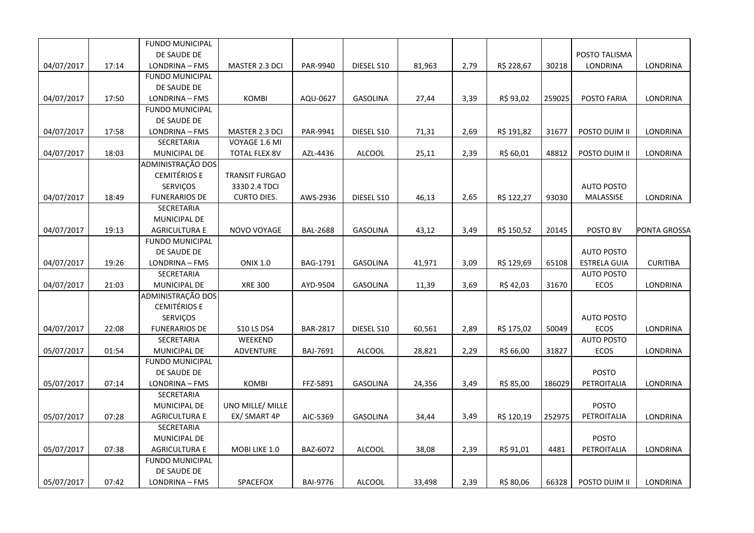| | | | | | | | | | | | |
|---|---|---|---|---|---|---|---|---|---|---|---|
| 04/07/2017 | 17:14 | FUNDO MUNICIPAL DE SAUDE DE LONDRINA – FMS | MASTER 2.3 DCI | PAR-9940 | DIESEL S10 | 81,963 | 2,79 | R$ 228,67 | 30218 | POSTO TALISMA LONDRINA | LONDRINA |
| 04/07/2017 | 17:50 | FUNDO MUNICIPAL DE SAUDE DE LONDRINA – FMS | KOMBI | AQU-0627 | GASOLINA | 27,44 | 3,39 | R$ 93,02 | 259025 | POSTO FARIA | LONDRINA |
| 04/07/2017 | 17:58 | FUNDO MUNICIPAL DE SAUDE DE LONDRINA – FMS | MASTER 2.3 DCI | PAR-9941 | DIESEL S10 | 71,31 | 2,69 | R$ 191,82 | 31677 | POSTO DUIM II | LONDRINA |
| 04/07/2017 | 18:03 | SECRETARIA MUNICIPAL DE | VOYAGE 1.6 MI TOTAL FLEX 8V | AZL-4436 | ALCOOL | 25,11 | 2,39 | R$ 60,01 | 48812 | POSTO DUIM II | LONDRINA |
| 04/07/2017 | 18:49 | ADMINISTRAÇÃO DOS CEMITÉRIOS E SERVIÇOS FUNERARIOS DE | TRANSIT FURGAO 3330 2.4 TDCI CURTO DIES. | AWS-2936 | DIESEL S10 | 46,13 | 2,65 | R$ 122,27 | 93030 | AUTO POSTO MALASSISE | LONDRINA |
| 04/07/2017 | 19:13 | SECRETARIA MUNICIPAL DE AGRICULTURA E | NOVO VOYAGE | BAL-2688 | GASOLINA | 43,12 | 3,49 | R$ 150,52 | 20145 | POSTO BV | PONTA GROSSA |
| 04/07/2017 | 19:26 | FUNDO MUNICIPAL DE SAUDE DE LONDRINA – FMS | ONIX 1.0 | BAG-1791 | GASOLINA | 41,971 | 3,09 | R$ 129,69 | 65108 | AUTO POSTO ESTRELA GUIA | CURITIBA |
| 04/07/2017 | 21:03 | SECRETARIA MUNICIPAL DE | XRE 300 | AYD-9504 | GASOLINA | 11,39 | 3,69 | R$ 42,03 | 31670 | AUTO POSTO ECOS | LONDRINA |
| 04/07/2017 | 22:08 | ADMINISTRAÇÃO DOS CEMITÉRIOS E SERVIÇOS FUNERARIOS DE | S10 LS DS4 | BAR-2817 | DIESEL S10 | 60,561 | 2,89 | R$ 175,02 | 50049 | AUTO POSTO ECOS | LONDRINA |
| 05/07/2017 | 01:54 | SECRETARIA MUNICIPAL DE | WEEKEND ADVENTURE | BAJ-7691 | ALCOOL | 28,821 | 2,29 | R$ 66,00 | 31827 | AUTO POSTO ECOS | LONDRINA |
| 05/07/2017 | 07:14 | FUNDO MUNICIPAL DE SAUDE DE LONDRINA – FMS | KOMBI | FFZ-5891 | GASOLINA | 24,356 | 3,49 | R$ 85,00 | 186029 | POSTO PETROITALIA | LONDRINA |
| 05/07/2017 | 07:28 | SECRETARIA MUNICIPAL DE AGRICULTURA E | UNO MILLE/ MILLE EX/ SMART 4P | AIC-5369 | GASOLINA | 34,44 | 3,49 | R$ 120,19 | 252975 | POSTO PETROITALIA | LONDRINA |
| 05/07/2017 | 07:38 | SECRETARIA MUNICIPAL DE AGRICULTURA E | MOBI LIKE 1.0 | BAZ-6072 | ALCOOL | 38,08 | 2,39 | R$ 91,01 | 4481 | POSTO PETROITALIA | LONDRINA |
| 05/07/2017 | 07:42 | FUNDO MUNICIPAL DE SAUDE DE LONDRINA – FMS | SPACEFOX | BAI-9776 | ALCOOL | 33,498 | 2,39 | R$ 80,06 | 66328 | POSTO DUIM II | LONDRINA |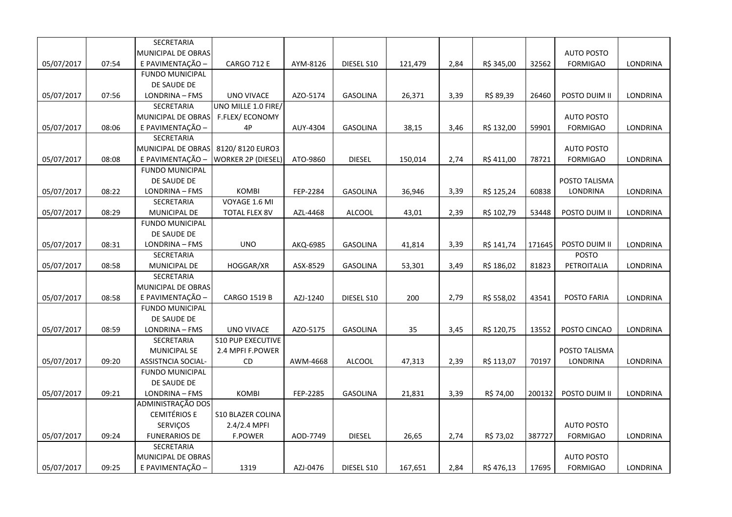| | | | | | | | | | | | |
|---|---|---|---|---|---|---|---|---|---|---|---|
| 05/07/2017 | 07:54 | SECRETARIA MUNICIPAL DE OBRAS E PAVIMENTAÇÃO – | CARGO 712 E | AYM-8126 | DIESEL S10 | 121,479 | 2,84 | R$ 345,00 | 32562 | AUTO POSTO FORMIGAO | LONDRINA |
| 05/07/2017 | 07:56 | FUNDO MUNICIPAL DE SAUDE DE LONDRINA – FMS | UNO VIVACE | AZO-5174 | GASOLINA | 26,371 | 3,39 | R$ 89,39 | 26460 | POSTO DUIM II | LONDRINA |
| 05/07/2017 | 08:06 | SECRETARIA MUNICIPAL DE OBRAS E PAVIMENTAÇÃO – | UNO MILLE 1.0 FIRE/ F.FLEX/ ECONOMY 4P | AUY-4304 | GASOLINA | 38,15 | 3,46 | R$ 132,00 | 59901 | AUTO POSTO FORMIGAO | LONDRINA |
| 05/07/2017 | 08:08 | SECRETARIA MUNICIPAL DE OBRAS E PAVIMENTAÇÃO – | 8120/ 8120 EURO3 WORKER 2P (DIESEL) | ATO-9860 | DIESEL | 150,014 | 2,74 | R$ 411,00 | 78721 | AUTO POSTO FORMIGAO | LONDRINA |
| 05/07/2017 | 08:22 | FUNDO MUNICIPAL DE SAUDE DE LONDRINA – FMS | KOMBI | FEP-2284 | GASOLINA | 36,946 | 3,39 | R$ 125,24 | 60838 | POSTO TALISMA LONDRINA | LONDRINA |
| 05/07/2017 | 08:29 | SECRETARIA MUNICIPAL DE | VOYAGE 1.6 MI TOTAL FLEX 8V | AZL-4468 | ALCOOL | 43,01 | 2,39 | R$ 102,79 | 53448 | POSTO DUIM II | LONDRINA |
| 05/07/2017 | 08:31 | FUNDO MUNICIPAL DE SAUDE DE LONDRINA – FMS | UNO | AKQ-6985 | GASOLINA | 41,814 | 3,39 | R$ 141,74 | 171645 | POSTO DUIM II | LONDRINA |
| 05/07/2017 | 08:58 | SECRETARIA MUNICIPAL DE | HOGGAR/XR | ASX-8529 | GASOLINA | 53,301 | 3,49 | R$ 186,02 | 81823 | POSTO PETROITALIA | LONDRINA |
| 05/07/2017 | 08:58 | SECRETARIA MUNICIPAL DE OBRAS E PAVIMENTAÇÃO – | CARGO 1519 B | AZJ-1240 | DIESEL S10 | 200 | 2,79 | R$ 558,02 | 43541 | POSTO FARIA | LONDRINA |
| 05/07/2017 | 08:59 | FUNDO MUNICIPAL DE SAUDE DE LONDRINA – FMS | UNO VIVACE | AZO-5175 | GASOLINA | 35 | 3,45 | R$ 120,75 | 13552 | POSTO CINCAO | LONDRINA |
| 05/07/2017 | 09:20 | SECRETARIA MUNICIPAL SE ASSISTNCIA SOCIAL- | S10 PUP EXECUTIVE 2.4 MPFI F.POWER CD | AWM-4668 | ALCOOL | 47,313 | 2,39 | R$ 113,07 | 70197 | POSTO TALISMA LONDRINA | LONDRINA |
| 05/07/2017 | 09:21 | FUNDO MUNICIPAL DE SAUDE DE LONDRINA – FMS | KOMBI | FEP-2285 | GASOLINA | 21,831 | 3,39 | R$ 74,00 | 200132 | POSTO DUIM II | LONDRINA |
| 05/07/2017 | 09:24 | ADMINISTRAÇÃO DOS CEMITÉRIOS E SERVIÇOS FUNERARIOS DE | S10 BLAZER COLINA 2.4/2.4 MPFI F.POWER | AOD-7749 | DIESEL | 26,65 | 2,74 | R$ 73,02 | 387727 | AUTO POSTO FORMIGAO | LONDRINA |
| 05/07/2017 | 09:25 | SECRETARIA MUNICIPAL DE OBRAS E PAVIMENTAÇÃO – | 1319 | AZJ-0476 | DIESEL S10 | 167,651 | 2,84 | R$ 476,13 | 17695 | AUTO POSTO FORMIGAO | LONDRINA |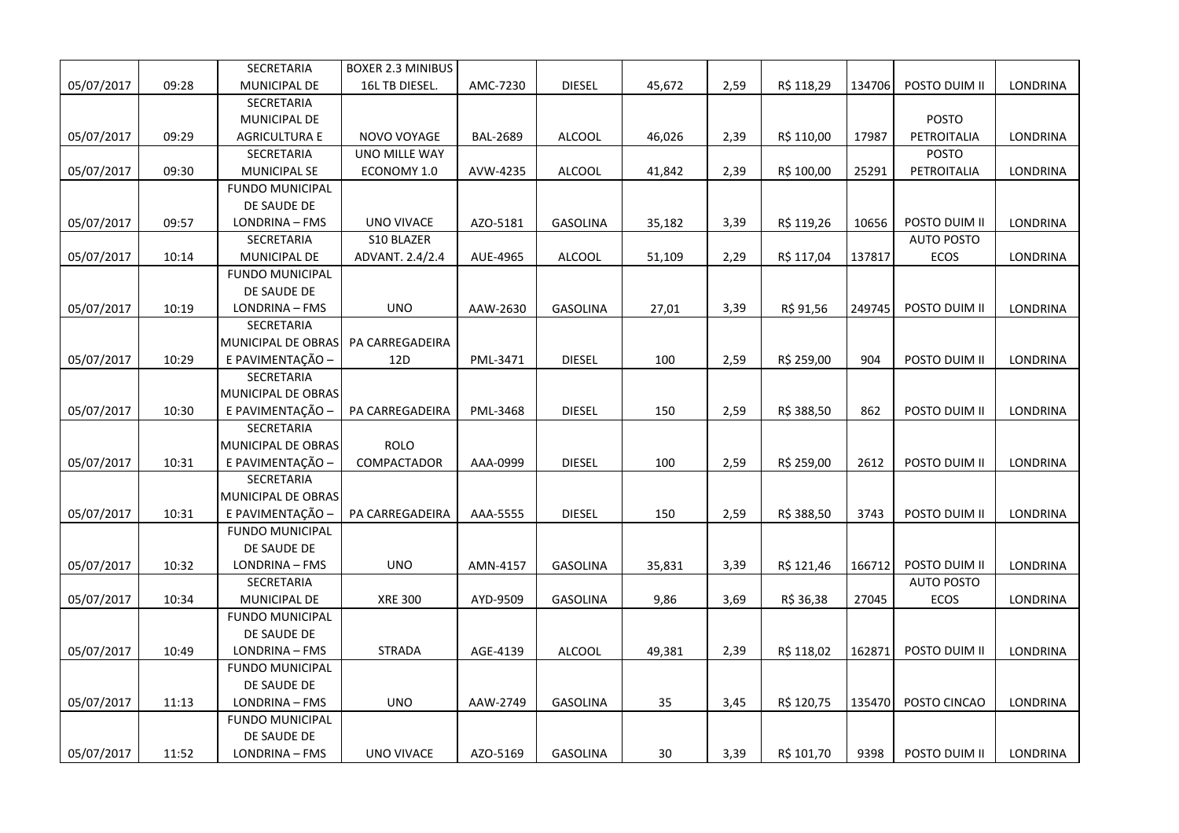| | | | | | | | | | | | |
|---|---|---|---|---|---|---|---|---|---|---|---|
| 05/07/2017 | 09:28 | SECRETARIA MUNICIPAL DE | BOXER 2.3 MINIBUS 16L TB DIESEL. | AMC-7230 | DIESEL | 45,672 | 2,59 | R$ 118,29 | 134706 | POSTO DUIM II | LONDRINA |
| 05/07/2017 | 09:29 | SECRETARIA MUNICIPAL DE AGRICULTURA E | NOVO VOYAGE | BAL-2689 | ALCOOL | 46,026 | 2,39 | R$ 110,00 | 17987 | POSTO PETROITALIA | LONDRINA |
| 05/07/2017 | 09:30 | SECRETARIA MUNICIPAL SE | UNO MILLE WAY ECONOMY 1.0 | AVW-4235 | ALCOOL | 41,842 | 2,39 | R$ 100,00 | 25291 | POSTO PETROITALIA | LONDRINA |
| 05/07/2017 | 09:57 | FUNDO MUNICIPAL DE SAUDE DE LONDRINA – FMS | UNO VIVACE | AZO-5181 | GASOLINA | 35,182 | 3,39 | R$ 119,26 | 10656 | POSTO DUIM II | LONDRINA |
| 05/07/2017 | 10:14 | SECRETARIA MUNICIPAL DE | S10 BLAZER ADVANT. 2.4/2.4 | AUE-4965 | ALCOOL | 51,109 | 2,29 | R$ 117,04 | 137817 | AUTO POSTO ECOS | LONDRINA |
| 05/07/2017 | 10:19 | FUNDO MUNICIPAL DE SAUDE DE LONDRINA – FMS | UNO | AAW-2630 | GASOLINA | 27,01 | 3,39 | R$ 91,56 | 249745 | POSTO DUIM II | LONDRINA |
| 05/07/2017 | 10:29 | SECRETARIA MUNICIPAL DE OBRAS E PAVIMENTAÇÃO – | PA CARREGADEIRA 12D | PML-3471 | DIESEL | 100 | 2,59 | R$ 259,00 | 904 | POSTO DUIM II | LONDRINA |
| 05/07/2017 | 10:30 | SECRETARIA MUNICIPAL DE OBRAS E PAVIMENTAÇÃO – | PA CARREGADEIRA | PML-3468 | DIESEL | 150 | 2,59 | R$ 388,50 | 862 | POSTO DUIM II | LONDRINA |
| 05/07/2017 | 10:31 | SECRETARIA MUNICIPAL DE OBRAS E PAVIMENTAÇÃO – | ROLO COMPACTADOR | AAA-0999 | DIESEL | 100 | 2,59 | R$ 259,00 | 2612 | POSTO DUIM II | LONDRINA |
| 05/07/2017 | 10:31 | SECRETARIA MUNICIPAL DE OBRAS E PAVIMENTAÇÃO – | PA CARREGADEIRA | AAA-5555 | DIESEL | 150 | 2,59 | R$ 388,50 | 3743 | POSTO DUIM II | LONDRINA |
| 05/07/2017 | 10:32 | FUNDO MUNICIPAL DE SAUDE DE LONDRINA – FMS | UNO | AMN-4157 | GASOLINA | 35,831 | 3,39 | R$ 121,46 | 166712 | POSTO DUIM II | LONDRINA |
| 05/07/2017 | 10:34 | SECRETARIA MUNICIPAL DE | XRE 300 | AYD-9509 | GASOLINA | 9,86 | 3,69 | R$ 36,38 | 27045 | AUTO POSTO ECOS | LONDRINA |
| 05/07/2017 | 10:49 | FUNDO MUNICIPAL DE SAUDE DE LONDRINA – FMS | STRADA | AGE-4139 | ALCOOL | 49,381 | 2,39 | R$ 118,02 | 162871 | POSTO DUIM II | LONDRINA |
| 05/07/2017 | 11:13 | FUNDO MUNICIPAL DE SAUDE DE LONDRINA – FMS | UNO | AAW-2749 | GASOLINA | 35 | 3,45 | R$ 120,75 | 135470 | POSTO CINCAO | LONDRINA |
| 05/07/2017 | 11:52 | FUNDO MUNICIPAL DE SAUDE DE LONDRINA – FMS | UNO VIVACE | AZO-5169 | GASOLINA | 30 | 3,39 | R$ 101,70 | 9398 | POSTO DUIM II | LONDRINA |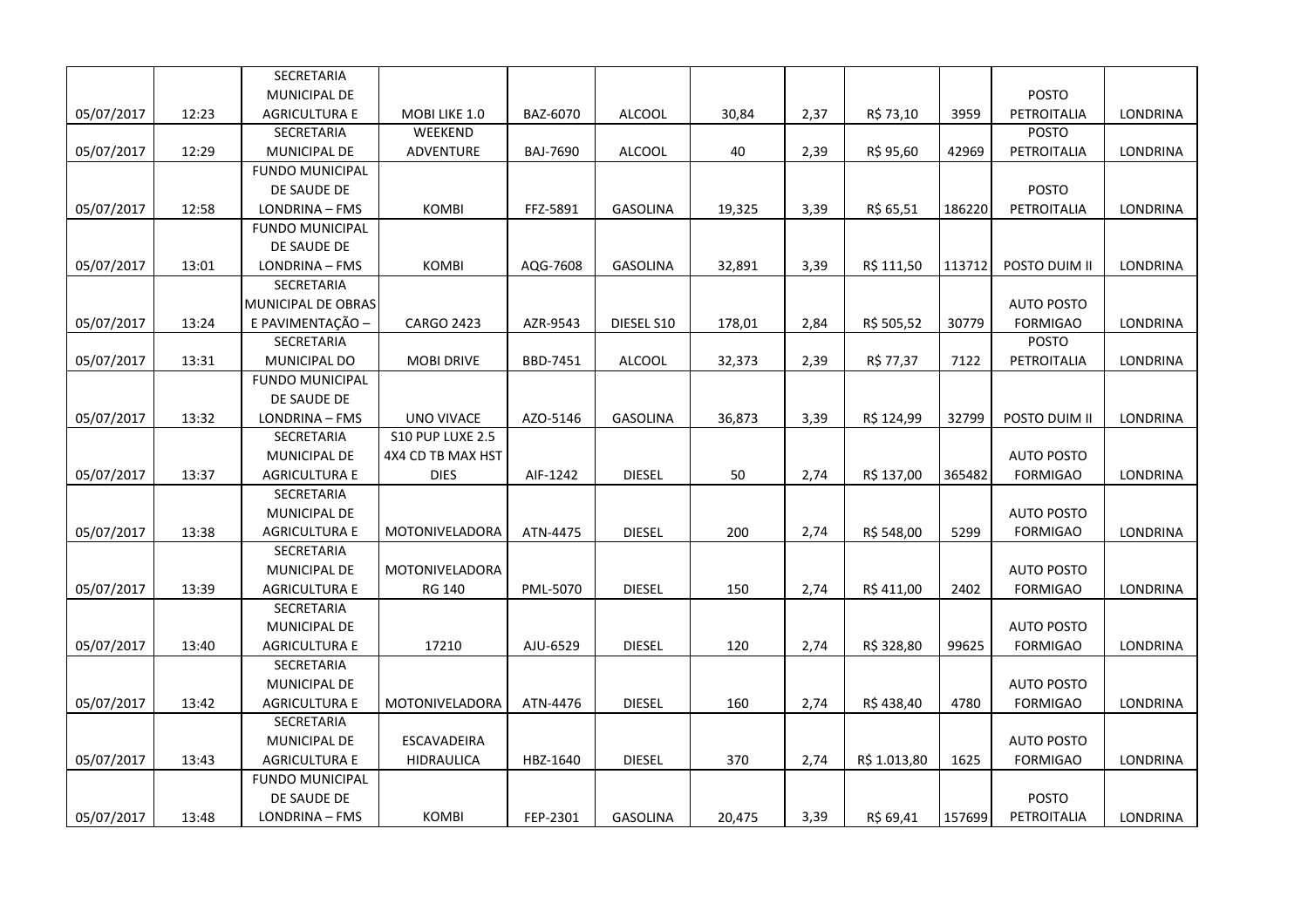| | | | | | | | | | | | |
|---|---|---|---|---|---|---|---|---|---|---|---|
| 05/07/2017 | 12:23 | SECRETARIA MUNICIPAL DE AGRICULTURA E | MOBI LIKE 1.0 | BAZ-6070 | ALCOOL | 30,84 | 2,37 | R$ 73,10 | 3959 | POSTO PETROITALIA | LONDRINA |
| 05/07/2017 | 12:29 | SECRETARIA MUNICIPAL DE | WEEKEND ADVENTURE | BAJ-7690 | ALCOOL | 40 | 2,39 | R$ 95,60 | 42969 | POSTO PETROITALIA | LONDRINA |
| 05/07/2017 | 12:58 | FUNDO MUNICIPAL DE SAUDE DE LONDRINA – FMS | KOMBI | FFZ-5891 | GASOLINA | 19,325 | 3,39 | R$ 65,51 | 186220 | POSTO PETROITALIA | LONDRINA |
| 05/07/2017 | 13:01 | FUNDO MUNICIPAL DE SAUDE DE LONDRINA – FMS | KOMBI | AQG-7608 | GASOLINA | 32,891 | 3,39 | R$ 111,50 | 113712 | POSTO DUIM II | LONDRINA |
| 05/07/2017 | 13:24 | SECRETARIA MUNICIPAL DE OBRAS E PAVIMENTAÇÃO – | CARGO 2423 | AZR-9543 | DIESEL S10 | 178,01 | 2,84 | R$ 505,52 | 30779 | AUTO POSTO FORMIGAO | LONDRINA |
| 05/07/2017 | 13:31 | SECRETARIA MUNICIPAL DO | MOBI DRIVE | BBD-7451 | ALCOOL | 32,373 | 2,39 | R$ 77,37 | 7122 | POSTO PETROITALIA | LONDRINA |
| 05/07/2017 | 13:32 | FUNDO MUNICIPAL DE SAUDE DE LONDRINA – FMS | UNO VIVACE | AZO-5146 | GASOLINA | 36,873 | 3,39 | R$ 124,99 | 32799 | POSTO DUIM II | LONDRINA |
| 05/07/2017 | 13:37 | SECRETARIA MUNICIPAL DE AGRICULTURA E | S10 PUP LUXE 2.5 4X4 CD TB MAX HST DIES | AIF-1242 | DIESEL | 50 | 2,74 | R$ 137,00 | 365482 | AUTO POSTO FORMIGAO | LONDRINA |
| 05/07/2017 | 13:38 | SECRETARIA MUNICIPAL DE AGRICULTURA E | MOTONIVELADORA | ATN-4475 | DIESEL | 200 | 2,74 | R$ 548,00 | 5299 | AUTO POSTO FORMIGAO | LONDRINA |
| 05/07/2017 | 13:39 | SECRETARIA MUNICIPAL DE AGRICULTURA E | MOTONIVELADORA RG 140 | PML-5070 | DIESEL | 150 | 2,74 | R$ 411,00 | 2402 | AUTO POSTO FORMIGAO | LONDRINA |
| 05/07/2017 | 13:40 | SECRETARIA MUNICIPAL DE AGRICULTURA E | 17210 | AJU-6529 | DIESEL | 120 | 2,74 | R$ 328,80 | 99625 | AUTO POSTO FORMIGAO | LONDRINA |
| 05/07/2017 | 13:42 | SECRETARIA MUNICIPAL DE AGRICULTURA E | MOTONIVELADORA | ATN-4476 | DIESEL | 160 | 2,74 | R$ 438,40 | 4780 | AUTO POSTO FORMIGAO | LONDRINA |
| 05/07/2017 | 13:43 | SECRETARIA MUNICIPAL DE AGRICULTURA E | ESCAVADEIRA HIDRAULICA | HBZ-1640 | DIESEL | 370 | 2,74 | R$ 1.013,80 | 1625 | AUTO POSTO FORMIGAO | LONDRINA |
| 05/07/2017 | 13:48 | FUNDO MUNICIPAL DE SAUDE DE LONDRINA – FMS | KOMBI | FEP-2301 | GASOLINA | 20,475 | 3,39 | R$ 69,41 | 157699 | POSTO PETROITALIA | LONDRINA |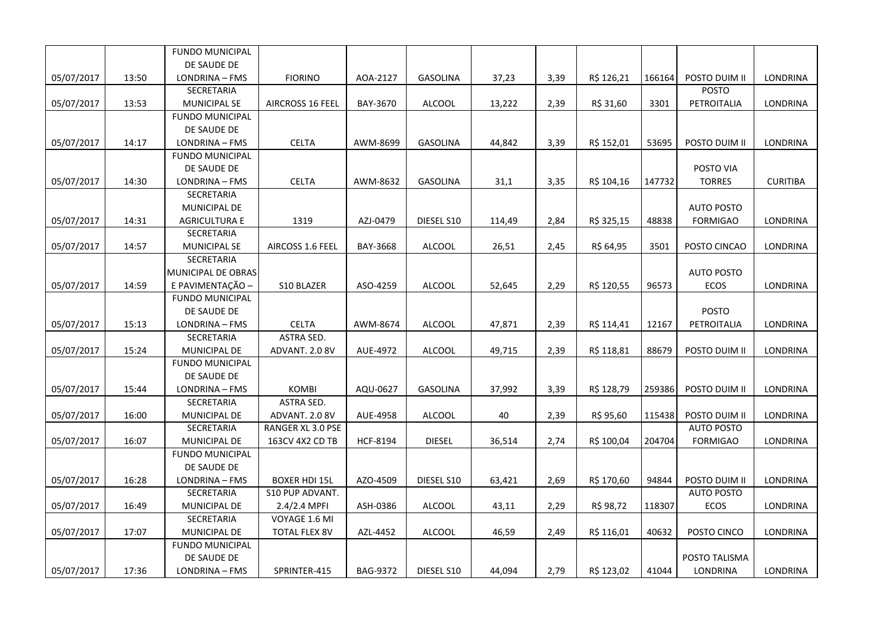| | | | | | | | | | | | |
|---|---|---|---|---|---|---|---|---|---|---|---|
| 05/07/2017 | 13:50 | FUNDO MUNICIPAL DE SAUDE DE LONDRINA – FMS | FIORINO | AOA-2127 | GASOLINA | 37,23 | 3,39 | R$ 126,21 | 166164 | POSTO DUIM II | LONDRINA |
| 05/07/2017 | 13:53 | SECRETARIA MUNICIPAL SE | AIRCROSS 16 FEEL | BAY-3670 | ALCOOL | 13,222 | 2,39 | R$ 31,60 | 3301 | POSTO PETROITALIA | LONDRINA |
| 05/07/2017 | 14:17 | FUNDO MUNICIPAL DE SAUDE DE LONDRINA – FMS | CELTA | AWM-8699 | GASOLINA | 44,842 | 3,39 | R$ 152,01 | 53695 | POSTO DUIM II | LONDRINA |
| 05/07/2017 | 14:30 | FUNDO MUNICIPAL DE SAUDE DE LONDRINA – FMS | CELTA | AWM-8632 | GASOLINA | 31,1 | 3,35 | R$ 104,16 | 147732 | POSTO VIA TORRES | CURITIBA |
| 05/07/2017 | 14:31 | SECRETARIA MUNICIPAL DE AGRICULTURA E | 1319 | AZJ-0479 | DIESEL S10 | 114,49 | 2,84 | R$ 325,15 | 48838 | AUTO POSTO FORMIGAO | LONDRINA |
| 05/07/2017 | 14:57 | SECRETARIA MUNICIPAL SE | AIRCOSS 1.6 FEEL | BAY-3668 | ALCOOL | 26,51 | 2,45 | R$ 64,95 | 3501 | POSTO CINCAO | LONDRINA |
| 05/07/2017 | 14:59 | SECRETARIA MUNICIPAL DE OBRAS E PAVIMENTAÇÃO – | S10 BLAZER | ASO-4259 | ALCOOL | 52,645 | 2,29 | R$ 120,55 | 96573 | AUTO POSTO ECOS | LONDRINA |
| 05/07/2017 | 15:13 | FUNDO MUNICIPAL DE SAUDE DE LONDRINA – FMS | CELTA | AWM-8674 | ALCOOL | 47,871 | 2,39 | R$ 114,41 | 12167 | POSTO PETROITALIA | LONDRINA |
| 05/07/2017 | 15:24 | SECRETARIA MUNICIPAL DE | ASTRA SED. ADVANT. 2.0 8V | AUE-4972 | ALCOOL | 49,715 | 2,39 | R$ 118,81 | 88679 | POSTO DUIM II | LONDRINA |
| 05/07/2017 | 15:44 | FUNDO MUNICIPAL DE SAUDE DE LONDRINA – FMS | KOMBI | AQU-0627 | GASOLINA | 37,992 | 3,39 | R$ 128,79 | 259386 | POSTO DUIM II | LONDRINA |
| 05/07/2017 | 16:00 | SECRETARIA MUNICIPAL DE | ASTRA SED. ADVANT. 2.0 8V | AUE-4958 | ALCOOL | 40 | 2,39 | R$ 95,60 | 115438 | POSTO DUIM II | LONDRINA |
| 05/07/2017 | 16:07 | SECRETARIA MUNICIPAL DE | RANGER XL 3.0 PSE 163CV 4X2 CD TB | HCF-8194 | DIESEL | 36,514 | 2,74 | R$ 100,04 | 204704 | AUTO POSTO FORMIGAO | LONDRINA |
| 05/07/2017 | 16:28 | FUNDO MUNICIPAL DE SAUDE DE LONDRINA – FMS | BOXER HDI 15L | AZO-4509 | DIESEL S10 | 63,421 | 2,69 | R$ 170,60 | 94844 | POSTO DUIM II | LONDRINA |
| 05/07/2017 | 16:49 | SECRETARIA MUNICIPAL DE | S10 PUP ADVANT. 2.4/2.4 MPFI | ASH-0386 | ALCOOL | 43,11 | 2,29 | R$ 98,72 | 118307 | AUTO POSTO ECOS | LONDRINA |
| 05/07/2017 | 17:07 | SECRETARIA MUNICIPAL DE | VOYAGE 1.6 MI TOTAL FLEX 8V | AZL-4452 | ALCOOL | 46,59 | 2,49 | R$ 116,01 | 40632 | POSTO CINCO | LONDRINA |
| 05/07/2017 | 17:36 | FUNDO MUNICIPAL DE SAUDE DE LONDRINA – FMS | SPRINTER-415 | BAG-9372 | DIESEL S10 | 44,094 | 2,79 | R$ 123,02 | 41044 | POSTO TALISMA LONDRINA | LONDRINA |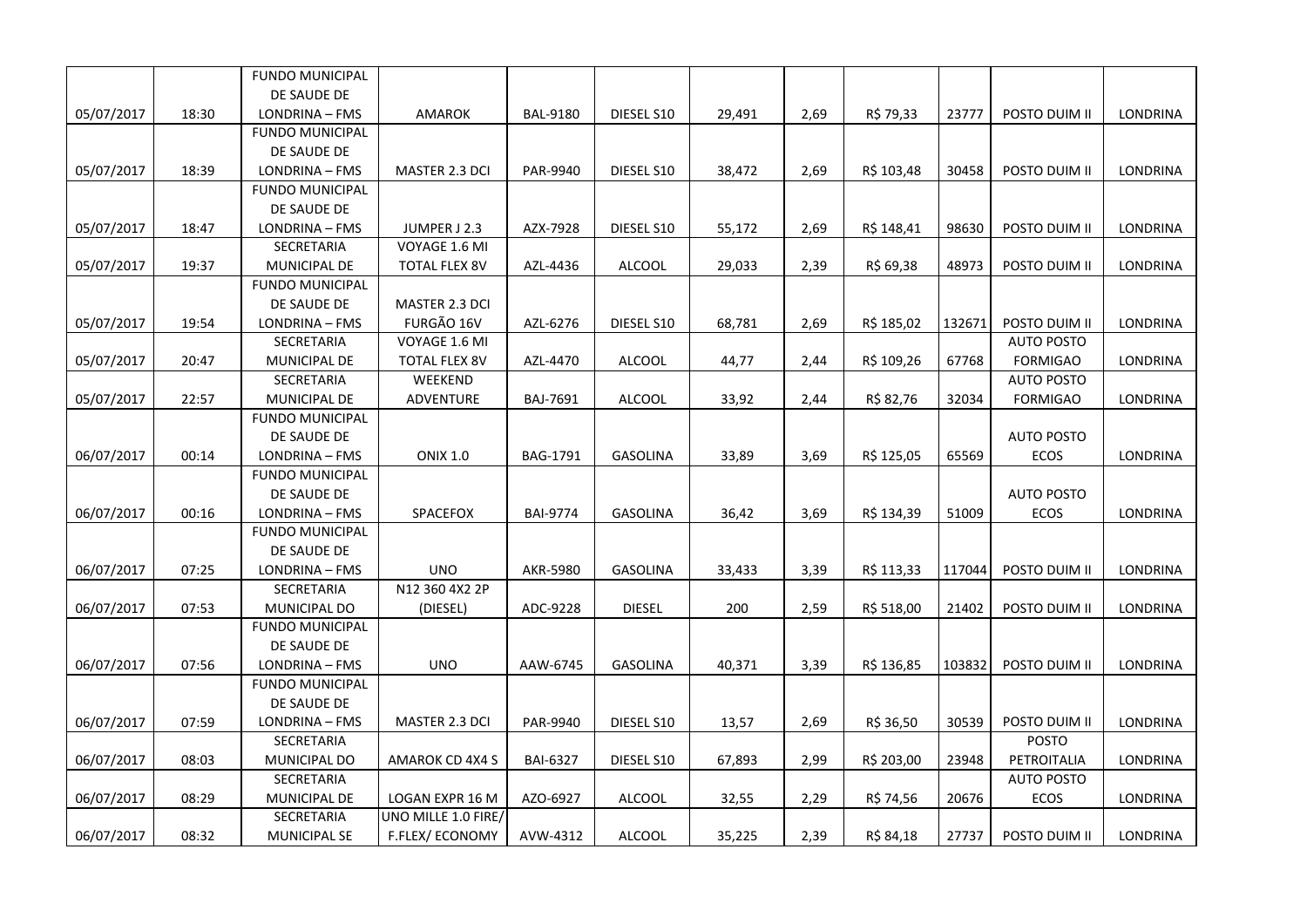| | | | | | | | | | | | |
|---|---|---|---|---|---|---|---|---|---|---|---|
| 05/07/2017 | 18:30 | FUNDO MUNICIPAL DE SAUDE DE LONDRINA – FMS | AMAROK | BAL-9180 | DIESEL S10 | 29,491 | 2,69 | R$ 79,33 | 23777 | POSTO DUIM II | LONDRINA |
| 05/07/2017 | 18:39 | FUNDO MUNICIPAL DE SAUDE DE LONDRINA – FMS | MASTER 2.3 DCI | PAR-9940 | DIESEL S10 | 38,472 | 2,69 | R$ 103,48 | 30458 | POSTO DUIM II | LONDRINA |
| 05/07/2017 | 18:47 | FUNDO MUNICIPAL DE SAUDE DE LONDRINA – FMS | JUMPER J 2.3 | AZX-7928 | DIESEL S10 | 55,172 | 2,69 | R$ 148,41 | 98630 | POSTO DUIM II | LONDRINA |
| 05/07/2017 | 19:37 | SECRETARIA MUNICIPAL DE | VOYAGE 1.6 MI TOTAL FLEX 8V | AZL-4436 | ALCOOL | 29,033 | 2,39 | R$ 69,38 | 48973 | POSTO DUIM II | LONDRINA |
| 05/07/2017 | 19:54 | FUNDO MUNICIPAL DE SAUDE DE LONDRINA – FMS | MASTER 2.3 DCI FURGÃO 16V | AZL-6276 | DIESEL S10 | 68,781 | 2,69 | R$ 185,02 | 132671 | POSTO DUIM II | LONDRINA |
| 05/07/2017 | 20:47 | SECRETARIA MUNICIPAL DE | VOYAGE 1.6 MI TOTAL FLEX 8V | AZL-4470 | ALCOOL | 44,77 | 2,44 | R$ 109,26 | 67768 | AUTO POSTO FORMIGAO | LONDRINA |
| 05/07/2017 | 22:57 | SECRETARIA MUNICIPAL DE | WEEKEND ADVENTURE | BAJ-7691 | ALCOOL | 33,92 | 2,44 | R$ 82,76 | 32034 | AUTO POSTO FORMIGAO | LONDRINA |
| 06/07/2017 | 00:14 | FUNDO MUNICIPAL DE SAUDE DE LONDRINA – FMS | ONIX 1.0 | BAG-1791 | GASOLINA | 33,89 | 3,69 | R$ 125,05 | 65569 | AUTO POSTO ECOS | LONDRINA |
| 06/07/2017 | 00:16 | FUNDO MUNICIPAL DE SAUDE DE LONDRINA – FMS | SPACEFOX | BAI-9774 | GASOLINA | 36,42 | 3,69 | R$ 134,39 | 51009 | AUTO POSTO ECOS | LONDRINA |
| 06/07/2017 | 07:25 | FUNDO MUNICIPAL DE SAUDE DE LONDRINA – FMS | UNO | AKR-5980 | GASOLINA | 33,433 | 3,39 | R$ 113,33 | 117044 | POSTO DUIM II | LONDRINA |
| 06/07/2017 | 07:53 | SECRETARIA MUNICIPAL DO | N12 360 4X2 2P (DIESEL) | ADC-9228 | DIESEL | 200 | 2,59 | R$ 518,00 | 21402 | POSTO DUIM II | LONDRINA |
| 06/07/2017 | 07:56 | FUNDO MUNICIPAL DE SAUDE DE LONDRINA – FMS | UNO | AAW-6745 | GASOLINA | 40,371 | 3,39 | R$ 136,85 | 103832 | POSTO DUIM II | LONDRINA |
| 06/07/2017 | 07:59 | FUNDO MUNICIPAL DE SAUDE DE LONDRINA – FMS | MASTER 2.3 DCI | PAR-9940 | DIESEL S10 | 13,57 | 2,69 | R$ 36,50 | 30539 | POSTO DUIM II | LONDRINA |
| 06/07/2017 | 08:03 | SECRETARIA MUNICIPAL DO | AMAROK CD 4X4 S | BAI-6327 | DIESEL S10 | 67,893 | 2,99 | R$ 203,00 | 23948 | POSTO PETROITALIA | LONDRINA |
| 06/07/2017 | 08:29 | SECRETARIA MUNICIPAL DE | LOGAN EXPR 16 M | AZO-6927 | ALCOOL | 32,55 | 2,29 | R$ 74,56 | 20676 | AUTO POSTO ECOS | LONDRINA |
| 06/07/2017 | 08:32 | SECRETARIA MUNICIPAL SE | UNO MILLE 1.0 FIRE/ F.FLEX/ ECONOMY | AVW-4312 | ALCOOL | 35,225 | 2,39 | R$ 84,18 | 27737 | POSTO DUIM II | LONDRINA |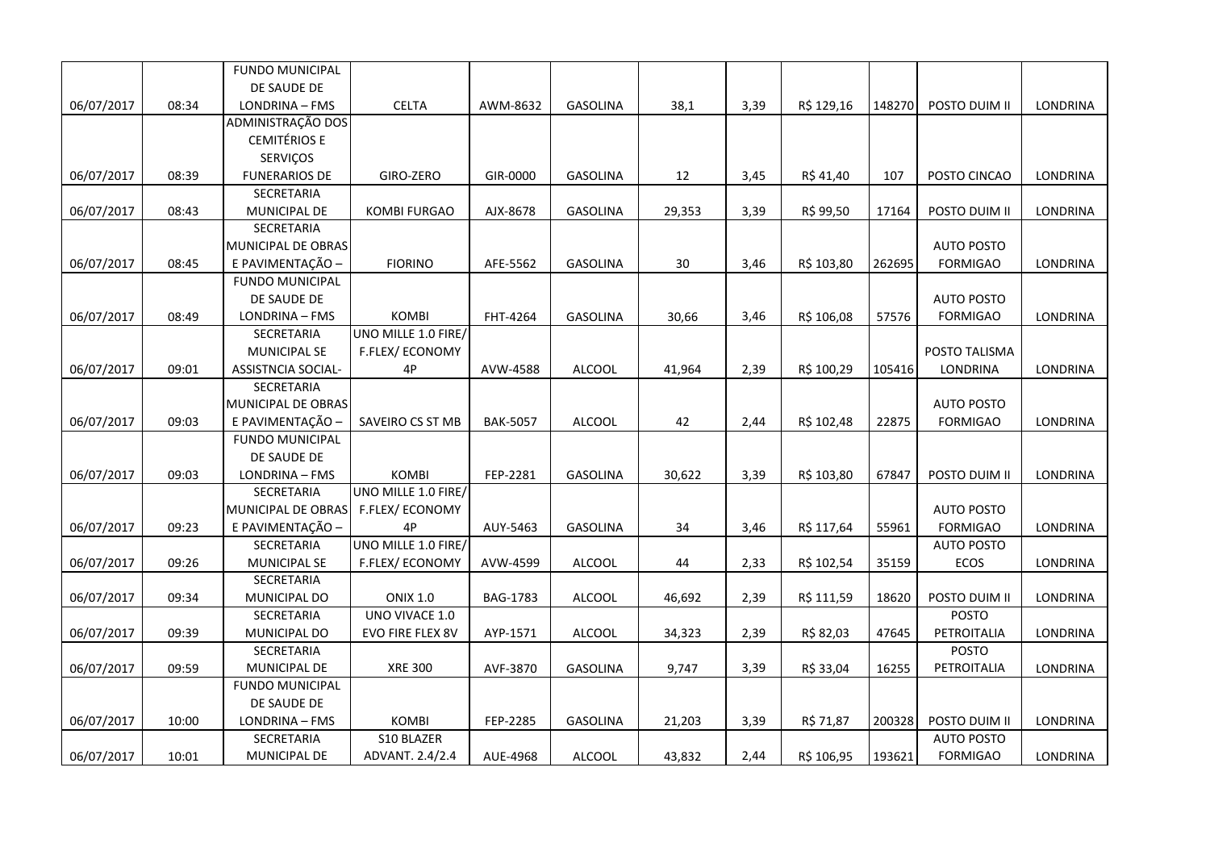| | | | | | | | | | | | |
|---|---|---|---|---|---|---|---|---|---|---|---|
| 06/07/2017 | 08:34 | FUNDO MUNICIPAL DE SAUDE DE LONDRINA – FMS | CELTA | AWM-8632 | GASOLINA | 38,1 | 3,39 | R$ 129,16 | 148270 | POSTO DUIM II | LONDRINA |
| 06/07/2017 | 08:39 | ADMINISTRAÇÃO DOS CEMITÉRIOS E SERVIÇOS FUNERARIOS DE | GIRO-ZERO | GIR-0000 | GASOLINA | 12 | 3,45 | R$ 41,40 | 107 | POSTO CINCAO | LONDRINA |
| 06/07/2017 | 08:43 | SECRETARIA MUNICIPAL DE | KOMBI FURGAO | AJX-8678 | GASOLINA | 29,353 | 3,39 | R$ 99,50 | 17164 | POSTO DUIM II | LONDRINA |
| 06/07/2017 | 08:45 | SECRETARIA MUNICIPAL DE OBRAS E PAVIMENTAÇÃO – | FIORINO | AFE-5562 | GASOLINA | 30 | 3,46 | R$ 103,80 | 262695 | AUTO POSTO FORMIGAO | LONDRINA |
| 06/07/2017 | 08:49 | FUNDO MUNICIPAL DE SAUDE DE LONDRINA – FMS | KOMBI | FHT-4264 | GASOLINA | 30,66 | 3,46 | R$ 106,08 | 57576 | AUTO POSTO FORMIGAO | LONDRINA |
| 06/07/2017 | 09:01 | SECRETARIA MUNICIPAL SE ASSISTNCIA SOCIAL- | UNO MILLE 1.0 FIRE/ F.FLEX/ ECONOMY 4P | AVW-4588 | ALCOOL | 41,964 | 2,39 | R$ 100,29 | 105416 | POSTO TALISMA LONDRINA | LONDRINA |
| 06/07/2017 | 09:03 | SECRETARIA MUNICIPAL DE OBRAS E PAVIMENTAÇÃO – | SAVEIRO CS ST MB | BAK-5057 | ALCOOL | 42 | 2,44 | R$ 102,48 | 22875 | AUTO POSTO FORMIGAO | LONDRINA |
| 06/07/2017 | 09:03 | FUNDO MUNICIPAL DE SAUDE DE LONDRINA – FMS | KOMBI | FEP-2281 | GASOLINA | 30,622 | 3,39 | R$ 103,80 | 67847 | POSTO DUIM II | LONDRINA |
| 06/07/2017 | 09:23 | SECRETARIA MUNICIPAL DE OBRAS E PAVIMENTAÇÃO – | UNO MILLE 1.0 FIRE/ F.FLEX/ ECONOMY 4P | AUY-5463 | GASOLINA | 34 | 3,46 | R$ 117,64 | 55961 | AUTO POSTO FORMIGAO | LONDRINA |
| 06/07/2017 | 09:26 | SECRETARIA MUNICIPAL SE | UNO MILLE 1.0 FIRE/ F.FLEX/ ECONOMY | AVW-4599 | ALCOOL | 44 | 2,33 | R$ 102,54 | 35159 | AUTO POSTO ECOS | LONDRINA |
| 06/07/2017 | 09:34 | SECRETARIA MUNICIPAL DO | ONIX 1.0 | BAG-1783 | ALCOOL | 46,692 | 2,39 | R$ 111,59 | 18620 | POSTO DUIM II | LONDRINA |
| 06/07/2017 | 09:39 | SECRETARIA MUNICIPAL DO | UNO VIVACE 1.0 EVO FIRE FLEX 8V | AYP-1571 | ALCOOL | 34,323 | 2,39 | R$ 82,03 | 47645 | POSTO PETROITALIA | LONDRINA |
| 06/07/2017 | 09:59 | SECRETARIA MUNICIPAL DE | XRE 300 | AVF-3870 | GASOLINA | 9,747 | 3,39 | R$ 33,04 | 16255 | POSTO PETROITALIA | LONDRINA |
| 06/07/2017 | 10:00 | FUNDO MUNICIPAL DE SAUDE DE LONDRINA – FMS | KOMBI | FEP-2285 | GASOLINA | 21,203 | 3,39 | R$ 71,87 | 200328 | POSTO DUIM II | LONDRINA |
| 06/07/2017 | 10:01 | SECRETARIA MUNICIPAL DE | S10 BLAZER ADVANT. 2.4/2.4 | AUE-4968 | ALCOOL | 43,832 | 2,44 | R$ 106,95 | 193621 | AUTO POSTO FORMIGAO | LONDRINA |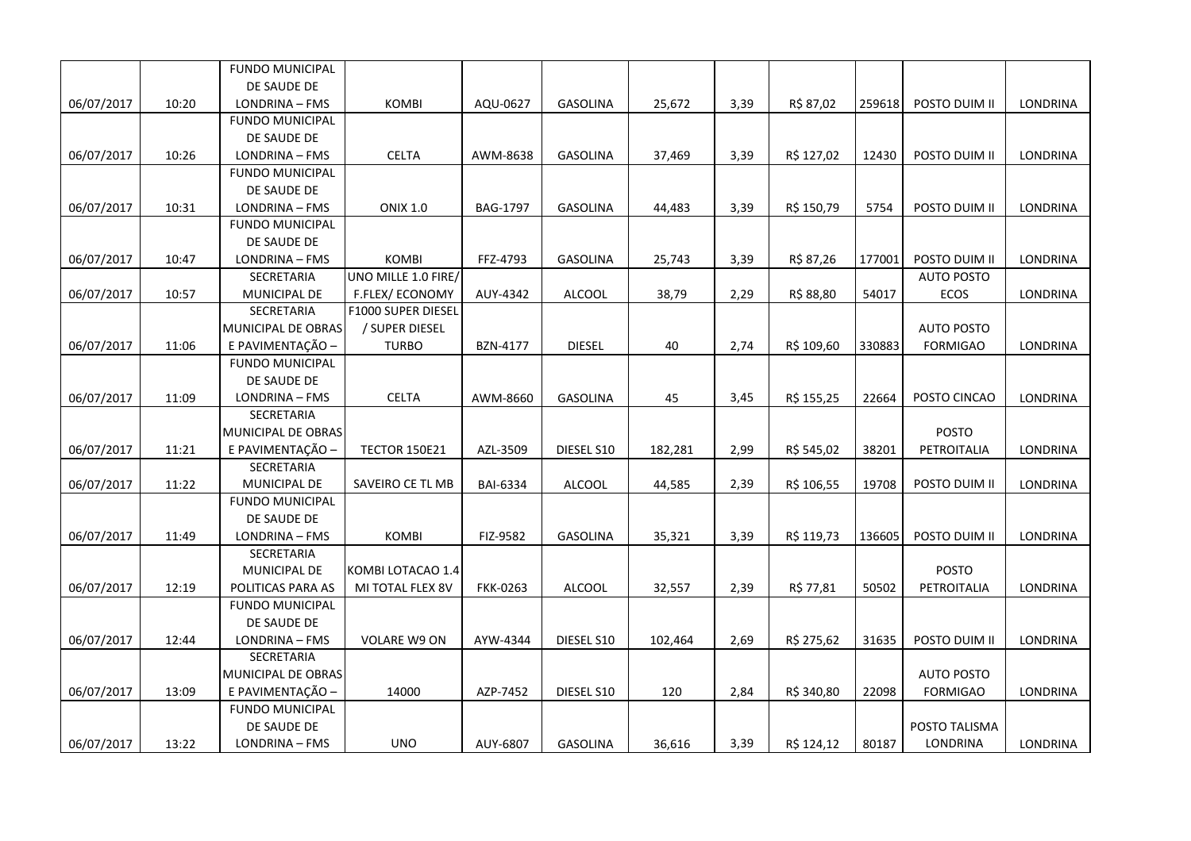| | | | | | | | | | | | |
|---|---|---|---|---|---|---|---|---|---|---|---|
| 06/07/2017 | 10:20 | FUNDO MUNICIPAL DE SAUDE DE LONDRINA – FMS | KOMBI | AQU-0627 | GASOLINA | 25,672 | 3,39 | R$ 87,02 | 259618 | POSTO DUIM II | LONDRINA |
| 06/07/2017 | 10:26 | FUNDO MUNICIPAL DE SAUDE DE LONDRINA – FMS | CELTA | AWM-8638 | GASOLINA | 37,469 | 3,39 | R$ 127,02 | 12430 | POSTO DUIM II | LONDRINA |
| 06/07/2017 | 10:31 | FUNDO MUNICIPAL DE SAUDE DE LONDRINA – FMS | ONIX 1.0 | BAG-1797 | GASOLINA | 44,483 | 3,39 | R$ 150,79 | 5754 | POSTO DUIM II | LONDRINA |
| 06/07/2017 | 10:47 | FUNDO MUNICIPAL DE SAUDE DE LONDRINA – FMS | KOMBI | FFZ-4793 | GASOLINA | 25,743 | 3,39 | R$ 87,26 | 177001 | POSTO DUIM II | LONDRINA |
| 06/07/2017 | 10:57 | SECRETARIA MUNICIPAL DE | UNO MILLE 1.0 FIRE/ F.FLEX/ ECONOMY | AUY-4342 | ALCOOL | 38,79 | 2,29 | R$ 88,80 | 54017 | AUTO POSTO ECOS | LONDRINA |
| 06/07/2017 | 11:06 | SECRETARIA MUNICIPAL DE OBRAS E PAVIMENTAÇÃO – | F1000 SUPER DIESEL / SUPER DIESEL TURBO | BZN-4177 | DIESEL | 40 | 2,74 | R$ 109,60 | 330883 | AUTO POSTO FORMIGAO | LONDRINA |
| 06/07/2017 | 11:09 | FUNDO MUNICIPAL DE SAUDE DE LONDRINA – FMS | CELTA | AWM-8660 | GASOLINA | 45 | 3,45 | R$ 155,25 | 22664 | POSTO CINCAO | LONDRINA |
| 06/07/2017 | 11:21 | SECRETARIA MUNICIPAL DE OBRAS E PAVIMENTAÇÃO – | TECTOR 150E21 | AZL-3509 | DIESEL S10 | 182,281 | 2,99 | R$ 545,02 | 38201 | POSTO PETROITALIA | LONDRINA |
| 06/07/2017 | 11:22 | SECRETARIA MUNICIPAL DE | SAVEIRO CE TL MB | BAI-6334 | ALCOOL | 44,585 | 2,39 | R$ 106,55 | 19708 | POSTO DUIM II | LONDRINA |
| 06/07/2017 | 11:49 | FUNDO MUNICIPAL DE SAUDE DE LONDRINA – FMS | KOMBI | FIZ-9582 | GASOLINA | 35,321 | 3,39 | R$ 119,73 | 136605 | POSTO DUIM II | LONDRINA |
| 06/07/2017 | 12:19 | SECRETARIA MUNICIPAL DE POLITICAS PARA AS | KOMBI LOTACAO 1.4 MI TOTAL FLEX 8V | FKK-0263 | ALCOOL | 32,557 | 2,39 | R$ 77,81 | 50502 | POSTO PETROITALIA | LONDRINA |
| 06/07/2017 | 12:44 | FUNDO MUNICIPAL DE SAUDE DE LONDRINA – FMS | VOLARE W9 ON | AYW-4344 | DIESEL S10 | 102,464 | 2,69 | R$ 275,62 | 31635 | POSTO DUIM II | LONDRINA |
| 06/07/2017 | 13:09 | SECRETARIA MUNICIPAL DE OBRAS E PAVIMENTAÇÃO – | 14000 | AZP-7452 | DIESEL S10 | 120 | 2,84 | R$ 340,80 | 22098 | AUTO POSTO FORMIGAO | LONDRINA |
| 06/07/2017 | 13:22 | FUNDO MUNICIPAL DE SAUDE DE LONDRINA – FMS | UNO | AUY-6807 | GASOLINA | 36,616 | 3,39 | R$ 124,12 | 80187 | POSTO TALISMA LONDRINA | LONDRINA |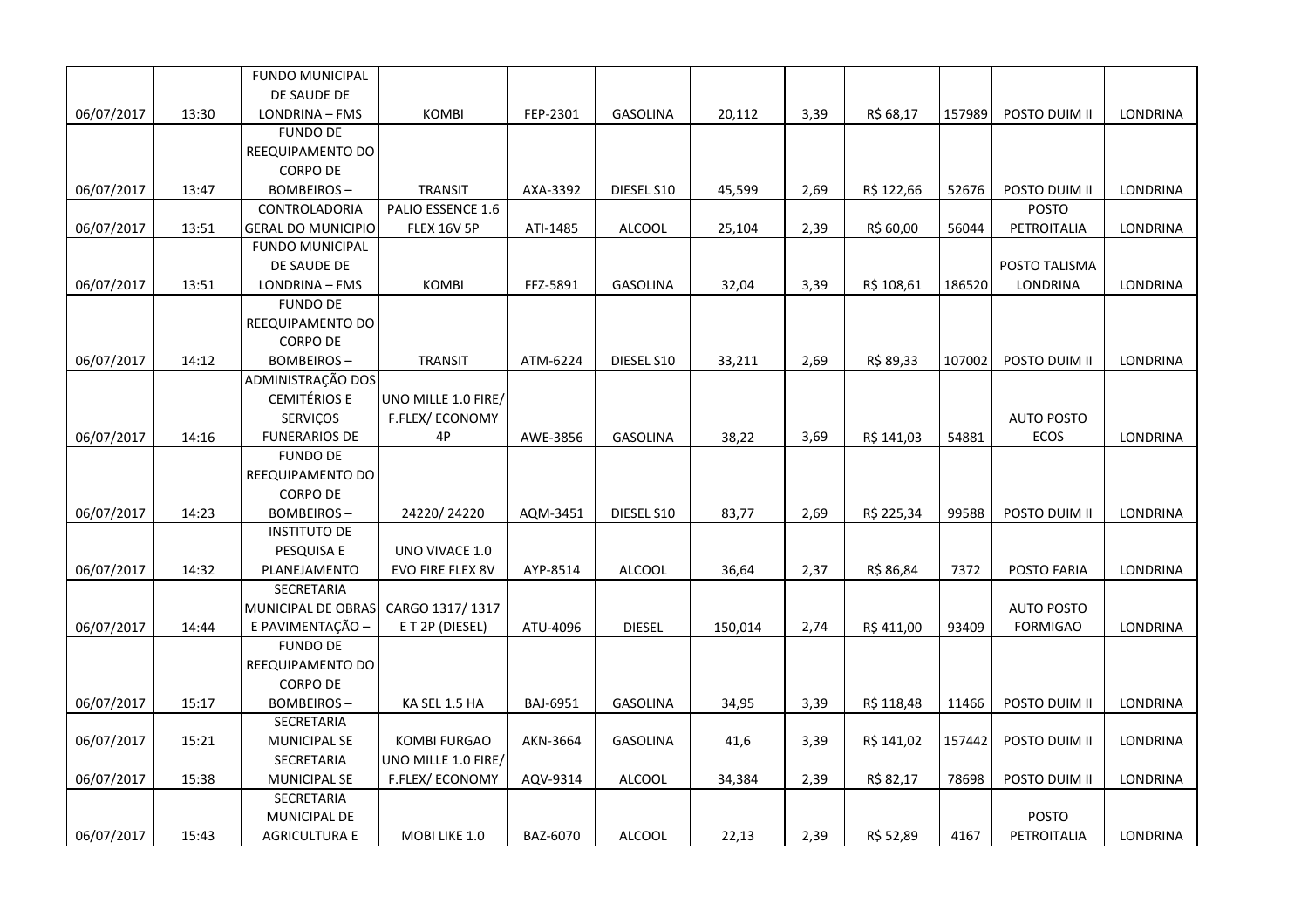| | | | | | | | | | | | |
|---|---|---|---|---|---|---|---|---|---|---|---|
| 06/07/2017 | 13:30 | FUNDO MUNICIPAL DE SAUDE DE LONDRINA – FMS | KOMBI | FEP-2301 | GASOLINA | 20,112 | 3,39 | R$ 68,17 | 157989 | POSTO DUIM II | LONDRINA |
| 06/07/2017 | 13:47 | FUNDO DE REEQUIPAMENTO DO CORPO DE BOMBEIROS – | TRANSIT | AXA-3392 | DIESEL S10 | 45,599 | 2,69 | R$ 122,66 | 52676 | POSTO DUIM II | LONDRINA |
| 06/07/2017 | 13:51 | CONTROLADORIA GERAL DO MUNICIPIO | PALIO ESSENCE 1.6 FLEX 16V 5P | ATI-1485 | ALCOOL | 25,104 | 2,39 | R$ 60,00 | 56044 | POSTO PETROITALIA | LONDRINA |
| 06/07/2017 | 13:51 | FUNDO MUNICIPAL DE SAUDE DE LONDRINA – FMS | KOMBI | FFZ-5891 | GASOLINA | 32,04 | 3,39 | R$ 108,61 | 186520 | POSTO TALISMA LONDRINA | LONDRINA |
| 06/07/2017 | 14:12 | FUNDO DE REEQUIPAMENTO DO CORPO DE BOMBEIROS – | TRANSIT | ATM-6224 | DIESEL S10 | 33,211 | 2,69 | R$ 89,33 | 107002 | POSTO DUIM II | LONDRINA |
| 06/07/2017 | 14:16 | ADMINISTRAÇÃO DOS CEMITÉRIOS E SERVIÇOS FUNERARIOS DE | UNO MILLE 1.0 FIRE/ F.FLEX/ ECONOMY 4P | AWE-3856 | GASOLINA | 38,22 | 3,69 | R$ 141,03 | 54881 | AUTO POSTO ECOS | LONDRINA |
| 06/07/2017 | 14:23 | FUNDO DE REEQUIPAMENTO DO CORPO DE BOMBEIROS – | 24220/ 24220 | AQM-3451 | DIESEL S10 | 83,77 | 2,69 | R$ 225,34 | 99588 | POSTO DUIM II | LONDRINA |
| 06/07/2017 | 14:32 | INSTITUTO DE PESQUISA E PLANEJAMENTO | UNO VIVACE 1.0 EVO FIRE FLEX 8V | AYP-8514 | ALCOOL | 36,64 | 2,37 | R$ 86,84 | 7372 | POSTO FARIA | LONDRINA |
| 06/07/2017 | 14:44 | SECRETARIA MUNICIPAL DE OBRAS E PAVIMENTAÇÃO – | CARGO 1317/ 1317 E T 2P (DIESEL) | ATU-4096 | DIESEL | 150,014 | 2,74 | R$ 411,00 | 93409 | AUTO POSTO FORMIGAO | LONDRINA |
| 06/07/2017 | 15:17 | FUNDO DE REEQUIPAMENTO DO CORPO DE BOMBEIROS – | KA SEL 1.5 HA | BAJ-6951 | GASOLINA | 34,95 | 3,39 | R$ 118,48 | 11466 | POSTO DUIM II | LONDRINA |
| 06/07/2017 | 15:21 | SECRETARIA MUNICIPAL SE | KOMBI FURGAO | AKN-3664 | GASOLINA | 41,6 | 3,39 | R$ 141,02 | 157442 | POSTO DUIM II | LONDRINA |
| 06/07/2017 | 15:38 | SECRETARIA MUNICIPAL SE | UNO MILLE 1.0 FIRE/ F.FLEX/ ECONOMY | AQV-9314 | ALCOOL | 34,384 | 2,39 | R$ 82,17 | 78698 | POSTO DUIM II | LONDRINA |
| 06/07/2017 | 15:43 | SECRETARIA MUNICIPAL DE AGRICULTURA E | MOBI LIKE 1.0 | BAZ-6070 | ALCOOL | 22,13 | 2,39 | R$ 52,89 | 4167 | POSTO PETROITALIA | LONDRINA |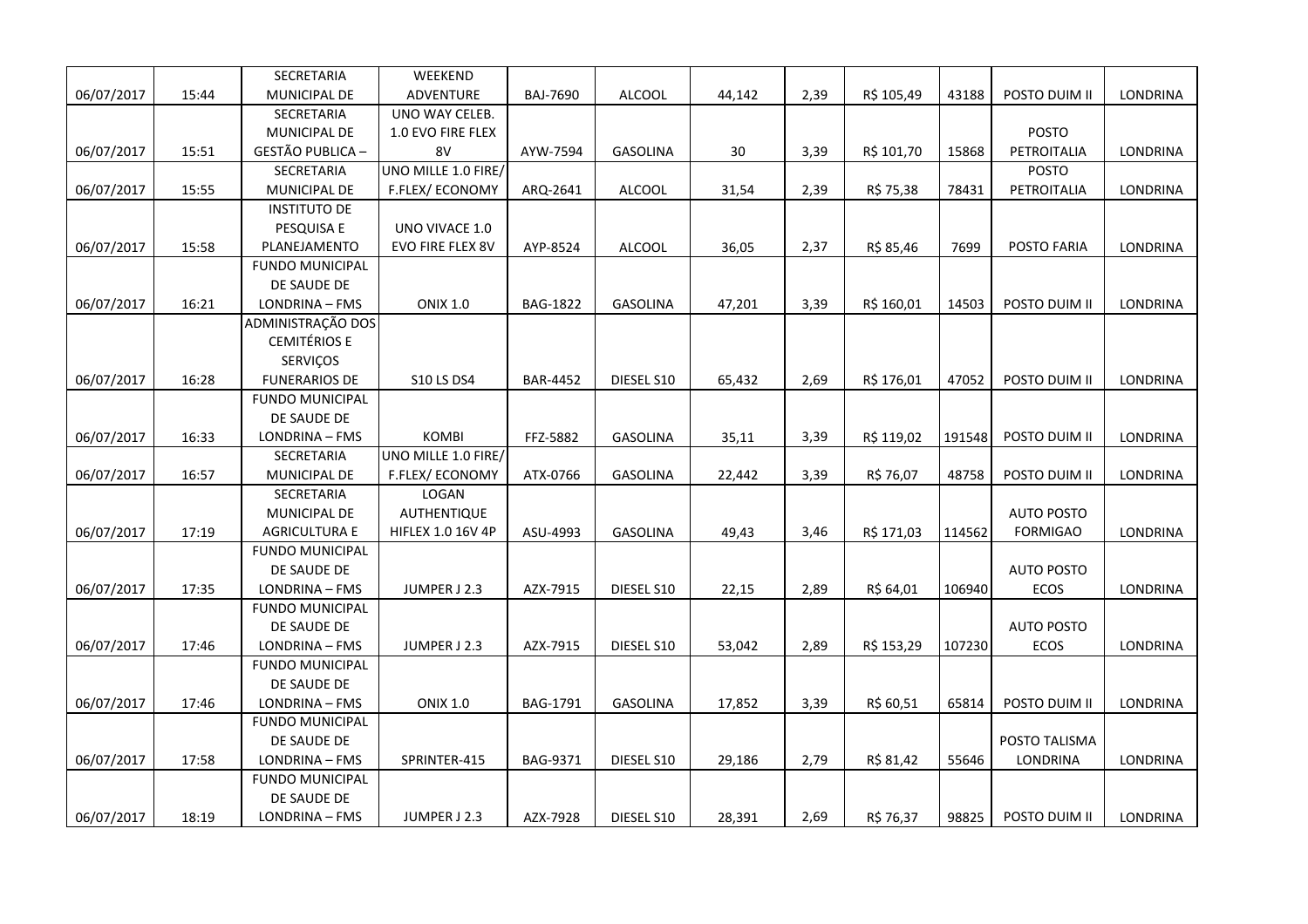| | | | | | | | | | | | |
|---|---|---|---|---|---|---|---|---|---|---|---|
| 06/07/2017 | 15:44 | SECRETARIA MUNICIPAL DE | WEEKEND ADVENTURE | BAJ-7690 | ALCOOL | 44,142 | 2,39 | R$ 105,49 | 43188 | POSTO DUIM II | LONDRINA |
| 06/07/2017 | 15:51 | SECRETARIA MUNICIPAL DE GESTÃO PUBLICA – | UNO WAY CELEB. 1.0 EVO FIRE FLEX 8V | AYW-7594 | GASOLINA | 30 | 3,39 | R$ 101,70 | 15868 | POSTO PETROITALIA | LONDRINA |
| 06/07/2017 | 15:55 | SECRETARIA MUNICIPAL DE | UNO MILLE 1.0 FIRE/ F.FLEX/ ECONOMY | ARQ-2641 | ALCOOL | 31,54 | 2,39 | R$ 75,38 | 78431 | POSTO PETROITALIA | LONDRINA |
| 06/07/2017 | 15:58 | INSTITUTO DE PESQUISA E PLANEJAMENTO | UNO VIVACE 1.0 EVO FIRE FLEX 8V | AYP-8524 | ALCOOL | 36,05 | 2,37 | R$ 85,46 | 7699 | POSTO FARIA | LONDRINA |
| 06/07/2017 | 16:21 | FUNDO MUNICIPAL DE SAUDE DE LONDRINA – FMS | ONIX 1.0 | BAG-1822 | GASOLINA | 47,201 | 3,39 | R$ 160,01 | 14503 | POSTO DUIM II | LONDRINA |
| 06/07/2017 | 16:28 | ADMINISTRAÇÃO DOS CEMITÉRIOS E SERVIÇOS FUNERARIOS DE | S10 LS DS4 | BAR-4452 | DIESEL S10 | 65,432 | 2,69 | R$ 176,01 | 47052 | POSTO DUIM II | LONDRINA |
| 06/07/2017 | 16:33 | FUNDO MUNICIPAL DE SAUDE DE LONDRINA – FMS | KOMBI | FFZ-5882 | GASOLINA | 35,11 | 3,39 | R$ 119,02 | 191548 | POSTO DUIM II | LONDRINA |
| 06/07/2017 | 16:57 | SECRETARIA MUNICIPAL DE | UNO MILLE 1.0 FIRE/ F.FLEX/ ECONOMY | ATX-0766 | GASOLINA | 22,442 | 3,39 | R$ 76,07 | 48758 | POSTO DUIM II | LONDRINA |
| 06/07/2017 | 17:19 | SECRETARIA MUNICIPAL DE AGRICULTURA E | LOGAN AUTHENTIQUE HIFLEX 1.0 16V 4P | ASU-4993 | GASOLINA | 49,43 | 3,46 | R$ 171,03 | 114562 | AUTO POSTO FORMIGAO | LONDRINA |
| 06/07/2017 | 17:35 | FUNDO MUNICIPAL DE SAUDE DE LONDRINA – FMS | JUMPER J 2.3 | AZX-7915 | DIESEL S10 | 22,15 | 2,89 | R$ 64,01 | 106940 | AUTO POSTO ECOS | LONDRINA |
| 06/07/2017 | 17:46 | FUNDO MUNICIPAL DE SAUDE DE LONDRINA – FMS | JUMPER J 2.3 | AZX-7915 | DIESEL S10 | 53,042 | 2,89 | R$ 153,29 | 107230 | AUTO POSTO ECOS | LONDRINA |
| 06/07/2017 | 17:46 | FUNDO MUNICIPAL DE SAUDE DE LONDRINA – FMS | ONIX 1.0 | BAG-1791 | GASOLINA | 17,852 | 3,39 | R$ 60,51 | 65814 | POSTO DUIM II | LONDRINA |
| 06/07/2017 | 17:58 | FUNDO MUNICIPAL DE SAUDE DE LONDRINA – FMS | SPRINTER-415 | BAG-9371 | DIESEL S10 | 29,186 | 2,79 | R$ 81,42 | 55646 | POSTO TALISMA LONDRINA | LONDRINA |
| 06/07/2017 | 18:19 | FUNDO MUNICIPAL DE SAUDE DE LONDRINA – FMS | JUMPER J 2.3 | AZX-7928 | DIESEL S10 | 28,391 | 2,69 | R$ 76,37 | 98825 | POSTO DUIM II | LONDRINA |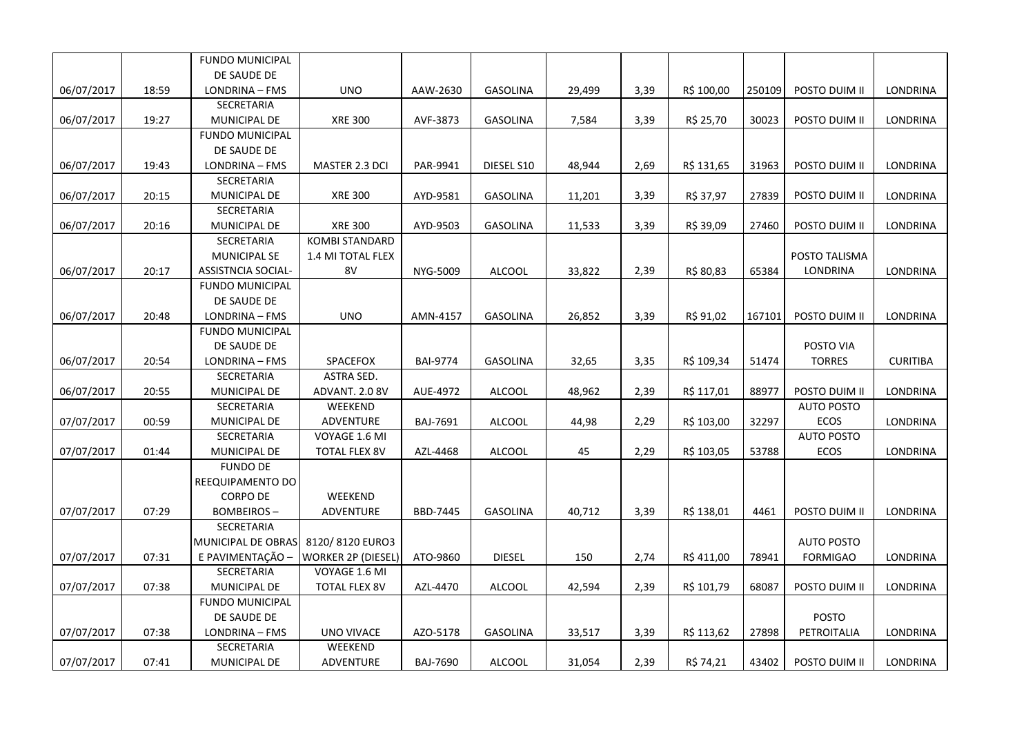| | | | | | | | | | | | |
|---|---|---|---|---|---|---|---|---|---|---|---|
| 06/07/2017 | 18:59 | FUNDO MUNICIPAL DE SAUDE DE LONDRINA – FMS | UNO | AAW-2630 | GASOLINA | 29,499 | 3,39 | R$ 100,00 | 250109 | POSTO DUIM II | LONDRINA |
| 06/07/2017 | 19:27 | SECRETARIA MUNICIPAL DE | XRE 300 | AVF-3873 | GASOLINA | 7,584 | 3,39 | R$ 25,70 | 30023 | POSTO DUIM II | LONDRINA |
| 06/07/2017 | 19:43 | FUNDO MUNICIPAL DE SAUDE DE LONDRINA – FMS | MASTER 2.3 DCI | PAR-9941 | DIESEL S10 | 48,944 | 2,69 | R$ 131,65 | 31963 | POSTO DUIM II | LONDRINA |
| 06/07/2017 | 20:15 | SECRETARIA MUNICIPAL DE | XRE 300 | AYD-9581 | GASOLINA | 11,201 | 3,39 | R$ 37,97 | 27839 | POSTO DUIM II | LONDRINA |
| 06/07/2017 | 20:16 | SECRETARIA MUNICIPAL DE | XRE 300 | AYD-9503 | GASOLINA | 11,533 | 3,39 | R$ 39,09 | 27460 | POSTO DUIM II | LONDRINA |
| 06/07/2017 | 20:17 | SECRETARIA MUNICIPAL SE ASSISTNCIA SOCIAL- | KOMBI STANDARD 1.4 MI TOTAL FLEX 8V | NYG-5009 | ALCOOL | 33,822 | 2,39 | R$ 80,83 | 65384 | POSTO TALISMA LONDRINA | LONDRINA |
| 06/07/2017 | 20:48 | FUNDO MUNICIPAL DE SAUDE DE LONDRINA – FMS | UNO | AMN-4157 | GASOLINA | 26,852 | 3,39 | R$ 91,02 | 167101 | POSTO DUIM II | LONDRINA |
| 06/07/2017 | 20:54 | FUNDO MUNICIPAL DE SAUDE DE LONDRINA – FMS | SPACEFOX | BAI-9774 | GASOLINA | 32,65 | 3,35 | R$ 109,34 | 51474 | POSTO VIA TORRES | CURITIBA |
| 06/07/2017 | 20:55 | SECRETARIA MUNICIPAL DE | ASTRA SED. ADVANT. 2.0 8V | AUE-4972 | ALCOOL | 48,962 | 2,39 | R$ 117,01 | 88977 | POSTO DUIM II | LONDRINA |
| 07/07/2017 | 00:59 | SECRETARIA MUNICIPAL DE | WEEKEND ADVENTURE | BAJ-7691 | ALCOOL | 44,98 | 2,29 | R$ 103,00 | 32297 | AUTO POSTO ECOS | LONDRINA |
| 07/07/2017 | 01:44 | SECRETARIA MUNICIPAL DE | VOYAGE 1.6 MI TOTAL FLEX 8V | AZL-4468 | ALCOOL | 45 | 2,29 | R$ 103,05 | 53788 | AUTO POSTO ECOS | LONDRINA |
| 07/07/2017 | 07:29 | FUNDO DE REEQUIPAMENTO DO CORPO DE BOMBEIROS – | WEEKEND ADVENTURE | BBD-7445 | GASOLINA | 40,712 | 3,39 | R$ 138,01 | 4461 | POSTO DUIM II | LONDRINA |
| 07/07/2017 | 07:31 | SECRETARIA MUNICIPAL DE OBRAS E PAVIMENTAÇÃO – | 8120/ 8120 EURO3 WORKER 2P (DIESEL) | ATO-9860 | DIESEL | 150 | 2,74 | R$ 411,00 | 78941 | AUTO POSTO FORMIGAO | LONDRINA |
| 07/07/2017 | 07:38 | SECRETARIA MUNICIPAL DE | VOYAGE 1.6 MI TOTAL FLEX 8V | AZL-4470 | ALCOOL | 42,594 | 2,39 | R$ 101,79 | 68087 | POSTO DUIM II | LONDRINA |
| 07/07/2017 | 07:38 | FUNDO MUNICIPAL DE SAUDE DE LONDRINA – FMS | UNO VIVACE | AZO-5178 | GASOLINA | 33,517 | 3,39 | R$ 113,62 | 27898 | POSTO PETROITALIA | LONDRINA |
| 07/07/2017 | 07:41 | SECRETARIA MUNICIPAL DE | WEEKEND ADVENTURE | BAJ-7690 | ALCOOL | 31,054 | 2,39 | R$ 74,21 | 43402 | POSTO DUIM II | LONDRINA |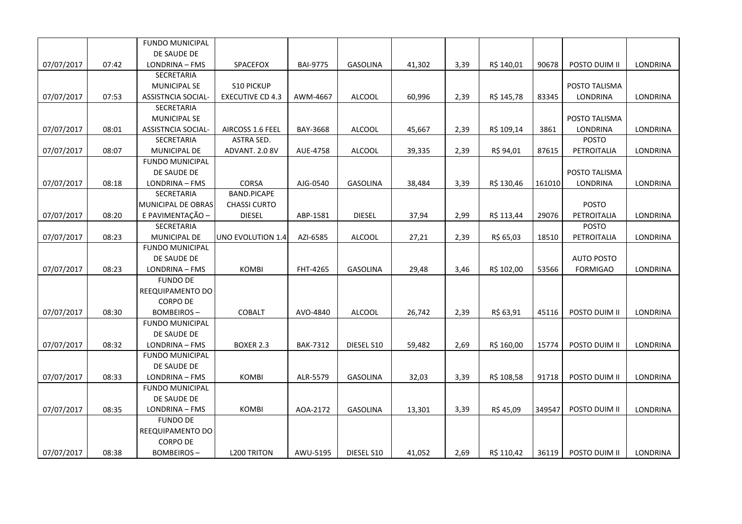| | | | | | | | | | | | |
|---|---|---|---|---|---|---|---|---|---|---|---|
| 07/07/2017 | 07:42 | FUNDO MUNICIPAL DE SAUDE DE LONDRINA – FMS | SPACEFOX | BAI-9775 | GASOLINA | 41,302 | 3,39 | R$ 140,01 | 90678 | POSTO DUIM II | LONDRINA |
| 07/07/2017 | 07:53 | SECRETARIA MUNICIPAL SE ASSISTNCIA SOCIAL- | S10 PICKUP EXECUTIVE CD 4.3 | AWM-4667 | ALCOOL | 60,996 | 2,39 | R$ 145,78 | 83345 | POSTO TALISMA LONDRINA | LONDRINA |
| 07/07/2017 | 08:01 | SECRETARIA MUNICIPAL SE ASSISTNCIA SOCIAL- | AIRCOSS 1.6 FEEL | BAY-3668 | ALCOOL | 45,667 | 2,39 | R$ 109,14 | 3861 | POSTO TALISMA LONDRINA | LONDRINA |
| 07/07/2017 | 08:07 | SECRETARIA MUNICIPAL DE | ASTRA SED. ADVANT. 2.0 8V | AUE-4758 | ALCOOL | 39,335 | 2,39 | R$ 94,01 | 87615 | POSTO PETROITALIA | LONDRINA |
| 07/07/2017 | 08:18 | FUNDO MUNICIPAL DE SAUDE DE LONDRINA – FMS | CORSA | AJG-0540 | GASOLINA | 38,484 | 3,39 | R$ 130,46 | 161010 | POSTO TALISMA LONDRINA | LONDRINA |
| 07/07/2017 | 08:20 | SECRETARIA MUNICIPAL DE OBRAS E PAVIMENTAÇÃO – | BAND.PICAPE CHASSI CURTO DIESEL | ABP-1581 | DIESEL | 37,94 | 2,99 | R$ 113,44 | 29076 | POSTO PETROITALIA | LONDRINA |
| 07/07/2017 | 08:23 | SECRETARIA MUNICIPAL DE | UNO EVOLUTION 1.4 | AZI-6585 | ALCOOL | 27,21 | 2,39 | R$ 65,03 | 18510 | POSTO PETROITALIA | LONDRINA |
| 07/07/2017 | 08:23 | FUNDO MUNICIPAL DE SAUDE DE LONDRINA – FMS | KOMBI | FHT-4265 | GASOLINA | 29,48 | 3,46 | R$ 102,00 | 53566 | AUTO POSTO FORMIGAO | LONDRINA |
| 07/07/2017 | 08:30 | FUNDO DE REEQUIPAMENTO DO CORPO DE BOMBEIROS – | COBALT | AVO-4840 | ALCOOL | 26,742 | 2,39 | R$ 63,91 | 45116 | POSTO DUIM II | LONDRINA |
| 07/07/2017 | 08:32 | FUNDO MUNICIPAL DE SAUDE DE LONDRINA – FMS | BOXER 2.3 | BAK-7312 | DIESEL S10 | 59,482 | 2,69 | R$ 160,00 | 15774 | POSTO DUIM II | LONDRINA |
| 07/07/2017 | 08:33 | FUNDO MUNICIPAL DE SAUDE DE LONDRINA – FMS | KOMBI | ALR-5579 | GASOLINA | 32,03 | 3,39 | R$ 108,58 | 91718 | POSTO DUIM II | LONDRINA |
| 07/07/2017 | 08:35 | FUNDO MUNICIPAL DE SAUDE DE LONDRINA – FMS | KOMBI | AOA-2172 | GASOLINA | 13,301 | 3,39 | R$ 45,09 | 349547 | POSTO DUIM II | LONDRINA |
| 07/07/2017 | 08:38 | FUNDO DE REEQUIPAMENTO DO CORPO DE BOMBEIROS – | L200 TRITON | AWU-5195 | DIESEL S10 | 41,052 | 2,69 | R$ 110,42 | 36119 | POSTO DUIM II | LONDRINA |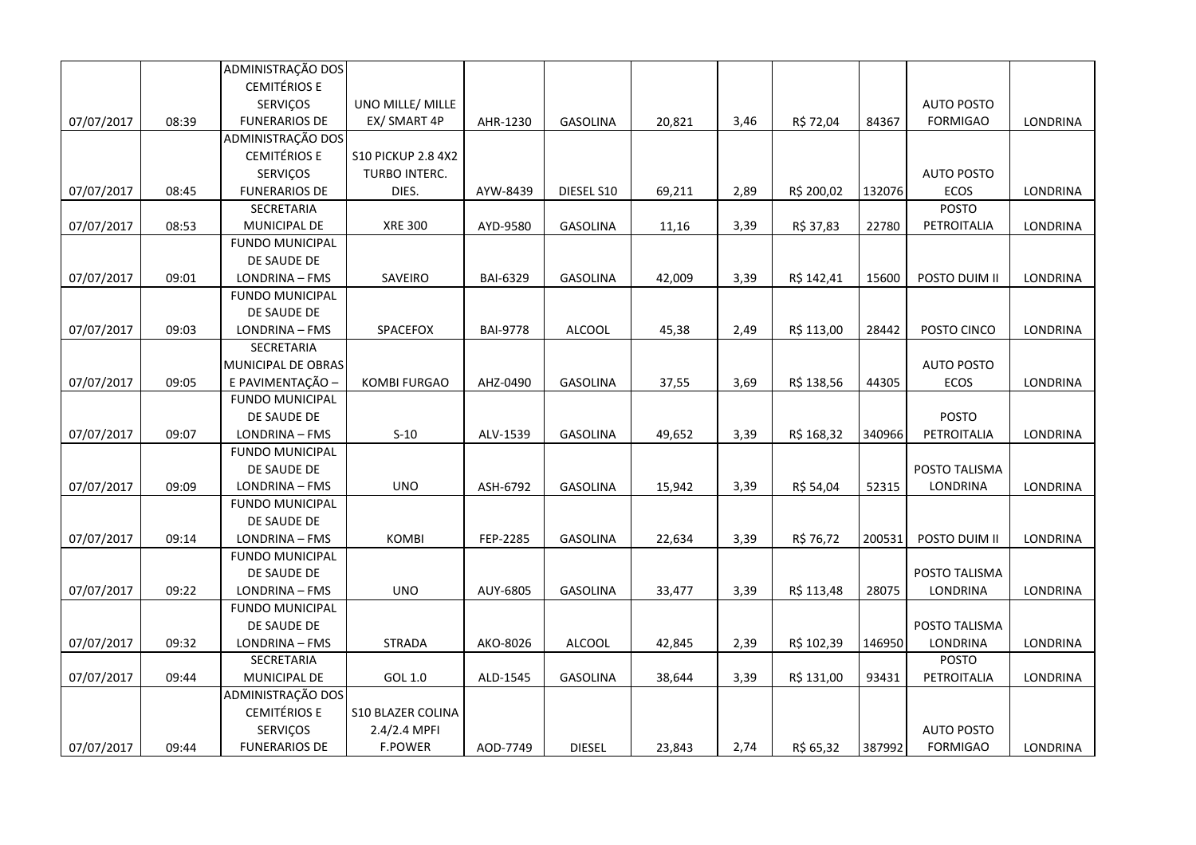| | | | | | | | | | | | |
|---|---|---|---|---|---|---|---|---|---|---|---|
| 07/07/2017 | 08:39 | ADMINISTRAÇÃO DOS CEMITÉRIOS E SERVIÇOS FUNERARIOS DE | UNO MILLE/ MILLE EX/ SMART 4P | AHR-1230 | GASOLINA | 20,821 | 3,46 | R$ 72,04 | 84367 | AUTO POSTO FORMIGAO | LONDRINA |
| 07/07/2017 | 08:45 | ADMINISTRAÇÃO DOS CEMITÉRIOS E SERVIÇOS FUNERARIOS DE | S10 PICKUP 2.8 4X2 TURBO INTERC. DIES. | AYW-8439 | DIESEL S10 | 69,211 | 2,89 | R$ 200,02 | 132076 | AUTO POSTO ECOS | LONDRINA |
| 07/07/2017 | 08:53 | SECRETARIA MUNICIPAL DE | XRE 300 | AYD-9580 | GASOLINA | 11,16 | 3,39 | R$ 37,83 | 22780 | POSTO PETROITALIA | LONDRINA |
| 07/07/2017 | 09:01 | FUNDO MUNICIPAL DE SAUDE DE LONDRINA – FMS | SAVEIRO | BAI-6329 | GASOLINA | 42,009 | 3,39 | R$ 142,41 | 15600 | POSTO DUIM II | LONDRINA |
| 07/07/2017 | 09:03 | FUNDO MUNICIPAL DE SAUDE DE LONDRINA – FMS | SPACEFOX | BAI-9778 | ALCOOL | 45,38 | 2,49 | R$ 113,00 | 28442 | POSTO CINCO | LONDRINA |
| 07/07/2017 | 09:05 | SECRETARIA MUNICIPAL DE OBRAS E PAVIMENTAÇÃO – | KOMBI FURGAO | AHZ-0490 | GASOLINA | 37,55 | 3,69 | R$ 138,56 | 44305 | AUTO POSTO ECOS | LONDRINA |
| 07/07/2017 | 09:07 | FUNDO MUNICIPAL DE SAUDE DE LONDRINA – FMS | S-10 | ALV-1539 | GASOLINA | 49,652 | 3,39 | R$ 168,32 | 340966 | POSTO PETROITALIA | LONDRINA |
| 07/07/2017 | 09:09 | FUNDO MUNICIPAL DE SAUDE DE LONDRINA – FMS | UNO | ASH-6792 | GASOLINA | 15,942 | 3,39 | R$ 54,04 | 52315 | POSTO TALISMA LONDRINA | LONDRINA |
| 07/07/2017 | 09:14 | FUNDO MUNICIPAL DE SAUDE DE LONDRINA – FMS | KOMBI | FEP-2285 | GASOLINA | 22,634 | 3,39 | R$ 76,72 | 200531 | POSTO DUIM II | LONDRINA |
| 07/07/2017 | 09:22 | FUNDO MUNICIPAL DE SAUDE DE LONDRINA – FMS | UNO | AUY-6805 | GASOLINA | 33,477 | 3,39 | R$ 113,48 | 28075 | POSTO TALISMA LONDRINA | LONDRINA |
| 07/07/2017 | 09:32 | FUNDO MUNICIPAL DE SAUDE DE LONDRINA – FMS | STRADA | AKO-8026 | ALCOOL | 42,845 | 2,39 | R$ 102,39 | 146950 | POSTO TALISMA LONDRINA | LONDRINA |
| 07/07/2017 | 09:44 | SECRETARIA MUNICIPAL DE | GOL 1.0 | ALD-1545 | GASOLINA | 38,644 | 3,39 | R$ 131,00 | 93431 | POSTO PETROITALIA | LONDRINA |
| 07/07/2017 | 09:44 | ADMINISTRAÇÃO DOS CEMITÉRIOS E SERVIÇOS FUNERARIOS DE | S10 BLAZER COLINA 2.4/2.4 MPFI F.POWER | AOD-7749 | DIESEL | 23,843 | 2,74 | R$ 65,32 | 387992 | AUTO POSTO FORMIGAO | LONDRINA |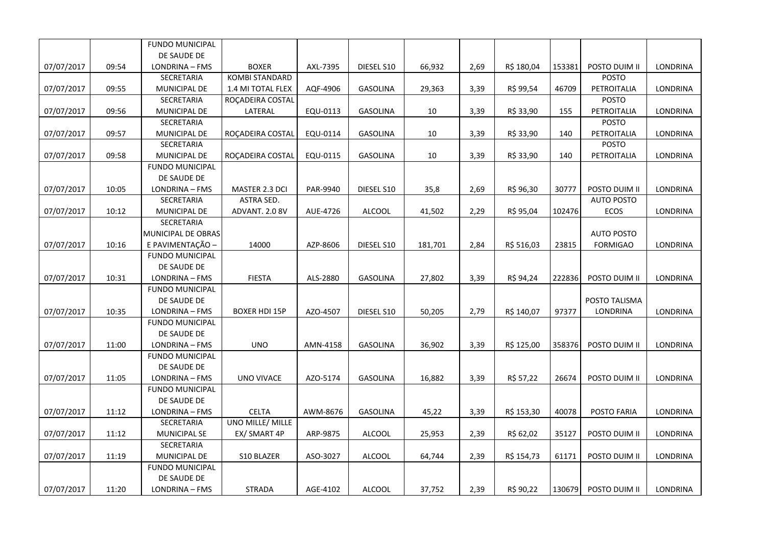| | | | | | | | | | | | |
|---|---|---|---|---|---|---|---|---|---|---|---|
| 07/07/2017 | 09:54 | FUNDO MUNICIPAL DE SAUDE DE LONDRINA – FMS | BOXER | AXL-7395 | DIESEL S10 | 66,932 | 2,69 | R$ 180,04 | 153381 | POSTO DUIM II | LONDRINA |
| 07/07/2017 | 09:55 | SECRETARIA MUNICIPAL DE | KOMBI STANDARD 1.4 MI TOTAL FLEX | AQF-4906 | GASOLINA | 29,363 | 3,39 | R$ 99,54 | 46709 | POSTO PETROITALIA | LONDRINA |
| 07/07/2017 | 09:56 | SECRETARIA MUNICIPAL DE | ROÇADEIRA COSTAL LATERAL | EQU-0113 | GASOLINA | 10 | 3,39 | R$ 33,90 | 155 | POSTO PETROITALIA | LONDRINA |
| 07/07/2017 | 09:57 | SECRETARIA MUNICIPAL DE | ROÇADEIRA COSTAL | EQU-0114 | GASOLINA | 10 | 3,39 | R$ 33,90 | 140 | POSTO PETROITALIA | LONDRINA |
| 07/07/2017 | 09:58 | SECRETARIA MUNICIPAL DE | ROÇADEIRA COSTAL | EQU-0115 | GASOLINA | 10 | 3,39 | R$ 33,90 | 140 | POSTO PETROITALIA | LONDRINA |
| 07/07/2017 | 10:05 | FUNDO MUNICIPAL DE SAUDE DE LONDRINA – FMS | MASTER 2.3 DCI | PAR-9940 | DIESEL S10 | 35,8 | 2,69 | R$ 96,30 | 30777 | POSTO DUIM II | LONDRINA |
| 07/07/2017 | 10:12 | SECRETARIA MUNICIPAL DE | ASTRA SED. ADVANT. 2.0 8V | AUE-4726 | ALCOOL | 41,502 | 2,29 | R$ 95,04 | 102476 | AUTO POSTO ECOS | LONDRINA |
| 07/07/2017 | 10:16 | SECRETARIA MUNICIPAL DE OBRAS E PAVIMENTAÇÃO – | 14000 | AZP-8606 | DIESEL S10 | 181,701 | 2,84 | R$ 516,03 | 23815 | AUTO POSTO FORMIGAO | LONDRINA |
| 07/07/2017 | 10:31 | FUNDO MUNICIPAL DE SAUDE DE LONDRINA – FMS | FIESTA | ALS-2880 | GASOLINA | 27,802 | 3,39 | R$ 94,24 | 222836 | POSTO DUIM II | LONDRINA |
| 07/07/2017 | 10:35 | FUNDO MUNICIPAL DE SAUDE DE LONDRINA – FMS | BOXER HDI 15P | AZO-4507 | DIESEL S10 | 50,205 | 2,79 | R$ 140,07 | 97377 | POSTO TALISMA LONDRINA | LONDRINA |
| 07/07/2017 | 11:00 | FUNDO MUNICIPAL DE SAUDE DE LONDRINA – FMS | UNO | AMN-4158 | GASOLINA | 36,902 | 3,39 | R$ 125,00 | 358376 | POSTO DUIM II | LONDRINA |
| 07/07/2017 | 11:05 | FUNDO MUNICIPAL DE SAUDE DE LONDRINA – FMS | UNO VIVACE | AZO-5174 | GASOLINA | 16,882 | 3,39 | R$ 57,22 | 26674 | POSTO DUIM II | LONDRINA |
| 07/07/2017 | 11:12 | FUNDO MUNICIPAL DE SAUDE DE LONDRINA – FMS | CELTA | AWM-8676 | GASOLINA | 45,22 | 3,39 | R$ 153,30 | 40078 | POSTO FARIA | LONDRINA |
| 07/07/2017 | 11:12 | SECRETARIA MUNICIPAL SE | UNO MILLE/ MILLE EX/ SMART 4P | ARP-9875 | ALCOOL | 25,953 | 2,39 | R$ 62,02 | 35127 | POSTO DUIM II | LONDRINA |
| 07/07/2017 | 11:19 | SECRETARIA MUNICIPAL DE | S10 BLAZER | ASO-3027 | ALCOOL | 64,744 | 2,39 | R$ 154,73 | 61171 | POSTO DUIM II | LONDRINA |
| 07/07/2017 | 11:20 | FUNDO MUNICIPAL DE SAUDE DE LONDRINA – FMS | STRADA | AGE-4102 | ALCOOL | 37,752 | 2,39 | R$ 90,22 | 130679 | POSTO DUIM II | LONDRINA |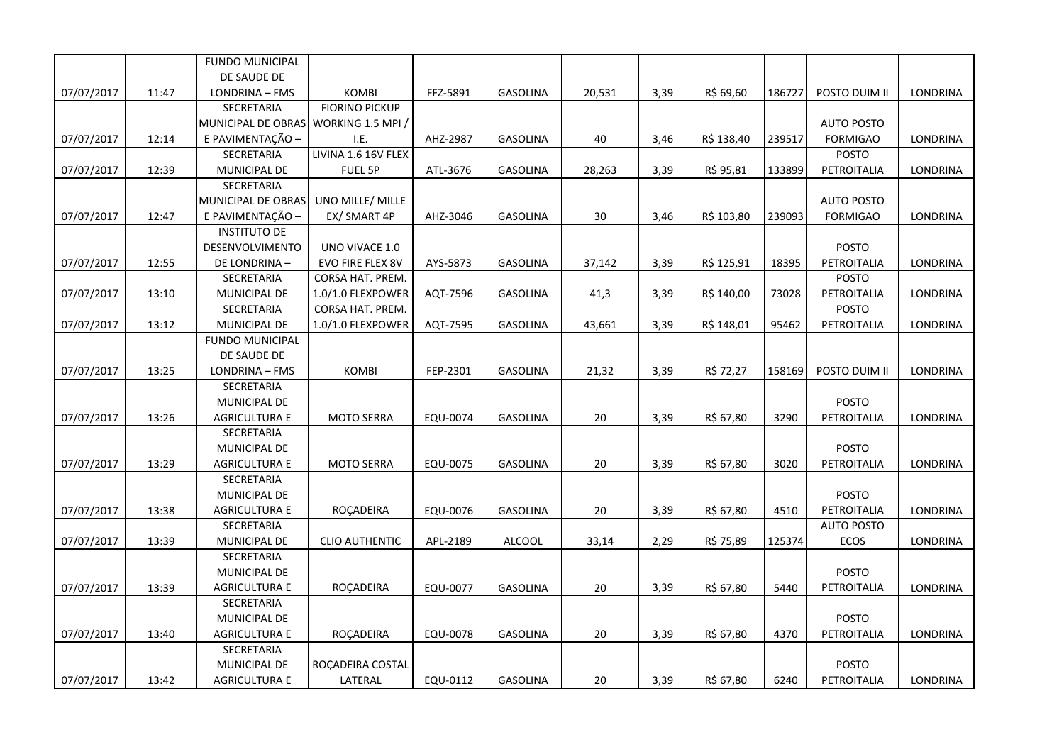| | | | | | | | | | | | |
|---|---|---|---|---|---|---|---|---|---|---|---|
| 07/07/2017 | 11:47 | FUNDO MUNICIPAL DE SAUDE DE LONDRINA – FMS | KOMBI | FFZ-5891 | GASOLINA | 20,531 | 3,39 | R$ 69,60 | 186727 | POSTO DUIM II | LONDRINA |
| 07/07/2017 | 12:14 | SECRETARIA MUNICIPAL DE OBRAS E PAVIMENTAÇÃO – | FIORINO PICKUP WORKING 1.5 MPI / I.E. | AHZ-2987 | GASOLINA | 40 | 3,46 | R$ 138,40 | 239517 | AUTO POSTO FORMIGAO | LONDRINA |
| 07/07/2017 | 12:39 | SECRETARIA MUNICIPAL DE | LIVINA 1.6 16V FLEX FUEL 5P | ATL-3676 | GASOLINA | 28,263 | 3,39 | R$ 95,81 | 133899 | POSTO PETROITALIA | LONDRINA |
| 07/07/2017 | 12:47 | SECRETARIA MUNICIPAL DE OBRAS E PAVIMENTAÇÃO – | UNO MILLE/ MILLE EX/ SMART 4P | AHZ-3046 | GASOLINA | 30 | 3,46 | R$ 103,80 | 239093 | AUTO POSTO FORMIGAO | LONDRINA |
| 07/07/2017 | 12:55 | INSTITUTO DE DESENVOLVIMENTO DE LONDRINA – | UNO VIVACE 1.0 EVO FIRE FLEX 8V | AYS-5873 | GASOLINA | 37,142 | 3,39 | R$ 125,91 | 18395 | POSTO PETROITALIA | LONDRINA |
| 07/07/2017 | 13:10 | SECRETARIA MUNICIPAL DE | CORSA HAT. PREM. 1.0/1.0 FLEXPOWER | AQT-7596 | GASOLINA | 41,3 | 3,39 | R$ 140,00 | 73028 | POSTO PETROITALIA | LONDRINA |
| 07/07/2017 | 13:12 | SECRETARIA MUNICIPAL DE | CORSA HAT. PREM. 1.0/1.0 FLEXPOWER | AQT-7595 | GASOLINA | 43,661 | 3,39 | R$ 148,01 | 95462 | POSTO PETROITALIA | LONDRINA |
| 07/07/2017 | 13:25 | FUNDO MUNICIPAL DE SAUDE DE LONDRINA – FMS | KOMBI | FEP-2301 | GASOLINA | 21,32 | 3,39 | R$ 72,27 | 158169 | POSTO DUIM II | LONDRINA |
| 07/07/2017 | 13:26 | SECRETARIA MUNICIPAL DE AGRICULTURA E | MOTO SERRA | EQU-0074 | GASOLINA | 20 | 3,39 | R$ 67,80 | 3290 | POSTO PETROITALIA | LONDRINA |
| 07/07/2017 | 13:29 | SECRETARIA MUNICIPAL DE AGRICULTURA E | MOTO SERRA | EQU-0075 | GASOLINA | 20 | 3,39 | R$ 67,80 | 3020 | POSTO PETROITALIA | LONDRINA |
| 07/07/2017 | 13:38 | SECRETARIA MUNICIPAL DE AGRICULTURA E | ROÇADEIRA | EQU-0076 | GASOLINA | 20 | 3,39 | R$ 67,80 | 4510 | POSTO PETROITALIA | LONDRINA |
| 07/07/2017 | 13:39 | SECRETARIA MUNICIPAL DE | CLIO AUTHENTIC | APL-2189 | ALCOOL | 33,14 | 2,29 | R$ 75,89 | 125374 | AUTO POSTO ECOS | LONDRINA |
| 07/07/2017 | 13:39 | SECRETARIA MUNICIPAL DE AGRICULTURA E | ROÇADEIRA | EQU-0077 | GASOLINA | 20 | 3,39 | R$ 67,80 | 5440 | POSTO PETROITALIA | LONDRINA |
| 07/07/2017 | 13:40 | SECRETARIA MUNICIPAL DE AGRICULTURA E | ROÇADEIRA | EQU-0078 | GASOLINA | 20 | 3,39 | R$ 67,80 | 4370 | POSTO PETROITALIA | LONDRINA |
| 07/07/2017 | 13:42 | SECRETARIA MUNICIPAL DE AGRICULTURA E | ROÇADEIRA COSTAL LATERAL | EQU-0112 | GASOLINA | 20 | 3,39 | R$ 67,80 | 6240 | POSTO PETROITALIA | LONDRINA |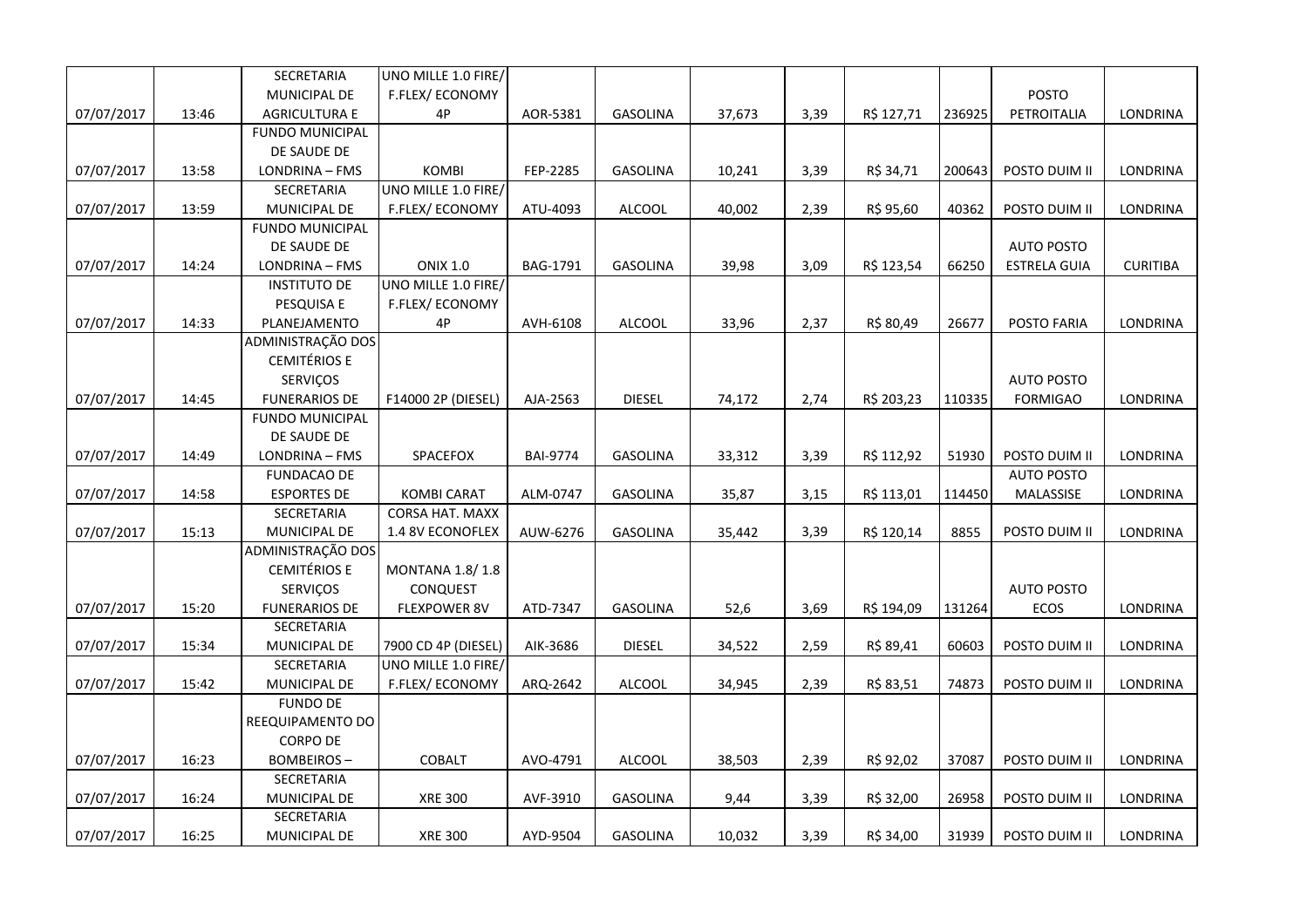| | | | | | | | | | | | |
|---|---|---|---|---|---|---|---|---|---|---|---|
| 07/07/2017 | 13:46 | SECRETARIA MUNICIPAL DE AGRICULTURA E | UNO MILLE 1.0 FIRE/ F.FLEX/ ECONOMY 4P | AOR-5381 | GASOLINA | 37,673 | 3,39 | R$ 127,71 | 236925 | POSTO PETROITALIA | LONDRINA |
| 07/07/2017 | 13:58 | FUNDO MUNICIPAL DE SAUDE DE LONDRINA – FMS | KOMBI | FEP-2285 | GASOLINA | 10,241 | 3,39 | R$ 34,71 | 200643 | POSTO DUIM II | LONDRINA |
| 07/07/2017 | 13:59 | SECRETARIA MUNICIPAL DE | UNO MILLE 1.0 FIRE/ F.FLEX/ ECONOMY | ATU-4093 | ALCOOL | 40,002 | 2,39 | R$ 95,60 | 40362 | POSTO DUIM II | LONDRINA |
| 07/07/2017 | 14:24 | FUNDO MUNICIPAL DE SAUDE DE LONDRINA – FMS | ONIX 1.0 | BAG-1791 | GASOLINA | 39,98 | 3,09 | R$ 123,54 | 66250 | AUTO POSTO ESTRELA GUIA | CURITIBA |
| 07/07/2017 | 14:33 | INSTITUTO DE PESQUISA E PLANEJAMENTO | UNO MILLE 1.0 FIRE/ F.FLEX/ ECONOMY 4P | AVH-6108 | ALCOOL | 33,96 | 2,37 | R$ 80,49 | 26677 | POSTO FARIA | LONDRINA |
| 07/07/2017 | 14:45 | ADMINISTRAÇÃO DOS CEMITÉRIOS E SERVIÇOS FUNERARIOS DE | F14000 2P (DIESEL) | AJA-2563 | DIESEL | 74,172 | 2,74 | R$ 203,23 | 110335 | AUTO POSTO FORMIGAO | LONDRINA |
| 07/07/2017 | 14:49 | FUNDO MUNICIPAL DE SAUDE DE LONDRINA – FMS | SPACEFOX | BAI-9774 | GASOLINA | 33,312 | 3,39 | R$ 112,92 | 51930 | POSTO DUIM II | LONDRINA |
| 07/07/2017 | 14:58 | FUNDACAO DE ESPORTES DE | KOMBI CARAT | ALM-0747 | GASOLINA | 35,87 | 3,15 | R$ 113,01 | 114450 | AUTO POSTO MALASSISE | LONDRINA |
| 07/07/2017 | 15:13 | SECRETARIA MUNICIPAL DE | CORSA HAT. MAXX 1.4 8V ECONOFLEX | AUW-6276 | GASOLINA | 35,442 | 3,39 | R$ 120,14 | 8855 | POSTO DUIM II | LONDRINA |
| 07/07/2017 | 15:20 | ADMINISTRAÇÃO DOS CEMITÉRIOS E SERVIÇOS FUNERARIOS DE | MONTANA 1.8/ 1.8 CONQUEST FLEXPOWER 8V | ATD-7347 | GASOLINA | 52,6 | 3,69 | R$ 194,09 | 131264 | AUTO POSTO ECOS | LONDRINA |
| 07/07/2017 | 15:34 | SECRETARIA MUNICIPAL DE | 7900 CD 4P (DIESEL) | AIK-3686 | DIESEL | 34,522 | 2,59 | R$ 89,41 | 60603 | POSTO DUIM II | LONDRINA |
| 07/07/2017 | 15:42 | SECRETARIA MUNICIPAL DE | UNO MILLE 1.0 FIRE/ F.FLEX/ ECONOMY | ARQ-2642 | ALCOOL | 34,945 | 2,39 | R$ 83,51 | 74873 | POSTO DUIM II | LONDRINA |
| 07/07/2017 | 16:23 | FUNDO DE REEQUIPAMENTO DO CORPO DE BOMBEIROS – | COBALT | AVO-4791 | ALCOOL | 38,503 | 2,39 | R$ 92,02 | 37087 | POSTO DUIM II | LONDRINA |
| 07/07/2017 | 16:24 | SECRETARIA MUNICIPAL DE | XRE 300 | AVF-3910 | GASOLINA | 9,44 | 3,39 | R$ 32,00 | 26958 | POSTO DUIM II | LONDRINA |
| 07/07/2017 | 16:25 | SECRETARIA MUNICIPAL DE | XRE 300 | AYD-9504 | GASOLINA | 10,032 | 3,39 | R$ 34,00 | 31939 | POSTO DUIM II | LONDRINA |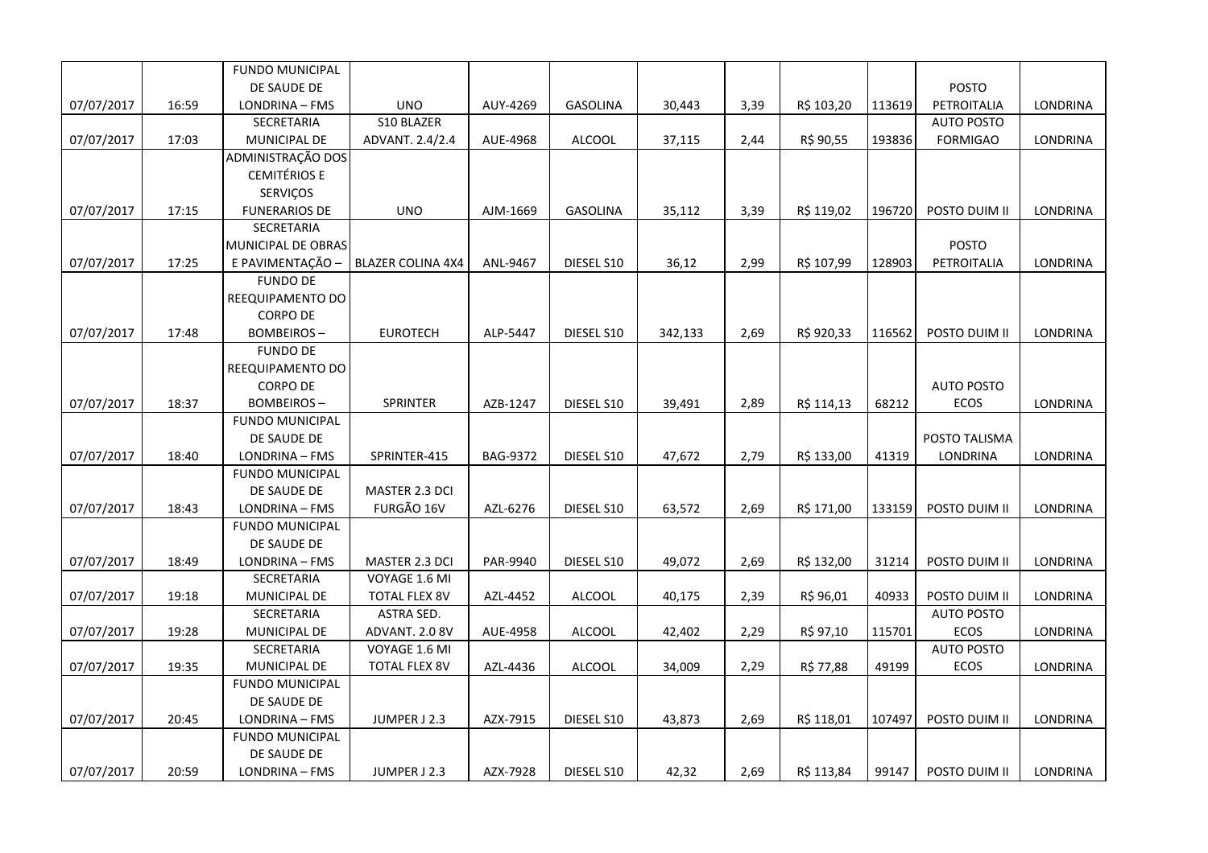| | | | | | | | | | | | |
|---|---|---|---|---|---|---|---|---|---|---|---|
| 07/07/2017 | 16:59 | FUNDO MUNICIPAL DE SAUDE DE LONDRINA – FMS | UNO | AUY-4269 | GASOLINA | 30,443 | 3,39 | R$ 103,20 | 113619 | POSTO PETROITALIA | LONDRINA |
| 07/07/2017 | 17:03 | SECRETARIA MUNICIPAL DE | S10 BLAZER ADVANT. 2.4/2.4 | AUE-4968 | ALCOOL | 37,115 | 2,44 | R$ 90,55 | 193836 | AUTO POSTO FORMIGAO | LONDRINA |
| 07/07/2017 | 17:15 | ADMINISTRAÇÃO DOS CEMITÉRIOS E SERVIÇOS FUNERARIOS DE | UNO | AJM-1669 | GASOLINA | 35,112 | 3,39 | R$ 119,02 | 196720 | POSTO DUIM II | LONDRINA |
| 07/07/2017 | 17:25 | SECRETARIA MUNICIPAL DE OBRAS E PAVIMENTAÇÃO – | BLAZER COLINA 4X4 | ANL-9467 | DIESEL S10 | 36,12 | 2,99 | R$ 107,99 | 128903 | POSTO PETROITALIA | LONDRINA |
| 07/07/2017 | 17:48 | FUNDO DE REEQUIPAMENTO DO CORPO DE BOMBEIROS – | EUROTECH | ALP-5447 | DIESEL S10 | 342,133 | 2,69 | R$ 920,33 | 116562 | POSTO DUIM II | LONDRINA |
| 07/07/2017 | 18:37 | FUNDO DE REEQUIPAMENTO DO CORPO DE BOMBEIROS – | SPRINTER | AZB-1247 | DIESEL S10 | 39,491 | 2,89 | R$ 114,13 | 68212 | AUTO POSTO ECOS | LONDRINA |
| 07/07/2017 | 18:40 | FUNDO MUNICIPAL DE SAUDE DE LONDRINA – FMS | SPRINTER-415 | BAG-9372 | DIESEL S10 | 47,672 | 2,79 | R$ 133,00 | 41319 | POSTO TALISMA LONDRINA | LONDRINA |
| 07/07/2017 | 18:43 | FUNDO MUNICIPAL DE SAUDE DE LONDRINA – FMS | MASTER 2.3 DCI FURGÃO 16V | AZL-6276 | DIESEL S10 | 63,572 | 2,69 | R$ 171,00 | 133159 | POSTO DUIM II | LONDRINA |
| 07/07/2017 | 18:49 | FUNDO MUNICIPAL DE SAUDE DE LONDRINA – FMS | MASTER 2.3 DCI | PAR-9940 | DIESEL S10 | 49,072 | 2,69 | R$ 132,00 | 31214 | POSTO DUIM II | LONDRINA |
| 07/07/2017 | 19:18 | SECRETARIA MUNICIPAL DE | VOYAGE 1.6 MI TOTAL FLEX 8V | AZL-4452 | ALCOOL | 40,175 | 2,39 | R$ 96,01 | 40933 | POSTO DUIM II | LONDRINA |
| 07/07/2017 | 19:28 | SECRETARIA MUNICIPAL DE | ASTRA SED. ADVANT. 2.0 8V | AUE-4958 | ALCOOL | 42,402 | 2,29 | R$ 97,10 | 115701 | AUTO POSTO ECOS | LONDRINA |
| 07/07/2017 | 19:35 | SECRETARIA MUNICIPAL DE | VOYAGE 1.6 MI TOTAL FLEX 8V | AZL-4436 | ALCOOL | 34,009 | 2,29 | R$ 77,88 | 49199 | AUTO POSTO ECOS | LONDRINA |
| 07/07/2017 | 20:45 | FUNDO MUNICIPAL DE SAUDE DE LONDRINA – FMS | JUMPER J 2.3 | AZX-7915 | DIESEL S10 | 43,873 | 2,69 | R$ 118,01 | 107497 | POSTO DUIM II | LONDRINA |
| 07/07/2017 | 20:59 | FUNDO MUNICIPAL DE SAUDE DE LONDRINA – FMS | JUMPER J 2.3 | AZX-7928 | DIESEL S10 | 42,32 | 2,69 | R$ 113,84 | 99147 | POSTO DUIM II | LONDRINA |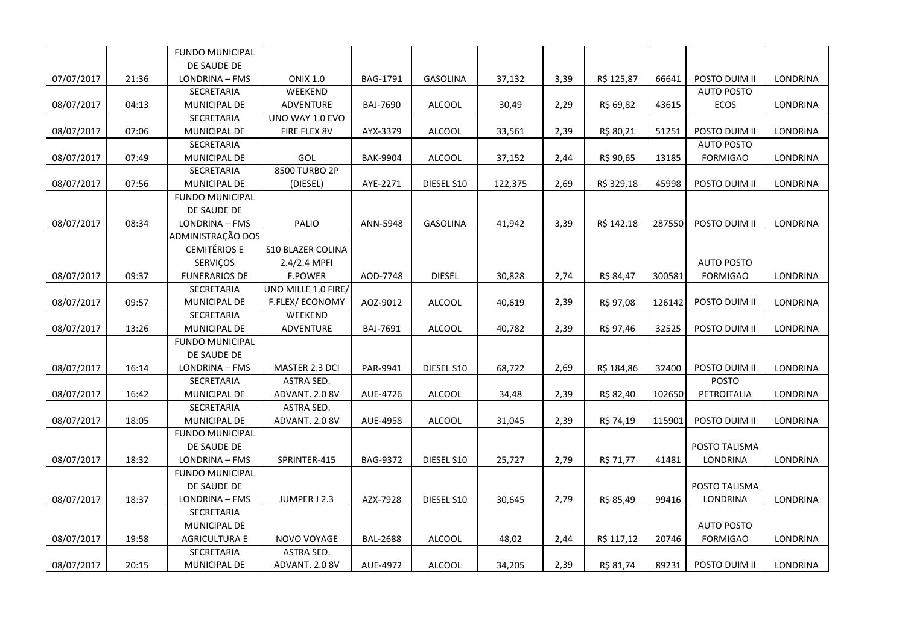| | | | | | | | | | | | |
|---|---|---|---|---|---|---|---|---|---|---|---|
| 07/07/2017 | 21:36 | FUNDO MUNICIPAL DE SAUDE DE LONDRINA – FMS | ONIX 1.0 | BAG-1791 | GASOLINA | 37,132 | 3,39 | R$ 125,87 | 66641 | POSTO DUIM II | LONDRINA |
| 08/07/2017 | 04:13 | SECRETARIA MUNICIPAL DE | WEEKEND ADVENTURE | BAJ-7690 | ALCOOL | 30,49 | 2,29 | R$ 69,82 | 43615 | AUTO POSTO ECOS | LONDRINA |
| 08/07/2017 | 07:06 | SECRETARIA MUNICIPAL DE | UNO WAY 1.0 EVO FIRE FLEX 8V | AYX-3379 | ALCOOL | 33,561 | 2,39 | R$ 80,21 | 51251 | POSTO DUIM II | LONDRINA |
| 08/07/2017 | 07:49 | SECRETARIA MUNICIPAL DE | GOL | BAK-9904 | ALCOOL | 37,152 | 2,44 | R$ 90,65 | 13185 | AUTO POSTO FORMIGAO | LONDRINA |
| 08/07/2017 | 07:56 | SECRETARIA MUNICIPAL DE | 8500 TURBO 2P (DIESEL) | AYE-2271 | DIESEL S10 | 122,375 | 2,69 | R$ 329,18 | 45998 | POSTO DUIM II | LONDRINA |
| 08/07/2017 | 08:34 | FUNDO MUNICIPAL DE SAUDE DE LONDRINA – FMS | PALIO | ANN-5948 | GASOLINA | 41,942 | 3,39 | R$ 142,18 | 287550 | POSTO DUIM II | LONDRINA |
| 08/07/2017 | 09:37 | ADMINISTRAÇÃO DOS CEMITÉRIOS E SERVIÇOS FUNERARIOS DE | S10 BLAZER COLINA 2.4/2.4 MPFI F.POWER | AOD-7748 | DIESEL | 30,828 | 2,74 | R$ 84,47 | 300581 | AUTO POSTO FORMIGAO | LONDRINA |
| 08/07/2017 | 09:57 | SECRETARIA MUNICIPAL DE | UNO MILLE 1.0 FIRE/ F.FLEX/ ECONOMY | AOZ-9012 | ALCOOL | 40,619 | 2,39 | R$ 97,08 | 126142 | POSTO DUIM II | LONDRINA |
| 08/07/2017 | 13:26 | SECRETARIA MUNICIPAL DE | WEEKEND ADVENTURE | BAJ-7691 | ALCOOL | 40,782 | 2,39 | R$ 97,46 | 32525 | POSTO DUIM II | LONDRINA |
| 08/07/2017 | 16:14 | FUNDO MUNICIPAL DE SAUDE DE LONDRINA – FMS | MASTER 2.3 DCI | PAR-9941 | DIESEL S10 | 68,722 | 2,69 | R$ 184,86 | 32400 | POSTO DUIM II | LONDRINA |
| 08/07/2017 | 16:42 | SECRETARIA MUNICIPAL DE | ASTRA SED. ADVANT. 2.0 8V | AUE-4726 | ALCOOL | 34,48 | 2,39 | R$ 82,40 | 102650 | POSTO PETROITALIA | LONDRINA |
| 08/07/2017 | 18:05 | SECRETARIA MUNICIPAL DE | ASTRA SED. ADVANT. 2.0 8V | AUE-4958 | ALCOOL | 31,045 | 2,39 | R$ 74,19 | 115901 | POSTO DUIM II | LONDRINA |
| 08/07/2017 | 18:32 | FUNDO MUNICIPAL DE SAUDE DE LONDRINA – FMS | SPRINTER-415 | BAG-9372 | DIESEL S10 | 25,727 | 2,79 | R$ 71,77 | 41481 | POSTO TALISMA LONDRINA | LONDRINA |
| 08/07/2017 | 18:37 | FUNDO MUNICIPAL DE SAUDE DE LONDRINA – FMS | JUMPER J 2.3 | AZX-7928 | DIESEL S10 | 30,645 | 2,79 | R$ 85,49 | 99416 | POSTO TALISMA LONDRINA | LONDRINA |
| 08/07/2017 | 19:58 | SECRETARIA MUNICIPAL DE AGRICULTURA E | NOVO VOYAGE | BAL-2688 | ALCOOL | 48,02 | 2,44 | R$ 117,12 | 20746 | AUTO POSTO FORMIGAO | LONDRINA |
| 08/07/2017 | 20:15 | SECRETARIA MUNICIPAL DE | ASTRA SED. ADVANT. 2.0 8V | AUE-4972 | ALCOOL | 34,205 | 2,39 | R$ 81,74 | 89231 | POSTO DUIM II | LONDRINA |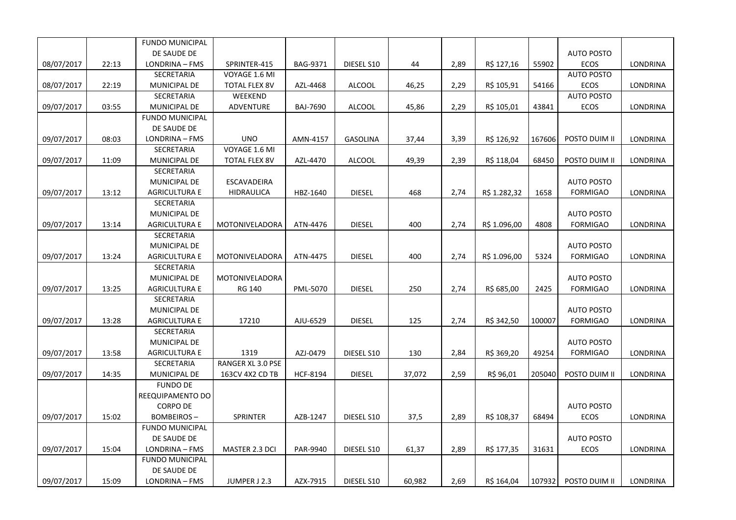|  |  |  |  |  |  |  |  |  |  |  |  |
|---|---|---|---|---|---|---|---|---|---|---|---|
| 08/07/2017 | 22:13 | FUNDO MUNICIPAL DE SAUDE DE LONDRINA – FMS | SPRINTER-415 | BAG-9371 | DIESEL S10 | 44 | 2,89 | R$ 127,16 | 55902 | AUTO POSTO ECOS | LONDRINA |
| 08/07/2017 | 22:19 | SECRETARIA MUNICIPAL DE | VOYAGE 1.6 MI TOTAL FLEX 8V | AZL-4468 | ALCOOL | 46,25 | 2,29 | R$ 105,91 | 54166 | AUTO POSTO ECOS | LONDRINA |
| 09/07/2017 | 03:55 | SECRETARIA MUNICIPAL DE | WEEKEND ADVENTURE | BAJ-7690 | ALCOOL | 45,86 | 2,29 | R$ 105,01 | 43841 | AUTO POSTO ECOS | LONDRINA |
| 09/07/2017 | 08:03 | FUNDO MUNICIPAL DE SAUDE DE LONDRINA – FMS | UNO | AMN-4157 | GASOLINA | 37,44 | 3,39 | R$ 126,92 | 167606 | POSTO DUIM II | LONDRINA |
| 09/07/2017 | 11:09 | SECRETARIA MUNICIPAL DE | VOYAGE 1.6 MI TOTAL FLEX 8V | AZL-4470 | ALCOOL | 49,39 | 2,39 | R$ 118,04 | 68450 | POSTO DUIM II | LONDRINA |
| 09/07/2017 | 13:12 | SECRETARIA MUNICIPAL DE AGRICULTURA E | ESCAVADEIRA HIDRAULICA | HBZ-1640 | DIESEL | 468 | 2,74 | R$ 1.282,32 | 1658 | AUTO POSTO FORMIGAO | LONDRINA |
| 09/07/2017 | 13:14 | SECRETARIA MUNICIPAL DE AGRICULTURA E | MOTONIVELADORA | ATN-4476 | DIESEL | 400 | 2,74 | R$ 1.096,00 | 4808 | AUTO POSTO FORMIGAO | LONDRINA |
| 09/07/2017 | 13:24 | SECRETARIA MUNICIPAL DE AGRICULTURA E | MOTONIVELADORA | ATN-4475 | DIESEL | 400 | 2,74 | R$ 1.096,00 | 5324 | AUTO POSTO FORMIGAO | LONDRINA |
| 09/07/2017 | 13:25 | SECRETARIA MUNICIPAL DE AGRICULTURA E | MOTONIVELADORA RG 140 | PML-5070 | DIESEL | 250 | 2,74 | R$ 685,00 | 2425 | AUTO POSTO FORMIGAO | LONDRINA |
| 09/07/2017 | 13:28 | SECRETARIA MUNICIPAL DE AGRICULTURA E | 17210 | AJU-6529 | DIESEL | 125 | 2,74 | R$ 342,50 | 100007 | AUTO POSTO FORMIGAO | LONDRINA |
| 09/07/2017 | 13:58 | SECRETARIA MUNICIPAL DE AGRICULTURA E | 1319 | AZJ-0479 | DIESEL S10 | 130 | 2,84 | R$ 369,20 | 49254 | AUTO POSTO FORMIGAO | LONDRINA |
| 09/07/2017 | 14:35 | SECRETARIA MUNICIPAL DE | RANGER XL 3.0 PSE 163CV 4X2 CD TB | HCF-8194 | DIESEL | 37,072 | 2,59 | R$ 96,01 | 205040 | POSTO DUIM II | LONDRINA |
| 09/07/2017 | 15:02 | FUNDO DE REEQUIPAMENTO DO CORPO DE BOMBEIROS – | SPRINTER | AZB-1247 | DIESEL S10 | 37,5 | 2,89 | R$ 108,37 | 68494 | AUTO POSTO ECOS | LONDRINA |
| 09/07/2017 | 15:04 | FUNDO MUNICIPAL DE SAUDE DE LONDRINA – FMS | MASTER 2.3 DCI | PAR-9940 | DIESEL S10 | 61,37 | 2,89 | R$ 177,35 | 31631 | AUTO POSTO ECOS | LONDRINA |
| 09/07/2017 | 15:09 | FUNDO MUNICIPAL DE SAUDE DE LONDRINA – FMS | JUMPER J 2.3 | AZX-7915 | DIESEL S10 | 60,982 | 2,69 | R$ 164,04 | 107932 | POSTO DUIM II | LONDRINA |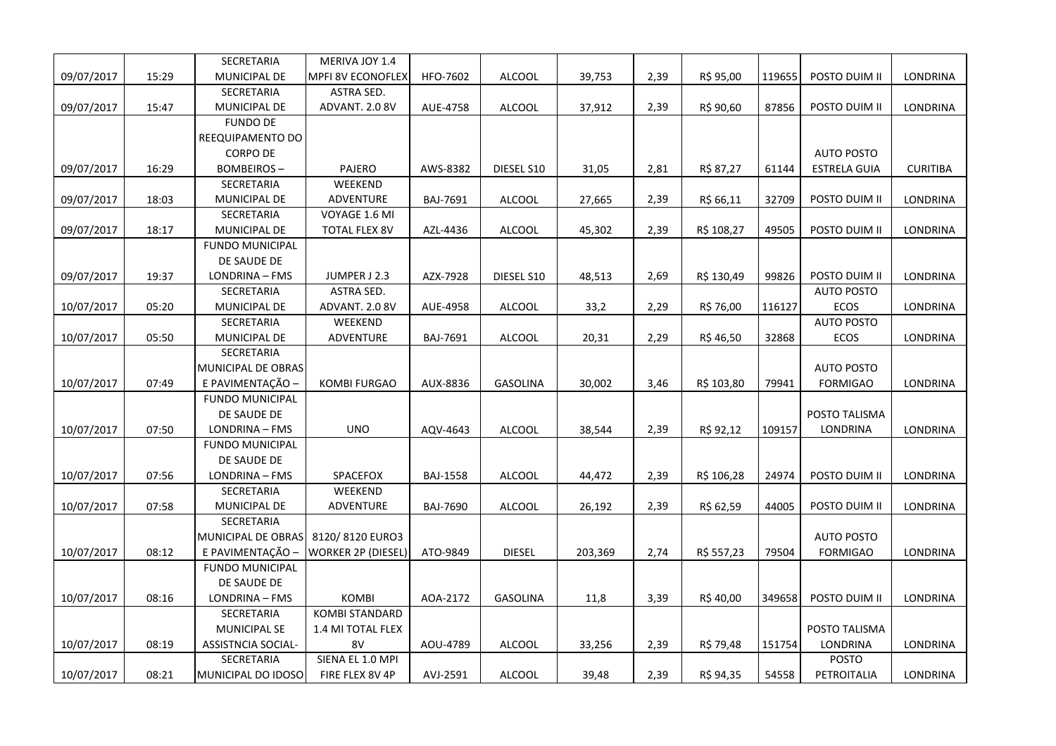| | | | | | | | | | | | |
|---|---|---|---|---|---|---|---|---|---|---|---|
| 09/07/2017 | 15:29 | SECRETARIA MUNICIPAL DE | MERIVA JOY 1.4 MPFI 8V ECONOFLEX | HFO-7602 | ALCOOL | 39,753 | 2,39 | R$ 95,00 | 119655 | POSTO DUIM II | LONDRINA |
| 09/07/2017 | 15:47 | SECRETARIA MUNICIPAL DE | ASTRA SED. ADVANT. 2.0 8V | AUE-4758 | ALCOOL | 37,912 | 2,39 | R$ 90,60 | 87856 | POSTO DUIM II | LONDRINA |
| 09/07/2017 | 16:29 | FUNDO DE REEQUIPAMENTO DO CORPO DE BOMBEIROS – | PAJERO | AWS-8382 | DIESEL S10 | 31,05 | 2,81 | R$ 87,27 | 61144 | AUTO POSTO ESTRELA GUIA | CURITIBA |
| 09/07/2017 | 18:03 | SECRETARIA MUNICIPAL DE | WEEKEND ADVENTURE | BAJ-7691 | ALCOOL | 27,665 | 2,39 | R$ 66,11 | 32709 | POSTO DUIM II | LONDRINA |
| 09/07/2017 | 18:17 | SECRETARIA MUNICIPAL DE | VOYAGE 1.6 MI TOTAL FLEX 8V | AZL-4436 | ALCOOL | 45,302 | 2,39 | R$ 108,27 | 49505 | POSTO DUIM II | LONDRINA |
| 09/07/2017 | 19:37 | FUNDO MUNICIPAL DE SAUDE DE LONDRINA – FMS | JUMPER J 2.3 | AZX-7928 | DIESEL S10 | 48,513 | 2,69 | R$ 130,49 | 99826 | POSTO DUIM II | LONDRINA |
| 10/07/2017 | 05:20 | SECRETARIA MUNICIPAL DE | ASTRA SED. ADVANT. 2.0 8V | AUE-4958 | ALCOOL | 33,2 | 2,29 | R$ 76,00 | 116127 | AUTO POSTO ECOS | LONDRINA |
| 10/07/2017 | 05:50 | SECRETARIA MUNICIPAL DE | WEEKEND ADVENTURE | BAJ-7691 | ALCOOL | 20,31 | 2,29 | R$ 46,50 | 32868 | AUTO POSTO ECOS | LONDRINA |
| 10/07/2017 | 07:49 | SECRETARIA MUNICIPAL DE OBRAS E PAVIMENTAÇÃO – | KOMBI FURGAO | AUX-8836 | GASOLINA | 30,002 | 3,46 | R$ 103,80 | 79941 | AUTO POSTO FORMIGAO | LONDRINA |
| 10/07/2017 | 07:50 | FUNDO MUNICIPAL DE SAUDE DE LONDRINA – FMS | UNO | AQV-4643 | ALCOOL | 38,544 | 2,39 | R$ 92,12 | 109157 | POSTO TALISMA LONDRINA | LONDRINA |
| 10/07/2017 | 07:56 | FUNDO MUNICIPAL DE SAUDE DE LONDRINA – FMS | SPACEFOX | BAJ-1558 | ALCOOL | 44,472 | 2,39 | R$ 106,28 | 24974 | POSTO DUIM II | LONDRINA |
| 10/07/2017 | 07:58 | SECRETARIA MUNICIPAL DE | WEEKEND ADVENTURE | BAJ-7690 | ALCOOL | 26,192 | 2,39 | R$ 62,59 | 44005 | POSTO DUIM II | LONDRINA |
| 10/07/2017 | 08:12 | SECRETARIA MUNICIPAL DE OBRAS E PAVIMENTAÇÃO – | 8120/ 8120 EURO3 WORKER 2P (DIESEL) | ATO-9849 | DIESEL | 203,369 | 2,74 | R$ 557,23 | 79504 | AUTO POSTO FORMIGAO | LONDRINA |
| 10/07/2017 | 08:16 | FUNDO MUNICIPAL DE SAUDE DE LONDRINA – FMS | KOMBI | AOA-2172 | GASOLINA | 11,8 | 3,39 | R$ 40,00 | 349658 | POSTO DUIM II | LONDRINA |
| 10/07/2017 | 08:19 | SECRETARIA MUNICIPAL SE ASSISTNCIA SOCIAL- | KOMBI STANDARD 1.4 MI TOTAL FLEX 8V | AOU-4789 | ALCOOL | 33,256 | 2,39 | R$ 79,48 | 151754 | POSTO TALISMA LONDRINA | LONDRINA |
| 10/07/2017 | 08:21 | SECRETARIA MUNICIPAL DO IDOSO | SIENA EL 1.0 MPI FIRE FLEX 8V 4P | AVJ-2591 | ALCOOL | 39,48 | 2,39 | R$ 94,35 | 54558 | POSTO PETROITALIA | LONDRINA |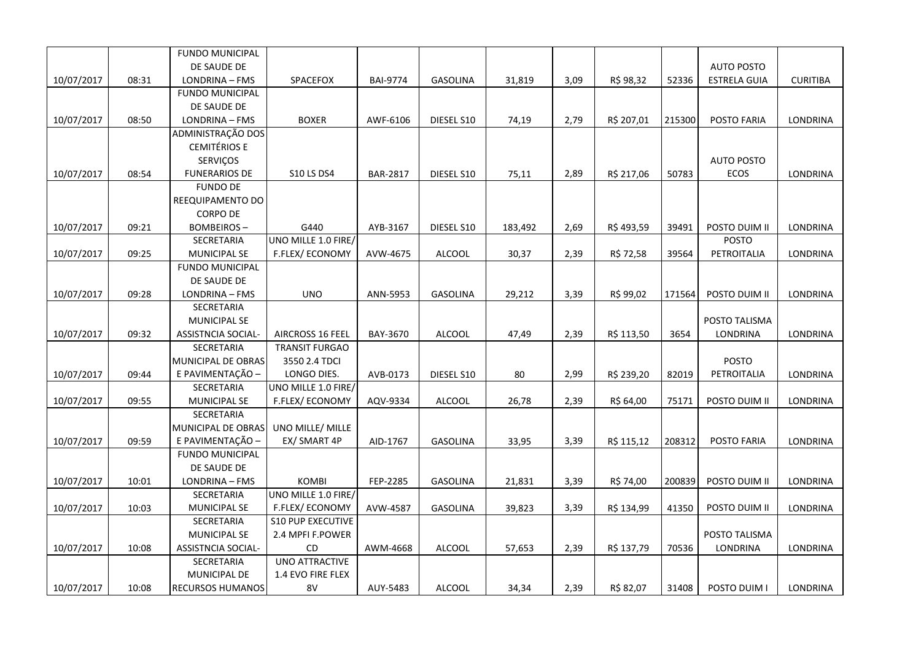| | | | | | | | | | | | |
|---|---|---|---|---|---|---|---|---|---|---|---|
| 10/07/2017 | 08:31 | FUNDO MUNICIPAL DE SAUDE DE LONDRINA – FMS | SPACEFOX | BAI-9774 | GASOLINA | 31,819 | 3,09 | R$ 98,32 | 52336 | AUTO POSTO ESTRELA GUIA | CURITIBA |
| 10/07/2017 | 08:50 | FUNDO MUNICIPAL DE SAUDE DE LONDRINA – FMS | BOXER | AWF-6106 | DIESEL S10 | 74,19 | 2,79 | R$ 207,01 | 215300 | POSTO FARIA | LONDRINA |
| 10/07/2017 | 08:54 | ADMINISTRAÇÃO DOS CEMITÉRIOS E SERVIÇOS FUNERARIOS DE | S10 LS DS4 | BAR-2817 | DIESEL S10 | 75,11 | 2,89 | R$ 217,06 | 50783 | AUTO POSTO ECOS | LONDRINA |
| 10/07/2017 | 09:21 | FUNDO DE REEQUIPAMENTO DO CORPO DE BOMBEIROS – | G440 | AYB-3167 | DIESEL S10 | 183,492 | 2,69 | R$ 493,59 | 39491 | POSTO DUIM II | LONDRINA |
| 10/07/2017 | 09:25 | SECRETARIA MUNICIPAL SE | UNO MILLE 1.0 FIRE/ F.FLEX/ ECONOMY | AVW-4675 | ALCOOL | 30,37 | 2,39 | R$ 72,58 | 39564 | POSTO PETROITALIA | LONDRINA |
| 10/07/2017 | 09:28 | FUNDO MUNICIPAL DE SAUDE DE LONDRINA – FMS | UNO | ANN-5953 | GASOLINA | 29,212 | 3,39 | R$ 99,02 | 171564 | POSTO DUIM II | LONDRINA |
| 10/07/2017 | 09:32 | SECRETARIA MUNICIPAL SE ASSISTNCIA SOCIAL- | AIRCROSS 16 FEEL | BAY-3670 | ALCOOL | 47,49 | 2,39 | R$ 113,50 | 3654 | POSTO TALISMA LONDRINA | LONDRINA |
| 10/07/2017 | 09:44 | SECRETARIA MUNICIPAL DE OBRAS E PAVIMENTAÇÃO – | TRANSIT FURGAO 3550 2.4 TDCI LONGO DIES. | AVB-0173 | DIESEL S10 | 80 | 2,99 | R$ 239,20 | 82019 | POSTO PETROITALIA | LONDRINA |
| 10/07/2017 | 09:55 | SECRETARIA MUNICIPAL SE | UNO MILLE 1.0 FIRE/ F.FLEX/ ECONOMY | AQV-9334 | ALCOOL | 26,78 | 2,39 | R$ 64,00 | 75171 | POSTO DUIM II | LONDRINA |
| 10/07/2017 | 09:59 | SECRETARIA MUNICIPAL DE OBRAS E PAVIMENTAÇÃO – | UNO MILLE/ MILLE EX/ SMART 4P | AID-1767 | GASOLINA | 33,95 | 3,39 | R$ 115,12 | 208312 | POSTO FARIA | LONDRINA |
| 10/07/2017 | 10:01 | FUNDO MUNICIPAL DE SAUDE DE LONDRINA – FMS | KOMBI | FEP-2285 | GASOLINA | 21,831 | 3,39 | R$ 74,00 | 200839 | POSTO DUIM II | LONDRINA |
| 10/07/2017 | 10:03 | SECRETARIA MUNICIPAL SE | UNO MILLE 1.0 FIRE/ F.FLEX/ ECONOMY | AVW-4587 | GASOLINA | 39,823 | 3,39 | R$ 134,99 | 41350 | POSTO DUIM II | LONDRINA |
| 10/07/2017 | 10:08 | SECRETARIA MUNICIPAL SE ASSISTNCIA SOCIAL- | S10 PUP EXECUTIVE 2.4 MPFI F.POWER CD | AWM-4668 | ALCOOL | 57,653 | 2,39 | R$ 137,79 | 70536 | POSTO TALISMA LONDRINA | LONDRINA |
| 10/07/2017 | 10:08 | SECRETARIA MUNICIPAL DE RECURSOS HUMANOS | UNO ATTRACTIVE 1.4 EVO FIRE FLEX 8V | AUY-5483 | ALCOOL | 34,34 | 2,39 | R$ 82,07 | 31408 | POSTO DUIM I | LONDRINA |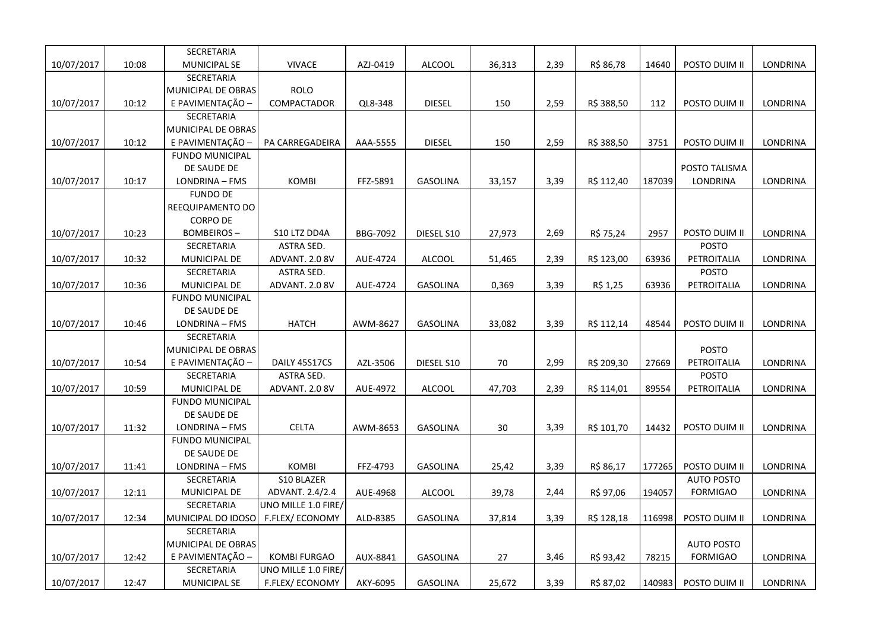| | | | | | | | | | | | |
|---|---|---|---|---|---|---|---|---|---|---|---|
| 10/07/2017 | 10:08 | SECRETARIA MUNICIPAL SE | VIVACE | AZJ-0419 | ALCOOL | 36,313 | 2,39 | R$ 86,78 | 14640 | POSTO DUIM II | LONDRINA |
| 10/07/2017 | 10:12 | SECRETARIA MUNICIPAL DE OBRAS E PAVIMENTAÇÃO – | ROLO COMPACTADOR | QL8-348 | DIESEL | 150 | 2,59 | R$ 388,50 | 112 | POSTO DUIM II | LONDRINA |
| 10/07/2017 | 10:12 | SECRETARIA MUNICIPAL DE OBRAS E PAVIMENTAÇÃO – | PA CARREGADEIRA | AAA-5555 | DIESEL | 150 | 2,59 | R$ 388,50 | 3751 | POSTO DUIM II | LONDRINA |
| 10/07/2017 | 10:17 | FUNDO MUNICIPAL DE SAUDE DE LONDRINA – FMS | KOMBI | FFZ-5891 | GASOLINA | 33,157 | 3,39 | R$ 112,40 | 187039 | POSTO TALISMA LONDRINA | LONDRINA |
| 10/07/2017 | 10:23 | FUNDO DE REEQUIPAMENTO DO CORPO DE BOMBEIROS – | S10 LTZ DD4A | BBG-7092 | DIESEL S10 | 27,973 | 2,69 | R$ 75,24 | 2957 | POSTO DUIM II | LONDRINA |
| 10/07/2017 | 10:32 | SECRETARIA MUNICIPAL DE | ASTRA SED. ADVANT. 2.0 8V | AUE-4724 | ALCOOL | 51,465 | 2,39 | R$ 123,00 | 63936 | POSTO PETROITALIA | LONDRINA |
| 10/07/2017 | 10:36 | SECRETARIA MUNICIPAL DE | ASTRA SED. ADVANT. 2.0 8V | AUE-4724 | GASOLINA | 0,369 | 3,39 | R$ 1,25 | 63936 | POSTO PETROITALIA | LONDRINA |
| 10/07/2017 | 10:46 | FUNDO MUNICIPAL DE SAUDE DE LONDRINA – FMS | HATCH | AWM-8627 | GASOLINA | 33,082 | 3,39 | R$ 112,14 | 48544 | POSTO DUIM II | LONDRINA |
| 10/07/2017 | 10:54 | SECRETARIA MUNICIPAL DE OBRAS E PAVIMENTAÇÃO – | DAILY 45S17CS | AZL-3506 | DIESEL S10 | 70 | 2,99 | R$ 209,30 | 27669 | POSTO PETROITALIA | LONDRINA |
| 10/07/2017 | 10:59 | SECRETARIA MUNICIPAL DE | ASTRA SED. ADVANT. 2.0 8V | AUE-4972 | ALCOOL | 47,703 | 2,39 | R$ 114,01 | 89554 | POSTO PETROITALIA | LONDRINA |
| 10/07/2017 | 11:32 | FUNDO MUNICIPAL DE SAUDE DE LONDRINA – FMS | CELTA | AWM-8653 | GASOLINA | 30 | 3,39 | R$ 101,70 | 14432 | POSTO DUIM II | LONDRINA |
| 10/07/2017 | 11:41 | FUNDO MUNICIPAL DE SAUDE DE LONDRINA – FMS | KOMBI | FFZ-4793 | GASOLINA | 25,42 | 3,39 | R$ 86,17 | 177265 | POSTO DUIM II | LONDRINA |
| 10/07/2017 | 12:11 | SECRETARIA MUNICIPAL DE | S10 BLAZER ADVANT. 2.4/2.4 | AUE-4968 | ALCOOL | 39,78 | 2,44 | R$ 97,06 | 194057 | AUTO POSTO FORMIGAO | LONDRINA |
| 10/07/2017 | 12:34 | SECRETARIA MUNICIPAL DO IDOSO | UNO MILLE 1.0 FIRE/ F.FLEX/ ECONOMY | ALD-8385 | GASOLINA | 37,814 | 3,39 | R$ 128,18 | 116998 | POSTO DUIM II | LONDRINA |
| 10/07/2017 | 12:42 | SECRETARIA MUNICIPAL DE OBRAS E PAVIMENTAÇÃO – | KOMBI FURGAO | AUX-8841 | GASOLINA | 27 | 3,46 | R$ 93,42 | 78215 | AUTO POSTO FORMIGAO | LONDRINA |
| 10/07/2017 | 12:47 | SECRETARIA MUNICIPAL SE | UNO MILLE 1.0 FIRE/ F.FLEX/ ECONOMY | AKY-6095 | GASOLINA | 25,672 | 3,39 | R$ 87,02 | 140983 | POSTO DUIM II | LONDRINA |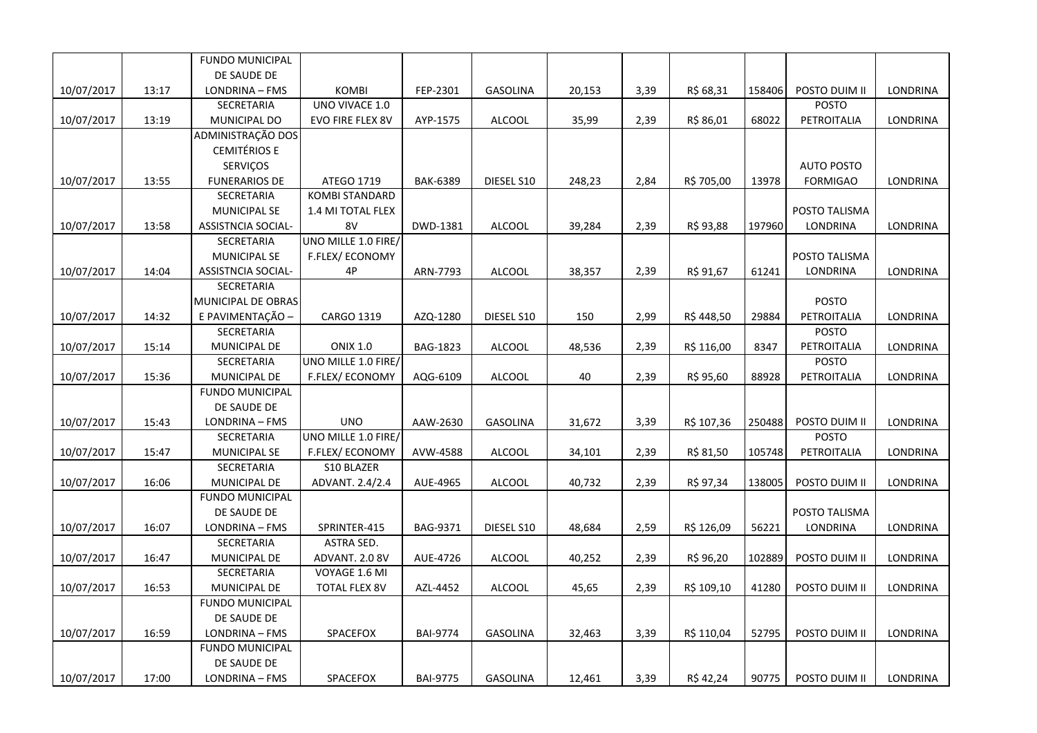| | | | | | | | | | | | |
|---|---|---|---|---|---|---|---|---|---|---|---|
| 10/07/2017 | 13:17 | FUNDO MUNICIPAL DE SAUDE DE LONDRINA – FMS | KOMBI | FEP-2301 | GASOLINA | 20,153 | 3,39 | R$ 68,31 | 158406 | POSTO DUIM II | LONDRINA |
| 10/07/2017 | 13:19 | SECRETARIA MUNICIPAL DO | UNO VIVACE 1.0 EVO FIRE FLEX 8V | AYP-1575 | ALCOOL | 35,99 | 2,39 | R$ 86,01 | 68022 | POSTO PETROITALIA | LONDRINA |
| 10/07/2017 | 13:55 | ADMINISTRAÇÃO DOS CEMITÉRIOS E SERVIÇOS FUNERARIOS DE | ATEGO 1719 | BAK-6389 | DIESEL S10 | 248,23 | 2,84 | R$ 705,00 | 13978 | AUTO POSTO FORMIGAO | LONDRINA |
| 10/07/2017 | 13:58 | SECRETARIA MUNICIPAL SE ASSISTNCIA SOCIAL- | KOMBI STANDARD 1.4 MI TOTAL FLEX 8V | DWD-1381 | ALCOOL | 39,284 | 2,39 | R$ 93,88 | 197960 | POSTO TALISMA LONDRINA | LONDRINA |
| 10/07/2017 | 14:04 | SECRETARIA MUNICIPAL SE ASSISTNCIA SOCIAL- | UNO MILLE 1.0 FIRE/ F.FLEX/ ECONOMY 4P | ARN-7793 | ALCOOL | 38,357 | 2,39 | R$ 91,67 | 61241 | POSTO TALISMA LONDRINA | LONDRINA |
| 10/07/2017 | 14:32 | SECRETARIA MUNICIPAL DE OBRAS E PAVIMENTAÇÃO – | CARGO 1319 | AZQ-1280 | DIESEL S10 | 150 | 2,99 | R$ 448,50 | 29884 | POSTO PETROITALIA | LONDRINA |
| 10/07/2017 | 15:14 | SECRETARIA MUNICIPAL DE | ONIX 1.0 | BAG-1823 | ALCOOL | 48,536 | 2,39 | R$ 116,00 | 8347 | POSTO PETROITALIA | LONDRINA |
| 10/07/2017 | 15:36 | SECRETARIA MUNICIPAL DE | UNO MILLE 1.0 FIRE/ F.FLEX/ ECONOMY | AQG-6109 | ALCOOL | 40 | 2,39 | R$ 95,60 | 88928 | POSTO PETROITALIA | LONDRINA |
| 10/07/2017 | 15:43 | FUNDO MUNICIPAL DE SAUDE DE LONDRINA – FMS | UNO | AAW-2630 | GASOLINA | 31,672 | 3,39 | R$ 107,36 | 250488 | POSTO DUIM II | LONDRINA |
| 10/07/2017 | 15:47 | SECRETARIA MUNICIPAL SE | UNO MILLE 1.0 FIRE/ F.FLEX/ ECONOMY | AVW-4588 | ALCOOL | 34,101 | 2,39 | R$ 81,50 | 105748 | POSTO PETROITALIA | LONDRINA |
| 10/07/2017 | 16:06 | SECRETARIA MUNICIPAL DE | S10 BLAZER ADVANT. 2.4/2.4 | AUE-4965 | ALCOOL | 40,732 | 2,39 | R$ 97,34 | 138005 | POSTO DUIM II | LONDRINA |
| 10/07/2017 | 16:07 | FUNDO MUNICIPAL DE SAUDE DE LONDRINA – FMS | SPRINTER-415 | BAG-9371 | DIESEL S10 | 48,684 | 2,59 | R$ 126,09 | 56221 | POSTO TALISMA LONDRINA | LONDRINA |
| 10/07/2017 | 16:47 | SECRETARIA MUNICIPAL DE | ASTRA SED. ADVANT. 2.0 8V | AUE-4726 | ALCOOL | 40,252 | 2,39 | R$ 96,20 | 102889 | POSTO DUIM II | LONDRINA |
| 10/07/2017 | 16:53 | SECRETARIA MUNICIPAL DE | VOYAGE 1.6 MI TOTAL FLEX 8V | AZL-4452 | ALCOOL | 45,65 | 2,39 | R$ 109,10 | 41280 | POSTO DUIM II | LONDRINA |
| 10/07/2017 | 16:59 | FUNDO MUNICIPAL DE SAUDE DE LONDRINA – FMS | SPACEFOX | BAI-9774 | GASOLINA | 32,463 | 3,39 | R$ 110,04 | 52795 | POSTO DUIM II | LONDRINA |
| 10/07/2017 | 17:00 | FUNDO MUNICIPAL DE SAUDE DE LONDRINA – FMS | SPACEFOX | BAI-9775 | GASOLINA | 12,461 | 3,39 | R$ 42,24 | 90775 | POSTO DUIM II | LONDRINA |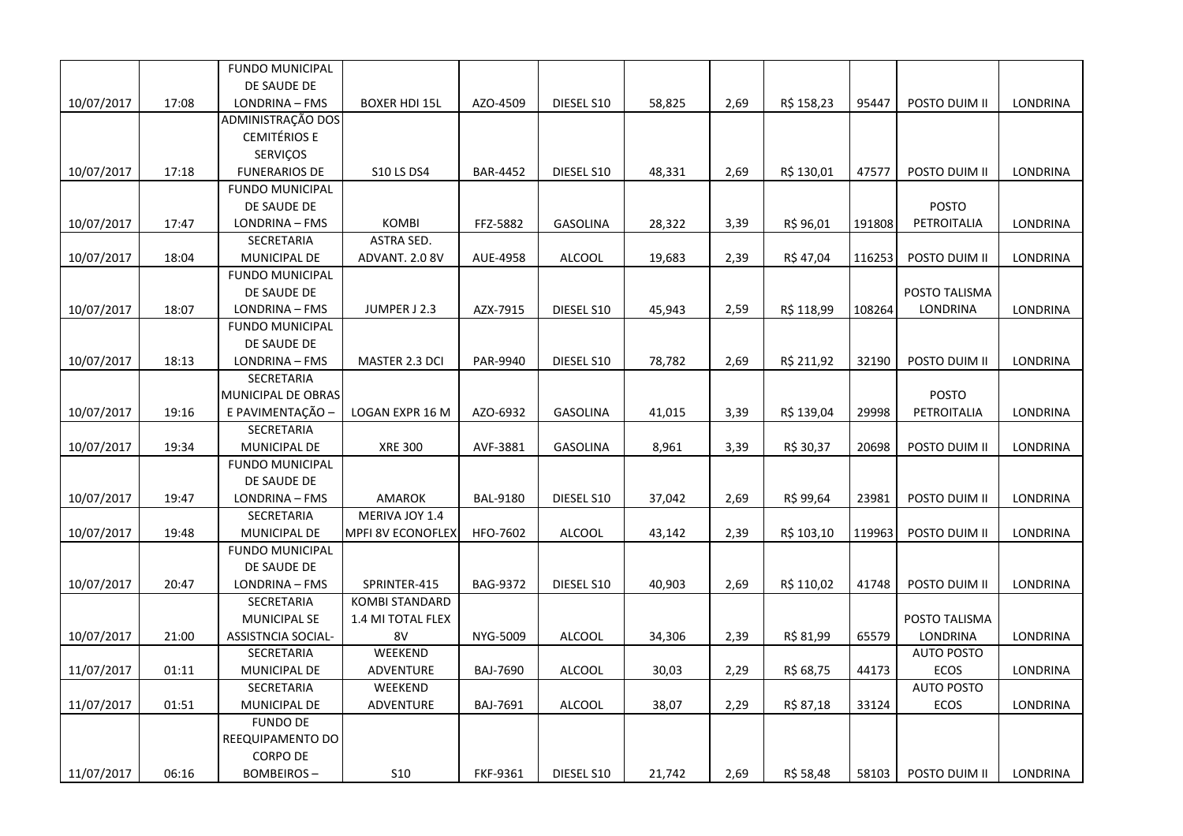| | | | | | | | | | | | |
|---|---|---|---|---|---|---|---|---|---|---|---|
| 10/07/2017 | 17:08 | FUNDO MUNICIPAL DE SAUDE DE LONDRINA – FMS | BOXER HDI 15L | AZO-4509 | DIESEL S10 | 58,825 | 2,69 | R$ 158,23 | 95447 | POSTO DUIM II | LONDRINA |
| 10/07/2017 | 17:18 | ADMINISTRAÇÃO DOS CEMITÉRIOS E SERVIÇOS FUNERARIOS DE | S10 LS DS4 | BAR-4452 | DIESEL S10 | 48,331 | 2,69 | R$ 130,01 | 47577 | POSTO DUIM II | LONDRINA |
| 10/07/2017 | 17:47 | FUNDO MUNICIPAL DE SAUDE DE LONDRINA – FMS | KOMBI | FFZ-5882 | GASOLINA | 28,322 | 3,39 | R$ 96,01 | 191808 | POSTO PETROITALIA | LONDRINA |
| 10/07/2017 | 18:04 | SECRETARIA MUNICIPAL DE | ASTRA SED. ADVANT. 2.0 8V | AUE-4958 | ALCOOL | 19,683 | 2,39 | R$ 47,04 | 116253 | POSTO DUIM II | LONDRINA |
| 10/07/2017 | 18:07 | FUNDO MUNICIPAL DE SAUDE DE LONDRINA – FMS | JUMPER J 2.3 | AZX-7915 | DIESEL S10 | 45,943 | 2,59 | R$ 118,99 | 108264 | POSTO TALISMA LONDRINA | LONDRINA |
| 10/07/2017 | 18:13 | FUNDO MUNICIPAL DE SAUDE DE LONDRINA – FMS | MASTER 2.3 DCI | PAR-9940 | DIESEL S10 | 78,782 | 2,69 | R$ 211,92 | 32190 | POSTO DUIM II | LONDRINA |
| 10/07/2017 | 19:16 | SECRETARIA MUNICIPAL DE OBRAS E PAVIMENTAÇÃO – | LOGAN EXPR 16 M | AZO-6932 | GASOLINA | 41,015 | 3,39 | R$ 139,04 | 29998 | POSTO PETROITALIA | LONDRINA |
| 10/07/2017 | 19:34 | SECRETARIA MUNICIPAL DE | XRE 300 | AVF-3881 | GASOLINA | 8,961 | 3,39 | R$ 30,37 | 20698 | POSTO DUIM II | LONDRINA |
| 10/07/2017 | 19:47 | FUNDO MUNICIPAL DE SAUDE DE LONDRINA – FMS | AMAROK | BAL-9180 | DIESEL S10 | 37,042 | 2,69 | R$ 99,64 | 23981 | POSTO DUIM II | LONDRINA |
| 10/07/2017 | 19:48 | SECRETARIA MUNICIPAL DE | MERIVA JOY 1.4 MPFI 8V ECONOFLEX | HFO-7602 | ALCOOL | 43,142 | 2,39 | R$ 103,10 | 119963 | POSTO DUIM II | LONDRINA |
| 10/07/2017 | 20:47 | FUNDO MUNICIPAL DE SAUDE DE LONDRINA – FMS | SPRINTER-415 | BAG-9372 | DIESEL S10 | 40,903 | 2,69 | R$ 110,02 | 41748 | POSTO DUIM II | LONDRINA |
| 10/07/2017 | 21:00 | SECRETARIA MUNICIPAL SE ASSISTNCIA SOCIAL- | KOMBI STANDARD 1.4 MI TOTAL FLEX 8V | NYG-5009 | ALCOOL | 34,306 | 2,39 | R$ 81,99 | 65579 | POSTO TALISMA LONDRINA | LONDRINA |
| 11/07/2017 | 01:11 | SECRETARIA MUNICIPAL DE | WEEKEND ADVENTURE | BAJ-7690 | ALCOOL | 30,03 | 2,29 | R$ 68,75 | 44173 | AUTO POSTO ECOS | LONDRINA |
| 11/07/2017 | 01:51 | SECRETARIA MUNICIPAL DE | WEEKEND ADVENTURE | BAJ-7691 | ALCOOL | 38,07 | 2,29 | R$ 87,18 | 33124 | AUTO POSTO ECOS | LONDRINA |
| 11/07/2017 | 06:16 | FUNDO DE REEQUIPAMENTO DO CORPO DE BOMBEIROS – | S10 | FKF-9361 | DIESEL S10 | 21,742 | 2,69 | R$ 58,48 | 58103 | POSTO DUIM II | LONDRINA |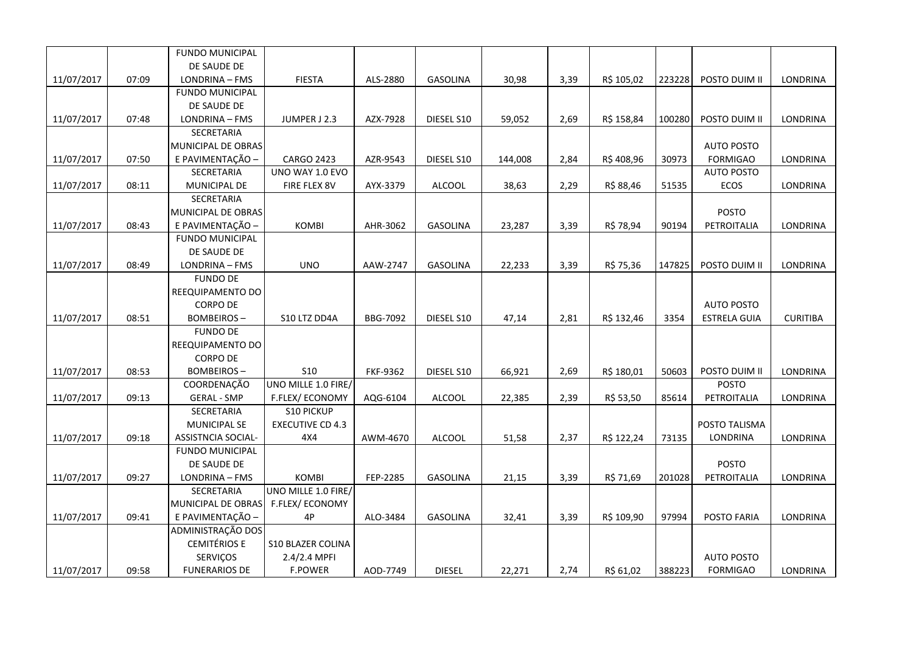| | | | | | | | | | | | |
|---|---|---|---|---|---|---|---|---|---|---|---|
| 11/07/2017 | 07:09 | FUNDO MUNICIPAL DE SAUDE DE LONDRINA – FMS | FIESTA | ALS-2880 | GASOLINA | 30,98 | 3,39 | R$ 105,02 | 223228 | POSTO DUIM II | LONDRINA |
| 11/07/2017 | 07:48 | FUNDO MUNICIPAL DE SAUDE DE LONDRINA – FMS | JUMPER J 2.3 | AZX-7928 | DIESEL S10 | 59,052 | 2,69 | R$ 158,84 | 100280 | POSTO DUIM II | LONDRINA |
| 11/07/2017 | 07:50 | SECRETARIA MUNICIPAL DE OBRAS E PAVIMENTAÇÃO – | CARGO 2423 | AZR-9543 | DIESEL S10 | 144,008 | 2,84 | R$ 408,96 | 30973 | AUTO POSTO FORMIGAO | LONDRINA |
| 11/07/2017 | 08:11 | SECRETARIA MUNICIPAL DE | UNO WAY 1.0 EVO FIRE FLEX 8V | AYX-3379 | ALCOOL | 38,63 | 2,29 | R$ 88,46 | 51535 | AUTO POSTO ECOS | LONDRINA |
| 11/07/2017 | 08:43 | SECRETARIA MUNICIPAL DE OBRAS E PAVIMENTAÇÃO – | KOMBI | AHR-3062 | GASOLINA | 23,287 | 3,39 | R$ 78,94 | 90194 | POSTO PETROITALIA | LONDRINA |
| 11/07/2017 | 08:49 | FUNDO MUNICIPAL DE SAUDE DE LONDRINA – FMS | UNO | AAW-2747 | GASOLINA | 22,233 | 3,39 | R$ 75,36 | 147825 | POSTO DUIM II | LONDRINA |
| 11/07/2017 | 08:51 | FUNDO DE REEQUIPAMENTO DO CORPO DE BOMBEIROS – | S10 LTZ DD4A | BBG-7092 | DIESEL S10 | 47,14 | 2,81 | R$ 132,46 | 3354 | AUTO POSTO ESTRELA GUIA | CURITIBA |
| 11/07/2017 | 08:53 | FUNDO DE REEQUIPAMENTO DO CORPO DE BOMBEIROS – | S10 | FKF-9362 | DIESEL S10 | 66,921 | 2,69 | R$ 180,01 | 50603 | POSTO DUIM II | LONDRINA |
| 11/07/2017 | 09:13 | COORDENAÇÃO GERAL - SMP | UNO MILLE 1.0 FIRE/ F.FLEX/ ECONOMY | AQG-6104 | ALCOOL | 22,385 | 2,39 | R$ 53,50 | 85614 | POSTO PETROITALIA | LONDRINA |
| 11/07/2017 | 09:18 | SECRETARIA MUNICIPAL SE ASSISTNCIA SOCIAL- | S10 PICKUP EXECUTIVE CD 4.3 4X4 | AWM-4670 | ALCOOL | 51,58 | 2,37 | R$ 122,24 | 73135 | POSTO TALISMA LONDRINA | LONDRINA |
| 11/07/2017 | 09:27 | FUNDO MUNICIPAL DE SAUDE DE LONDRINA – FMS | KOMBI | FEP-2285 | GASOLINA | 21,15 | 3,39 | R$ 71,69 | 201028 | POSTO PETROITALIA | LONDRINA |
| 11/07/2017 | 09:41 | SECRETARIA MUNICIPAL DE OBRAS E PAVIMENTAÇÃO – | UNO MILLE 1.0 FIRE/ F.FLEX/ ECONOMY 4P | ALO-3484 | GASOLINA | 32,41 | 3,39 | R$ 109,90 | 97994 | POSTO FARIA | LONDRINA |
| 11/07/2017 | 09:58 | ADMINISTRAÇÃO DOS CEMITÉRIOS E SERVIÇOS FUNERARIOS DE | S10 BLAZER COLINA 2.4/2.4 MPFI F.POWER | AOD-7749 | DIESEL | 22,271 | 2,74 | R$ 61,02 | 388223 | AUTO POSTO FORMIGAO | LONDRINA |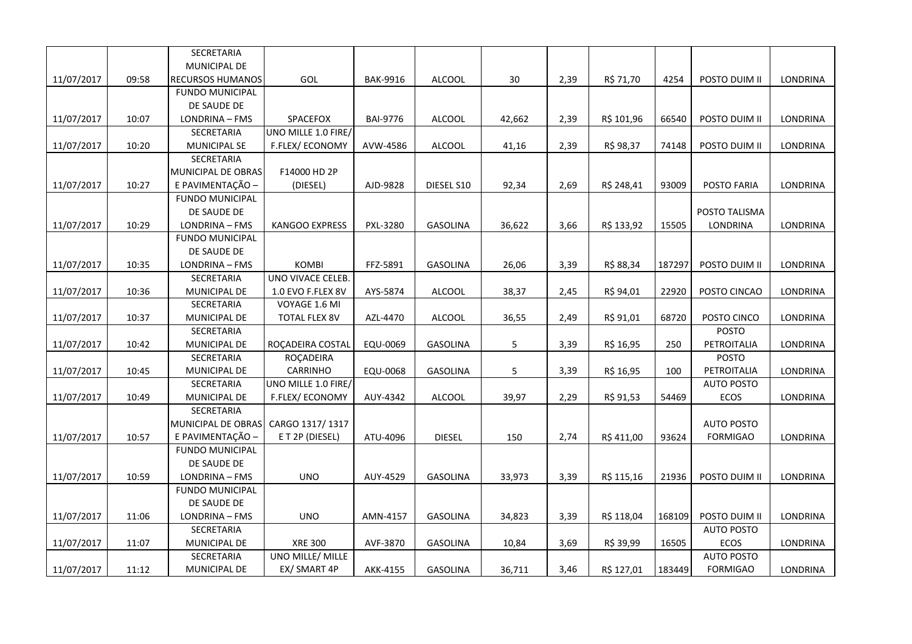| | | | | | | | | | | | |
|---|---|---|---|---|---|---|---|---|---|---|---|
| 11/07/2017 | 09:58 | SECRETARIA MUNICIPAL DE RECURSOS HUMANOS | GOL | BAK-9916 | ALCOOL | 30 | 2,39 | R$ 71,70 | 4254 | POSTO DUIM II | LONDRINA |
| 11/07/2017 | 10:07 | FUNDO MUNICIPAL DE SAUDE DE LONDRINA – FMS | SPACEFOX | BAI-9776 | ALCOOL | 42,662 | 2,39 | R$ 101,96 | 66540 | POSTO DUIM II | LONDRINA |
| 11/07/2017 | 10:20 | SECRETARIA MUNICIPAL SE | UNO MILLE 1.0 FIRE/ F.FLEX/ ECONOMY | AVW-4586 | ALCOOL | 41,16 | 2,39 | R$ 98,37 | 74148 | POSTO DUIM II | LONDRINA |
| 11/07/2017 | 10:27 | SECRETARIA MUNICIPAL DE OBRAS E PAVIMENTAÇÃO – | F14000 HD 2P (DIESEL) | AJD-9828 | DIESEL S10 | 92,34 | 2,69 | R$ 248,41 | 93009 | POSTO FARIA | LONDRINA |
| 11/07/2017 | 10:29 | FUNDO MUNICIPAL DE SAUDE DE LONDRINA – FMS | KANGOO EXPRESS | PXL-3280 | GASOLINA | 36,622 | 3,66 | R$ 133,92 | 15505 | POSTO TALISMA LONDRINA | LONDRINA |
| 11/07/2017 | 10:35 | FUNDO MUNICIPAL DE SAUDE DE LONDRINA – FMS | KOMBI | FFZ-5891 | GASOLINA | 26,06 | 3,39 | R$ 88,34 | 187297 | POSTO DUIM II | LONDRINA |
| 11/07/2017 | 10:36 | SECRETARIA MUNICIPAL DE | UNO VIVACE CELEB. 1.0 EVO F.FLEX 8V | AYS-5874 | ALCOOL | 38,37 | 2,45 | R$ 94,01 | 22920 | POSTO CINCAO | LONDRINA |
| 11/07/2017 | 10:37 | SECRETARIA MUNICIPAL DE | VOYAGE 1.6 MI TOTAL FLEX 8V | AZL-4470 | ALCOOL | 36,55 | 2,49 | R$ 91,01 | 68720 | POSTO CINCO | LONDRINA |
| 11/07/2017 | 10:42 | SECRETARIA MUNICIPAL DE | ROÇADEIRA COSTAL | EQU-0069 | GASOLINA | 5 | 3,39 | R$ 16,95 | 250 | POSTO PETROITALIA | LONDRINA |
| 11/07/2017 | 10:45 | SECRETARIA MUNICIPAL DE | ROÇADEIRA CARRINHO | EQU-0068 | GASOLINA | 5 | 3,39 | R$ 16,95 | 100 | POSTO PETROITALIA | LONDRINA |
| 11/07/2017 | 10:49 | SECRETARIA MUNICIPAL DE | UNO MILLE 1.0 FIRE/ F.FLEX/ ECONOMY | AUY-4342 | ALCOOL | 39,97 | 2,29 | R$ 91,53 | 54469 | AUTO POSTO ECOS | LONDRINA |
| 11/07/2017 | 10:57 | SECRETARIA MUNICIPAL DE OBRAS E PAVIMENTAÇÃO – | CARGO 1317/ 1317 E T 2P (DIESEL) | ATU-4096 | DIESEL | 150 | 2,74 | R$ 411,00 | 93624 | AUTO POSTO FORMIGAO | LONDRINA |
| 11/07/2017 | 10:59 | FUNDO MUNICIPAL DE SAUDE DE LONDRINA – FMS | UNO | AUY-4529 | GASOLINA | 33,973 | 3,39 | R$ 115,16 | 21936 | POSTO DUIM II | LONDRINA |
| 11/07/2017 | 11:06 | FUNDO MUNICIPAL DE SAUDE DE LONDRINA – FMS | UNO | AMN-4157 | GASOLINA | 34,823 | 3,39 | R$ 118,04 | 168109 | POSTO DUIM II | LONDRINA |
| 11/07/2017 | 11:07 | SECRETARIA MUNICIPAL DE | XRE 300 | AVF-3870 | GASOLINA | 10,84 | 3,69 | R$ 39,99 | 16505 | AUTO POSTO ECOS | LONDRINA |
| 11/07/2017 | 11:12 | SECRETARIA MUNICIPAL DE | UNO MILLE/ MILLE EX/ SMART 4P | AKK-4155 | GASOLINA | 36,711 | 3,46 | R$ 127,01 | 183449 | AUTO POSTO FORMIGAO | LONDRINA |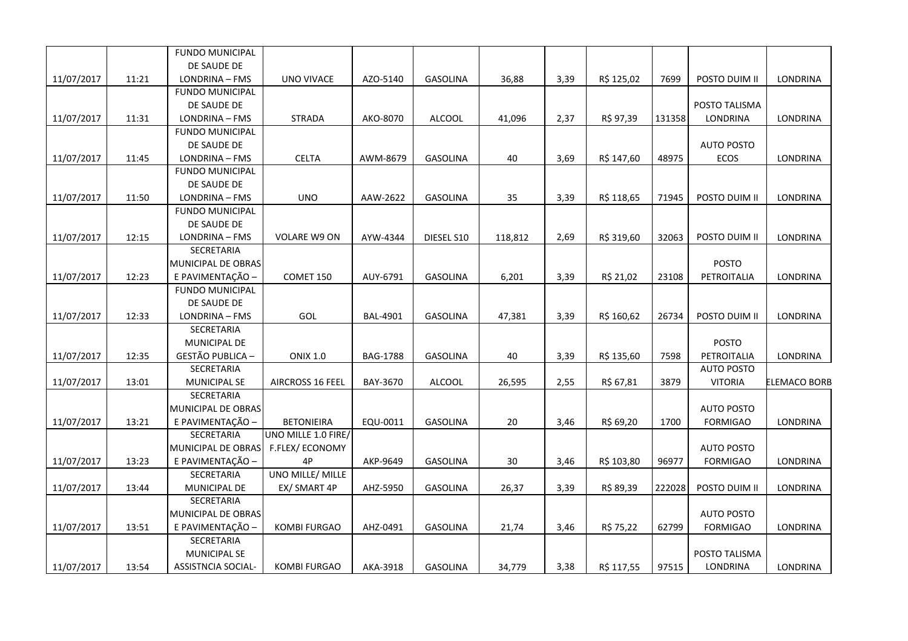| | | | | | | | | | | | |
|---|---|---|---|---|---|---|---|---|---|---|---|
| 11/07/2017 | 11:21 | FUNDO MUNICIPAL DE SAUDE DE LONDRINA – FMS | UNO VIVACE | AZO-5140 | GASOLINA | 36,88 | 3,39 | R$ 125,02 | 7699 | POSTO DUIM II | LONDRINA |
| 11/07/2017 | 11:31 | FUNDO MUNICIPAL DE SAUDE DE LONDRINA – FMS | STRADA | AKO-8070 | ALCOOL | 41,096 | 2,37 | R$ 97,39 | 131358 | POSTO TALISMA LONDRINA | LONDRINA |
| 11/07/2017 | 11:45 | FUNDO MUNICIPAL DE SAUDE DE LONDRINA – FMS | CELTA | AWM-8679 | GASOLINA | 40 | 3,69 | R$ 147,60 | 48975 | AUTO POSTO ECOS | LONDRINA |
| 11/07/2017 | 11:50 | FUNDO MUNICIPAL DE SAUDE DE LONDRINA – FMS | UNO | AAW-2622 | GASOLINA | 35 | 3,39 | R$ 118,65 | 71945 | POSTO DUIM II | LONDRINA |
| 11/07/2017 | 12:15 | FUNDO MUNICIPAL DE SAUDE DE LONDRINA – FMS | VOLARE W9 ON | AYW-4344 | DIESEL S10 | 118,812 | 2,69 | R$ 319,60 | 32063 | POSTO DUIM II | LONDRINA |
| 11/07/2017 | 12:23 | SECRETARIA MUNICIPAL DE OBRAS E PAVIMENTAÇÃO – | COMET 150 | AUY-6791 | GASOLINA | 6,201 | 3,39 | R$ 21,02 | 23108 | POSTO PETROITALIA | LONDRINA |
| 11/07/2017 | 12:33 | FUNDO MUNICIPAL DE SAUDE DE LONDRINA – FMS | GOL | BAL-4901 | GASOLINA | 47,381 | 3,39 | R$ 160,62 | 26734 | POSTO DUIM II | LONDRINA |
| 11/07/2017 | 12:35 | SECRETARIA MUNICIPAL DE GESTÃO PUBLICA – | ONIX 1.0 | BAG-1788 | GASOLINA | 40 | 3,39 | R$ 135,60 | 7598 | POSTO PETROITALIA | LONDRINA |
| 11/07/2017 | 13:01 | SECRETARIA MUNICIPAL SE | AIRCROSS 16 FEEL | BAY-3670 | ALCOOL | 26,595 | 2,55 | R$ 67,81 | 3879 | AUTO POSTO VITORIA | ELEMACO BORB |
| 11/07/2017 | 13:21 | SECRETARIA MUNICIPAL DE OBRAS E PAVIMENTAÇÃO – | BETONIEIRA | EQU-0011 | GASOLINA | 20 | 3,46 | R$ 69,20 | 1700 | AUTO POSTO FORMIGAO | LONDRINA |
| 11/07/2017 | 13:23 | SECRETARIA MUNICIPAL DE OBRAS E PAVIMENTAÇÃO – | UNO MILLE 1.0 FIRE/ F.FLEX/ ECONOMY 4P | AKP-9649 | GASOLINA | 30 | 3,46 | R$ 103,80 | 96977 | AUTO POSTO FORMIGAO | LONDRINA |
| 11/07/2017 | 13:44 | SECRETARIA MUNICIPAL DE | UNO MILLE/ MILLE EX/ SMART 4P | AHZ-5950 | GASOLINA | 26,37 | 3,39 | R$ 89,39 | 222028 | POSTO DUIM II | LONDRINA |
| 11/07/2017 | 13:51 | SECRETARIA MUNICIPAL DE OBRAS E PAVIMENTAÇÃO – | KOMBI FURGAO | AHZ-0491 | GASOLINA | 21,74 | 3,46 | R$ 75,22 | 62799 | AUTO POSTO FORMIGAO | LONDRINA |
| 11/07/2017 | 13:54 | SECRETARIA MUNICIPAL SE ASSISTNCIA SOCIAL- | KOMBI FURGAO | AKA-3918 | GASOLINA | 34,779 | 3,38 | R$ 117,55 | 97515 | POSTO TALISMA LONDRINA | LONDRINA |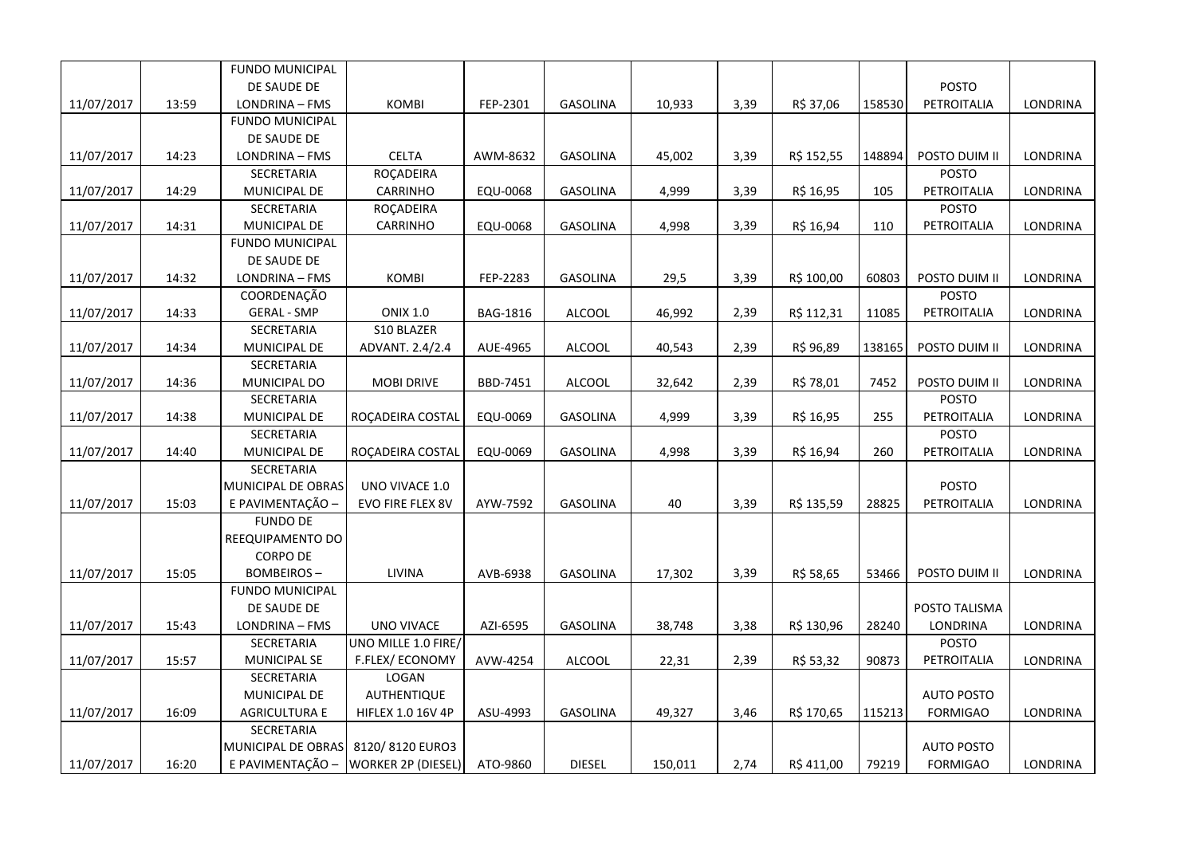| | | | | | | | | | | | |
|---|---|---|---|---|---|---|---|---|---|---|---|
| 11/07/2017 | 13:59 | FUNDO MUNICIPAL DE SAUDE DE LONDRINA – FMS | KOMBI | FEP-2301 | GASOLINA | 10,933 | 3,39 | R$ 37,06 | 158530 | POSTO PETROITALIA | LONDRINA |
| 11/07/2017 | 14:23 | FUNDO MUNICIPAL DE SAUDE DE LONDRINA – FMS | CELTA | AWM-8632 | GASOLINA | 45,002 | 3,39 | R$ 152,55 | 148894 | POSTO DUIM II | LONDRINA |
| 11/07/2017 | 14:29 | SECRETARIA MUNICIPAL DE | ROÇADEIRA CARRINHO | EQU-0068 | GASOLINA | 4,999 | 3,39 | R$ 16,95 | 105 | POSTO PETROITALIA | LONDRINA |
| 11/07/2017 | 14:31 | SECRETARIA MUNICIPAL DE | ROÇADEIRA CARRINHO | EQU-0068 | GASOLINA | 4,998 | 3,39 | R$ 16,94 | 110 | POSTO PETROITALIA | LONDRINA |
| 11/07/2017 | 14:32 | FUNDO MUNICIPAL DE SAUDE DE LONDRINA – FMS | KOMBI | FEP-2283 | GASOLINA | 29,5 | 3,39 | R$ 100,00 | 60803 | POSTO DUIM II | LONDRINA |
| 11/07/2017 | 14:33 | COORDENAÇÃO GERAL - SMP | ONIX 1.0 | BAG-1816 | ALCOOL | 46,992 | 2,39 | R$ 112,31 | 11085 | POSTO PETROITALIA | LONDRINA |
| 11/07/2017 | 14:34 | SECRETARIA MUNICIPAL DE | S10 BLAZER ADVANT. 2.4/2.4 | AUE-4965 | ALCOOL | 40,543 | 2,39 | R$ 96,89 | 138165 | POSTO DUIM II | LONDRINA |
| 11/07/2017 | 14:36 | SECRETARIA MUNICIPAL DO | MOBI DRIVE | BBD-7451 | ALCOOL | 32,642 | 2,39 | R$ 78,01 | 7452 | POSTO DUIM II | LONDRINA |
| 11/07/2017 | 14:38 | SECRETARIA MUNICIPAL DE | ROÇADEIRA COSTAL | EQU-0069 | GASOLINA | 4,999 | 3,39 | R$ 16,95 | 255 | POSTO PETROITALIA | LONDRINA |
| 11/07/2017 | 14:40 | SECRETARIA MUNICIPAL DE | ROÇADEIRA COSTAL | EQU-0069 | GASOLINA | 4,998 | 3,39 | R$ 16,94 | 260 | POSTO PETROITALIA | LONDRINA |
| 11/07/2017 | 15:03 | SECRETARIA MUNICIPAL DE OBRAS E PAVIMENTAÇÃO – | UNO VIVACE 1.0 EVO FIRE FLEX 8V | AYW-7592 | GASOLINA | 40 | 3,39 | R$ 135,59 | 28825 | POSTO PETROITALIA | LONDRINA |
| 11/07/2017 | 15:05 | FUNDO DE REEQUIPAMENTO DO CORPO DE BOMBEIROS – | LIVINA | AVB-6938 | GASOLINA | 17,302 | 3,39 | R$ 58,65 | 53466 | POSTO DUIM II | LONDRINA |
| 11/07/2017 | 15:43 | FUNDO MUNICIPAL DE SAUDE DE LONDRINA – FMS | UNO VIVACE | AZI-6595 | GASOLINA | 38,748 | 3,38 | R$ 130,96 | 28240 | POSTO TALISMA LONDRINA | LONDRINA |
| 11/07/2017 | 15:57 | SECRETARIA MUNICIPAL SE | UNO MILLE 1.0 FIRE/ F.FLEX/ ECONOMY | AVW-4254 | ALCOOL | 22,31 | 2,39 | R$ 53,32 | 90873 | POSTO PETROITALIA | LONDRINA |
| 11/07/2017 | 16:09 | SECRETARIA MUNICIPAL DE AGRICULTURA E | LOGAN AUTHENTIQUE HIFLEX 1.0 16V 4P | ASU-4993 | GASOLINA | 49,327 | 3,46 | R$ 170,65 | 115213 | AUTO POSTO FORMIGAO | LONDRINA |
| 11/07/2017 | 16:20 | SECRETARIA MUNICIPAL DE OBRAS E PAVIMENTAÇÃO – | 8120/ 8120 EURO3 WORKER 2P (DIESEL) | ATO-9860 | DIESEL | 150,011 | 2,74 | R$ 411,00 | 79219 | AUTO POSTO FORMIGAO | LONDRINA |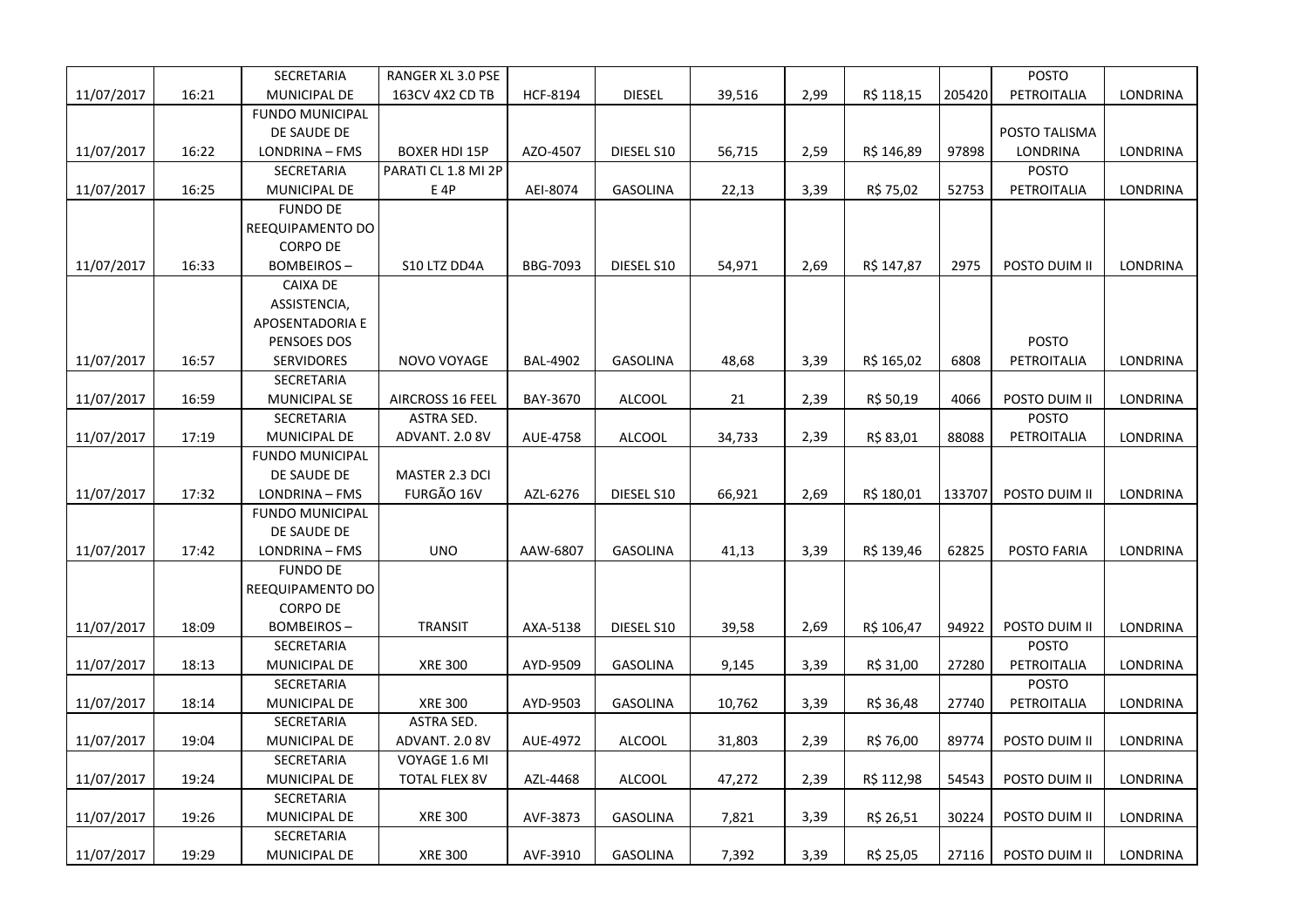| | | | | | | | | | | | |
|---|---|---|---|---|---|---|---|---|---|---|---|
| 11/07/2017 | 16:21 | SECRETARIA MUNICIPAL DE | RANGER XL 3.0 PSE 163CV 4X2 CD TB | HCF-8194 | DIESEL | 39,516 | 2,99 | R$ 118,15 | 205420 | POSTO PETROITALIA | LONDRINA |
| 11/07/2017 | 16:22 | FUNDO MUNICIPAL DE SAUDE DE LONDRINA – FMS | BOXER HDI 15P | AZO-4507 | DIESEL S10 | 56,715 | 2,59 | R$ 146,89 | 97898 | POSTO TALISMA LONDRINA | LONDRINA |
| 11/07/2017 | 16:25 | SECRETARIA MUNICIPAL DE | PARATI CL 1.8 MI 2P E 4P | AEI-8074 | GASOLINA | 22,13 | 3,39 | R$ 75,02 | 52753 | POSTO PETROITALIA | LONDRINA |
| 11/07/2017 | 16:33 | FUNDO DE REEQUIPAMENTO DO CORPO DE BOMBEIROS – | S10 LTZ DD4A | BBG-7093 | DIESEL S10 | 54,971 | 2,69 | R$ 147,87 | 2975 | POSTO DUIM II | LONDRINA |
| 11/07/2017 | 16:57 | CAIXA DE ASSISTENCIA, APOSENTADORIA E PENSOES DOS SERVIDORES | NOVO VOYAGE | BAL-4902 | GASOLINA | 48,68 | 3,39 | R$ 165,02 | 6808 | POSTO PETROITALIA | LONDRINA |
| 11/07/2017 | 16:59 | SECRETARIA MUNICIPAL SE | AIRCROSS 16 FEEL | BAY-3670 | ALCOOL | 21 | 2,39 | R$ 50,19 | 4066 | POSTO DUIM II | LONDRINA |
| 11/07/2017 | 17:19 | SECRETARIA MUNICIPAL DE | ASTRA SED. ADVANT. 2.0 8V | AUE-4758 | ALCOOL | 34,733 | 2,39 | R$ 83,01 | 88088 | POSTO PETROITALIA | LONDRINA |
| 11/07/2017 | 17:32 | FUNDO MUNICIPAL DE SAUDE DE LONDRINA – FMS | MASTER 2.3 DCI FURGÃO 16V | AZL-6276 | DIESEL S10 | 66,921 | 2,69 | R$ 180,01 | 133707 | POSTO DUIM II | LONDRINA |
| 11/07/2017 | 17:42 | FUNDO MUNICIPAL DE SAUDE DE LONDRINA – FMS | UNO | AAW-6807 | GASOLINA | 41,13 | 3,39 | R$ 139,46 | 62825 | POSTO FARIA | LONDRINA |
| 11/07/2017 | 18:09 | FUNDO DE REEQUIPAMENTO DO CORPO DE BOMBEIROS – | TRANSIT | AXA-5138 | DIESEL S10 | 39,58 | 2,69 | R$ 106,47 | 94922 | POSTO DUIM II | LONDRINA |
| 11/07/2017 | 18:13 | SECRETARIA MUNICIPAL DE | XRE 300 | AYD-9509 | GASOLINA | 9,145 | 3,39 | R$ 31,00 | 27280 | POSTO PETROITALIA | LONDRINA |
| 11/07/2017 | 18:14 | SECRETARIA MUNICIPAL DE | XRE 300 | AYD-9503 | GASOLINA | 10,762 | 3,39 | R$ 36,48 | 27740 | POSTO PETROITALIA | LONDRINA |
| 11/07/2017 | 19:04 | SECRETARIA MUNICIPAL DE | ASTRA SED. ADVANT. 2.0 8V | AUE-4972 | ALCOOL | 31,803 | 2,39 | R$ 76,00 | 89774 | POSTO DUIM II | LONDRINA |
| 11/07/2017 | 19:24 | SECRETARIA MUNICIPAL DE | VOYAGE 1.6 MI TOTAL FLEX 8V | AZL-4468 | ALCOOL | 47,272 | 2,39 | R$ 112,98 | 54543 | POSTO DUIM II | LONDRINA |
| 11/07/2017 | 19:26 | SECRETARIA MUNICIPAL DE | XRE 300 | AVF-3873 | GASOLINA | 7,821 | 3,39 | R$ 26,51 | 30224 | POSTO DUIM II | LONDRINA |
| 11/07/2017 | 19:29 | SECRETARIA MUNICIPAL DE | XRE 300 | AVF-3910 | GASOLINA | 7,392 | 3,39 | R$ 25,05 | 27116 | POSTO DUIM II | LONDRINA |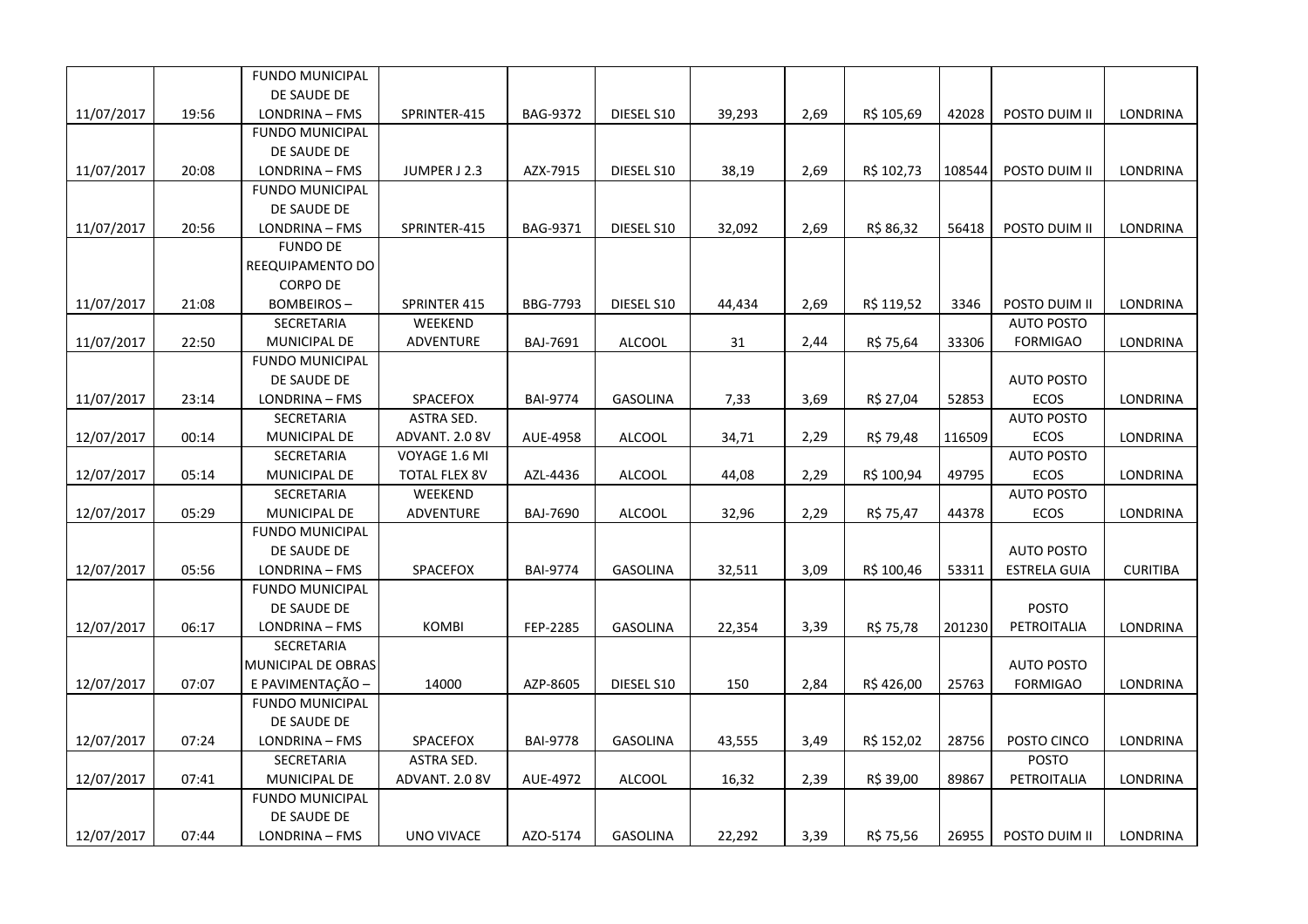| | | | | | | | | | | | |
|---|---|---|---|---|---|---|---|---|---|---|---|
| 11/07/2017 | 19:56 | FUNDO MUNICIPAL DE SAUDE DE LONDRINA – FMS | SPRINTER-415 | BAG-9372 | DIESEL S10 | 39,293 | 2,69 | R$ 105,69 | 42028 | POSTO DUIM II | LONDRINA |
| 11/07/2017 | 20:08 | FUNDO MUNICIPAL DE SAUDE DE LONDRINA – FMS | JUMPER J 2.3 | AZX-7915 | DIESEL S10 | 38,19 | 2,69 | R$ 102,73 | 108544 | POSTO DUIM II | LONDRINA |
| 11/07/2017 | 20:56 | FUNDO MUNICIPAL DE SAUDE DE LONDRINA – FMS | SPRINTER-415 | BAG-9371 | DIESEL S10 | 32,092 | 2,69 | R$ 86,32 | 56418 | POSTO DUIM II | LONDRINA |
| 11/07/2017 | 21:08 | FUNDO DE REEQUIPAMENTO DO CORPO DE BOMBEIROS – | SPRINTER 415 | BBG-7793 | DIESEL S10 | 44,434 | 2,69 | R$ 119,52 | 3346 | POSTO DUIM II | LONDRINA |
| 11/07/2017 | 22:50 | SECRETARIA MUNICIPAL DE | WEEKEND ADVENTURE | BAJ-7691 | ALCOOL | 31 | 2,44 | R$ 75,64 | 33306 | AUTO POSTO FORMIGAO | LONDRINA |
| 11/07/2017 | 23:14 | FUNDO MUNICIPAL DE SAUDE DE LONDRINA – FMS | SPACEFOX | BAI-9774 | GASOLINA | 7,33 | 3,69 | R$ 27,04 | 52853 | AUTO POSTO ECOS | LONDRINA |
| 12/07/2017 | 00:14 | SECRETARIA MUNICIPAL DE | ASTRA SED. ADVANT. 2.0 8V | AUE-4958 | ALCOOL | 34,71 | 2,29 | R$ 79,48 | 116509 | AUTO POSTO ECOS | LONDRINA |
| 12/07/2017 | 05:14 | SECRETARIA MUNICIPAL DE | VOYAGE 1.6 MI TOTAL FLEX 8V | AZL-4436 | ALCOOL | 44,08 | 2,29 | R$ 100,94 | 49795 | AUTO POSTO ECOS | LONDRINA |
| 12/07/2017 | 05:29 | SECRETARIA MUNICIPAL DE | WEEKEND ADVENTURE | BAJ-7690 | ALCOOL | 32,96 | 2,29 | R$ 75,47 | 44378 | AUTO POSTO ECOS | LONDRINA |
| 12/07/2017 | 05:56 | FUNDO MUNICIPAL DE SAUDE DE LONDRINA – FMS | SPACEFOX | BAI-9774 | GASOLINA | 32,511 | 3,09 | R$ 100,46 | 53311 | AUTO POSTO ESTRELA GUIA | CURITIBA |
| 12/07/2017 | 06:17 | FUNDO MUNICIPAL DE SAUDE DE LONDRINA – FMS | KOMBI | FEP-2285 | GASOLINA | 22,354 | 3,39 | R$ 75,78 | 201230 | POSTO PETROITALIA | LONDRINA |
| 12/07/2017 | 07:07 | SECRETARIA MUNICIPAL DE OBRAS E PAVIMENTAÇÃO – | 14000 | AZP-8605 | DIESEL S10 | 150 | 2,84 | R$ 426,00 | 25763 | AUTO POSTO FORMIGAO | LONDRINA |
| 12/07/2017 | 07:24 | FUNDO MUNICIPAL DE SAUDE DE LONDRINA – FMS | SPACEFOX | BAI-9778 | GASOLINA | 43,555 | 3,49 | R$ 152,02 | 28756 | POSTO CINCO | LONDRINA |
| 12/07/2017 | 07:41 | SECRETARIA MUNICIPAL DE | ASTRA SED. ADVANT. 2.0 8V | AUE-4972 | ALCOOL | 16,32 | 2,39 | R$ 39,00 | 89867 | POSTO PETROITALIA | LONDRINA |
| 12/07/2017 | 07:44 | FUNDO MUNICIPAL DE SAUDE DE LONDRINA – FMS | UNO VIVACE | AZO-5174 | GASOLINA | 22,292 | 3,39 | R$ 75,56 | 26955 | POSTO DUIM II | LONDRINA |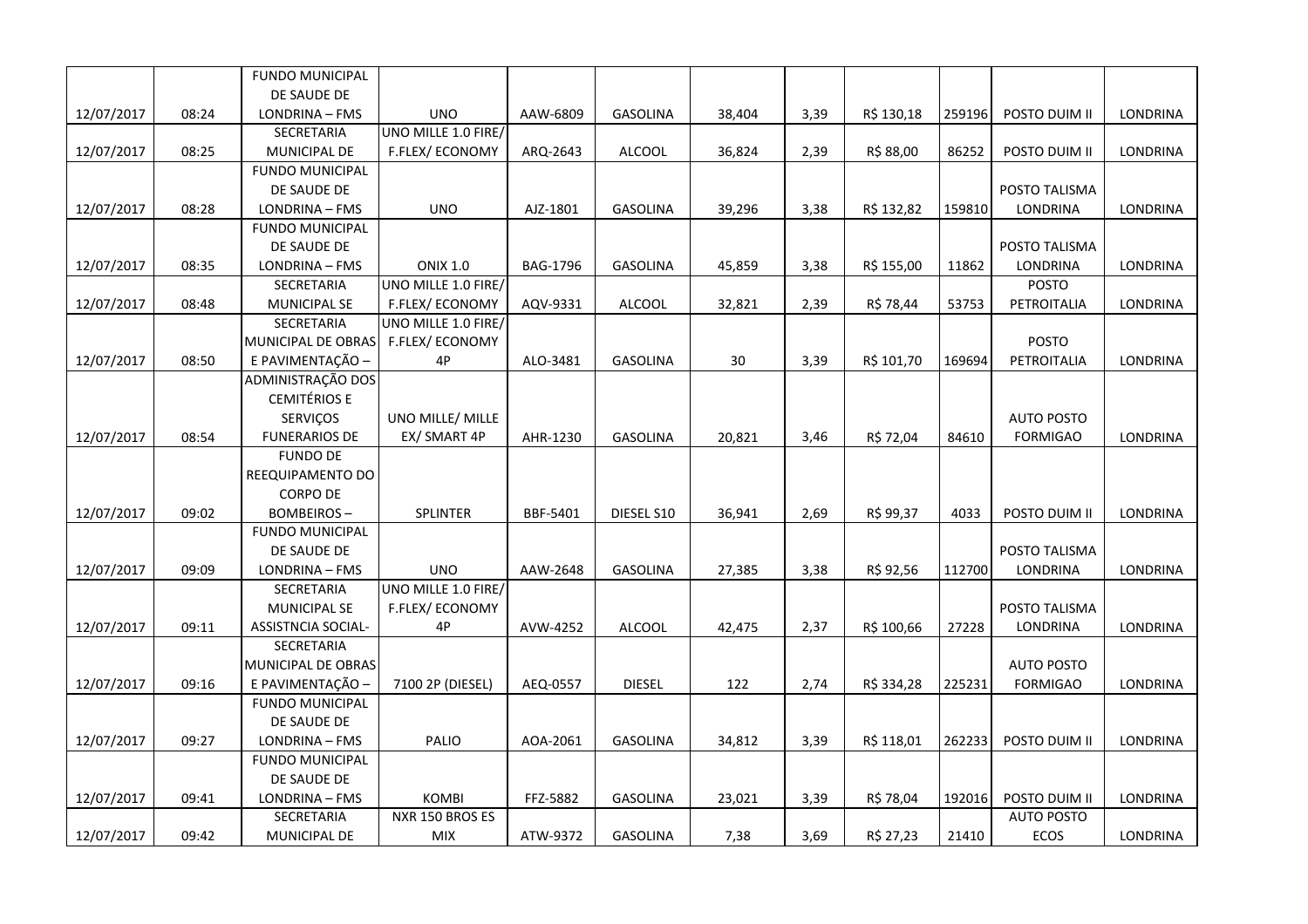| | | | | | | | | | | | |
|---|---|---|---|---|---|---|---|---|---|---|---|
| 12/07/2017 | 08:24 | FUNDO MUNICIPAL DE SAUDE DE LONDRINA – FMS | UNO | AAW-6809 | GASOLINA | 38,404 | 3,39 | R$ 130,18 | 259196 | POSTO DUIM II | LONDRINA |
| 12/07/2017 | 08:25 | SECRETARIA MUNICIPAL DE | UNO MILLE 1.0 FIRE/ F.FLEX/ ECONOMY | ARQ-2643 | ALCOOL | 36,824 | 2,39 | R$ 88,00 | 86252 | POSTO DUIM II | LONDRINA |
| 12/07/2017 | 08:28 | FUNDO MUNICIPAL DE SAUDE DE LONDRINA – FMS | UNO | AJZ-1801 | GASOLINA | 39,296 | 3,38 | R$ 132,82 | 159810 | POSTO TALISMA LONDRINA | LONDRINA |
| 12/07/2017 | 08:35 | FUNDO MUNICIPAL DE SAUDE DE LONDRINA – FMS | ONIX 1.0 | BAG-1796 | GASOLINA | 45,859 | 3,38 | R$ 155,00 | 11862 | POSTO TALISMA LONDRINA | LONDRINA |
| 12/07/2017 | 08:48 | SECRETARIA MUNICIPAL SE | UNO MILLE 1.0 FIRE/ F.FLEX/ ECONOMY | AQV-9331 | ALCOOL | 32,821 | 2,39 | R$ 78,44 | 53753 | POSTO PETROITALIA | LONDRINA |
| 12/07/2017 | 08:50 | SECRETARIA MUNICIPAL DE OBRAS E PAVIMENTAÇÃO – | UNO MILLE 1.0 FIRE/ F.FLEX/ ECONOMY 4P | ALO-3481 | GASOLINA | 30 | 3,39 | R$ 101,70 | 169694 | POSTO PETROITALIA | LONDRINA |
| 12/07/2017 | 08:54 | ADMINISTRAÇÃO DOS CEMITÉRIOS E SERVIÇOS FUNERARIOS DE | UNO MILLE/ MILLE EX/ SMART 4P | AHR-1230 | GASOLINA | 20,821 | 3,46 | R$ 72,04 | 84610 | AUTO POSTO FORMIGAO | LONDRINA |
| 12/07/2017 | 09:02 | FUNDO DE REEQUIPAMENTO DO CORPO DE BOMBEIROS – | SPLINTER | BBF-5401 | DIESEL S10 | 36,941 | 2,69 | R$ 99,37 | 4033 | POSTO DUIM II | LONDRINA |
| 12/07/2017 | 09:09 | FUNDO MUNICIPAL DE SAUDE DE LONDRINA – FMS | UNO | AAW-2648 | GASOLINA | 27,385 | 3,38 | R$ 92,56 | 112700 | POSTO TALISMA LONDRINA | LONDRINA |
| 12/07/2017 | 09:11 | SECRETARIA MUNICIPAL SE ASSISTNCIA SOCIAL- | UNO MILLE 1.0 FIRE/ F.FLEX/ ECONOMY 4P | AVW-4252 | ALCOOL | 42,475 | 2,37 | R$ 100,66 | 27228 | POSTO TALISMA LONDRINA | LONDRINA |
| 12/07/2017 | 09:16 | SECRETARIA MUNICIPAL DE OBRAS E PAVIMENTAÇÃO – | 7100 2P (DIESEL) | AEQ-0557 | DIESEL | 122 | 2,74 | R$ 334,28 | 225231 | AUTO POSTO FORMIGAO | LONDRINA |
| 12/07/2017 | 09:27 | FUNDO MUNICIPAL DE SAUDE DE LONDRINA – FMS | PALIO | AOA-2061 | GASOLINA | 34,812 | 3,39 | R$ 118,01 | 262233 | POSTO DUIM II | LONDRINA |
| 12/07/2017 | 09:41 | FUNDO MUNICIPAL DE SAUDE DE LONDRINA – FMS | KOMBI | FFZ-5882 | GASOLINA | 23,021 | 3,39 | R$ 78,04 | 192016 | POSTO DUIM II | LONDRINA |
| 12/07/2017 | 09:42 | SECRETARIA MUNICIPAL DE | NXR 150 BROS ES MIX | ATW-9372 | GASOLINA | 7,38 | 3,69 | R$ 27,23 | 21410 | AUTO POSTO ECOS | LONDRINA |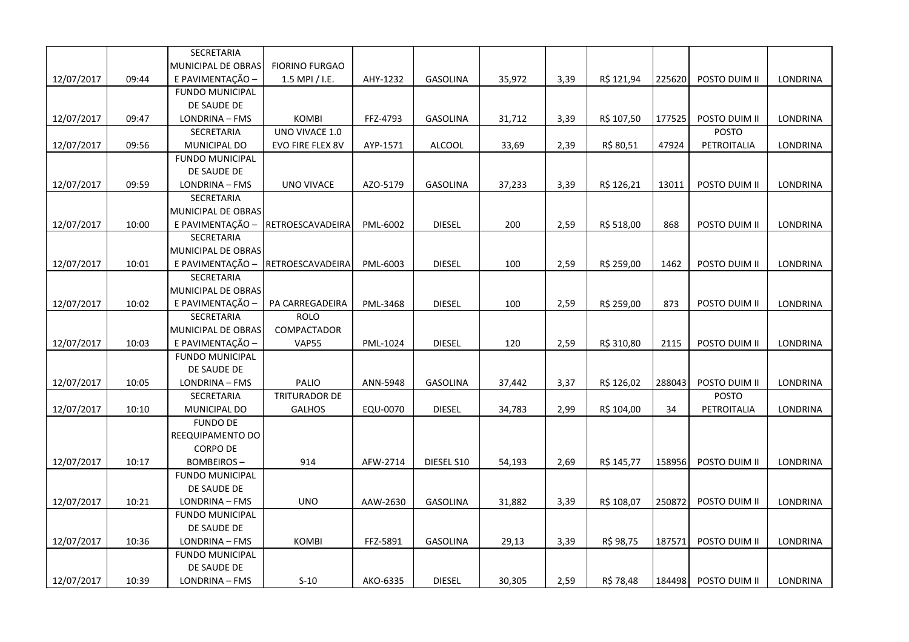| | | | | | | | | | | | |
|---|---|---|---|---|---|---|---|---|---|---|---|
| 12/07/2017 | 09:44 | SECRETARIA MUNICIPAL DE OBRAS E PAVIMENTAÇÃO – | FIORINO FURGAO 1.5 MPI / I.E. | AHY-1232 | GASOLINA | 35,972 | 3,39 | R$ 121,94 | 225620 | POSTO DUIM II | LONDRINA |
| 12/07/2017 | 09:47 | FUNDO MUNICIPAL DE SAUDE DE LONDRINA – FMS | KOMBI | FFZ-4793 | GASOLINA | 31,712 | 3,39 | R$ 107,50 | 177525 | POSTO DUIM II | LONDRINA |
| 12/07/2017 | 09:56 | SECRETARIA MUNICIPAL DO | UNO VIVACE 1.0 EVO FIRE FLEX 8V | AYP-1571 | ALCOOL | 33,69 | 2,39 | R$ 80,51 | 47924 | POSTO PETROITALIA | LONDRINA |
| 12/07/2017 | 09:59 | FUNDO MUNICIPAL DE SAUDE DE LONDRINA – FMS | UNO VIVACE | AZO-5179 | GASOLINA | 37,233 | 3,39 | R$ 126,21 | 13011 | POSTO DUIM II | LONDRINA |
| 12/07/2017 | 10:00 | SECRETARIA MUNICIPAL DE OBRAS E PAVIMENTAÇÃO – | RETROESCAVADEIRA | PML-6002 | DIESEL | 200 | 2,59 | R$ 518,00 | 868 | POSTO DUIM II | LONDRINA |
| 12/07/2017 | 10:01 | SECRETARIA MUNICIPAL DE OBRAS E PAVIMENTAÇÃO – | RETROESCAVADEIRA | PML-6003 | DIESEL | 100 | 2,59 | R$ 259,00 | 1462 | POSTO DUIM II | LONDRINA |
| 12/07/2017 | 10:02 | SECRETARIA MUNICIPAL DE OBRAS E PAVIMENTAÇÃO – | PA CARREGADEIRA | PML-3468 | DIESEL | 100 | 2,59 | R$ 259,00 | 873 | POSTO DUIM II | LONDRINA |
| 12/07/2017 | 10:03 | SECRETARIA MUNICIPAL DE OBRAS E PAVIMENTAÇÃO – | ROLO COMPACTADOR VAP55 | PML-1024 | DIESEL | 120 | 2,59 | R$ 310,80 | 2115 | POSTO DUIM II | LONDRINA |
| 12/07/2017 | 10:05 | FUNDO MUNICIPAL DE SAUDE DE LONDRINA – FMS | PALIO | ANN-5948 | GASOLINA | 37,442 | 3,37 | R$ 126,02 | 288043 | POSTO DUIM II | LONDRINA |
| 12/07/2017 | 10:10 | SECRETARIA MUNICIPAL DO | TRITURADOR DE GALHOS | EQU-0070 | DIESEL | 34,783 | 2,99 | R$ 104,00 | 34 | POSTO PETROITALIA | LONDRINA |
| 12/07/2017 | 10:17 | FUNDO DE REEQUIPAMENTO DO CORPO DE BOMBEIROS – | 914 | AFW-2714 | DIESEL S10 | 54,193 | 2,69 | R$ 145,77 | 158956 | POSTO DUIM II | LONDRINA |
| 12/07/2017 | 10:21 | FUNDO MUNICIPAL DE SAUDE DE LONDRINA – FMS | UNO | AAW-2630 | GASOLINA | 31,882 | 3,39 | R$ 108,07 | 250872 | POSTO DUIM II | LONDRINA |
| 12/07/2017 | 10:36 | FUNDO MUNICIPAL DE SAUDE DE LONDRINA – FMS | KOMBI | FFZ-5891 | GASOLINA | 29,13 | 3,39 | R$ 98,75 | 187571 | POSTO DUIM II | LONDRINA |
| 12/07/2017 | 10:39 | FUNDO MUNICIPAL DE SAUDE DE LONDRINA – FMS | S-10 | AKO-6335 | DIESEL | 30,305 | 2,59 | R$ 78,48 | 184498 | POSTO DUIM II | LONDRINA |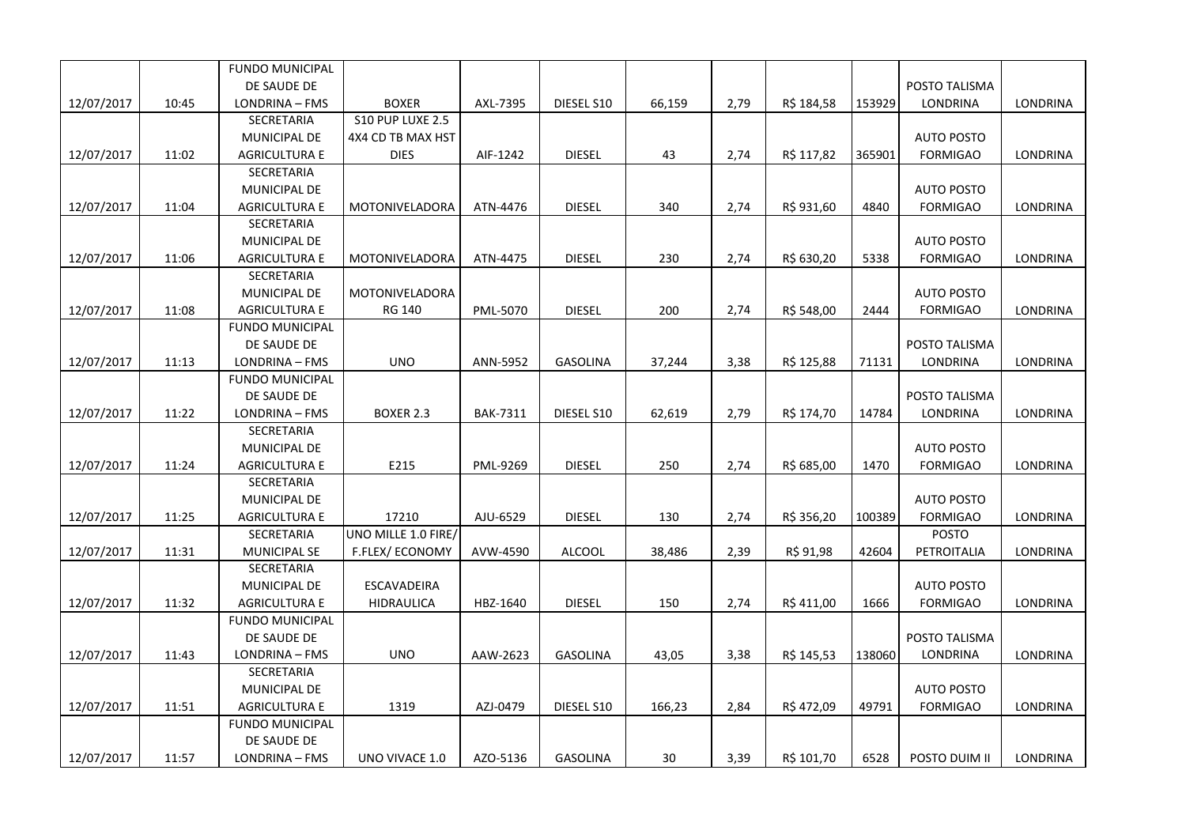| | | | | | | | | | | | |
|---|---|---|---|---|---|---|---|---|---|---|---|
| 12/07/2017 | 10:45 | FUNDO MUNICIPAL DE SAUDE DE LONDRINA – FMS | BOXER | AXL-7395 | DIESEL S10 | 66,159 | 2,79 | R$ 184,58 | 153929 | POSTO TALISMA LONDRINA | LONDRINA |
| 12/07/2017 | 11:02 | SECRETARIA MUNICIPAL DE AGRICULTURA E | S10 PUP LUXE 2.5 4X4 CD TB MAX HST DIES | AIF-1242 | DIESEL | 43 | 2,74 | R$ 117,82 | 365901 | AUTO POSTO FORMIGAO | LONDRINA |
| 12/07/2017 | 11:04 | SECRETARIA MUNICIPAL DE AGRICULTURA E | MOTONIVELADORA | ATN-4476 | DIESEL | 340 | 2,74 | R$ 931,60 | 4840 | AUTO POSTO FORMIGAO | LONDRINA |
| 12/07/2017 | 11:06 | SECRETARIA MUNICIPAL DE AGRICULTURA E | MOTONIVELADORA | ATN-4475 | DIESEL | 230 | 2,74 | R$ 630,20 | 5338 | AUTO POSTO FORMIGAO | LONDRINA |
| 12/07/2017 | 11:08 | SECRETARIA MUNICIPAL DE AGRICULTURA E | MOTONIVELADORA RG 140 | PML-5070 | DIESEL | 200 | 2,74 | R$ 548,00 | 2444 | AUTO POSTO FORMIGAO | LONDRINA |
| 12/07/2017 | 11:13 | FUNDO MUNICIPAL DE SAUDE DE LONDRINA – FMS | UNO | ANN-5952 | GASOLINA | 37,244 | 3,38 | R$ 125,88 | 71131 | POSTO TALISMA LONDRINA | LONDRINA |
| 12/07/2017 | 11:22 | FUNDO MUNICIPAL DE SAUDE DE LONDRINA – FMS | BOXER 2.3 | BAK-7311 | DIESEL S10 | 62,619 | 2,79 | R$ 174,70 | 14784 | POSTO TALISMA LONDRINA | LONDRINA |
| 12/07/2017 | 11:24 | SECRETARIA MUNICIPAL DE AGRICULTURA E | E215 | PML-9269 | DIESEL | 250 | 2,74 | R$ 685,00 | 1470 | AUTO POSTO FORMIGAO | LONDRINA |
| 12/07/2017 | 11:25 | SECRETARIA MUNICIPAL DE AGRICULTURA E | 17210 | AJU-6529 | DIESEL | 130 | 2,74 | R$ 356,20 | 100389 | AUTO POSTO FORMIGAO | LONDRINA |
| 12/07/2017 | 11:31 | SECRETARIA MUNICIPAL SE | UNO MILLE 1.0 FIRE/ F.FLEX/ ECONOMY | AVW-4590 | ALCOOL | 38,486 | 2,39 | R$ 91,98 | 42604 | POSTO PETROITALIA | LONDRINA |
| 12/07/2017 | 11:32 | SECRETARIA MUNICIPAL DE AGRICULTURA E | ESCAVADEIRA HIDRAULICA | HBZ-1640 | DIESEL | 150 | 2,74 | R$ 411,00 | 1666 | AUTO POSTO FORMIGAO | LONDRINA |
| 12/07/2017 | 11:43 | FUNDO MUNICIPAL DE SAUDE DE LONDRINA – FMS | UNO | AAW-2623 | GASOLINA | 43,05 | 3,38 | R$ 145,53 | 138060 | POSTO TALISMA LONDRINA | LONDRINA |
| 12/07/2017 | 11:51 | SECRETARIA MUNICIPAL DE AGRICULTURA E | 1319 | AZJ-0479 | DIESEL S10 | 166,23 | 2,84 | R$ 472,09 | 49791 | AUTO POSTO FORMIGAO | LONDRINA |
| 12/07/2017 | 11:57 | FUNDO MUNICIPAL DE SAUDE DE LONDRINA – FMS | UNO VIVACE 1.0 | AZO-5136 | GASOLINA | 30 | 3,39 | R$ 101,70 | 6528 | POSTO DUIM II | LONDRINA |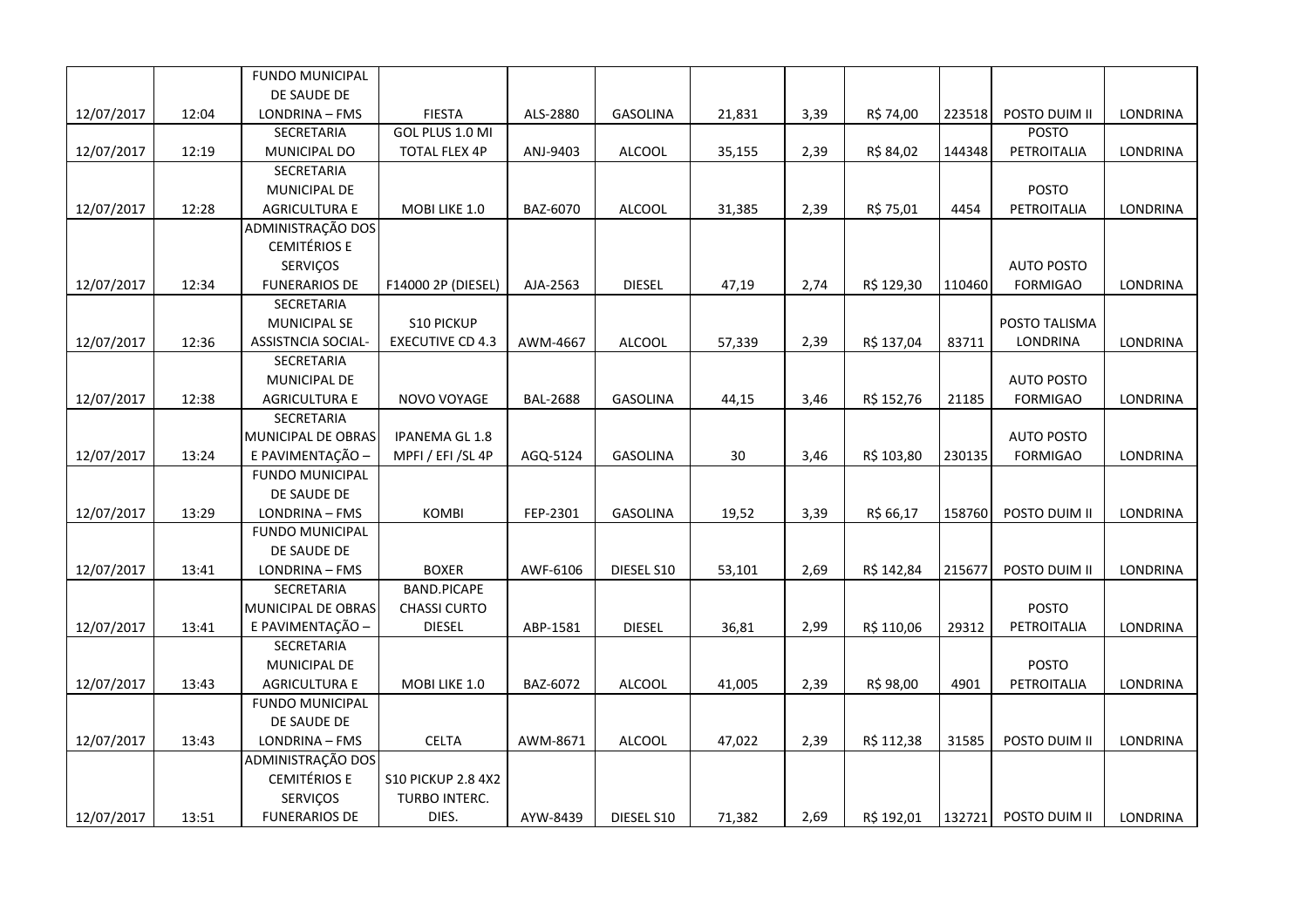| | | | | | | | | | | | |
|---|---|---|---|---|---|---|---|---|---|---|---|
| 12/07/2017 | 12:04 | FUNDO MUNICIPAL DE SAUDE DE LONDRINA – FMS | FIESTA | ALS-2880 | GASOLINA | 21,831 | 3,39 | R$ 74,00 | 223518 | POSTO DUIM II | LONDRINA |
| 12/07/2017 | 12:19 | SECRETARIA MUNICIPAL DO | GOL PLUS 1.0 MI TOTAL FLEX 4P | ANJ-9403 | ALCOOL | 35,155 | 2,39 | R$ 84,02 | 144348 | POSTO PETROITALIA | LONDRINA |
| 12/07/2017 | 12:28 | SECRETARIA MUNICIPAL DE AGRICULTURA E | MOBI LIKE 1.0 | BAZ-6070 | ALCOOL | 31,385 | 2,39 | R$ 75,01 | 4454 | POSTO PETROITALIA | LONDRINA |
| 12/07/2017 | 12:34 | ADMINISTRAÇÃO DOS CEMITÉRIOS E SERVIÇOS FUNERARIOS DE | F14000 2P (DIESEL) | AJA-2563 | DIESEL | 47,19 | 2,74 | R$ 129,30 | 110460 | AUTO POSTO FORMIGAO | LONDRINA |
| 12/07/2017 | 12:36 | SECRETARIA MUNICIPAL SE ASSISTNCIA SOCIAL- | S10 PICKUP EXECUTIVE CD 4.3 | AWM-4667 | ALCOOL | 57,339 | 2,39 | R$ 137,04 | 83711 | POSTO TALISMA LONDRINA | LONDRINA |
| 12/07/2017 | 12:38 | SECRETARIA MUNICIPAL DE AGRICULTURA E | NOVO VOYAGE | BAL-2688 | GASOLINA | 44,15 | 3,46 | R$ 152,76 | 21185 | AUTO POSTO FORMIGAO | LONDRINA |
| 12/07/2017 | 13:24 | SECRETARIA MUNICIPAL DE OBRAS E PAVIMENTAÇÃO – | IPANEMA GL 1.8 MPFI / EFI /SL 4P | AGQ-5124 | GASOLINA | 30 | 3,46 | R$ 103,80 | 230135 | AUTO POSTO FORMIGAO | LONDRINA |
| 12/07/2017 | 13:29 | FUNDO MUNICIPAL DE SAUDE DE LONDRINA – FMS | KOMBI | FEP-2301 | GASOLINA | 19,52 | 3,39 | R$ 66,17 | 158760 | POSTO DUIM II | LONDRINA |
| 12/07/2017 | 13:41 | FUNDO MUNICIPAL DE SAUDE DE LONDRINA – FMS | BOXER | AWF-6106 | DIESEL S10 | 53,101 | 2,69 | R$ 142,84 | 215677 | POSTO DUIM II | LONDRINA |
| 12/07/2017 | 13:41 | SECRETARIA MUNICIPAL DE OBRAS E PAVIMENTAÇÃO – | BAND.PICAPE CHASSI CURTO DIESEL | ABP-1581 | DIESEL | 36,81 | 2,99 | R$ 110,06 | 29312 | POSTO PETROITALIA | LONDRINA |
| 12/07/2017 | 13:43 | SECRETARIA MUNICIPAL DE AGRICULTURA E | MOBI LIKE 1.0 | BAZ-6072 | ALCOOL | 41,005 | 2,39 | R$ 98,00 | 4901 | POSTO PETROITALIA | LONDRINA |
| 12/07/2017 | 13:43 | FUNDO MUNICIPAL DE SAUDE DE LONDRINA – FMS | CELTA | AWM-8671 | ALCOOL | 47,022 | 2,39 | R$ 112,38 | 31585 | POSTO DUIM II | LONDRINA |
| 12/07/2017 | 13:51 | ADMINISTRAÇÃO DOS CEMITÉRIOS E SERVIÇOS FUNERARIOS DE | S10 PICKUP 2.8 4X2 TURBO INTERC. DIES. | AYW-8439 | DIESEL S10 | 71,382 | 2,69 | R$ 192,01 | 132721 | POSTO DUIM II | LONDRINA |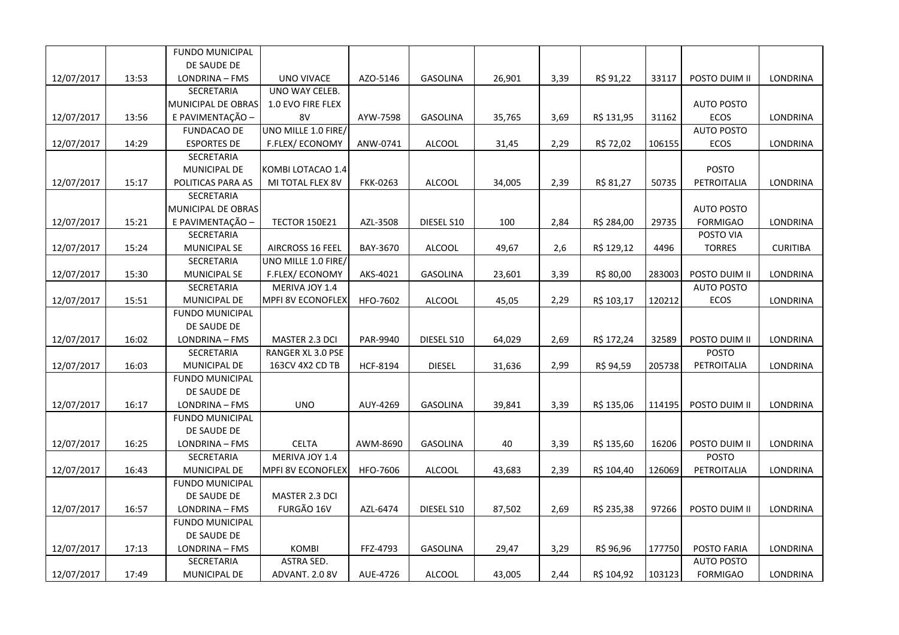| | | | | | | | | | | | |
|---|---|---|---|---|---|---|---|---|---|---|---|
| 12/07/2017 | 13:53 | FUNDO MUNICIPAL DE SAUDE DE LONDRINA – FMS | UNO VIVACE | AZO-5146 | GASOLINA | 26,901 | 3,39 | R$ 91,22 | 33117 | POSTO DUIM II | LONDRINA |
| 12/07/2017 | 13:56 | SECRETARIA MUNICIPAL DE OBRAS E PAVIMENTAÇÃO – | UNO WAY CELEB. 1.0 EVO FIRE FLEX 8V | AYW-7598 | GASOLINA | 35,765 | 3,69 | R$ 131,95 | 31162 | AUTO POSTO ECOS | LONDRINA |
| 12/07/2017 | 14:29 | FUNDACAO DE ESPORTES DE | UNO MILLE 1.0 FIRE/ F.FLEX/ ECONOMY | ANW-0741 | ALCOOL | 31,45 | 2,29 | R$ 72,02 | 106155 | AUTO POSTO ECOS | LONDRINA |
| 12/07/2017 | 15:17 | SECRETARIA MUNICIPAL DE POLITICAS PARA AS | KOMBI LOTACAO 1.4 MI TOTAL FLEX 8V | FKK-0263 | ALCOOL | 34,005 | 2,39 | R$ 81,27 | 50735 | POSTO PETROITALIA | LONDRINA |
| 12/07/2017 | 15:21 | SECRETARIA MUNICIPAL DE OBRAS E PAVIMENTAÇÃO – | TECTOR 150E21 | AZL-3508 | DIESEL S10 | 100 | 2,84 | R$ 284,00 | 29735 | AUTO POSTO FORMIGAO | LONDRINA |
| 12/07/2017 | 15:24 | SECRETARIA MUNICIPAL SE | AIRCROSS 16 FEEL | BAY-3670 | ALCOOL | 49,67 | 2,6 | R$ 129,12 | 4496 | POSTO VIA TORRES | CURITIBA |
| 12/07/2017 | 15:30 | SECRETARIA MUNICIPAL SE | UNO MILLE 1.0 FIRE/ F.FLEX/ ECONOMY | AKS-4021 | GASOLINA | 23,601 | 3,39 | R$ 80,00 | 283003 | POSTO DUIM II | LONDRINA |
| 12/07/2017 | 15:51 | SECRETARIA MUNICIPAL DE | MERIVA JOY 1.4 MPFI 8V ECONOFLEX | HFO-7602 | ALCOOL | 45,05 | 2,29 | R$ 103,17 | 120212 | AUTO POSTO ECOS | LONDRINA |
| 12/07/2017 | 16:02 | FUNDO MUNICIPAL DE SAUDE DE LONDRINA – FMS | MASTER 2.3 DCI | PAR-9940 | DIESEL S10 | 64,029 | 2,69 | R$ 172,24 | 32589 | POSTO DUIM II | LONDRINA |
| 12/07/2017 | 16:03 | SECRETARIA MUNICIPAL DE | RANGER XL 3.0 PSE 163CV 4X2 CD TB | HCF-8194 | DIESEL | 31,636 | 2,99 | R$ 94,59 | 205738 | POSTO PETROITALIA | LONDRINA |
| 12/07/2017 | 16:17 | FUNDO MUNICIPAL DE SAUDE DE LONDRINA – FMS | UNO | AUY-4269 | GASOLINA | 39,841 | 3,39 | R$ 135,06 | 114195 | POSTO DUIM II | LONDRINA |
| 12/07/2017 | 16:25 | FUNDO MUNICIPAL DE SAUDE DE LONDRINA – FMS | CELTA | AWM-8690 | GASOLINA | 40 | 3,39 | R$ 135,60 | 16206 | POSTO DUIM II | LONDRINA |
| 12/07/2017 | 16:43 | SECRETARIA MUNICIPAL DE | MERIVA JOY 1.4 MPFI 8V ECONOFLEX | HFO-7606 | ALCOOL | 43,683 | 2,39 | R$ 104,40 | 126069 | POSTO PETROITALIA | LONDRINA |
| 12/07/2017 | 16:57 | FUNDO MUNICIPAL DE SAUDE DE LONDRINA – FMS | MASTER 2.3 DCI FURGÃO 16V | AZL-6474 | DIESEL S10 | 87,502 | 2,69 | R$ 235,38 | 97266 | POSTO DUIM II | LONDRINA |
| 12/07/2017 | 17:13 | FUNDO MUNICIPAL DE SAUDE DE LONDRINA – FMS | KOMBI | FFZ-4793 | GASOLINA | 29,47 | 3,29 | R$ 96,96 | 177750 | POSTO FARIA | LONDRINA |
| 12/07/2017 | 17:49 | SECRETARIA MUNICIPAL DE | ASTRA SED. ADVANT. 2.0 8V | AUE-4726 | ALCOOL | 43,005 | 2,44 | R$ 104,92 | 103123 | AUTO POSTO FORMIGAO | LONDRINA |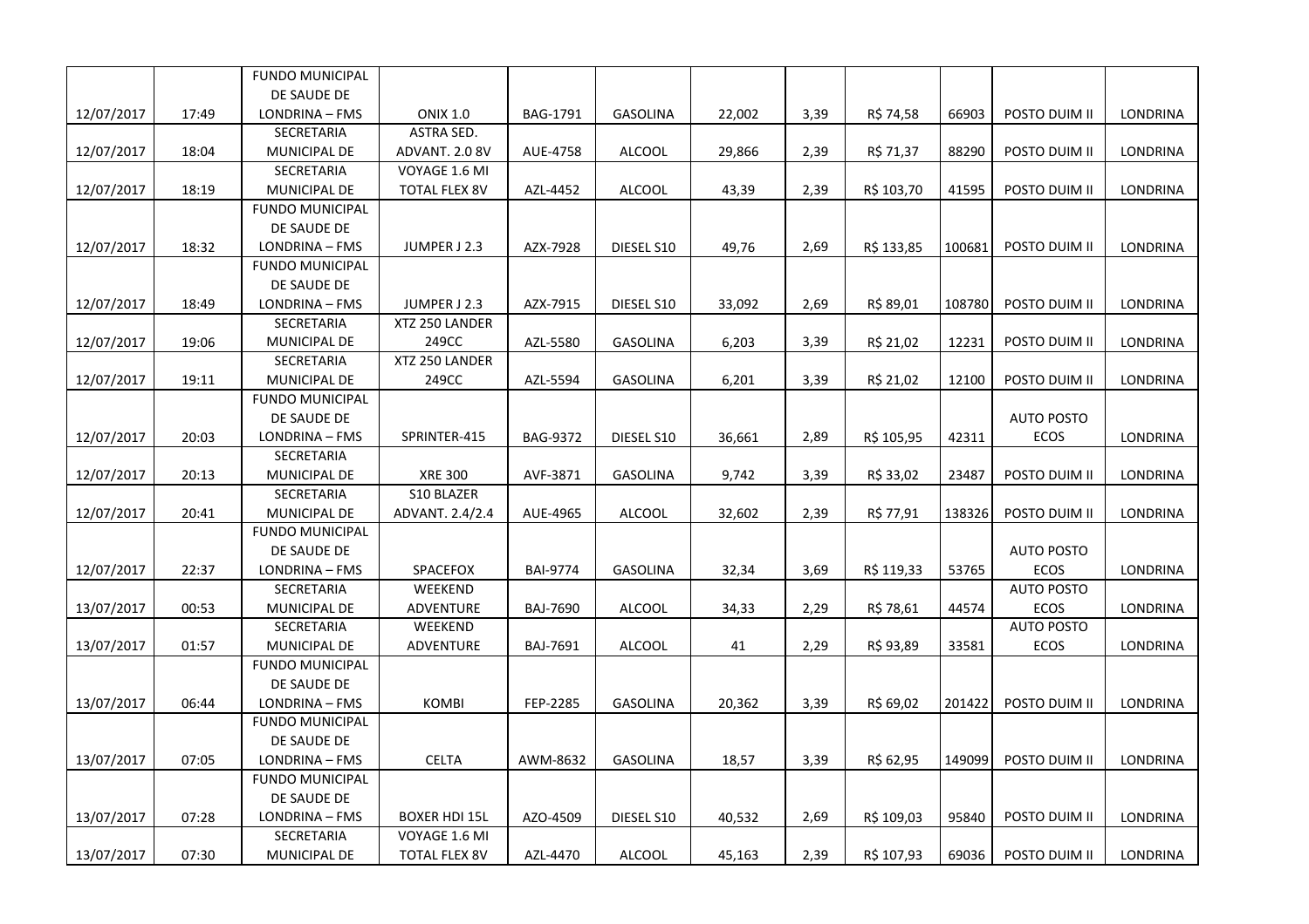| | | | | | | | | | | | |
|---|---|---|---|---|---|---|---|---|---|---|---|
| 12/07/2017 | 17:49 | FUNDO MUNICIPAL DE SAUDE DE LONDRINA – FMS | ONIX 1.0 | BAG-1791 | GASOLINA | 22,002 | 3,39 | R$ 74,58 | 66903 | POSTO DUIM II | LONDRINA |
| 12/07/2017 | 18:04 | SECRETARIA MUNICIPAL DE | ASTRA SED. ADVANT. 2.0 8V | AUE-4758 | ALCOOL | 29,866 | 2,39 | R$ 71,37 | 88290 | POSTO DUIM II | LONDRINA |
| 12/07/2017 | 18:19 | SECRETARIA MUNICIPAL DE | VOYAGE 1.6 MI TOTAL FLEX 8V | AZL-4452 | ALCOOL | 43,39 | 2,39 | R$ 103,70 | 41595 | POSTO DUIM II | LONDRINA |
| 12/07/2017 | 18:32 | FUNDO MUNICIPAL DE SAUDE DE LONDRINA – FMS | JUMPER J 2.3 | AZX-7928 | DIESEL S10 | 49,76 | 2,69 | R$ 133,85 | 100681 | POSTO DUIM II | LONDRINA |
| 12/07/2017 | 18:49 | FUNDO MUNICIPAL DE SAUDE DE LONDRINA – FMS | JUMPER J 2.3 | AZX-7915 | DIESEL S10 | 33,092 | 2,69 | R$ 89,01 | 108780 | POSTO DUIM II | LONDRINA |
| 12/07/2017 | 19:06 | SECRETARIA MUNICIPAL DE | XTZ 250 LANDER 249CC | AZL-5580 | GASOLINA | 6,203 | 3,39 | R$ 21,02 | 12231 | POSTO DUIM II | LONDRINA |
| 12/07/2017 | 19:11 | SECRETARIA MUNICIPAL DE | XTZ 250 LANDER 249CC | AZL-5594 | GASOLINA | 6,201 | 3,39 | R$ 21,02 | 12100 | POSTO DUIM II | LONDRINA |
| 12/07/2017 | 20:03 | FUNDO MUNICIPAL DE SAUDE DE LONDRINA – FMS | SPRINTER-415 | BAG-9372 | DIESEL S10 | 36,661 | 2,89 | R$ 105,95 | 42311 | AUTO POSTO ECOS | LONDRINA |
| 12/07/2017 | 20:13 | SECRETARIA MUNICIPAL DE | XRE 300 | AVF-3871 | GASOLINA | 9,742 | 3,39 | R$ 33,02 | 23487 | POSTO DUIM II | LONDRINA |
| 12/07/2017 | 20:41 | SECRETARIA MUNICIPAL DE | S10 BLAZER ADVANT. 2.4/2.4 | AUE-4965 | ALCOOL | 32,602 | 2,39 | R$ 77,91 | 138326 | POSTO DUIM II | LONDRINA |
| 12/07/2017 | 22:37 | FUNDO MUNICIPAL DE SAUDE DE LONDRINA – FMS | SPACEFOX | BAI-9774 | GASOLINA | 32,34 | 3,69 | R$ 119,33 | 53765 | AUTO POSTO ECOS | LONDRINA |
| 13/07/2017 | 00:53 | SECRETARIA MUNICIPAL DE | WEEKEND ADVENTURE | BAJ-7690 | ALCOOL | 34,33 | 2,29 | R$ 78,61 | 44574 | AUTO POSTO ECOS | LONDRINA |
| 13/07/2017 | 01:57 | SECRETARIA MUNICIPAL DE | WEEKEND ADVENTURE | BAJ-7691 | ALCOOL | 41 | 2,29 | R$ 93,89 | 33581 | AUTO POSTO ECOS | LONDRINA |
| 13/07/2017 | 06:44 | FUNDO MUNICIPAL DE SAUDE DE LONDRINA – FMS | KOMBI | FEP-2285 | GASOLINA | 20,362 | 3,39 | R$ 69,02 | 201422 | POSTO DUIM II | LONDRINA |
| 13/07/2017 | 07:05 | FUNDO MUNICIPAL DE SAUDE DE LONDRINA – FMS | CELTA | AWM-8632 | GASOLINA | 18,57 | 3,39 | R$ 62,95 | 149099 | POSTO DUIM II | LONDRINA |
| 13/07/2017 | 07:28 | FUNDO MUNICIPAL DE SAUDE DE LONDRINA – FMS | BOXER HDI 15L | AZO-4509 | DIESEL S10 | 40,532 | 2,69 | R$ 109,03 | 95840 | POSTO DUIM II | LONDRINA |
| 13/07/2017 | 07:30 | SECRETARIA MUNICIPAL DE | VOYAGE 1.6 MI TOTAL FLEX 8V | AZL-4470 | ALCOOL | 45,163 | 2,39 | R$ 107,93 | 69036 | POSTO DUIM II | LONDRINA |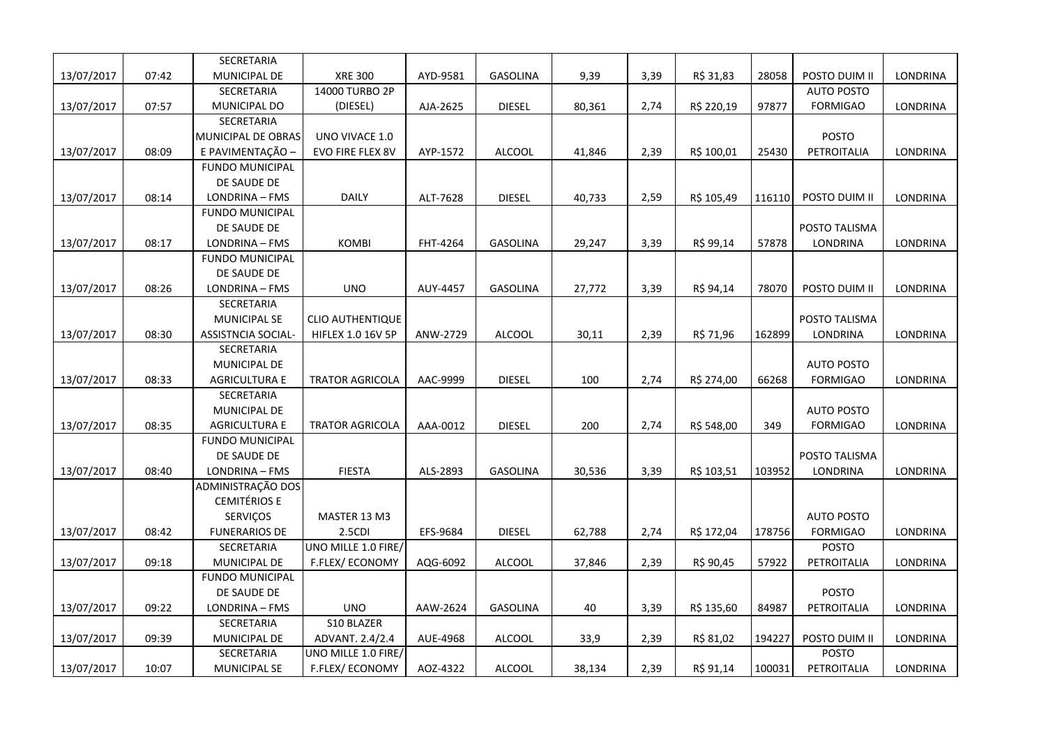| | | | | | | | | | | | |
|---|---|---|---|---|---|---|---|---|---|---|---|
| 13/07/2017 | 07:42 | SECRETARIA MUNICIPAL DE | XRE 300 | AYD-9581 | GASOLINA | 9,39 | 3,39 | R$ 31,83 | 28058 | POSTO DUIM II | LONDRINA |
| 13/07/2017 | 07:57 | SECRETARIA MUNICIPAL DO | 14000 TURBO 2P (DIESEL) | AJA-2625 | DIESEL | 80,361 | 2,74 | R$ 220,19 | 97877 | AUTO POSTO FORMIGAO | LONDRINA |
| 13/07/2017 | 08:09 | SECRETARIA MUNICIPAL DE OBRAS E PAVIMENTAÇÃO – | UNO VIVACE 1.0 EVO FIRE FLEX 8V | AYP-1572 | ALCOOL | 41,846 | 2,39 | R$ 100,01 | 25430 | POSTO PETROITALIA | LONDRINA |
| 13/07/2017 | 08:14 | FUNDO MUNICIPAL DE SAUDE DE LONDRINA – FMS | DAILY | ALT-7628 | DIESEL | 40,733 | 2,59 | R$ 105,49 | 116110 | POSTO DUIM II | LONDRINA |
| 13/07/2017 | 08:17 | FUNDO MUNICIPAL DE SAUDE DE LONDRINA – FMS | KOMBI | FHT-4264 | GASOLINA | 29,247 | 3,39 | R$ 99,14 | 57878 | POSTO TALISMA LONDRINA | LONDRINA |
| 13/07/2017 | 08:26 | FUNDO MUNICIPAL DE SAUDE DE LONDRINA – FMS | UNO | AUY-4457 | GASOLINA | 27,772 | 3,39 | R$ 94,14 | 78070 | POSTO DUIM II | LONDRINA |
| 13/07/2017 | 08:30 | SECRETARIA MUNICIPAL SE ASSISTNCIA SOCIAL- | CLIO AUTHENTIQUE HIFLEX 1.0 16V 5P | ANW-2729 | ALCOOL | 30,11 | 2,39 | R$ 71,96 | 162899 | POSTO TALISMA LONDRINA | LONDRINA |
| 13/07/2017 | 08:33 | SECRETARIA MUNICIPAL DE AGRICULTURA E | TRATOR AGRICOLA | AAC-9999 | DIESEL | 100 | 2,74 | R$ 274,00 | 66268 | AUTO POSTO FORMIGAO | LONDRINA |
| 13/07/2017 | 08:35 | SECRETARIA MUNICIPAL DE AGRICULTURA E | TRATOR AGRICOLA | AAA-0012 | DIESEL | 200 | 2,74 | R$ 548,00 | 349 | AUTO POSTO FORMIGAO | LONDRINA |
| 13/07/2017 | 08:40 | FUNDO MUNICIPAL DE SAUDE DE LONDRINA – FMS | FIESTA | ALS-2893 | GASOLINA | 30,536 | 3,39 | R$ 103,51 | 103952 | POSTO TALISMA LONDRINA | LONDRINA |
| 13/07/2017 | 08:42 | ADMINISTRAÇÃO DOS CEMITÉRIOS E SERVIÇOS FUNERARIOS DE | MASTER 13 M3 2.5CDI | EFS-9684 | DIESEL | 62,788 | 2,74 | R$ 172,04 | 178756 | AUTO POSTO FORMIGAO | LONDRINA |
| 13/07/2017 | 09:18 | SECRETARIA MUNICIPAL DE | UNO MILLE 1.0 FIRE/ F.FLEX/ ECONOMY | AQG-6092 | ALCOOL | 37,846 | 2,39 | R$ 90,45 | 57922 | POSTO PETROITALIA | LONDRINA |
| 13/07/2017 | 09:22 | FUNDO MUNICIPAL DE SAUDE DE LONDRINA – FMS | UNO | AAW-2624 | GASOLINA | 40 | 3,39 | R$ 135,60 | 84987 | POSTO PETROITALIA | LONDRINA |
| 13/07/2017 | 09:39 | SECRETARIA MUNICIPAL DE | S10 BLAZER ADVANT. 2.4/2.4 | AUE-4968 | ALCOOL | 33,9 | 2,39 | R$ 81,02 | 194227 | POSTO DUIM II | LONDRINA |
| 13/07/2017 | 10:07 | SECRETARIA MUNICIPAL SE | UNO MILLE 1.0 FIRE/ F.FLEX/ ECONOMY | AOZ-4322 | ALCOOL | 38,134 | 2,39 | R$ 91,14 | 100031 | POSTO PETROITALIA | LONDRINA |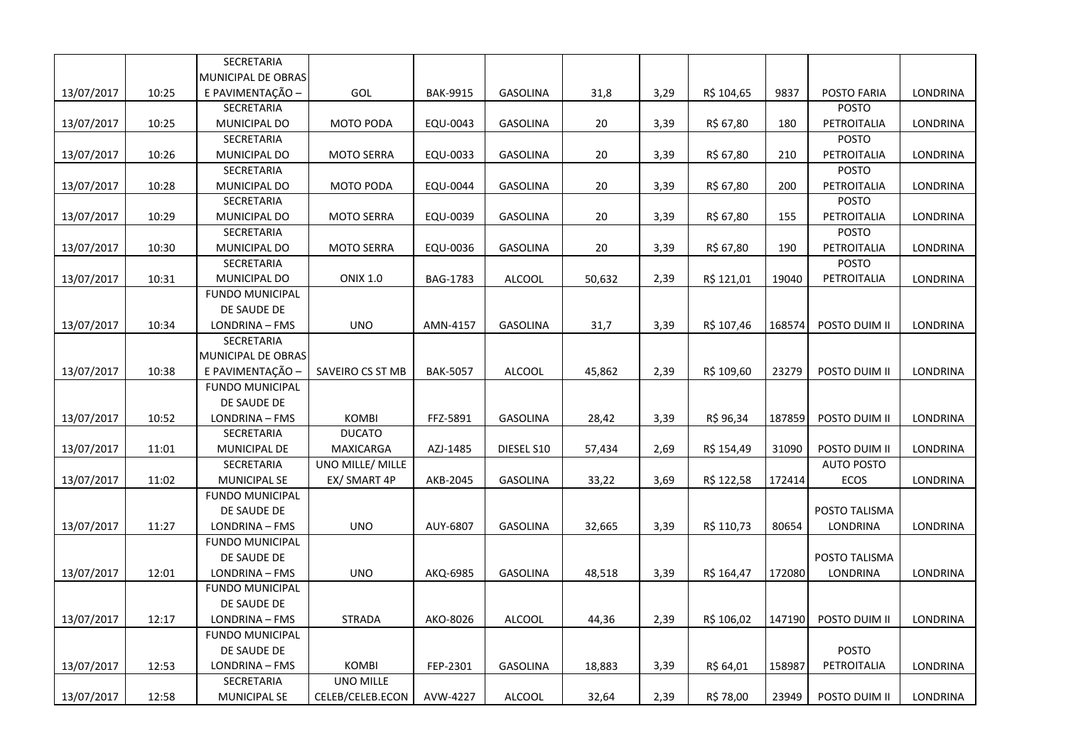| | | | | | | | | | | | |
|---|---|---|---|---|---|---|---|---|---|---|---|
| 13/07/2017 | 10:25 | SECRETARIA MUNICIPAL DE OBRAS E PAVIMENTAÇÃO – | GOL | BAK-9915 | GASOLINA | 31,8 | 3,29 | R$ 104,65 | 9837 | POSTO FARIA | LONDRINA |
| 13/07/2017 | 10:25 | SECRETARIA MUNICIPAL DO | MOTO PODA | EQU-0043 | GASOLINA | 20 | 3,39 | R$ 67,80 | 180 | POSTO PETROITALIA | LONDRINA |
| 13/07/2017 | 10:26 | SECRETARIA MUNICIPAL DO | MOTO SERRA | EQU-0033 | GASOLINA | 20 | 3,39 | R$ 67,80 | 210 | POSTO PETROITALIA | LONDRINA |
| 13/07/2017 | 10:28 | SECRETARIA MUNICIPAL DO | MOTO PODA | EQU-0044 | GASOLINA | 20 | 3,39 | R$ 67,80 | 200 | POSTO PETROITALIA | LONDRINA |
| 13/07/2017 | 10:29 | SECRETARIA MUNICIPAL DO | MOTO SERRA | EQU-0039 | GASOLINA | 20 | 3,39 | R$ 67,80 | 155 | POSTO PETROITALIA | LONDRINA |
| 13/07/2017 | 10:30 | SECRETARIA MUNICIPAL DO | MOTO SERRA | EQU-0036 | GASOLINA | 20 | 3,39 | R$ 67,80 | 190 | POSTO PETROITALIA | LONDRINA |
| 13/07/2017 | 10:31 | SECRETARIA MUNICIPAL DO | ONIX 1.0 | BAG-1783 | ALCOOL | 50,632 | 2,39 | R$ 121,01 | 19040 | POSTO PETROITALIA | LONDRINA |
| 13/07/2017 | 10:34 | FUNDO MUNICIPAL DE SAUDE DE LONDRINA – FMS | UNO | AMN-4157 | GASOLINA | 31,7 | 3,39 | R$ 107,46 | 168574 | POSTO DUIM II | LONDRINA |
| 13/07/2017 | 10:38 | SECRETARIA MUNICIPAL DE OBRAS E PAVIMENTAÇÃO – | SAVEIRO CS ST MB | BAK-5057 | ALCOOL | 45,862 | 2,39 | R$ 109,60 | 23279 | POSTO DUIM II | LONDRINA |
| 13/07/2017 | 10:52 | FUNDO MUNICIPAL DE SAUDE DE LONDRINA – FMS | KOMBI | FFZ-5891 | GASOLINA | 28,42 | 3,39 | R$ 96,34 | 187859 | POSTO DUIM II | LONDRINA |
| 13/07/2017 | 11:01 | SECRETARIA MUNICIPAL DE | DUCATO MAXICARGA | AZJ-1485 | DIESEL S10 | 57,434 | 2,69 | R$ 154,49 | 31090 | POSTO DUIM II | LONDRINA |
| 13/07/2017 | 11:02 | SECRETARIA MUNICIPAL SE | UNO MILLE/ MILLE EX/ SMART 4P | AKB-2045 | GASOLINA | 33,22 | 3,69 | R$ 122,58 | 172414 | AUTO POSTO ECOS | LONDRINA |
| 13/07/2017 | 11:27 | FUNDO MUNICIPAL DE SAUDE DE LONDRINA – FMS | UNO | AUY-6807 | GASOLINA | 32,665 | 3,39 | R$ 110,73 | 80654 | POSTO TALISMA LONDRINA | LONDRINA |
| 13/07/2017 | 12:01 | FUNDO MUNICIPAL DE SAUDE DE LONDRINA – FMS | UNO | AKQ-6985 | GASOLINA | 48,518 | 3,39 | R$ 164,47 | 172080 | POSTO TALISMA LONDRINA | LONDRINA |
| 13/07/2017 | 12:17 | FUNDO MUNICIPAL DE SAUDE DE LONDRINA – FMS | STRADA | AKO-8026 | ALCOOL | 44,36 | 2,39 | R$ 106,02 | 147190 | POSTO DUIM II | LONDRINA |
| 13/07/2017 | 12:53 | FUNDO MUNICIPAL DE SAUDE DE LONDRINA – FMS | KOMBI | FEP-2301 | GASOLINA | 18,883 | 3,39 | R$ 64,01 | 158987 | POSTO PETROITALIA | LONDRINA |
| 13/07/2017 | 12:58 | SECRETARIA MUNICIPAL SE | UNO MILLE CELEB/CELEB.ECON | AVW-4227 | ALCOOL | 32,64 | 2,39 | R$ 78,00 | 23949 | POSTO DUIM II | LONDRINA |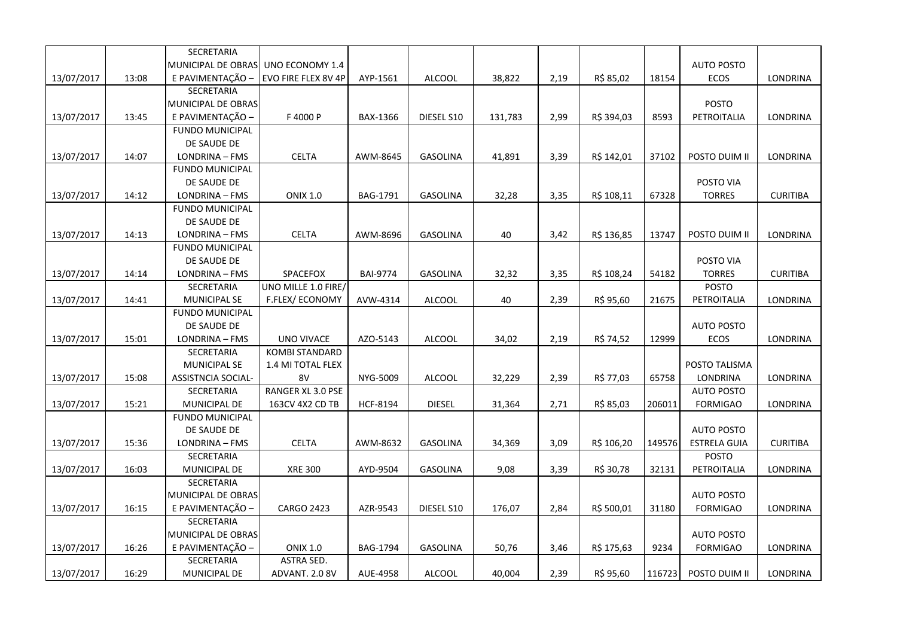| | | | | | | | | | | | |
|---|---|---|---|---|---|---|---|---|---|---|---|
| 13/07/2017 | 13:08 | SECRETARIA MUNICIPAL DE OBRAS E PAVIMENTAÇÃO – | UNO ECONOMY 1.4 EVO FIRE FLEX 8V 4P | AYP-1561 | ALCOOL | 38,822 | 2,19 | R$ 85,02 | 18154 | AUTO POSTO ECOS | LONDRINA |
| 13/07/2017 | 13:45 | SECRETARIA MUNICIPAL DE OBRAS E PAVIMENTAÇÃO – | F 4000 P | BAX-1366 | DIESEL S10 | 131,783 | 2,99 | R$ 394,03 | 8593 | POSTO PETROITALIA | LONDRINA |
| 13/07/2017 | 14:07 | FUNDO MUNICIPAL DE SAUDE DE LONDRINA – FMS | CELTA | AWM-8645 | GASOLINA | 41,891 | 3,39 | R$ 142,01 | 37102 | POSTO DUIM II | LONDRINA |
| 13/07/2017 | 14:12 | FUNDO MUNICIPAL DE SAUDE DE LONDRINA – FMS | ONIX 1.0 | BAG-1791 | GASOLINA | 32,28 | 3,35 | R$ 108,11 | 67328 | POSTO VIA TORRES | CURITIBA |
| 13/07/2017 | 14:13 | FUNDO MUNICIPAL DE SAUDE DE LONDRINA – FMS | CELTA | AWM-8696 | GASOLINA | 40 | 3,42 | R$ 136,85 | 13747 | POSTO DUIM II | LONDRINA |
| 13/07/2017 | 14:14 | FUNDO MUNICIPAL DE SAUDE DE LONDRINA – FMS | SPACEFOX | BAI-9774 | GASOLINA | 32,32 | 3,35 | R$ 108,24 | 54182 | POSTO VIA TORRES | CURITIBA |
| 13/07/2017 | 14:41 | SECRETARIA MUNICIPAL SE | UNO MILLE 1.0 FIRE/ F.FLEX/ ECONOMY | AVW-4314 | ALCOOL | 40 | 2,39 | R$ 95,60 | 21675 | POSTO PETROITALIA | LONDRINA |
| 13/07/2017 | 15:01 | FUNDO MUNICIPAL DE SAUDE DE LONDRINA – FMS | UNO VIVACE | AZO-5143 | ALCOOL | 34,02 | 2,19 | R$ 74,52 | 12999 | AUTO POSTO ECOS | LONDRINA |
| 13/07/2017 | 15:08 | SECRETARIA MUNICIPAL SE ASSISTNCIA SOCIAL- | KOMBI STANDARD 1.4 MI TOTAL FLEX 8V | NYG-5009 | ALCOOL | 32,229 | 2,39 | R$ 77,03 | 65758 | POSTO TALISMA LONDRINA | LONDRINA |
| 13/07/2017 | 15:21 | SECRETARIA MUNICIPAL DE | RANGER XL 3.0 PSE 163CV 4X2 CD TB | HCF-8194 | DIESEL | 31,364 | 2,71 | R$ 85,03 | 206011 | AUTO POSTO FORMIGAO | LONDRINA |
| 13/07/2017 | 15:36 | FUNDO MUNICIPAL DE SAUDE DE LONDRINA – FMS | CELTA | AWM-8632 | GASOLINA | 34,369 | 3,09 | R$ 106,20 | 149576 | AUTO POSTO ESTRELA GUIA | CURITIBA |
| 13/07/2017 | 16:03 | SECRETARIA MUNICIPAL DE | XRE 300 | AYD-9504 | GASOLINA | 9,08 | 3,39 | R$ 30,78 | 32131 | POSTO PETROITALIA | LONDRINA |
| 13/07/2017 | 16:15 | SECRETARIA MUNICIPAL DE OBRAS E PAVIMENTAÇÃO – | CARGO 2423 | AZR-9543 | DIESEL S10 | 176,07 | 2,84 | R$ 500,01 | 31180 | AUTO POSTO FORMIGAO | LONDRINA |
| 13/07/2017 | 16:26 | SECRETARIA MUNICIPAL DE OBRAS E PAVIMENTAÇÃO – | ONIX 1.0 | BAG-1794 | GASOLINA | 50,76 | 3,46 | R$ 175,63 | 9234 | AUTO POSTO FORMIGAO | LONDRINA |
| 13/07/2017 | 16:29 | SECRETARIA MUNICIPAL DE | ASTRA SED. ADVANT. 2.0 8V | AUE-4958 | ALCOOL | 40,004 | 2,39 | R$ 95,60 | 116723 | POSTO DUIM II | LONDRINA |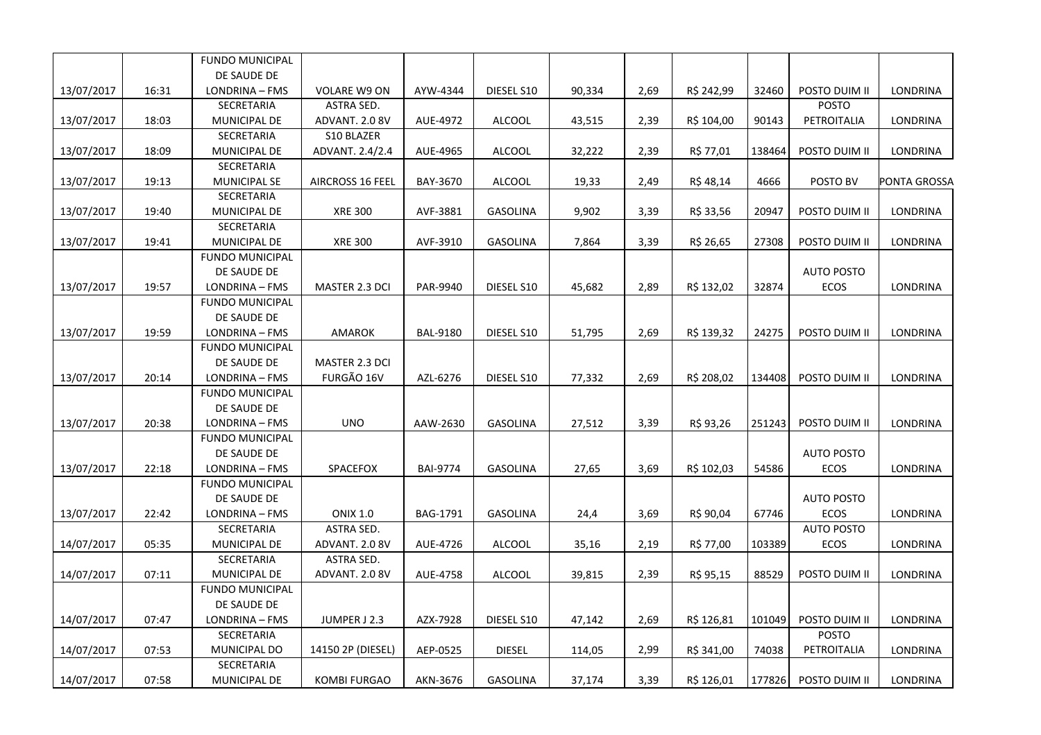| | | | | | | | | | | | |
|---|---|---|---|---|---|---|---|---|---|---|---|
| 13/07/2017 | 16:31 | FUNDO MUNICIPAL DE SAUDE DE LONDRINA – FMS | VOLARE W9 ON | AYW-4344 | DIESEL S10 | 90,334 | 2,69 | R$ 242,99 | 32460 | POSTO DUIM II | LONDRINA |
| 13/07/2017 | 18:03 | SECRETARIA MUNICIPAL DE | ASTRA SED. ADVANT. 2.0 8V | AUE-4972 | ALCOOL | 43,515 | 2,39 | R$ 104,00 | 90143 | POSTO PETROITALIA | LONDRINA |
| 13/07/2017 | 18:09 | SECRETARIA MUNICIPAL DE | S10 BLAZER ADVANT. 2.4/2.4 | AUE-4965 | ALCOOL | 32,222 | 2,39 | R$ 77,01 | 138464 | POSTO DUIM II | LONDRINA |
| 13/07/2017 | 19:13 | SECRETARIA MUNICIPAL SE | AIRCROSS 16 FEEL | BAY-3670 | ALCOOL | 19,33 | 2,49 | R$ 48,14 | 4666 | POSTO BV | PONTA GROSSA |
| 13/07/2017 | 19:40 | SECRETARIA MUNICIPAL DE | XRE 300 | AVF-3881 | GASOLINA | 9,902 | 3,39 | R$ 33,56 | 20947 | POSTO DUIM II | LONDRINA |
| 13/07/2017 | 19:41 | SECRETARIA MUNICIPAL DE | XRE 300 | AVF-3910 | GASOLINA | 7,864 | 3,39 | R$ 26,65 | 27308 | POSTO DUIM II | LONDRINA |
| 13/07/2017 | 19:57 | FUNDO MUNICIPAL DE SAUDE DE LONDRINA – FMS | MASTER 2.3 DCI | PAR-9940 | DIESEL S10 | 45,682 | 2,89 | R$ 132,02 | 32874 | AUTO POSTO ECOS | LONDRINA |
| 13/07/2017 | 19:59 | FUNDO MUNICIPAL DE SAUDE DE LONDRINA – FMS | AMAROK | BAL-9180 | DIESEL S10 | 51,795 | 2,69 | R$ 139,32 | 24275 | POSTO DUIM II | LONDRINA |
| 13/07/2017 | 20:14 | FUNDO MUNICIPAL DE SAUDE DE LONDRINA – FMS | MASTER 2.3 DCI FURGÃO 16V | AZL-6276 | DIESEL S10 | 77,332 | 2,69 | R$ 208,02 | 134408 | POSTO DUIM II | LONDRINA |
| 13/07/2017 | 20:38 | FUNDO MUNICIPAL DE SAUDE DE LONDRINA – FMS | UNO | AAW-2630 | GASOLINA | 27,512 | 3,39 | R$ 93,26 | 251243 | POSTO DUIM II | LONDRINA |
| 13/07/2017 | 22:18 | FUNDO MUNICIPAL DE SAUDE DE LONDRINA – FMS | SPACEFOX | BAI-9774 | GASOLINA | 27,65 | 3,69 | R$ 102,03 | 54586 | AUTO POSTO ECOS | LONDRINA |
| 13/07/2017 | 22:42 | FUNDO MUNICIPAL DE SAUDE DE LONDRINA – FMS | ONIX 1.0 | BAG-1791 | GASOLINA | 24,4 | 3,69 | R$ 90,04 | 67746 | AUTO POSTO ECOS | LONDRINA |
| 14/07/2017 | 05:35 | SECRETARIA MUNICIPAL DE | ASTRA SED. ADVANT. 2.0 8V | AUE-4726 | ALCOOL | 35,16 | 2,19 | R$ 77,00 | 103389 | AUTO POSTO ECOS | LONDRINA |
| 14/07/2017 | 07:11 | SECRETARIA MUNICIPAL DE | ASTRA SED. ADVANT. 2.0 8V | AUE-4758 | ALCOOL | 39,815 | 2,39 | R$ 95,15 | 88529 | POSTO DUIM II | LONDRINA |
| 14/07/2017 | 07:47 | FUNDO MUNICIPAL DE SAUDE DE LONDRINA – FMS | JUMPER J 2.3 | AZX-7928 | DIESEL S10 | 47,142 | 2,69 | R$ 126,81 | 101049 | POSTO DUIM II | LONDRINA |
| 14/07/2017 | 07:53 | SECRETARIA MUNICIPAL DO | 14150 2P (DIESEL) | AEP-0525 | DIESEL | 114,05 | 2,99 | R$ 341,00 | 74038 | POSTO PETROITALIA | LONDRINA |
| 14/07/2017 | 07:58 | SECRETARIA MUNICIPAL DE | KOMBI FURGAO | AKN-3676 | GASOLINA | 37,174 | 3,39 | R$ 126,01 | 177826 | POSTO DUIM II | LONDRINA |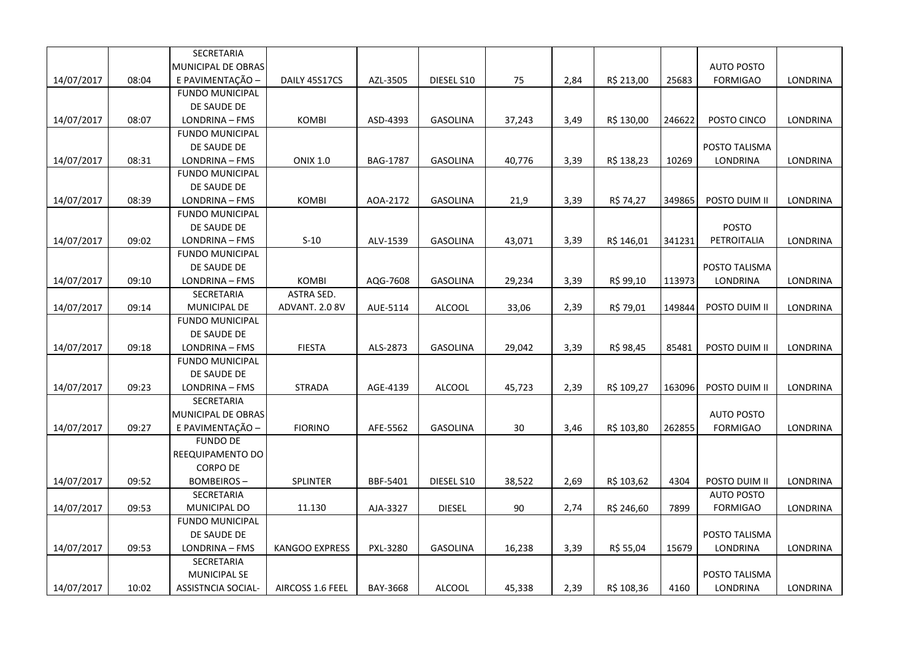| | | | | | | | | | | | |
|---|---|---|---|---|---|---|---|---|---|---|---|
| 14/07/2017 | 08:04 | SECRETARIA MUNICIPAL DE OBRAS E PAVIMENTAÇÃO – | DAILY 45S17CS | AZL-3505 | DIESEL S10 | 75 | 2,84 | R$ 213,00 | 25683 | AUTO POSTO FORMIGAO | LONDRINA |
| 14/07/2017 | 08:07 | FUNDO MUNICIPAL DE SAUDE DE LONDRINA – FMS | KOMBI | ASD-4393 | GASOLINA | 37,243 | 3,49 | R$ 130,00 | 246622 | POSTO CINCO | LONDRINA |
| 14/07/2017 | 08:31 | FUNDO MUNICIPAL DE SAUDE DE LONDRINA – FMS | ONIX 1.0 | BAG-1787 | GASOLINA | 40,776 | 3,39 | R$ 138,23 | 10269 | POSTO TALISMA LONDRINA | LONDRINA |
| 14/07/2017 | 08:39 | FUNDO MUNICIPAL DE SAUDE DE LONDRINA – FMS | KOMBI | AOA-2172 | GASOLINA | 21,9 | 3,39 | R$ 74,27 | 349865 | POSTO DUIM II | LONDRINA |
| 14/07/2017 | 09:02 | FUNDO MUNICIPAL DE SAUDE DE LONDRINA – FMS | S-10 | ALV-1539 | GASOLINA | 43,071 | 3,39 | R$ 146,01 | 341231 | POSTO PETROITALIA | LONDRINA |
| 14/07/2017 | 09:10 | FUNDO MUNICIPAL DE SAUDE DE LONDRINA – FMS | KOMBI | AQG-7608 | GASOLINA | 29,234 | 3,39 | R$ 99,10 | 113973 | POSTO TALISMA LONDRINA | LONDRINA |
| 14/07/2017 | 09:14 | SECRETARIA MUNICIPAL DE | ASTRA SED. ADVANT. 2.0 8V | AUE-5114 | ALCOOL | 33,06 | 2,39 | R$ 79,01 | 149844 | POSTO DUIM II | LONDRINA |
| 14/07/2017 | 09:18 | FUNDO MUNICIPAL DE SAUDE DE LONDRINA – FMS | FIESTA | ALS-2873 | GASOLINA | 29,042 | 3,39 | R$ 98,45 | 85481 | POSTO DUIM II | LONDRINA |
| 14/07/2017 | 09:23 | FUNDO MUNICIPAL DE SAUDE DE LONDRINA – FMS | STRADA | AGE-4139 | ALCOOL | 45,723 | 2,39 | R$ 109,27 | 163096 | POSTO DUIM II | LONDRINA |
| 14/07/2017 | 09:27 | SECRETARIA MUNICIPAL DE OBRAS E PAVIMENTAÇÃO – | FIORINO | AFE-5562 | GASOLINA | 30 | 3,46 | R$ 103,80 | 262855 | AUTO POSTO FORMIGAO | LONDRINA |
| 14/07/2017 | 09:52 | FUNDO DE REEQUIPAMENTO DO CORPO DE BOMBEIROS – | SPLINTER | BBF-5401 | DIESEL S10 | 38,522 | 2,69 | R$ 103,62 | 4304 | POSTO DUIM II | LONDRINA |
| 14/07/2017 | 09:53 | SECRETARIA MUNICIPAL DO | 11.130 | AJA-3327 | DIESEL | 90 | 2,74 | R$ 246,60 | 7899 | AUTO POSTO FORMIGAO | LONDRINA |
| 14/07/2017 | 09:53 | FUNDO MUNICIPAL DE SAUDE DE LONDRINA – FMS | KANGOO EXPRESS | PXL-3280 | GASOLINA | 16,238 | 3,39 | R$ 55,04 | 15679 | POSTO TALISMA LONDRINA | LONDRINA |
| 14/07/2017 | 10:02 | SECRETARIA MUNICIPAL SE ASSISTNCIA SOCIAL- | AIRCOSS 1.6 FEEL | BAY-3668 | ALCOOL | 45,338 | 2,39 | R$ 108,36 | 4160 | POSTO TALISMA LONDRINA | LONDRINA |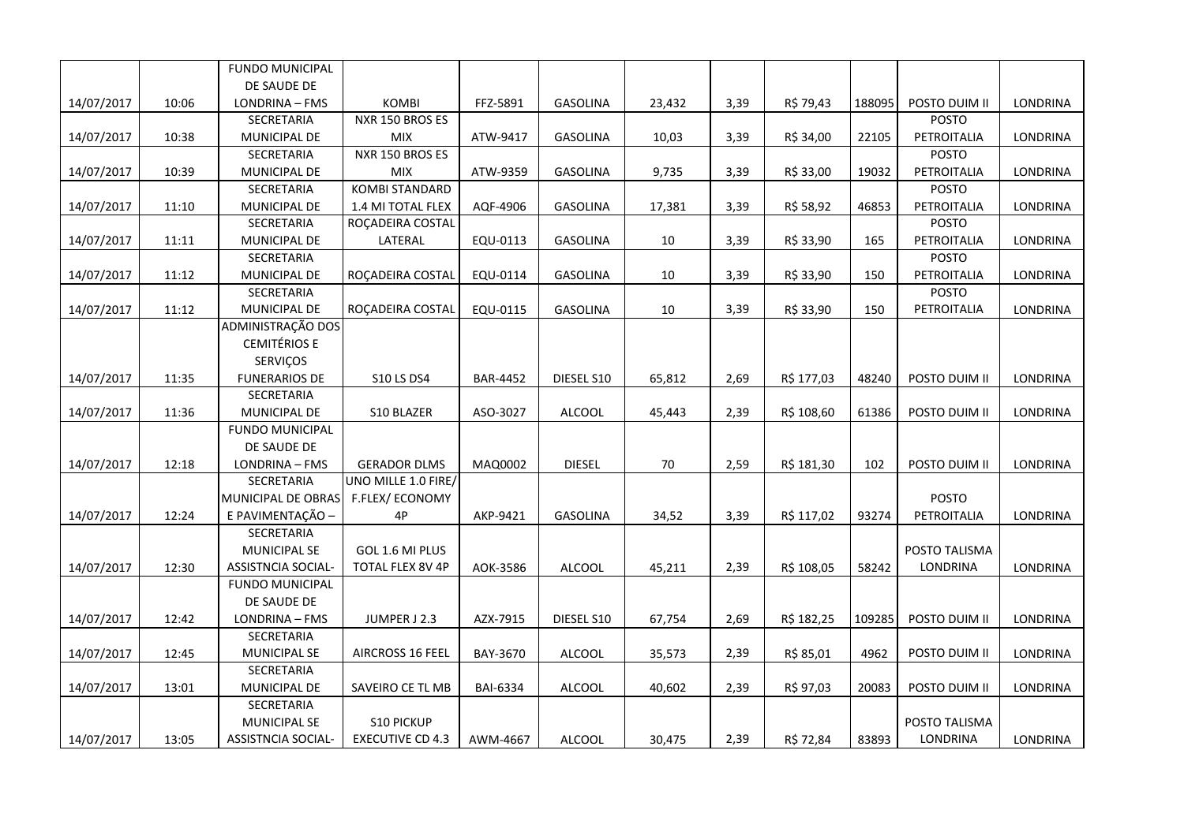| | | | | | | | | | | | |
|---|---|---|---|---|---|---|---|---|---|---|---|
| 14/07/2017 | 10:06 | FUNDO MUNICIPAL DE SAUDE DE LONDRINA – FMS | KOMBI | FFZ-5891 | GASOLINA | 23,432 | 3,39 | R$ 79,43 | 188095 | POSTO DUIM II | LONDRINA |
| 14/07/2017 | 10:38 | SECRETARIA MUNICIPAL DE | NXR 150 BROS ES MIX | ATW-9417 | GASOLINA | 10,03 | 3,39 | R$ 34,00 | 22105 | POSTO PETROITALIA | LONDRINA |
| 14/07/2017 | 10:39 | SECRETARIA MUNICIPAL DE | NXR 150 BROS ES MIX | ATW-9359 | GASOLINA | 9,735 | 3,39 | R$ 33,00 | 19032 | POSTO PETROITALIA | LONDRINA |
| 14/07/2017 | 11:10 | SECRETARIA MUNICIPAL DE | KOMBI STANDARD 1.4 MI TOTAL FLEX | AQF-4906 | GASOLINA | 17,381 | 3,39 | R$ 58,92 | 46853 | POSTO PETROITALIA | LONDRINA |
| 14/07/2017 | 11:11 | SECRETARIA MUNICIPAL DE | ROÇADEIRA COSTAL LATERAL | EQU-0113 | GASOLINA | 10 | 3,39 | R$ 33,90 | 165 | POSTO PETROITALIA | LONDRINA |
| 14/07/2017 | 11:12 | SECRETARIA MUNICIPAL DE | ROÇADEIRA COSTAL | EQU-0114 | GASOLINA | 10 | 3,39 | R$ 33,90 | 150 | POSTO PETROITALIA | LONDRINA |
| 14/07/2017 | 11:12 | SECRETARIA MUNICIPAL DE | ROÇADEIRA COSTAL | EQU-0115 | GASOLINA | 10 | 3,39 | R$ 33,90 | 150 | POSTO PETROITALIA | LONDRINA |
| 14/07/2017 | 11:35 | ADMINISTRAÇÃO DOS CEMITÉRIOS E SERVIÇOS FUNERARIOS DE | S10 LS DS4 | BAR-4452 | DIESEL S10 | 65,812 | 2,69 | R$ 177,03 | 48240 | POSTO DUIM II | LONDRINA |
| 14/07/2017 | 11:36 | SECRETARIA MUNICIPAL DE | S10 BLAZER | ASO-3027 | ALCOOL | 45,443 | 2,39 | R$ 108,60 | 61386 | POSTO DUIM II | LONDRINA |
| 14/07/2017 | 12:18 | FUNDO MUNICIPAL DE SAUDE DE LONDRINA – FMS | GERADOR DLMS | MAQ0002 | DIESEL | 70 | 2,59 | R$ 181,30 | 102 | POSTO DUIM II | LONDRINA |
| 14/07/2017 | 12:24 | SECRETARIA MUNICIPAL DE OBRAS E PAVIMENTAÇÃO – | UNO MILLE 1.0 FIRE/ F.FLEX/ ECONOMY 4P | AKP-9421 | GASOLINA | 34,52 | 3,39 | R$ 117,02 | 93274 | POSTO PETROITALIA | LONDRINA |
| 14/07/2017 | 12:30 | SECRETARIA MUNICIPAL SE ASSISTNCIA SOCIAL- | GOL 1.6 MI PLUS TOTAL FLEX 8V 4P | AOK-3586 | ALCOOL | 45,211 | 2,39 | R$ 108,05 | 58242 | POSTO TALISMA LONDRINA | LONDRINA |
| 14/07/2017 | 12:42 | FUNDO MUNICIPAL DE SAUDE DE LONDRINA – FMS | JUMPER J 2.3 | AZX-7915 | DIESEL S10 | 67,754 | 2,69 | R$ 182,25 | 109285 | POSTO DUIM II | LONDRINA |
| 14/07/2017 | 12:45 | SECRETARIA MUNICIPAL SE | AIRCROSS 16 FEEL | BAY-3670 | ALCOOL | 35,573 | 2,39 | R$ 85,01 | 4962 | POSTO DUIM II | LONDRINA |
| 14/07/2017 | 13:01 | SECRETARIA MUNICIPAL DE | SAVEIRO CE TL MB | BAI-6334 | ALCOOL | 40,602 | 2,39 | R$ 97,03 | 20083 | POSTO DUIM II | LONDRINA |
| 14/07/2017 | 13:05 | SECRETARIA MUNICIPAL SE ASSISTNCIA SOCIAL- | S10 PICKUP EXECUTIVE CD 4.3 | AWM-4667 | ALCOOL | 30,475 | 2,39 | R$ 72,84 | 83893 | POSTO TALISMA LONDRINA | LONDRINA |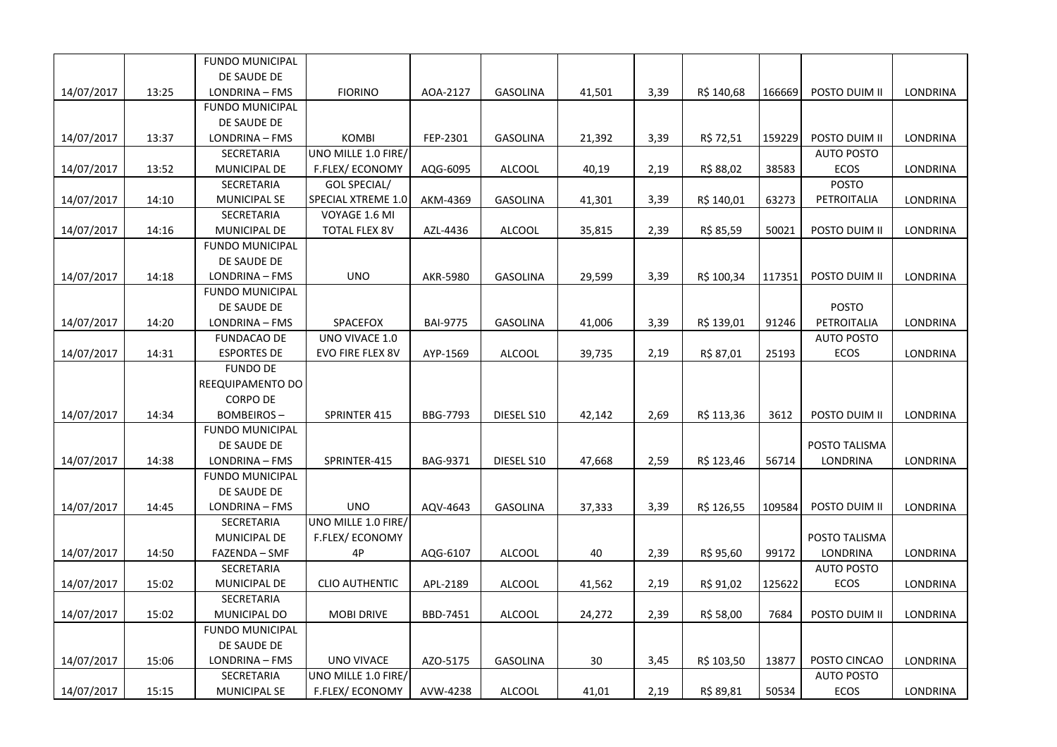| | | | | | | | | | | | |
|---|---|---|---|---|---|---|---|---|---|---|---|
| 14/07/2017 | 13:25 | FUNDO MUNICIPAL DE SAUDE DE LONDRINA – FMS | FIORINO | AOA-2127 | GASOLINA | 41,501 | 3,39 | R$ 140,68 | 166669 | POSTO DUIM II | LONDRINA |
| 14/07/2017 | 13:37 | FUNDO MUNICIPAL DE SAUDE DE LONDRINA – FMS | KOMBI | FEP-2301 | GASOLINA | 21,392 | 3,39 | R$ 72,51 | 159229 | POSTO DUIM II | LONDRINA |
| 14/07/2017 | 13:52 | SECRETARIA MUNICIPAL DE | UNO MILLE 1.0 FIRE/ F.FLEX/ ECONOMY | AQG-6095 | ALCOOL | 40,19 | 2,19 | R$ 88,02 | 38583 | AUTO POSTO ECOS | LONDRINA |
| 14/07/2017 | 14:10 | SECRETARIA MUNICIPAL SE | GOL SPECIAL/ SPECIAL XTREME 1.0 | AKM-4369 | GASOLINA | 41,301 | 3,39 | R$ 140,01 | 63273 | POSTO PETROITALIA | LONDRINA |
| 14/07/2017 | 14:16 | SECRETARIA MUNICIPAL DE | VOYAGE 1.6 MI TOTAL FLEX 8V | AZL-4436 | ALCOOL | 35,815 | 2,39 | R$ 85,59 | 50021 | POSTO DUIM II | LONDRINA |
| 14/07/2017 | 14:18 | FUNDO MUNICIPAL DE SAUDE DE LONDRINA – FMS | UNO | AKR-5980 | GASOLINA | 29,599 | 3,39 | R$ 100,34 | 117351 | POSTO DUIM II | LONDRINA |
| 14/07/2017 | 14:20 | FUNDO MUNICIPAL DE SAUDE DE LONDRINA – FMS | SPACEFOX | BAI-9775 | GASOLINA | 41,006 | 3,39 | R$ 139,01 | 91246 | POSTO PETROITALIA | LONDRINA |
| 14/07/2017 | 14:31 | FUNDACAO DE ESPORTES DE | UNO VIVACE 1.0 EVO FIRE FLEX 8V | AYP-1569 | ALCOOL | 39,735 | 2,19 | R$ 87,01 | 25193 | AUTO POSTO ECOS | LONDRINA |
| 14/07/2017 | 14:34 | FUNDO DE REEQUIPAMENTO DO CORPO DE BOMBEIROS – | SPRINTER 415 | BBG-7793 | DIESEL S10 | 42,142 | 2,69 | R$ 113,36 | 3612 | POSTO DUIM II | LONDRINA |
| 14/07/2017 | 14:38 | FUNDO MUNICIPAL DE SAUDE DE LONDRINA – FMS | SPRINTER-415 | BAG-9371 | DIESEL S10 | 47,668 | 2,59 | R$ 123,46 | 56714 | POSTO TALISMA LONDRINA | LONDRINA |
| 14/07/2017 | 14:45 | FUNDO MUNICIPAL DE SAUDE DE LONDRINA – FMS | UNO | AQV-4643 | GASOLINA | 37,333 | 3,39 | R$ 126,55 | 109584 | POSTO DUIM II | LONDRINA |
| 14/07/2017 | 14:50 | SECRETARIA MUNICIPAL DE FAZENDA – SMF | UNO MILLE 1.0 FIRE/ F.FLEX/ ECONOMY 4P | AQG-6107 | ALCOOL | 40 | 2,39 | R$ 95,60 | 99172 | POSTO TALISMA LONDRINA | LONDRINA |
| 14/07/2017 | 15:02 | SECRETARIA MUNICIPAL DE | CLIO AUTHENTIC | APL-2189 | ALCOOL | 41,562 | 2,19 | R$ 91,02 | 125622 | AUTO POSTO ECOS | LONDRINA |
| 14/07/2017 | 15:02 | SECRETARIA MUNICIPAL DO | MOBI DRIVE | BBD-7451 | ALCOOL | 24,272 | 2,39 | R$ 58,00 | 7684 | POSTO DUIM II | LONDRINA |
| 14/07/2017 | 15:06 | FUNDO MUNICIPAL DE SAUDE DE LONDRINA – FMS | UNO VIVACE | AZO-5175 | GASOLINA | 30 | 3,45 | R$ 103,50 | 13877 | POSTO CINCAO | LONDRINA |
| 14/07/2017 | 15:15 | SECRETARIA MUNICIPAL SE | UNO MILLE 1.0 FIRE/ F.FLEX/ ECONOMY | AVW-4238 | ALCOOL | 41,01 | 2,19 | R$ 89,81 | 50534 | AUTO POSTO ECOS | LONDRINA |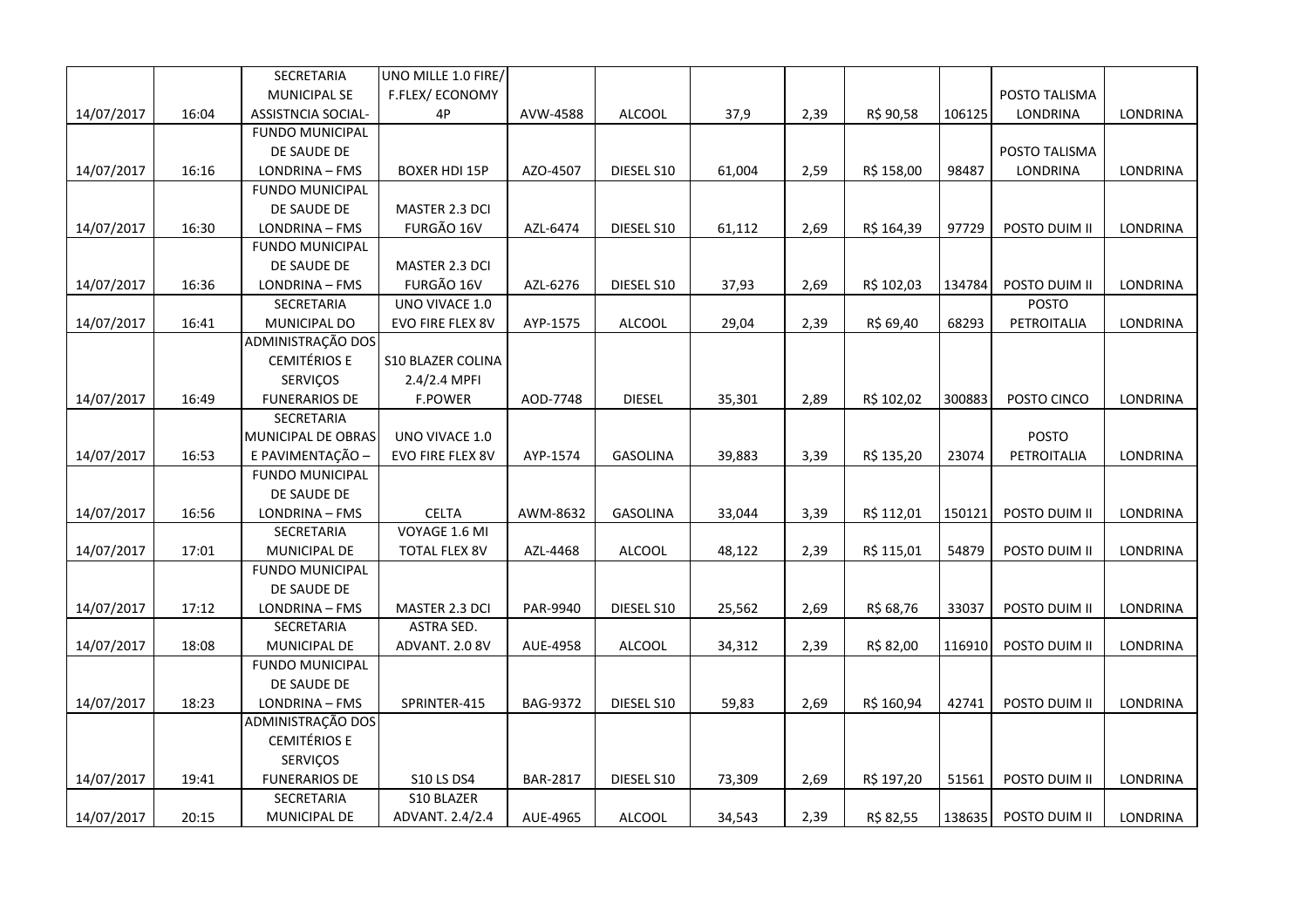| | | | | | | | | | | | |
|---|---|---|---|---|---|---|---|---|---|---|---|
| 14/07/2017 | 16:04 | SECRETARIA MUNICIPAL SE ASSISTNCIA SOCIAL- | UNO MILLE 1.0 FIRE/ F.FLEX/ ECONOMY 4P | AVW-4588 | ALCOOL | 37,9 | 2,39 | R$ 90,58 | 106125 | POSTO TALISMA LONDRINA | LONDRINA |
| 14/07/2017 | 16:16 | FUNDO MUNICIPAL DE SAUDE DE LONDRINA – FMS | BOXER HDI 15P | AZO-4507 | DIESEL S10 | 61,004 | 2,59 | R$ 158,00 | 98487 | POSTO TALISMA LONDRINA | LONDRINA |
| 14/07/2017 | 16:30 | FUNDO MUNICIPAL DE SAUDE DE LONDRINA – FMS | MASTER 2.3 DCI FURGÃO 16V | AZL-6474 | DIESEL S10 | 61,112 | 2,69 | R$ 164,39 | 97729 | POSTO DUIM II | LONDRINA |
| 14/07/2017 | 16:36 | FUNDO MUNICIPAL DE SAUDE DE LONDRINA – FMS | MASTER 2.3 DCI FURGÃO 16V | AZL-6276 | DIESEL S10 | 37,93 | 2,69 | R$ 102,03 | 134784 | POSTO DUIM II | LONDRINA |
| 14/07/2017 | 16:41 | SECRETARIA MUNICIPAL DO | UNO VIVACE 1.0 EVO FIRE FLEX 8V | AYP-1575 | ALCOOL | 29,04 | 2,39 | R$ 69,40 | 68293 | POSTO PETROITALIA | LONDRINA |
| 14/07/2017 | 16:49 | ADMINISTRAÇÃO DOS CEMITÉRIOS E SERVIÇOS FUNERARIOS DE | S10 BLAZER COLINA 2.4/2.4 MPFI F.POWER | AOD-7748 | DIESEL | 35,301 | 2,89 | R$ 102,02 | 300883 | POSTO CINCO | LONDRINA |
| 14/07/2017 | 16:53 | SECRETARIA MUNICIPAL DE OBRAS E PAVIMENTAÇÃO – | UNO VIVACE 1.0 EVO FIRE FLEX 8V | AYP-1574 | GASOLINA | 39,883 | 3,39 | R$ 135,20 | 23074 | POSTO PETROITALIA | LONDRINA |
| 14/07/2017 | 16:56 | FUNDO MUNICIPAL DE SAUDE DE LONDRINA – FMS | CELTA | AWM-8632 | GASOLINA | 33,044 | 3,39 | R$ 112,01 | 150121 | POSTO DUIM II | LONDRINA |
| 14/07/2017 | 17:01 | SECRETARIA MUNICIPAL DE | VOYAGE 1.6 MI TOTAL FLEX 8V | AZL-4468 | ALCOOL | 48,122 | 2,39 | R$ 115,01 | 54879 | POSTO DUIM II | LONDRINA |
| 14/07/2017 | 17:12 | FUNDO MUNICIPAL DE SAUDE DE LONDRINA – FMS | MASTER 2.3 DCI | PAR-9940 | DIESEL S10 | 25,562 | 2,69 | R$ 68,76 | 33037 | POSTO DUIM II | LONDRINA |
| 14/07/2017 | 18:08 | SECRETARIA MUNICIPAL DE | ASTRA SED. ADVANT. 2.0 8V | AUE-4958 | ALCOOL | 34,312 | 2,39 | R$ 82,00 | 116910 | POSTO DUIM II | LONDRINA |
| 14/07/2017 | 18:23 | FUNDO MUNICIPAL DE SAUDE DE LONDRINA – FMS | SPRINTER-415 | BAG-9372 | DIESEL S10 | 59,83 | 2,69 | R$ 160,94 | 42741 | POSTO DUIM II | LONDRINA |
| 14/07/2017 | 19:41 | ADMINISTRAÇÃO DOS CEMITÉRIOS E SERVIÇOS FUNERARIOS DE | S10 LS DS4 | BAR-2817 | DIESEL S10 | 73,309 | 2,69 | R$ 197,20 | 51561 | POSTO DUIM II | LONDRINA |
| 14/07/2017 | 20:15 | SECRETARIA MUNICIPAL DE | S10 BLAZER ADVANT. 2.4/2.4 | AUE-4965 | ALCOOL | 34,543 | 2,39 | R$ 82,55 | 138635 | POSTO DUIM II | LONDRINA |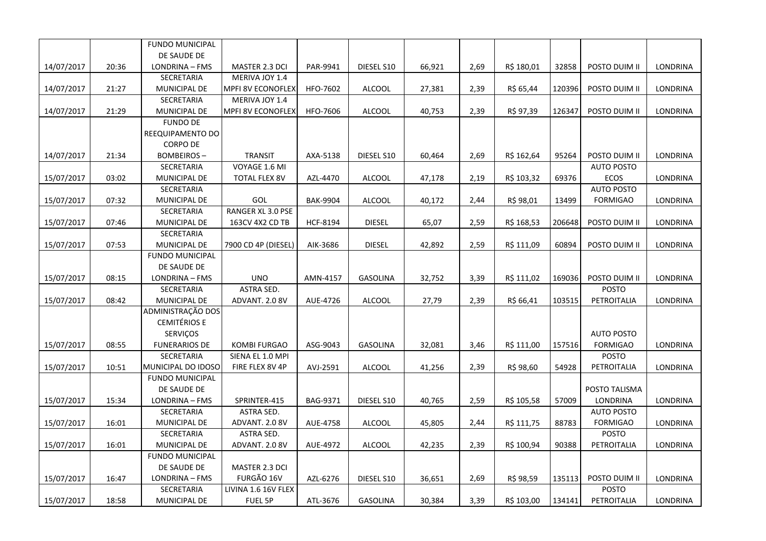| | | | | | | | | | | | |
|---|---|---|---|---|---|---|---|---|---|---|---|
| 14/07/2017 | 20:36 | FUNDO MUNICIPAL DE SAUDE DE LONDRINA – FMS | MASTER 2.3 DCI | PAR-9941 | DIESEL S10 | 66,921 | 2,69 | R$ 180,01 | 32858 | POSTO DUIM II | LONDRINA |
| 14/07/2017 | 21:27 | SECRETARIA MUNICIPAL DE | MERIVA JOY 1.4 MPFI 8V ECONOFLEX | HFO-7602 | ALCOOL | 27,381 | 2,39 | R$ 65,44 | 120396 | POSTO DUIM II | LONDRINA |
| 14/07/2017 | 21:29 | SECRETARIA MUNICIPAL DE | MERIVA JOY 1.4 MPFI 8V ECONOFLEX | HFO-7606 | ALCOOL | 40,753 | 2,39 | R$ 97,39 | 126347 | POSTO DUIM II | LONDRINA |
| 14/07/2017 | 21:34 | FUNDO DE REEQUIPAMENTO DO CORPO DE BOMBEIROS – | TRANSIT | AXA-5138 | DIESEL S10 | 60,464 | 2,69 | R$ 162,64 | 95264 | POSTO DUIM II | LONDRINA |
| 15/07/2017 | 03:02 | SECRETARIA MUNICIPAL DE | VOYAGE 1.6 MI TOTAL FLEX 8V | AZL-4470 | ALCOOL | 47,178 | 2,19 | R$ 103,32 | 69376 | AUTO POSTO ECOS | LONDRINA |
| 15/07/2017 | 07:32 | SECRETARIA MUNICIPAL DE | GOL | BAK-9904 | ALCOOL | 40,172 | 2,44 | R$ 98,01 | 13499 | AUTO POSTO FORMIGAO | LONDRINA |
| 15/07/2017 | 07:46 | SECRETARIA MUNICIPAL DE | RANGER XL 3.0 PSE 163CV 4X2 CD TB | HCF-8194 | DIESEL | 65,07 | 2,59 | R$ 168,53 | 206648 | POSTO DUIM II | LONDRINA |
| 15/07/2017 | 07:53 | SECRETARIA MUNICIPAL DE | 7900 CD 4P (DIESEL) | AIK-3686 | DIESEL | 42,892 | 2,59 | R$ 111,09 | 60894 | POSTO DUIM II | LONDRINA |
| 15/07/2017 | 08:15 | FUNDO MUNICIPAL DE SAUDE DE LONDRINA – FMS | UNO | AMN-4157 | GASOLINA | 32,752 | 3,39 | R$ 111,02 | 169036 | POSTO DUIM II | LONDRINA |
| 15/07/2017 | 08:42 | SECRETARIA MUNICIPAL DE | ASTRA SED. ADVANT. 2.0 8V | AUE-4726 | ALCOOL | 27,79 | 2,39 | R$ 66,41 | 103515 | POSTO PETROITALIA | LONDRINA |
| 15/07/2017 | 08:55 | ADMINISTRAÇÃO DOS CEMITÉRIOS E SERVIÇOS FUNERARIOS DE | KOMBI FURGAO | ASG-9043 | GASOLINA | 32,081 | 3,46 | R$ 111,00 | 157516 | AUTO POSTO FORMIGAO | LONDRINA |
| 15/07/2017 | 10:51 | SECRETARIA MUNICIPAL DO IDOSO | SIENA EL 1.0 MPI FIRE FLEX 8V 4P | AVJ-2591 | ALCOOL | 41,256 | 2,39 | R$ 98,60 | 54928 | POSTO PETROITALIA | LONDRINA |
| 15/07/2017 | 15:34 | FUNDO MUNICIPAL DE SAUDE DE LONDRINA – FMS | SPRINTER-415 | BAG-9371 | DIESEL S10 | 40,765 | 2,59 | R$ 105,58 | 57009 | POSTO TALISMA LONDRINA | LONDRINA |
| 15/07/2017 | 16:01 | SECRETARIA MUNICIPAL DE | ASTRA SED. ADVANT. 2.0 8V | AUE-4758 | ALCOOL | 45,805 | 2,44 | R$ 111,75 | 88783 | AUTO POSTO FORMIGAO | LONDRINA |
| 15/07/2017 | 16:01 | SECRETARIA MUNICIPAL DE | ASTRA SED. ADVANT. 2.0 8V | AUE-4972 | ALCOOL | 42,235 | 2,39 | R$ 100,94 | 90388 | POSTO PETROITALIA | LONDRINA |
| 15/07/2017 | 16:47 | FUNDO MUNICIPAL DE SAUDE DE LONDRINA – FMS | MASTER 2.3 DCI FURGÃO 16V | AZL-6276 | DIESEL S10 | 36,651 | 2,69 | R$ 98,59 | 135113 | POSTO DUIM II | LONDRINA |
| 15/07/2017 | 18:58 | SECRETARIA MUNICIPAL DE | LIVINA 1.6 16V FLEX FUEL 5P | ATL-3676 | GASOLINA | 30,384 | 3,39 | R$ 103,00 | 134141 | POSTO PETROITALIA | LONDRINA |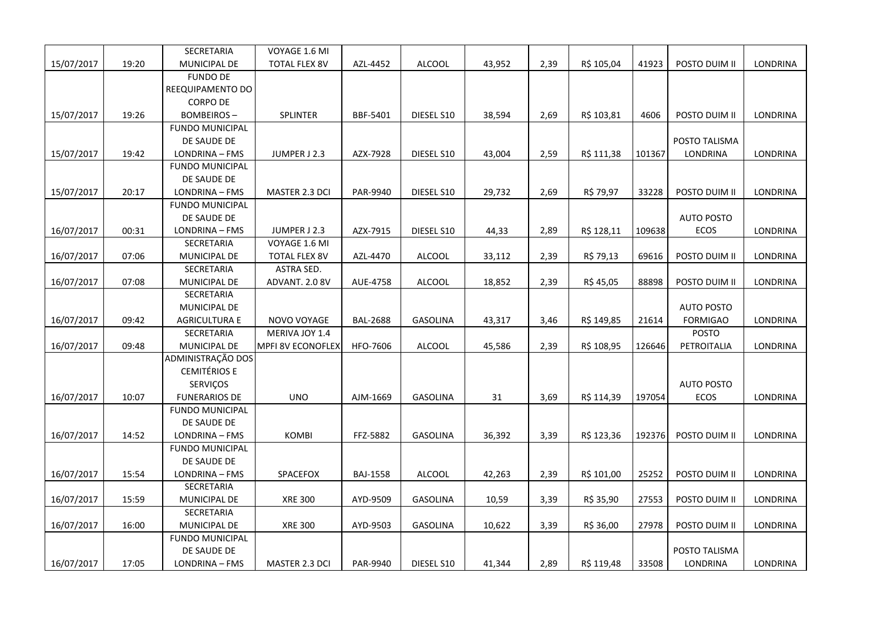|  |  |  |  |  |  |  |  |  |  |  |  |
|---|---|---|---|---|---|---|---|---|---|---|---|
| 15/07/2017 | 19:20 | SECRETARIA MUNICIPAL DE | VOYAGE 1.6 MI TOTAL FLEX 8V | AZL-4452 | ALCOOL | 43,952 | 2,39 | R$ 105,04 | 41923 | POSTO DUIM II | LONDRINA |
| 15/07/2017 | 19:26 | FUNDO DE REEQUIPAMENTO DO CORPO DE BOMBEIROS – | SPLINTER | BBF-5401 | DIESEL S10 | 38,594 | 2,69 | R$ 103,81 | 4606 | POSTO DUIM II | LONDRINA |
| 15/07/2017 | 19:42 | FUNDO MUNICIPAL DE SAUDE DE LONDRINA – FMS | JUMPER J 2.3 | AZX-7928 | DIESEL S10 | 43,004 | 2,59 | R$ 111,38 | 101367 | POSTO TALISMA LONDRINA | LONDRINA |
| 15/07/2017 | 20:17 | FUNDO MUNICIPAL DE SAUDE DE LONDRINA – FMS | MASTER 2.3 DCI | PAR-9940 | DIESEL S10 | 29,732 | 2,69 | R$ 79,97 | 33228 | POSTO DUIM II | LONDRINA |
| 16/07/2017 | 00:31 | FUNDO MUNICIPAL DE SAUDE DE LONDRINA – FMS | JUMPER J 2.3 | AZX-7915 | DIESEL S10 | 44,33 | 2,89 | R$ 128,11 | 109638 | AUTO POSTO ECOS | LONDRINA |
| 16/07/2017 | 07:06 | SECRETARIA MUNICIPAL DE | VOYAGE 1.6 MI TOTAL FLEX 8V | AZL-4470 | ALCOOL | 33,112 | 2,39 | R$ 79,13 | 69616 | POSTO DUIM II | LONDRINA |
| 16/07/2017 | 07:08 | SECRETARIA MUNICIPAL DE | ASTRA SED. ADVANT. 2.0 8V | AUE-4758 | ALCOOL | 18,852 | 2,39 | R$ 45,05 | 88898 | POSTO DUIM II | LONDRINA |
| 16/07/2017 | 09:42 | SECRETARIA MUNICIPAL DE AGRICULTURA E | NOVO VOYAGE | BAL-2688 | GASOLINA | 43,317 | 3,46 | R$ 149,85 | 21614 | AUTO POSTO FORMIGAO | LONDRINA |
| 16/07/2017 | 09:48 | SECRETARIA MUNICIPAL DE | MERIVA JOY 1.4 MPFI 8V ECONOFLEX | HFO-7606 | ALCOOL | 45,586 | 2,39 | R$ 108,95 | 126646 | POSTO PETROITALIA | LONDRINA |
| 16/07/2017 | 10:07 | ADMINISTRAÇÃO DOS CEMITÉRIOS E SERVIÇOS FUNERARIOS DE | UNO | AJM-1669 | GASOLINA | 31 | 3,69 | R$ 114,39 | 197054 | AUTO POSTO ECOS | LONDRINA |
| 16/07/2017 | 14:52 | FUNDO MUNICIPAL DE SAUDE DE LONDRINA – FMS | KOMBI | FFZ-5882 | GASOLINA | 36,392 | 3,39 | R$ 123,36 | 192376 | POSTO DUIM II | LONDRINA |
| 16/07/2017 | 15:54 | FUNDO MUNICIPAL DE SAUDE DE LONDRINA – FMS | SPACEFOX | BAJ-1558 | ALCOOL | 42,263 | 2,39 | R$ 101,00 | 25252 | POSTO DUIM II | LONDRINA |
| 16/07/2017 | 15:59 | SECRETARIA MUNICIPAL DE | XRE 300 | AYD-9509 | GASOLINA | 10,59 | 3,39 | R$ 35,90 | 27553 | POSTO DUIM II | LONDRINA |
| 16/07/2017 | 16:00 | SECRETARIA MUNICIPAL DE | XRE 300 | AYD-9503 | GASOLINA | 10,622 | 3,39 | R$ 36,00 | 27978 | POSTO DUIM II | LONDRINA |
| 16/07/2017 | 17:05 | FUNDO MUNICIPAL DE SAUDE DE LONDRINA – FMS | MASTER 2.3 DCI | PAR-9940 | DIESEL S10 | 41,344 | 2,89 | R$ 119,48 | 33508 | POSTO TALISMA LONDRINA | LONDRINA |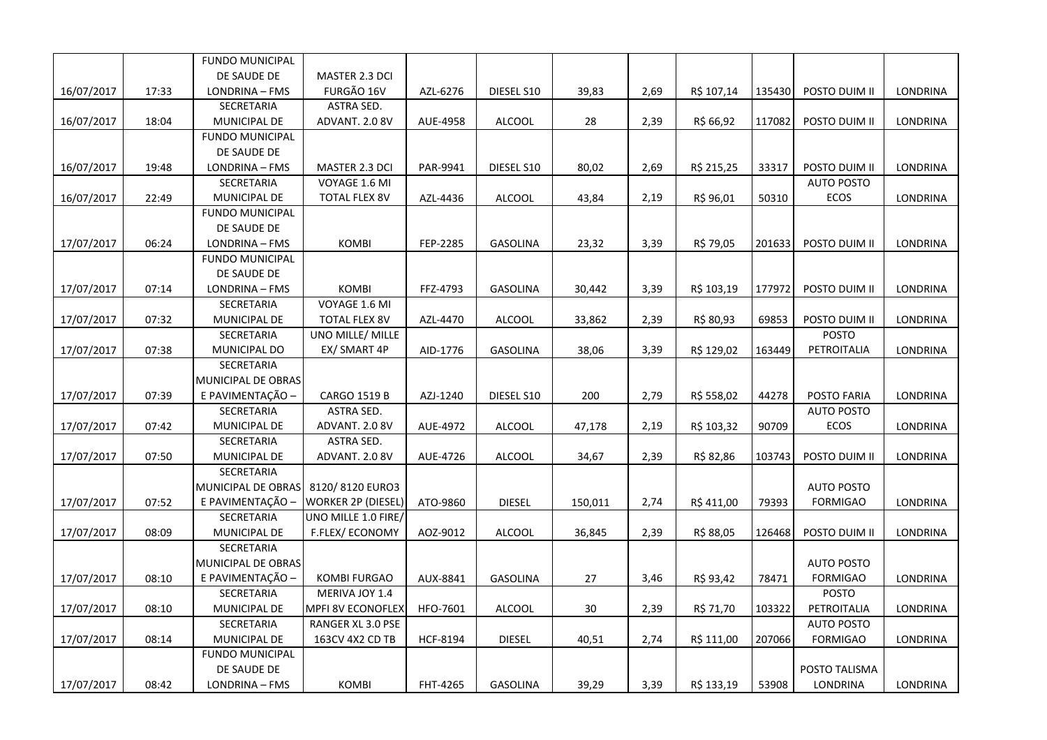| | | | | | | | | | | | |
|---|---|---|---|---|---|---|---|---|---|---|---|
| 16/07/2017 | 17:33 | FUNDO MUNICIPAL DE SAUDE DE LONDRINA – FMS | MASTER 2.3 DCI FURGÃO 16V | AZL-6276 | DIESEL S10 | 39,83 | 2,69 | R$ 107,14 | 135430 | POSTO DUIM II | LONDRINA |
| 16/07/2017 | 18:04 | SECRETARIA MUNICIPAL DE | ASTRA SED. ADVANT. 2.0 8V | AUE-4958 | ALCOOL | 28 | 2,39 | R$ 66,92 | 117082 | POSTO DUIM II | LONDRINA |
| 16/07/2017 | 19:48 | FUNDO MUNICIPAL DE SAUDE DE LONDRINA – FMS | MASTER 2.3 DCI | PAR-9941 | DIESEL S10 | 80,02 | 2,69 | R$ 215,25 | 33317 | POSTO DUIM II | LONDRINA |
| 16/07/2017 | 22:49 | SECRETARIA MUNICIPAL DE | VOYAGE 1.6 MI TOTAL FLEX 8V | AZL-4436 | ALCOOL | 43,84 | 2,19 | R$ 96,01 | 50310 | AUTO POSTO ECOS | LONDRINA |
| 17/07/2017 | 06:24 | FUNDO MUNICIPAL DE SAUDE DE LONDRINA – FMS | KOMBI | FEP-2285 | GASOLINA | 23,32 | 3,39 | R$ 79,05 | 201633 | POSTO DUIM II | LONDRINA |
| 17/07/2017 | 07:14 | FUNDO MUNICIPAL DE SAUDE DE LONDRINA – FMS | KOMBI | FFZ-4793 | GASOLINA | 30,442 | 3,39 | R$ 103,19 | 177972 | POSTO DUIM II | LONDRINA |
| 17/07/2017 | 07:32 | SECRETARIA MUNICIPAL DE | VOYAGE 1.6 MI TOTAL FLEX 8V | AZL-4470 | ALCOOL | 33,862 | 2,39 | R$ 80,93 | 69853 | POSTO DUIM II | LONDRINA |
| 17/07/2017 | 07:38 | SECRETARIA MUNICIPAL DO | UNO MILLE/ MILLE EX/ SMART 4P | AID-1776 | GASOLINA | 38,06 | 3,39 | R$ 129,02 | 163449 | POSTO PETROITALIA | LONDRINA |
| 17/07/2017 | 07:39 | SECRETARIA MUNICIPAL DE OBRAS E PAVIMENTAÇÃO – | CARGO 1519 B | AZJ-1240 | DIESEL S10 | 200 | 2,79 | R$ 558,02 | 44278 | POSTO FARIA | LONDRINA |
| 17/07/2017 | 07:42 | SECRETARIA MUNICIPAL DE | ASTRA SED. ADVANT. 2.0 8V | AUE-4972 | ALCOOL | 47,178 | 2,19 | R$ 103,32 | 90709 | AUTO POSTO ECOS | LONDRINA |
| 17/07/2017 | 07:50 | SECRETARIA MUNICIPAL DE | ASTRA SED. ADVANT. 2.0 8V | AUE-4726 | ALCOOL | 34,67 | 2,39 | R$ 82,86 | 103743 | POSTO DUIM II | LONDRINA |
| 17/07/2017 | 07:52 | SECRETARIA MUNICIPAL DE OBRAS E PAVIMENTAÇÃO – | 8120/ 8120 EURO3 WORKER 2P (DIESEL) | ATO-9860 | DIESEL | 150,011 | 2,74 | R$ 411,00 | 79393 | AUTO POSTO FORMIGAO | LONDRINA |
| 17/07/2017 | 08:09 | SECRETARIA MUNICIPAL DE | UNO MILLE 1.0 FIRE/ F.FLEX/ ECONOMY | AOZ-9012 | ALCOOL | 36,845 | 2,39 | R$ 88,05 | 126468 | POSTO DUIM II | LONDRINA |
| 17/07/2017 | 08:10 | SECRETARIA MUNICIPAL DE OBRAS E PAVIMENTAÇÃO – | KOMBI FURGAO | AUX-8841 | GASOLINA | 27 | 3,46 | R$ 93,42 | 78471 | AUTO POSTO FORMIGAO | LONDRINA |
| 17/07/2017 | 08:10 | SECRETARIA MUNICIPAL DE | MERIVA JOY 1.4 MPFI 8V ECONOFLEX | HFO-7601 | ALCOOL | 30 | 2,39 | R$ 71,70 | 103322 | POSTO PETROITALIA | LONDRINA |
| 17/07/2017 | 08:14 | SECRETARIA MUNICIPAL DE | RANGER XL 3.0 PSE 163CV 4X2 CD TB | HCF-8194 | DIESEL | 40,51 | 2,74 | R$ 111,00 | 207066 | AUTO POSTO FORMIGAO | LONDRINA |
| 17/07/2017 | 08:42 | FUNDO MUNICIPAL DE SAUDE DE LONDRINA – FMS | KOMBI | FHT-4265 | GASOLINA | 39,29 | 3,39 | R$ 133,19 | 53908 | POSTO TALISMA LONDRINA | LONDRINA |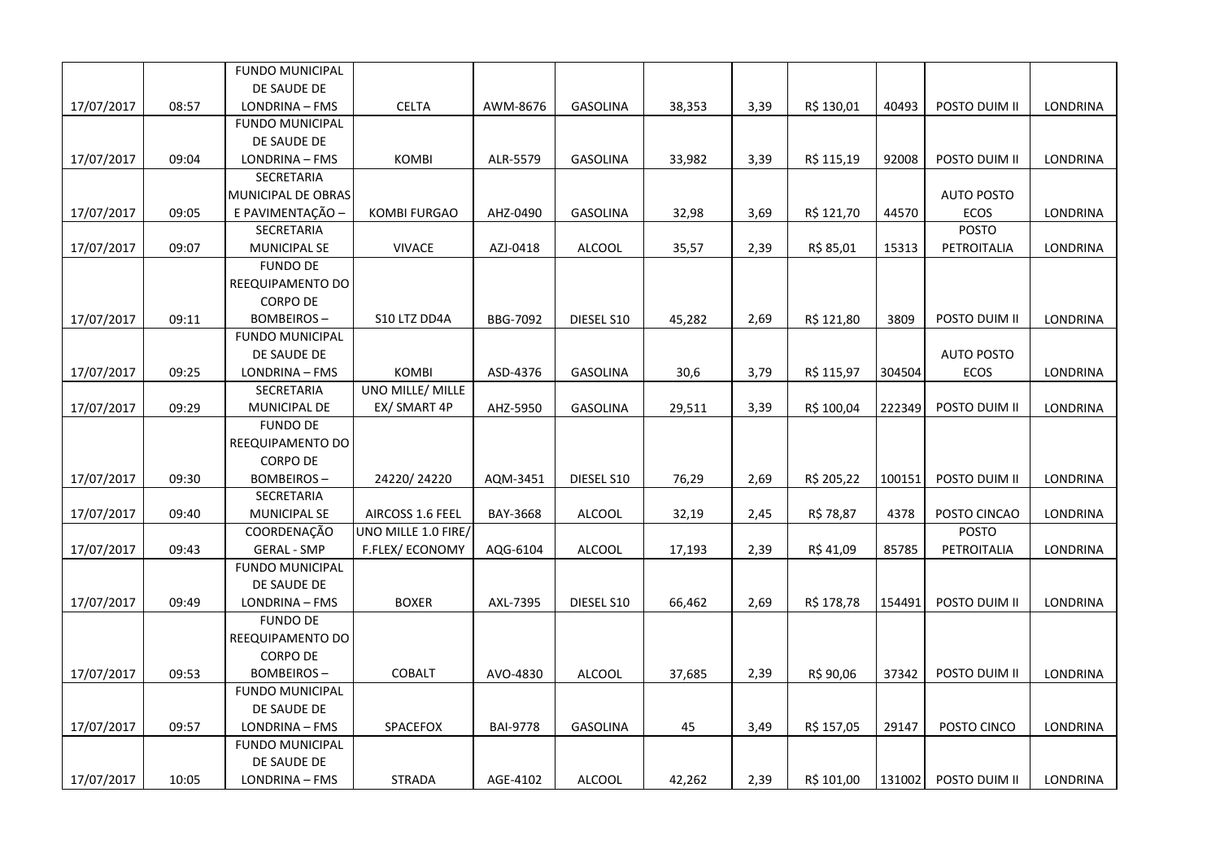| | | | | | | | | | | | |
|---|---|---|---|---|---|---|---|---|---|---|---|
| 17/07/2017 | 08:57 | FUNDO MUNICIPAL DE SAUDE DE LONDRINA – FMS | CELTA | AWM-8676 | GASOLINA | 38,353 | 3,39 | R$ 130,01 | 40493 | POSTO DUIM II | LONDRINA |
| 17/07/2017 | 09:04 | FUNDO MUNICIPAL DE SAUDE DE LONDRINA – FMS | KOMBI | ALR-5579 | GASOLINA | 33,982 | 3,39 | R$ 115,19 | 92008 | POSTO DUIM II | LONDRINA |
| 17/07/2017 | 09:05 | SECRETARIA MUNICIPAL DE OBRAS E PAVIMENTAÇÃO – | KOMBI FURGAO | AHZ-0490 | GASOLINA | 32,98 | 3,69 | R$ 121,70 | 44570 | AUTO POSTO ECOS | LONDRINA |
| 17/07/2017 | 09:07 | SECRETARIA MUNICIPAL SE | VIVACE | AZJ-0418 | ALCOOL | 35,57 | 2,39 | R$ 85,01 | 15313 | POSTO PETROITALIA | LONDRINA |
| 17/07/2017 | 09:11 | FUNDO DE REEQUIPAMENTO DO CORPO DE BOMBEIROS – | S10 LTZ DD4A | BBG-7092 | DIESEL S10 | 45,282 | 2,69 | R$ 121,80 | 3809 | POSTO DUIM II | LONDRINA |
| 17/07/2017 | 09:25 | FUNDO MUNICIPAL DE SAUDE DE LONDRINA – FMS | KOMBI | ASD-4376 | GASOLINA | 30,6 | 3,79 | R$ 115,97 | 304504 | AUTO POSTO ECOS | LONDRINA |
| 17/07/2017 | 09:29 | SECRETARIA MUNICIPAL DE | UNO MILLE/ MILLE EX/ SMART 4P | AHZ-5950 | GASOLINA | 29,511 | 3,39 | R$ 100,04 | 222349 | POSTO DUIM II | LONDRINA |
| 17/07/2017 | 09:30 | FUNDO DE REEQUIPAMENTO DO CORPO DE BOMBEIROS – | 24220/ 24220 | AQM-3451 | DIESEL S10 | 76,29 | 2,69 | R$ 205,22 | 100151 | POSTO DUIM II | LONDRINA |
| 17/07/2017 | 09:40 | SECRETARIA MUNICIPAL SE | AIRCOSS 1.6 FEEL | BAY-3668 | ALCOOL | 32,19 | 2,45 | R$ 78,87 | 4378 | POSTO CINCAO | LONDRINA |
| 17/07/2017 | 09:43 | COORDENAÇÃO GERAL - SMP | UNO MILLE 1.0 FIRE/ F.FLEX/ ECONOMY | AQG-6104 | ALCOOL | 17,193 | 2,39 | R$ 41,09 | 85785 | POSTO PETROITALIA | LONDRINA |
| 17/07/2017 | 09:49 | FUNDO MUNICIPAL DE SAUDE DE LONDRINA – FMS | BOXER | AXL-7395 | DIESEL S10 | 66,462 | 2,69 | R$ 178,78 | 154491 | POSTO DUIM II | LONDRINA |
| 17/07/2017 | 09:53 | FUNDO DE REEQUIPAMENTO DO CORPO DE BOMBEIROS – | COBALT | AVO-4830 | ALCOOL | 37,685 | 2,39 | R$ 90,06 | 37342 | POSTO DUIM II | LONDRINA |
| 17/07/2017 | 09:57 | FUNDO MUNICIPAL DE SAUDE DE LONDRINA – FMS | SPACEFOX | BAI-9778 | GASOLINA | 45 | 3,49 | R$ 157,05 | 29147 | POSTO CINCO | LONDRINA |
| 17/07/2017 | 10:05 | FUNDO MUNICIPAL DE SAUDE DE LONDRINA – FMS | STRADA | AGE-4102 | ALCOOL | 42,262 | 2,39 | R$ 101,00 | 131002 | POSTO DUIM II | LONDRINA |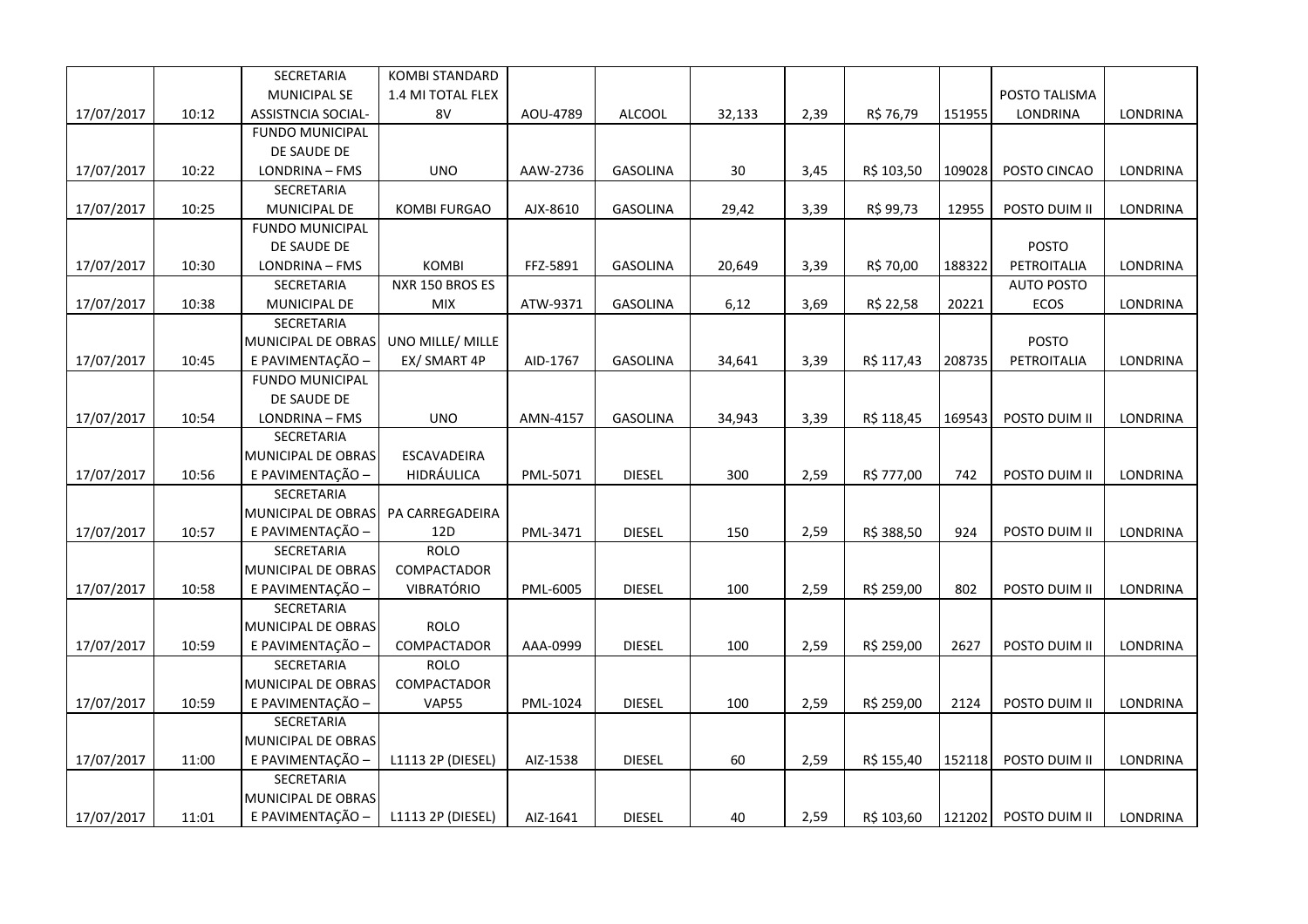| | | | | | | | | | | | |
|---|---|---|---|---|---|---|---|---|---|---|---|
| 17/07/2017 | 10:12 | SECRETARIA MUNICIPAL SE ASSISTNCIA SOCIAL- | KOMBI STANDARD 1.4 MI TOTAL FLEX 8V | AOU-4789 | ALCOOL | 32,133 | 2,39 | R$ 76,79 | 151955 | POSTO TALISMA LONDRINA | LONDRINA |
| 17/07/2017 | 10:22 | FUNDO MUNICIPAL DE SAUDE DE LONDRINA – FMS | UNO | AAW-2736 | GASOLINA | 30 | 3,45 | R$ 103,50 | 109028 | POSTO CINCAO | LONDRINA |
| 17/07/2017 | 10:25 | SECRETARIA MUNICIPAL DE | KOMBI FURGAO | AJX-8610 | GASOLINA | 29,42 | 3,39 | R$ 99,73 | 12955 | POSTO DUIM II | LONDRINA |
| 17/07/2017 | 10:30 | FUNDO MUNICIPAL DE SAUDE DE LONDRINA – FMS | KOMBI | FFZ-5891 | GASOLINA | 20,649 | 3,39 | R$ 70,00 | 188322 | POSTO PETROITALIA | LONDRINA |
| 17/07/2017 | 10:38 | SECRETARIA MUNICIPAL DE | NXR 150 BROS ES MIX | ATW-9371 | GASOLINA | 6,12 | 3,69 | R$ 22,58 | 20221 | AUTO POSTO ECOS | LONDRINA |
| 17/07/2017 | 10:45 | SECRETARIA MUNICIPAL DE OBRAS E PAVIMENTAÇÃO – | UNO MILLE/ MILLE EX/ SMART 4P | AID-1767 | GASOLINA | 34,641 | 3,39 | R$ 117,43 | 208735 | POSTO PETROITALIA | LONDRINA |
| 17/07/2017 | 10:54 | FUNDO MUNICIPAL DE SAUDE DE LONDRINA – FMS | UNO | AMN-4157 | GASOLINA | 34,943 | 3,39 | R$ 118,45 | 169543 | POSTO DUIM II | LONDRINA |
| 17/07/2017 | 10:56 | SECRETARIA MUNICIPAL DE OBRAS E PAVIMENTAÇÃO – | ESCAVADEIRA HIDRÁULICA | PML-5071 | DIESEL | 300 | 2,59 | R$ 777,00 | 742 | POSTO DUIM II | LONDRINA |
| 17/07/2017 | 10:57 | SECRETARIA MUNICIPAL DE OBRAS E PAVIMENTAÇÃO – | PA CARREGADEIRA 12D | PML-3471 | DIESEL | 150 | 2,59 | R$ 388,50 | 924 | POSTO DUIM II | LONDRINA |
| 17/07/2017 | 10:58 | SECRETARIA MUNICIPAL DE OBRAS E PAVIMENTAÇÃO – | ROLO COMPACTADOR VIBRATÓRIO | PML-6005 | DIESEL | 100 | 2,59 | R$ 259,00 | 802 | POSTO DUIM II | LONDRINA |
| 17/07/2017 | 10:59 | SECRETARIA MUNICIPAL DE OBRAS E PAVIMENTAÇÃO – | ROLO COMPACTADOR | AAA-0999 | DIESEL | 100 | 2,59 | R$ 259,00 | 2627 | POSTO DUIM II | LONDRINA |
| 17/07/2017 | 10:59 | SECRETARIA MUNICIPAL DE OBRAS E PAVIMENTAÇÃO – | ROLO COMPACTADOR VAP55 | PML-1024 | DIESEL | 100 | 2,59 | R$ 259,00 | 2124 | POSTO DUIM II | LONDRINA |
| 17/07/2017 | 11:00 | SECRETARIA MUNICIPAL DE OBRAS E PAVIMENTAÇÃO – | L1113 2P (DIESEL) | AIZ-1538 | DIESEL | 60 | 2,59 | R$ 155,40 | 152118 | POSTO DUIM II | LONDRINA |
| 17/07/2017 | 11:01 | SECRETARIA MUNICIPAL DE OBRAS E PAVIMENTAÇÃO – | L1113 2P (DIESEL) | AIZ-1641 | DIESEL | 40 | 2,59 | R$ 103,60 | 121202 | POSTO DUIM II | LONDRINA |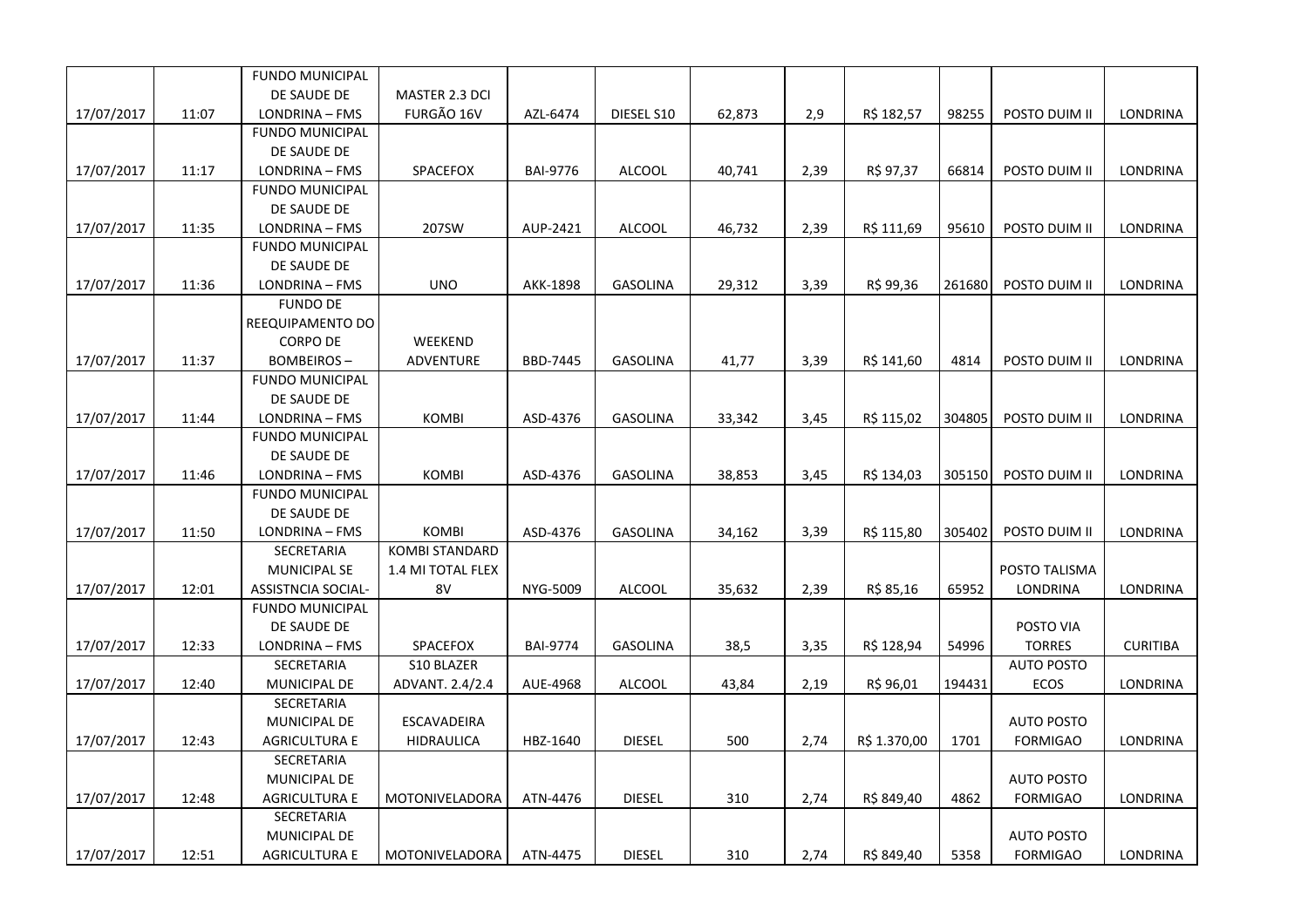|  |  |  |  |  |  |  |  |  |  |  |  |
|---|---|---|---|---|---|---|---|---|---|---|---|
| 17/07/2017 | 11:07 | FUNDO MUNICIPAL DE SAUDE DE LONDRINA – FMS | MASTER 2.3 DCI FURGÃO 16V | AZL-6474 | DIESEL S10 | 62,873 | 2,9 | R$ 182,57 | 98255 | POSTO DUIM II | LONDRINA |
| 17/07/2017 | 11:17 | FUNDO MUNICIPAL DE SAUDE DE LONDRINA – FMS | SPACEFOX | BAI-9776 | ALCOOL | 40,741 | 2,39 | R$ 97,37 | 66814 | POSTO DUIM II | LONDRINA |
| 17/07/2017 | 11:35 | FUNDO MUNICIPAL DE SAUDE DE LONDRINA – FMS | 207SW | AUP-2421 | ALCOOL | 46,732 | 2,39 | R$ 111,69 | 95610 | POSTO DUIM II | LONDRINA |
| 17/07/2017 | 11:36 | FUNDO MUNICIPAL DE SAUDE DE LONDRINA – FMS | UNO | AKK-1898 | GASOLINA | 29,312 | 3,39 | R$ 99,36 | 261680 | POSTO DUIM II | LONDRINA |
| 17/07/2017 | 11:37 | FUNDO DE REEQUIPAMENTO DO CORPO DE BOMBEIROS – | WEEKEND ADVENTURE | BBD-7445 | GASOLINA | 41,77 | 3,39 | R$ 141,60 | 4814 | POSTO DUIM II | LONDRINA |
| 17/07/2017 | 11:44 | FUNDO MUNICIPAL DE SAUDE DE LONDRINA – FMS | KOMBI | ASD-4376 | GASOLINA | 33,342 | 3,45 | R$ 115,02 | 304805 | POSTO DUIM II | LONDRINA |
| 17/07/2017 | 11:46 | FUNDO MUNICIPAL DE SAUDE DE LONDRINA – FMS | KOMBI | ASD-4376 | GASOLINA | 38,853 | 3,45 | R$ 134,03 | 305150 | POSTO DUIM II | LONDRINA |
| 17/07/2017 | 11:50 | FUNDO MUNICIPAL DE SAUDE DE LONDRINA – FMS | KOMBI | ASD-4376 | GASOLINA | 34,162 | 3,39 | R$ 115,80 | 305402 | POSTO DUIM II | LONDRINA |
| 17/07/2017 | 12:01 | SECRETARIA MUNICIPAL SE ASSISTNCIA SOCIAL- | KOMBI STANDARD 1.4 MI TOTAL FLEX 8V | NYG-5009 | ALCOOL | 35,632 | 2,39 | R$ 85,16 | 65952 | POSTO TALISMA LONDRINA | LONDRINA |
| 17/07/2017 | 12:33 | FUNDO MUNICIPAL DE SAUDE DE LONDRINA – FMS | SPACEFOX | BAI-9774 | GASOLINA | 38,5 | 3,35 | R$ 128,94 | 54996 | POSTO VIA TORRES | CURITIBA |
| 17/07/2017 | 12:40 | SECRETARIA MUNICIPAL DE | S10 BLAZER ADVANT. 2.4/2.4 | AUE-4968 | ALCOOL | 43,84 | 2,19 | R$ 96,01 | 194431 | AUTO POSTO ECOS | LONDRINA |
| 17/07/2017 | 12:43 | SECRETARIA MUNICIPAL DE AGRICULTURA E | ESCAVADEIRA HIDRAULICA | HBZ-1640 | DIESEL | 500 | 2,74 | R$ 1.370,00 | 1701 | AUTO POSTO FORMIGAO | LONDRINA |
| 17/07/2017 | 12:48 | SECRETARIA MUNICIPAL DE AGRICULTURA E | MOTONIVELADORA | ATN-4476 | DIESEL | 310 | 2,74 | R$ 849,40 | 4862 | AUTO POSTO FORMIGAO | LONDRINA |
| 17/07/2017 | 12:51 | SECRETARIA MUNICIPAL DE AGRICULTURA E | MOTONIVELADORA | ATN-4475 | DIESEL | 310 | 2,74 | R$ 849,40 | 5358 | AUTO POSTO FORMIGAO | LONDRINA |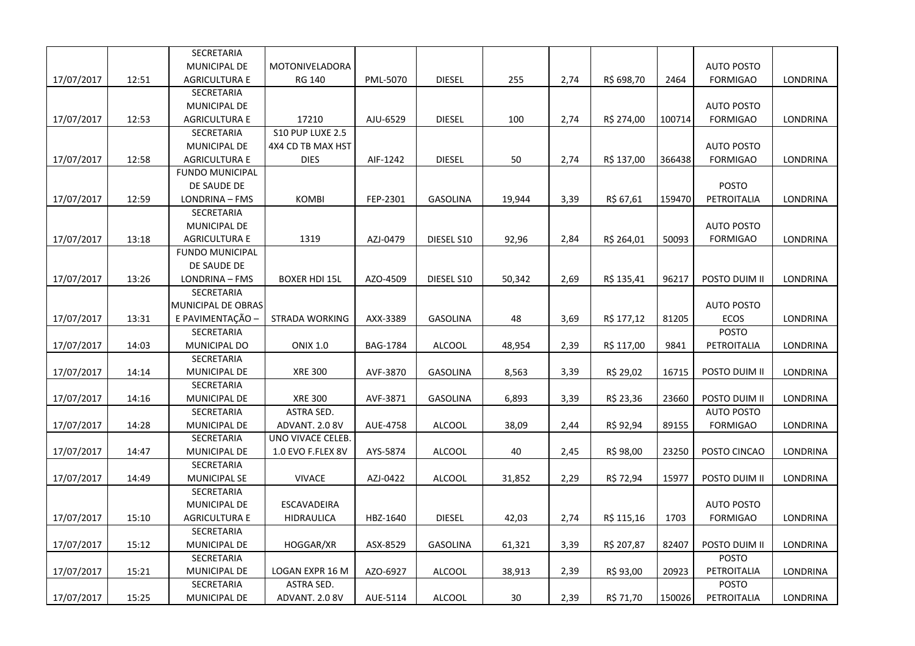| | | | | | | | | | | | |
|---|---|---|---|---|---|---|---|---|---|---|---|
| 17/07/2017 | 12:51 | SECRETARIA MUNICIPAL DE AGRICULTURA E | MOTONIVELADORA RG 140 | PML-5070 | DIESEL | 255 | 2,74 | R$ 698,70 | 2464 | AUTO POSTO FORMIGAO | LONDRINA |
| 17/07/2017 | 12:53 | SECRETARIA MUNICIPAL DE AGRICULTURA E | 17210 | AJU-6529 | DIESEL | 100 | 2,74 | R$ 274,00 | 100714 | AUTO POSTO FORMIGAO | LONDRINA |
| 17/07/2017 | 12:58 | SECRETARIA MUNICIPAL DE AGRICULTURA E | S10 PUP LUXE 2.5 4X4 CD TB MAX HST DIES | AIF-1242 | DIESEL | 50 | 2,74 | R$ 137,00 | 366438 | AUTO POSTO FORMIGAO | LONDRINA |
| 17/07/2017 | 12:59 | FUNDO MUNICIPAL DE SAUDE DE LONDRINA – FMS | KOMBI | FEP-2301 | GASOLINA | 19,944 | 3,39 | R$ 67,61 | 159470 | POSTO PETROITALIA | LONDRINA |
| 17/07/2017 | 13:18 | SECRETARIA MUNICIPAL DE AGRICULTURA E | 1319 | AZJ-0479 | DIESEL S10 | 92,96 | 2,84 | R$ 264,01 | 50093 | AUTO POSTO FORMIGAO | LONDRINA |
| 17/07/2017 | 13:26 | FUNDO MUNICIPAL DE SAUDE DE LONDRINA – FMS | BOXER HDI 15L | AZO-4509 | DIESEL S10 | 50,342 | 2,69 | R$ 135,41 | 96217 | POSTO DUIM II | LONDRINA |
| 17/07/2017 | 13:31 | SECRETARIA MUNICIPAL DE OBRAS E PAVIMENTAÇÃO – | STRADA WORKING | AXX-3389 | GASOLINA | 48 | 3,69 | R$ 177,12 | 81205 | AUTO POSTO ECOS | LONDRINA |
| 17/07/2017 | 14:03 | SECRETARIA MUNICIPAL DO | ONIX 1.0 | BAG-1784 | ALCOOL | 48,954 | 2,39 | R$ 117,00 | 9841 | POSTO PETROITALIA | LONDRINA |
| 17/07/2017 | 14:14 | SECRETARIA MUNICIPAL DE | XRE 300 | AVF-3870 | GASOLINA | 8,563 | 3,39 | R$ 29,02 | 16715 | POSTO DUIM II | LONDRINA |
| 17/07/2017 | 14:16 | SECRETARIA MUNICIPAL DE | XRE 300 | AVF-3871 | GASOLINA | 6,893 | 3,39 | R$ 23,36 | 23660 | POSTO DUIM II | LONDRINA |
| 17/07/2017 | 14:28 | SECRETARIA MUNICIPAL DE | ASTRA SED. ADVANT. 2.0 8V | AUE-4758 | ALCOOL | 38,09 | 2,44 | R$ 92,94 | 89155 | AUTO POSTO FORMIGAO | LONDRINA |
| 17/07/2017 | 14:47 | SECRETARIA MUNICIPAL DE | UNO VIVACE CELEB. 1.0 EVO F.FLEX 8V | AYS-5874 | ALCOOL | 40 | 2,45 | R$ 98,00 | 23250 | POSTO CINCAO | LONDRINA |
| 17/07/2017 | 14:49 | SECRETARIA MUNICIPAL SE | VIVACE | AZJ-0422 | ALCOOL | 31,852 | 2,29 | R$ 72,94 | 15977 | POSTO DUIM II | LONDRINA |
| 17/07/2017 | 15:10 | SECRETARIA MUNICIPAL DE AGRICULTURA E | ESCAVADEIRA HIDRAULICA | HBZ-1640 | DIESEL | 42,03 | 2,74 | R$ 115,16 | 1703 | AUTO POSTO FORMIGAO | LONDRINA |
| 17/07/2017 | 15:12 | SECRETARIA MUNICIPAL DE | HOGGAR/XR | ASX-8529 | GASOLINA | 61,321 | 3,39 | R$ 207,87 | 82407 | POSTO DUIM II | LONDRINA |
| 17/07/2017 | 15:21 | SECRETARIA MUNICIPAL DE | LOGAN EXPR 16 M | AZO-6927 | ALCOOL | 38,913 | 2,39 | R$ 93,00 | 20923 | POSTO PETROITALIA | LONDRINA |
| 17/07/2017 | 15:25 | SECRETARIA MUNICIPAL DE | ASTRA SED. ADVANT. 2.0 8V | AUE-5114 | ALCOOL | 30 | 2,39 | R$ 71,70 | 150026 | POSTO PETROITALIA | LONDRINA |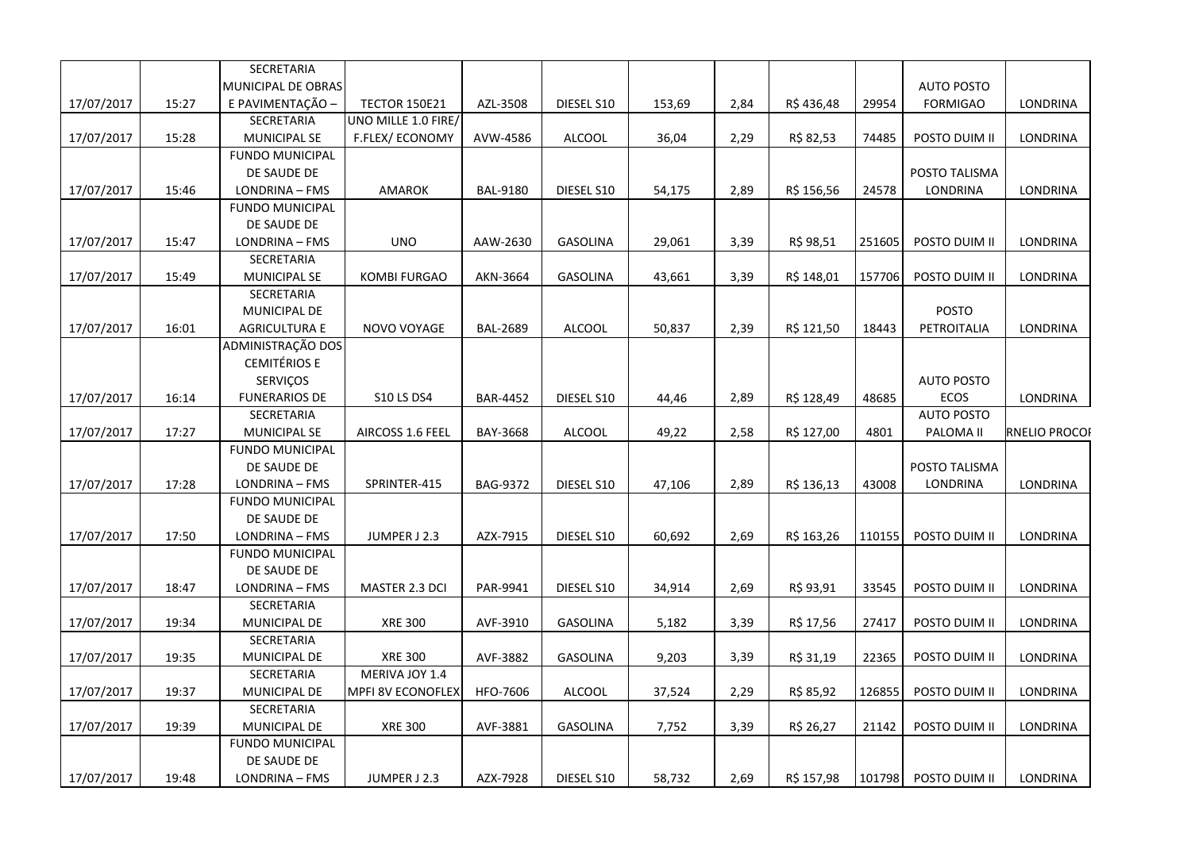| | | | | | | | | | | | |
|---|---|---|---|---|---|---|---|---|---|---|---|
| 17/07/2017 | 15:27 | SECRETARIA MUNICIPAL DE OBRAS E PAVIMENTAÇÃO – | TECTOR 150E21 | AZL-3508 | DIESEL S10 | 153,69 | 2,84 | R$ 436,48 | 29954 | AUTO POSTO FORMIGAO | LONDRINA |
| 17/07/2017 | 15:28 | SECRETARIA MUNICIPAL SE | UNO MILLE 1.0 FIRE/ F.FLEX/ ECONOMY | AVW-4586 | ALCOOL | 36,04 | 2,29 | R$ 82,53 | 74485 | POSTO DUIM II | LONDRINA |
| 17/07/2017 | 15:46 | FUNDO MUNICIPAL DE SAUDE DE LONDRINA – FMS | AMAROK | BAL-9180 | DIESEL S10 | 54,175 | 2,89 | R$ 156,56 | 24578 | POSTO TALISMA LONDRINA | LONDRINA |
| 17/07/2017 | 15:47 | FUNDO MUNICIPAL DE SAUDE DE LONDRINA – FMS | UNO | AAW-2630 | GASOLINA | 29,061 | 3,39 | R$ 98,51 | 251605 | POSTO DUIM II | LONDRINA |
| 17/07/2017 | 15:49 | SECRETARIA MUNICIPAL SE | KOMBI FURGAO | AKN-3664 | GASOLINA | 43,661 | 3,39 | R$ 148,01 | 157706 | POSTO DUIM II | LONDRINA |
| 17/07/2017 | 16:01 | SECRETARIA MUNICIPAL DE AGRICULTURA E | NOVO VOYAGE | BAL-2689 | ALCOOL | 50,837 | 2,39 | R$ 121,50 | 18443 | POSTO PETROITALIA | LONDRINA |
| 17/07/2017 | 16:14 | ADMINISTRAÇÃO DOS CEMITÉRIOS E SERVIÇOS FUNERARIOS DE | S10 LS DS4 | BAR-4452 | DIESEL S10 | 44,46 | 2,89 | R$ 128,49 | 48685 | AUTO POSTO ECOS | LONDRINA |
| 17/07/2017 | 17:27 | SECRETARIA MUNICIPAL SE | AIRCOSS 1.6 FEEL | BAY-3668 | ALCOOL | 49,22 | 2,58 | R$ 127,00 | 4801 | AUTO POSTO PALOMA II | RNELIO PROCOI |
| 17/07/2017 | 17:28 | FUNDO MUNICIPAL DE SAUDE DE LONDRINA – FMS | SPRINTER-415 | BAG-9372 | DIESEL S10 | 47,106 | 2,89 | R$ 136,13 | 43008 | POSTO TALISMA LONDRINA | LONDRINA |
| 17/07/2017 | 17:50 | FUNDO MUNICIPAL DE SAUDE DE LONDRINA – FMS | JUMPER J 2.3 | AZX-7915 | DIESEL S10 | 60,692 | 2,69 | R$ 163,26 | 110155 | POSTO DUIM II | LONDRINA |
| 17/07/2017 | 18:47 | FUNDO MUNICIPAL DE SAUDE DE LONDRINA – FMS | MASTER 2.3 DCI | PAR-9941 | DIESEL S10 | 34,914 | 2,69 | R$ 93,91 | 33545 | POSTO DUIM II | LONDRINA |
| 17/07/2017 | 19:34 | SECRETARIA MUNICIPAL DE | XRE 300 | AVF-3910 | GASOLINA | 5,182 | 3,39 | R$ 17,56 | 27417 | POSTO DUIM II | LONDRINA |
| 17/07/2017 | 19:35 | SECRETARIA MUNICIPAL DE | XRE 300 | AVF-3882 | GASOLINA | 9,203 | 3,39 | R$ 31,19 | 22365 | POSTO DUIM II | LONDRINA |
| 17/07/2017 | 19:37 | SECRETARIA MUNICIPAL DE | MERIVA JOY 1.4 MPFI 8V ECONOFLEX | HFO-7606 | ALCOOL | 37,524 | 2,29 | R$ 85,92 | 126855 | POSTO DUIM II | LONDRINA |
| 17/07/2017 | 19:39 | SECRETARIA MUNICIPAL DE | XRE 300 | AVF-3881 | GASOLINA | 7,752 | 3,39 | R$ 26,27 | 21142 | POSTO DUIM II | LONDRINA |
| 17/07/2017 | 19:48 | FUNDO MUNICIPAL DE SAUDE DE LONDRINA – FMS | JUMPER J 2.3 | AZX-7928 | DIESEL S10 | 58,732 | 2,69 | R$ 157,98 | 101798 | POSTO DUIM II | LONDRINA |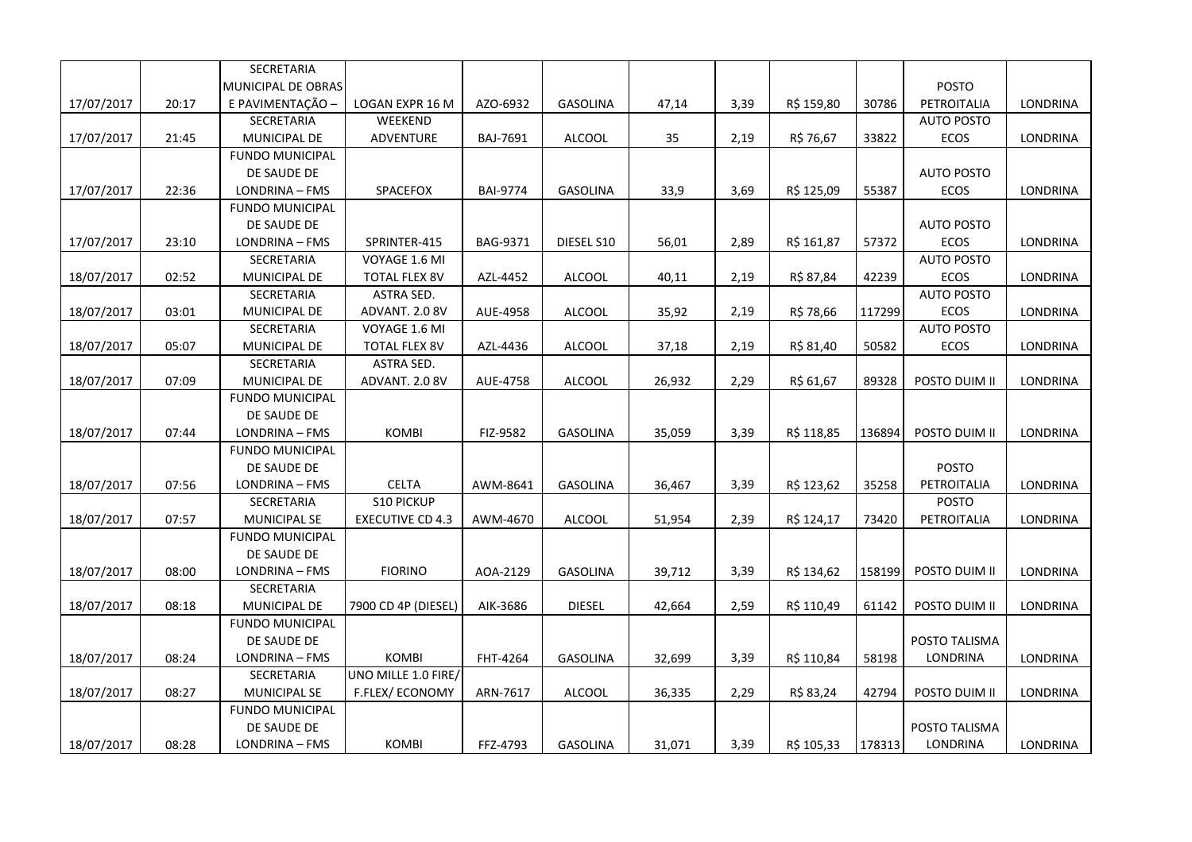| | | | | | | | | | | | |
|---|---|---|---|---|---|---|---|---|---|---|---|
| 17/07/2017 | 20:17 | SECRETARIA MUNICIPAL DE OBRAS E PAVIMENTAÇÃO – | LOGAN EXPR 16 M | AZO-6932 | GASOLINA | 47,14 | 3,39 | R$ 159,80 | 30786 | POSTO PETROITALIA | LONDRINA |
| 17/07/2017 | 21:45 | SECRETARIA MUNICIPAL DE | WEEKEND ADVENTURE | BAJ-7691 | ALCOOL | 35 | 2,19 | R$ 76,67 | 33822 | AUTO POSTO ECOS | LONDRINA |
| 17/07/2017 | 22:36 | FUNDO MUNICIPAL DE SAUDE DE LONDRINA – FMS | SPACEFOX | BAI-9774 | GASOLINA | 33,9 | 3,69 | R$ 125,09 | 55387 | AUTO POSTO ECOS | LONDRINA |
| 17/07/2017 | 23:10 | FUNDO MUNICIPAL DE SAUDE DE LONDRINA – FMS | SPRINTER-415 | BAG-9371 | DIESEL S10 | 56,01 | 2,89 | R$ 161,87 | 57372 | AUTO POSTO ECOS | LONDRINA |
| 18/07/2017 | 02:52 | SECRETARIA MUNICIPAL DE | VOYAGE 1.6 MI TOTAL FLEX 8V | AZL-4452 | ALCOOL | 40,11 | 2,19 | R$ 87,84 | 42239 | AUTO POSTO ECOS | LONDRINA |
| 18/07/2017 | 03:01 | SECRETARIA MUNICIPAL DE | ASTRA SED. ADVANT. 2.0 8V | AUE-4958 | ALCOOL | 35,92 | 2,19 | R$ 78,66 | 117299 | AUTO POSTO ECOS | LONDRINA |
| 18/07/2017 | 05:07 | SECRETARIA MUNICIPAL DE | VOYAGE 1.6 MI TOTAL FLEX 8V | AZL-4436 | ALCOOL | 37,18 | 2,19 | R$ 81,40 | 50582 | AUTO POSTO ECOS | LONDRINA |
| 18/07/2017 | 07:09 | SECRETARIA MUNICIPAL DE | ASTRA SED. ADVANT. 2.0 8V | AUE-4758 | ALCOOL | 26,932 | 2,29 | R$ 61,67 | 89328 | POSTO DUIM II | LONDRINA |
| 18/07/2017 | 07:44 | FUNDO MUNICIPAL DE SAUDE DE LONDRINA – FMS | KOMBI | FIZ-9582 | GASOLINA | 35,059 | 3,39 | R$ 118,85 | 136894 | POSTO DUIM II | LONDRINA |
| 18/07/2017 | 07:56 | FUNDO MUNICIPAL DE SAUDE DE LONDRINA – FMS | CELTA | AWM-8641 | GASOLINA | 36,467 | 3,39 | R$ 123,62 | 35258 | POSTO PETROITALIA | LONDRINA |
| 18/07/2017 | 07:57 | SECRETARIA MUNICIPAL SE | S10 PICKUP EXECUTIVE CD 4.3 | AWM-4670 | ALCOOL | 51,954 | 2,39 | R$ 124,17 | 73420 | POSTO PETROITALIA | LONDRINA |
| 18/07/2017 | 08:00 | FUNDO MUNICIPAL DE SAUDE DE LONDRINA – FMS | FIORINO | AOA-2129 | GASOLINA | 39,712 | 3,39 | R$ 134,62 | 158199 | POSTO DUIM II | LONDRINA |
| 18/07/2017 | 08:18 | SECRETARIA MUNICIPAL DE | 7900 CD 4P (DIESEL) | AIK-3686 | DIESEL | 42,664 | 2,59 | R$ 110,49 | 61142 | POSTO DUIM II | LONDRINA |
| 18/07/2017 | 08:24 | FUNDO MUNICIPAL DE SAUDE DE LONDRINA – FMS | KOMBI | FHT-4264 | GASOLINA | 32,699 | 3,39 | R$ 110,84 | 58198 | POSTO TALISMA LONDRINA | LONDRINA |
| 18/07/2017 | 08:27 | SECRETARIA MUNICIPAL SE | UNO MILLE 1.0 FIRE/ F.FLEX/ ECONOMY | ARN-7617 | ALCOOL | 36,335 | 2,29 | R$ 83,24 | 42794 | POSTO DUIM II | LONDRINA |
| 18/07/2017 | 08:28 | FUNDO MUNICIPAL DE SAUDE DE LONDRINA – FMS | KOMBI | FFZ-4793 | GASOLINA | 31,071 | 3,39 | R$ 105,33 | 178313 | POSTO TALISMA LONDRINA | LONDRINA |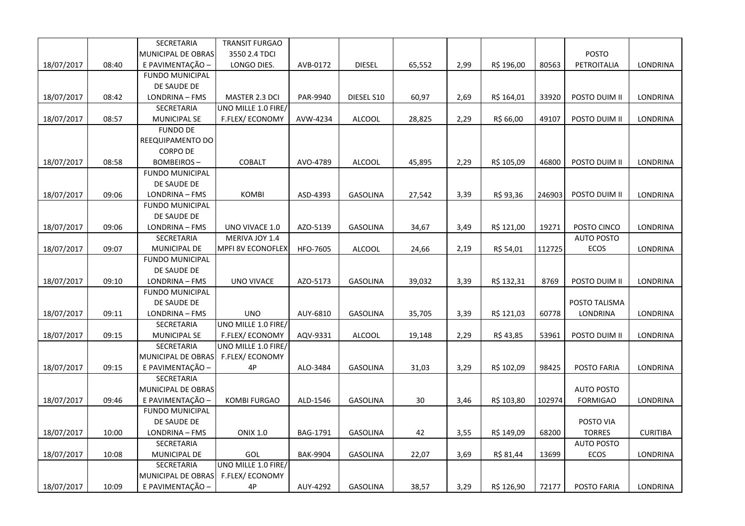| | | | | | | | | | | | |
|---|---|---|---|---|---|---|---|---|---|---|---|
| 18/07/2017 | 08:40 | SECRETARIA MUNICIPAL DE OBRAS E PAVIMENTAÇÃO – | TRANSIT FURGAO 3550 2.4 TDCI LONGO DIES. | AVB-0172 | DIESEL | 65,552 | 2,99 | R$ 196,00 | 80563 | POSTO PETROITALIA | LONDRINA |
| 18/07/2017 | 08:42 | FUNDO MUNICIPAL DE SAUDE DE LONDRINA – FMS | MASTER 2.3 DCI | PAR-9940 | DIESEL S10 | 60,97 | 2,69 | R$ 164,01 | 33920 | POSTO DUIM II | LONDRINA |
| 18/07/2017 | 08:57 | SECRETARIA MUNICIPAL SE | UNO MILLE 1.0 FIRE/ F.FLEX/ ECONOMY | AVW-4234 | ALCOOL | 28,825 | 2,29 | R$ 66,00 | 49107 | POSTO DUIM II | LONDRINA |
| 18/07/2017 | 08:58 | FUNDO DE REEQUIPAMENTO DO CORPO DE BOMBEIROS – | COBALT | AVO-4789 | ALCOOL | 45,895 | 2,29 | R$ 105,09 | 46800 | POSTO DUIM II | LONDRINA |
| 18/07/2017 | 09:06 | FUNDO MUNICIPAL DE SAUDE DE LONDRINA – FMS | KOMBI | ASD-4393 | GASOLINA | 27,542 | 3,39 | R$ 93,36 | 246903 | POSTO DUIM II | LONDRINA |
| 18/07/2017 | 09:06 | FUNDO MUNICIPAL DE SAUDE DE LONDRINA – FMS | UNO VIVACE 1.0 | AZO-5139 | GASOLINA | 34,67 | 3,49 | R$ 121,00 | 19271 | POSTO CINCO | LONDRINA |
| 18/07/2017 | 09:07 | SECRETARIA MUNICIPAL DE | MERIVA JOY 1.4 MPFI 8V ECONOFLEX | HFO-7605 | ALCOOL | 24,66 | 2,19 | R$ 54,01 | 112725 | AUTO POSTO ECOS | LONDRINA |
| 18/07/2017 | 09:10 | FUNDO MUNICIPAL DE SAUDE DE LONDRINA – FMS | UNO VIVACE | AZO-5173 | GASOLINA | 39,032 | 3,39 | R$ 132,31 | 8769 | POSTO DUIM II | LONDRINA |
| 18/07/2017 | 09:11 | FUNDO MUNICIPAL DE SAUDE DE LONDRINA – FMS | UNO | AUY-6810 | GASOLINA | 35,705 | 3,39 | R$ 121,03 | 60778 | POSTO TALISMA LONDRINA | LONDRINA |
| 18/07/2017 | 09:15 | SECRETARIA MUNICIPAL SE | UNO MILLE 1.0 FIRE/ F.FLEX/ ECONOMY | AQV-9331 | ALCOOL | 19,148 | 2,29 | R$ 43,85 | 53961 | POSTO DUIM II | LONDRINA |
| 18/07/2017 | 09:15 | SECRETARIA MUNICIPAL DE OBRAS E PAVIMENTAÇÃO – | UNO MILLE 1.0 FIRE/ F.FLEX/ ECONOMY 4P | ALO-3484 | GASOLINA | 31,03 | 3,29 | R$ 102,09 | 98425 | POSTO FARIA | LONDRINA |
| 18/07/2017 | 09:46 | SECRETARIA MUNICIPAL DE OBRAS E PAVIMENTAÇÃO – | KOMBI FURGAO | ALD-1546 | GASOLINA | 30 | 3,46 | R$ 103,80 | 102974 | AUTO POSTO FORMIGAO | LONDRINA |
| 18/07/2017 | 10:00 | FUNDO MUNICIPAL DE SAUDE DE LONDRINA – FMS | ONIX 1.0 | BAG-1791 | GASOLINA | 42 | 3,55 | R$ 149,09 | 68200 | POSTO VIA TORRES | CURITIBA |
| 18/07/2017 | 10:08 | SECRETARIA MUNICIPAL DE | GOL | BAK-9904 | GASOLINA | 22,07 | 3,69 | R$ 81,44 | 13699 | AUTO POSTO ECOS | LONDRINA |
| 18/07/2017 | 10:09 | SECRETARIA MUNICIPAL DE OBRAS E PAVIMENTAÇÃO – | UNO MILLE 1.0 FIRE/ F.FLEX/ ECONOMY 4P | AUY-4292 | GASOLINA | 38,57 | 3,29 | R$ 126,90 | 72177 | POSTO FARIA | LONDRINA |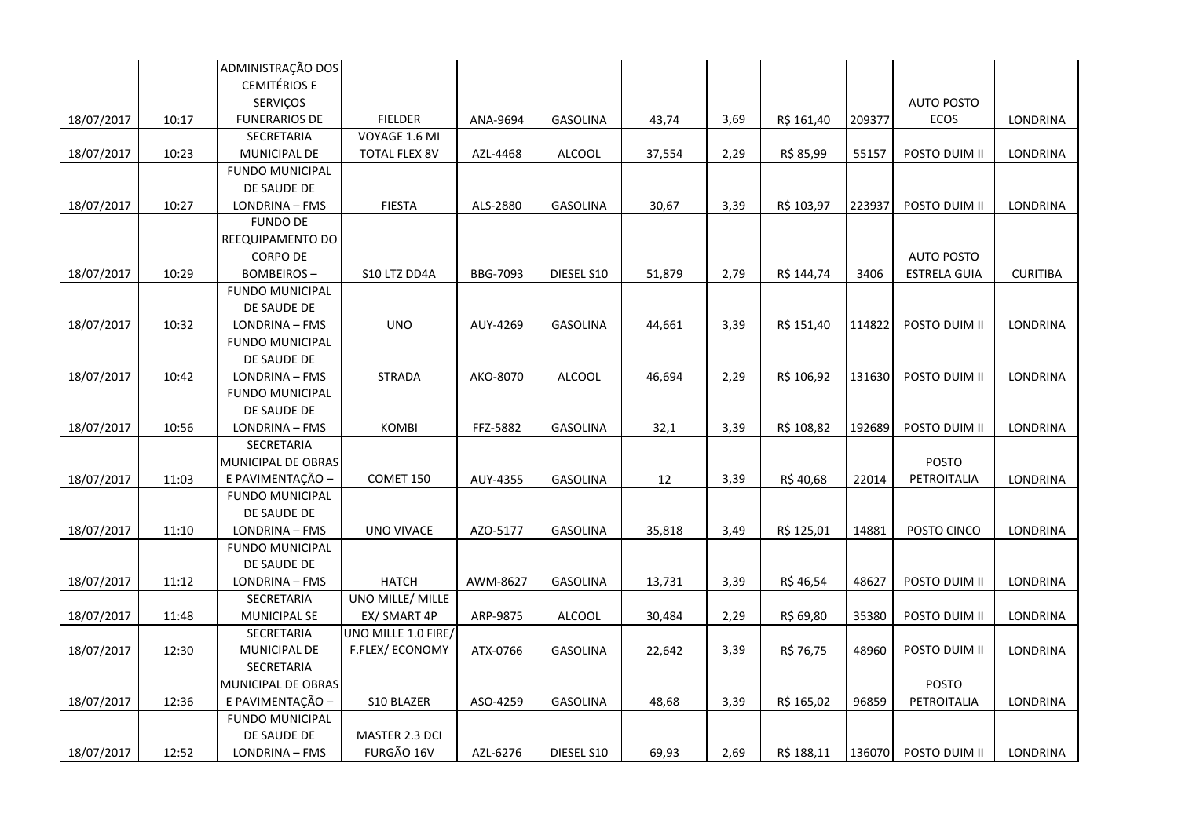| | | | | | | | | | | | |
|---|---|---|---|---|---|---|---|---|---|---|---|
| 18/07/2017 | 10:17 | ADMINISTRAÇÃO DOS CEMITÉRIOS E SERVIÇOS FUNERARIOS DE | FIELDER | ANA-9694 | GASOLINA | 43,74 | 3,69 | R$ 161,40 | 209377 | AUTO POSTO ECOS | LONDRINA |
| 18/07/2017 | 10:23 | SECRETARIA MUNICIPAL DE | VOYAGE 1.6 MI TOTAL FLEX 8V | AZL-4468 | ALCOOL | 37,554 | 2,29 | R$ 85,99 | 55157 | POSTO DUIM II | LONDRINA |
| 18/07/2017 | 10:27 | FUNDO MUNICIPAL DE SAUDE DE LONDRINA – FMS | FIESTA | ALS-2880 | GASOLINA | 30,67 | 3,39 | R$ 103,97 | 223937 | POSTO DUIM II | LONDRINA |
| 18/07/2017 | 10:29 | FUNDO DE REEQUIPAMENTO DO CORPO DE BOMBEIROS – | S10 LTZ DD4A | BBG-7093 | DIESEL S10 | 51,879 | 2,79 | R$ 144,74 | 3406 | AUTO POSTO ESTRELA GUIA | CURITIBA |
| 18/07/2017 | 10:32 | FUNDO MUNICIPAL DE SAUDE DE LONDRINA – FMS | UNO | AUY-4269 | GASOLINA | 44,661 | 3,39 | R$ 151,40 | 114822 | POSTO DUIM II | LONDRINA |
| 18/07/2017 | 10:42 | FUNDO MUNICIPAL DE SAUDE DE LONDRINA – FMS | STRADA | AKO-8070 | ALCOOL | 46,694 | 2,29 | R$ 106,92 | 131630 | POSTO DUIM II | LONDRINA |
| 18/07/2017 | 10:56 | FUNDO MUNICIPAL DE SAUDE DE LONDRINA – FMS | KOMBI | FFZ-5882 | GASOLINA | 32,1 | 3,39 | R$ 108,82 | 192689 | POSTO DUIM II | LONDRINA |
| 18/07/2017 | 11:03 | SECRETARIA MUNICIPAL DE OBRAS E PAVIMENTAÇÃO – | COMET 150 | AUY-4355 | GASOLINA | 12 | 3,39 | R$ 40,68 | 22014 | POSTO PETROITALIA | LONDRINA |
| 18/07/2017 | 11:10 | FUNDO MUNICIPAL DE SAUDE DE LONDRINA – FMS | UNO VIVACE | AZO-5177 | GASOLINA | 35,818 | 3,49 | R$ 125,01 | 14881 | POSTO CINCO | LONDRINA |
| 18/07/2017 | 11:12 | FUNDO MUNICIPAL DE SAUDE DE LONDRINA – FMS | HATCH | AWM-8627 | GASOLINA | 13,731 | 3,39 | R$ 46,54 | 48627 | POSTO DUIM II | LONDRINA |
| 18/07/2017 | 11:48 | SECRETARIA MUNICIPAL SE | UNO MILLE/ MILLE EX/ SMART 4P | ARP-9875 | ALCOOL | 30,484 | 2,29 | R$ 69,80 | 35380 | POSTO DUIM II | LONDRINA |
| 18/07/2017 | 12:30 | SECRETARIA MUNICIPAL DE | UNO MILLE 1.0 FIRE/ F.FLEX/ ECONOMY | ATX-0766 | GASOLINA | 22,642 | 3,39 | R$ 76,75 | 48960 | POSTO DUIM II | LONDRINA |
| 18/07/2017 | 12:36 | SECRETARIA MUNICIPAL DE OBRAS E PAVIMENTAÇÃO – | S10 BLAZER | ASO-4259 | GASOLINA | 48,68 | 3,39 | R$ 165,02 | 96859 | POSTO PETROITALIA | LONDRINA |
| 18/07/2017 | 12:52 | FUNDO MUNICIPAL DE SAUDE DE LONDRINA – FMS | MASTER 2.3 DCI FURGÃO 16V | AZL-6276 | DIESEL S10 | 69,93 | 2,69 | R$ 188,11 | 136070 | POSTO DUIM II | LONDRINA |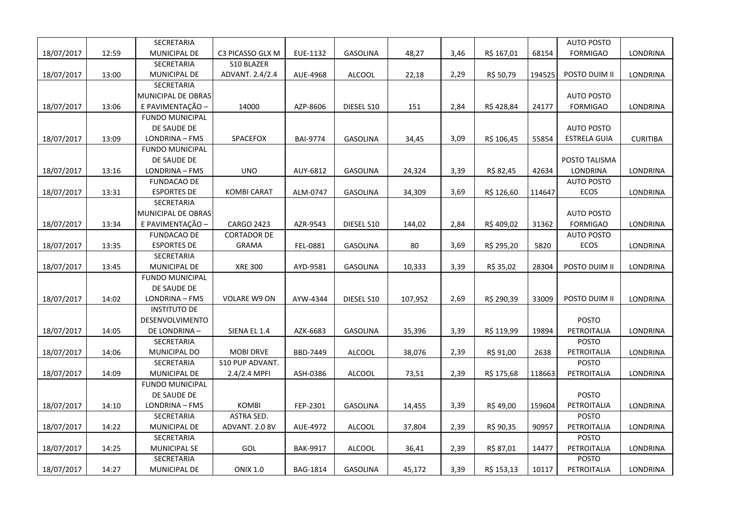| | | | | | | | | | | | |
|---|---|---|---|---|---|---|---|---|---|---|---|
| 18/07/2017 | 12:59 | SECRETARIA MUNICIPAL DE | C3 PICASSO GLX M | EUE-1132 | GASOLINA | 48,27 | 3,46 | R$ 167,01 | 68154 | AUTO POSTO FORMIGAO | LONDRINA |
| 18/07/2017 | 13:00 | SECRETARIA MUNICIPAL DE | S10 BLAZER ADVANT. 2.4/2.4 | AUE-4968 | ALCOOL | 22,18 | 2,29 | R$ 50,79 | 194525 | POSTO DUIM II | LONDRINA |
| 18/07/2017 | 13:06 | SECRETARIA MUNICIPAL DE OBRAS E PAVIMENTAÇÃO – | 14000 | AZP-8606 | DIESEL S10 | 151 | 2,84 | R$ 428,84 | 24177 | AUTO POSTO FORMIGAO | LONDRINA |
| 18/07/2017 | 13:09 | FUNDO MUNICIPAL DE SAUDE DE LONDRINA – FMS | SPACEFOX | BAI-9774 | GASOLINA | 34,45 | 3,09 | R$ 106,45 | 55854 | AUTO POSTO ESTRELA GUIA | CURITIBA |
| 18/07/2017 | 13:16 | FUNDO MUNICIPAL DE SAUDE DE LONDRINA – FMS | UNO | AUY-6812 | GASOLINA | 24,324 | 3,39 | R$ 82,45 | 42634 | POSTO TALISMA LONDRINA | LONDRINA |
| 18/07/2017 | 13:31 | FUNDACAO DE ESPORTES DE | KOMBI CARAT | ALM-0747 | GASOLINA | 34,309 | 3,69 | R$ 126,60 | 114647 | AUTO POSTO ECOS | LONDRINA |
| 18/07/2017 | 13:34 | SECRETARIA MUNICIPAL DE OBRAS E PAVIMENTAÇÃO – | CARGO 2423 | AZR-9543 | DIESEL S10 | 144,02 | 2,84 | R$ 409,02 | 31362 | AUTO POSTO FORMIGAO | LONDRINA |
| 18/07/2017 | 13:35 | FUNDACAO DE ESPORTES DE | CORTADOR DE GRAMA | FEL-0881 | GASOLINA | 80 | 3,69 | R$ 295,20 | 5820 | AUTO POSTO ECOS | LONDRINA |
| 18/07/2017 | 13:45 | SECRETARIA MUNICIPAL DE | XRE 300 | AYD-9581 | GASOLINA | 10,333 | 3,39 | R$ 35,02 | 28304 | POSTO DUIM II | LONDRINA |
| 18/07/2017 | 14:02 | FUNDO MUNICIPAL DE SAUDE DE LONDRINA – FMS | VOLARE W9 ON | AYW-4344 | DIESEL S10 | 107,952 | 2,69 | R$ 290,39 | 33009 | POSTO DUIM II | LONDRINA |
| 18/07/2017 | 14:05 | INSTITUTO DE DESENVOLVIMENTO DE LONDRINA – | SIENA EL 1.4 | AZK-6683 | GASOLINA | 35,396 | 3,39 | R$ 119,99 | 19894 | POSTO PETROITALIA | LONDRINA |
| 18/07/2017 | 14:06 | SECRETARIA MUNICIPAL DO | MOBI DRVE | BBD-7449 | ALCOOL | 38,076 | 2,39 | R$ 91,00 | 2638 | POSTO PETROITALIA | LONDRINA |
| 18/07/2017 | 14:09 | SECRETARIA MUNICIPAL DE | S10 PUP ADVANT. 2.4/2.4 MPFI | ASH-0386 | ALCOOL | 73,51 | 2,39 | R$ 175,68 | 118663 | POSTO PETROITALIA | LONDRINA |
| 18/07/2017 | 14:10 | FUNDO MUNICIPAL DE SAUDE DE LONDRINA – FMS | KOMBI | FEP-2301 | GASOLINA | 14,455 | 3,39 | R$ 49,00 | 159604 | POSTO PETROITALIA | LONDRINA |
| 18/07/2017 | 14:22 | SECRETARIA MUNICIPAL DE | ASTRA SED. ADVANT. 2.0 8V | AUE-4972 | ALCOOL | 37,804 | 2,39 | R$ 90,35 | 90957 | POSTO PETROITALIA | LONDRINA |
| 18/07/2017 | 14:25 | SECRETARIA MUNICIPAL SE | GOL | BAK-9917 | ALCOOL | 36,41 | 2,39 | R$ 87,01 | 14477 | POSTO PETROITALIA | LONDRINA |
| 18/07/2017 | 14:27 | SECRETARIA MUNICIPAL DE | ONIX 1.0 | BAG-1814 | GASOLINA | 45,172 | 3,39 | R$ 153,13 | 10117 | POSTO PETROITALIA | LONDRINA |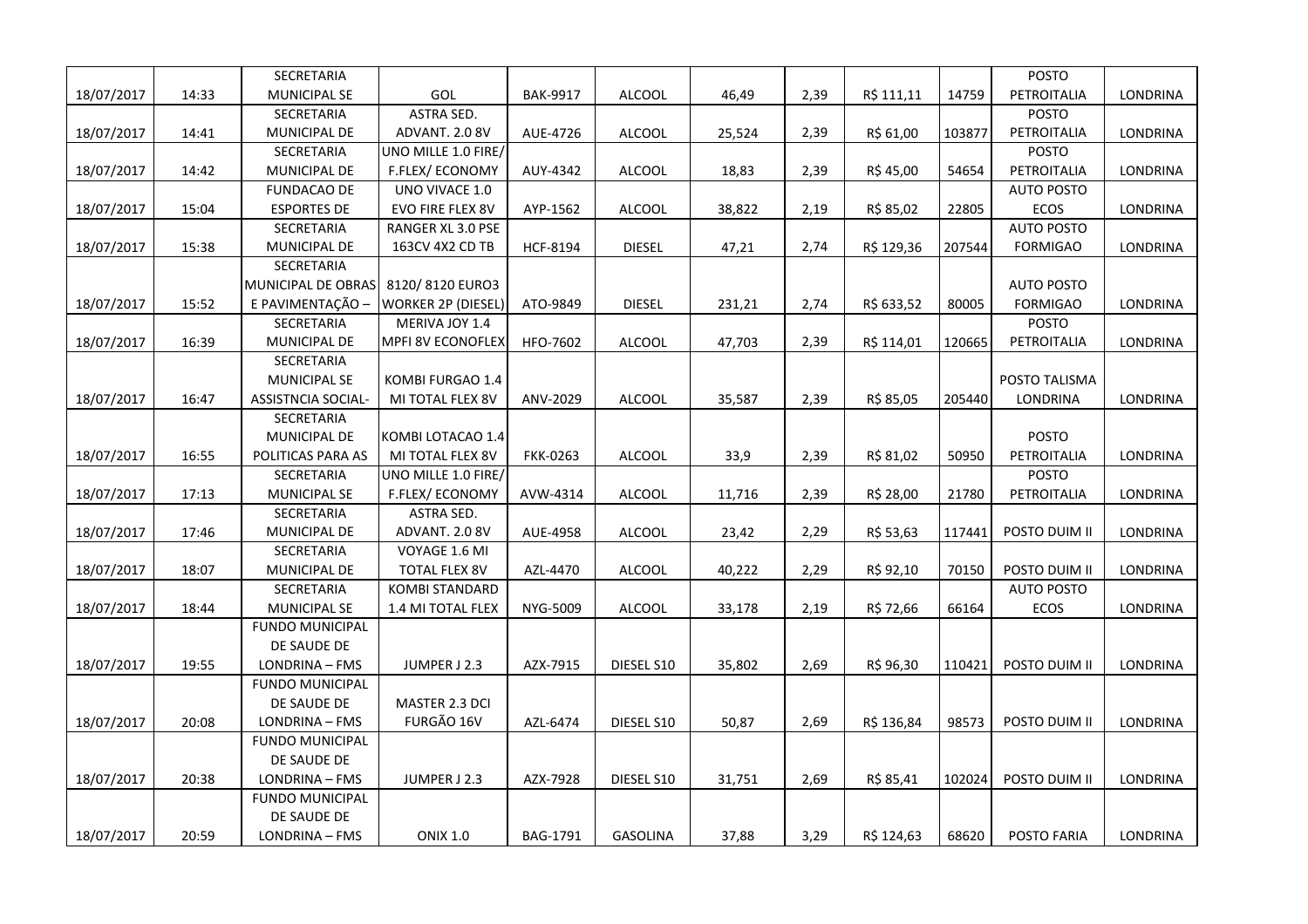| | | | | | | | | | | | |
|---|---|---|---|---|---|---|---|---|---|---|---|
| 18/07/2017 | 14:33 | SECRETARIA MUNICIPAL SE | GOL | BAK-9917 | ALCOOL | 46,49 | 2,39 | R$ 111,11 | 14759 | POSTO PETROITALIA | LONDRINA |
| 18/07/2017 | 14:41 | SECRETARIA MUNICIPAL DE | ASTRA SED. ADVANT. 2.0 8V | AUE-4726 | ALCOOL | 25,524 | 2,39 | R$ 61,00 | 103877 | POSTO PETROITALIA | LONDRINA |
| 18/07/2017 | 14:42 | SECRETARIA MUNICIPAL DE | UNO MILLE 1.0 FIRE/ F.FLEX/ ECONOMY | AUY-4342 | ALCOOL | 18,83 | 2,39 | R$ 45,00 | 54654 | POSTO PETROITALIA | LONDRINA |
| 18/07/2017 | 15:04 | FUNDACAO DE ESPORTES DE | UNO VIVACE 1.0 EVO FIRE FLEX 8V | AYP-1562 | ALCOOL | 38,822 | 2,19 | R$ 85,02 | 22805 | AUTO POSTO ECOS | LONDRINA |
| 18/07/2017 | 15:38 | SECRETARIA MUNICIPAL DE | RANGER XL 3.0 PSE 163CV 4X2 CD TB | HCF-8194 | DIESEL | 47,21 | 2,74 | R$ 129,36 | 207544 | AUTO POSTO FORMIGAO | LONDRINA |
| 18/07/2017 | 15:52 | SECRETARIA MUNICIPAL DE OBRAS E PAVIMENTAÇÃO – | 8120/ 8120 EURO3 WORKER 2P (DIESEL) | ATO-9849 | DIESEL | 231,21 | 2,74 | R$ 633,52 | 80005 | AUTO POSTO FORMIGAO | LONDRINA |
| 18/07/2017 | 16:39 | SECRETARIA MUNICIPAL DE | MERIVA JOY 1.4 MPFI 8V ECONOFLEX | HFO-7602 | ALCOOL | 47,703 | 2,39 | R$ 114,01 | 120665 | POSTO PETROITALIA | LONDRINA |
| 18/07/2017 | 16:47 | SECRETARIA MUNICIPAL SE ASSISTNCIA SOCIAL- | KOMBI FURGAO 1.4 MI TOTAL FLEX 8V | ANV-2029 | ALCOOL | 35,587 | 2,39 | R$ 85,05 | 205440 | POSTO TALISMA LONDRINA | LONDRINA |
| 18/07/2017 | 16:55 | SECRETARIA MUNICIPAL DE POLITICAS PARA AS | KOMBI LOTACAO 1.4 MI TOTAL FLEX 8V | FKK-0263 | ALCOOL | 33,9 | 2,39 | R$ 81,02 | 50950 | POSTO PETROITALIA | LONDRINA |
| 18/07/2017 | 17:13 | SECRETARIA MUNICIPAL SE | UNO MILLE 1.0 FIRE/ F.FLEX/ ECONOMY | AVW-4314 | ALCOOL | 11,716 | 2,39 | R$ 28,00 | 21780 | POSTO PETROITALIA | LONDRINA |
| 18/07/2017 | 17:46 | SECRETARIA MUNICIPAL DE | ASTRA SED. ADVANT. 2.0 8V | AUE-4958 | ALCOOL | 23,42 | 2,29 | R$ 53,63 | 117441 | POSTO DUIM II | LONDRINA |
| 18/07/2017 | 18:07 | SECRETARIA MUNICIPAL DE | VOYAGE 1.6 MI TOTAL FLEX 8V | AZL-4470 | ALCOOL | 40,222 | 2,29 | R$ 92,10 | 70150 | POSTO DUIM II | LONDRINA |
| 18/07/2017 | 18:44 | SECRETARIA MUNICIPAL SE | KOMBI STANDARD 1.4 MI TOTAL FLEX | NYG-5009 | ALCOOL | 33,178 | 2,19 | R$ 72,66 | 66164 | AUTO POSTO ECOS | LONDRINA |
| 18/07/2017 | 19:55 | FUNDO MUNICIPAL DE SAUDE DE LONDRINA – FMS | JUMPER J 2.3 | AZX-7915 | DIESEL S10 | 35,802 | 2,69 | R$ 96,30 | 110421 | POSTO DUIM II | LONDRINA |
| 18/07/2017 | 20:08 | FUNDO MUNICIPAL DE SAUDE DE LONDRINA – FMS | MASTER 2.3 DCI FURGÃO 16V | AZL-6474 | DIESEL S10 | 50,87 | 2,69 | R$ 136,84 | 98573 | POSTO DUIM II | LONDRINA |
| 18/07/2017 | 20:38 | FUNDO MUNICIPAL DE SAUDE DE LONDRINA – FMS | JUMPER J 2.3 | AZX-7928 | DIESEL S10 | 31,751 | 2,69 | R$ 85,41 | 102024 | POSTO DUIM II | LONDRINA |
| 18/07/2017 | 20:59 | FUNDO MUNICIPAL DE SAUDE DE LONDRINA – FMS | ONIX 1.0 | BAG-1791 | GASOLINA | 37,88 | 3,29 | R$ 124,63 | 68620 | POSTO FARIA | LONDRINA |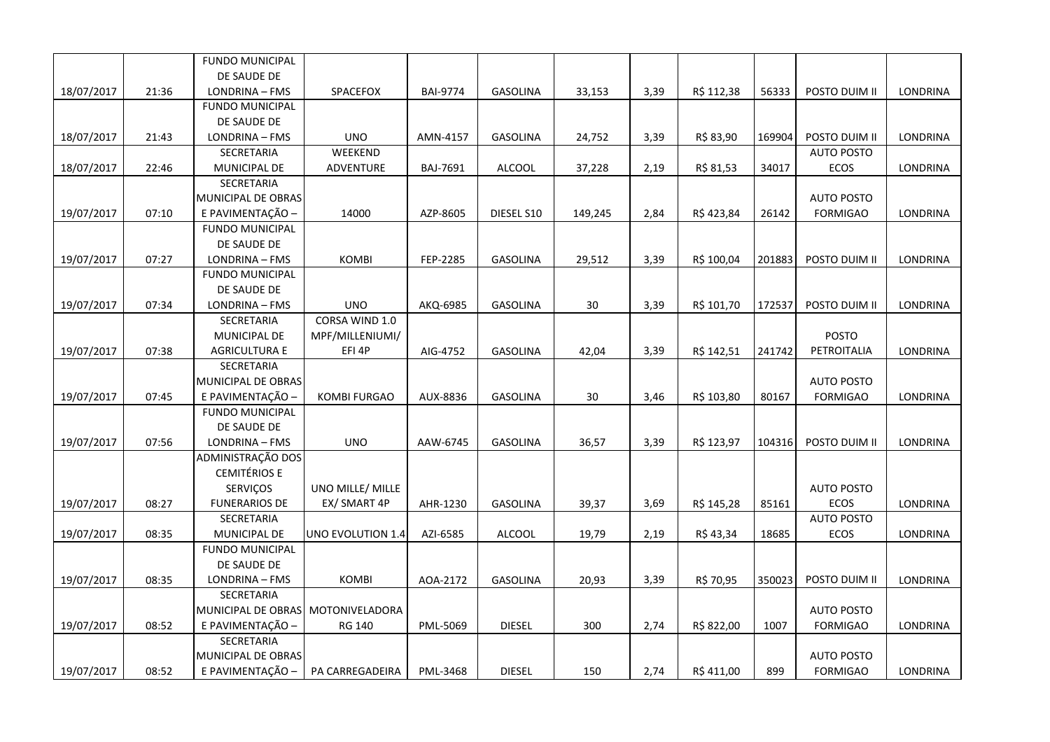| | | | | | | | | | | | |
|---|---|---|---|---|---|---|---|---|---|---|---|
| 18/07/2017 | 21:36 | FUNDO MUNICIPAL DE SAUDE DE LONDRINA – FMS | SPACEFOX | BAI-9774 | GASOLINA | 33,153 | 3,39 | R$ 112,38 | 56333 | POSTO DUIM II | LONDRINA |
| 18/07/2017 | 21:43 | FUNDO MUNICIPAL DE SAUDE DE LONDRINA – FMS | UNO | AMN-4157 | GASOLINA | 24,752 | 3,39 | R$ 83,90 | 169904 | POSTO DUIM II | LONDRINA |
| 18/07/2017 | 22:46 | SECRETARIA MUNICIPAL DE | WEEKEND ADVENTURE | BAJ-7691 | ALCOOL | 37,228 | 2,19 | R$ 81,53 | 34017 | AUTO POSTO ECOS | LONDRINA |
| 19/07/2017 | 07:10 | SECRETARIA MUNICIPAL DE OBRAS E PAVIMENTAÇÃO – | 14000 | AZP-8605 | DIESEL S10 | 149,245 | 2,84 | R$ 423,84 | 26142 | AUTO POSTO FORMIGAO | LONDRINA |
| 19/07/2017 | 07:27 | FUNDO MUNICIPAL DE SAUDE DE LONDRINA – FMS | KOMBI | FEP-2285 | GASOLINA | 29,512 | 3,39 | R$ 100,04 | 201883 | POSTO DUIM II | LONDRINA |
| 19/07/2017 | 07:34 | FUNDO MUNICIPAL DE SAUDE DE LONDRINA – FMS | UNO | AKQ-6985 | GASOLINA | 30 | 3,39 | R$ 101,70 | 172537 | POSTO DUIM II | LONDRINA |
| 19/07/2017 | 07:38 | SECRETARIA MUNICIPAL DE AGRICULTURA E | CORSA WIND 1.0 MPF/MILLENIUMI/ EFI 4P | AIG-4752 | GASOLINA | 42,04 | 3,39 | R$ 142,51 | 241742 | POSTO PETROITALIA | LONDRINA |
| 19/07/2017 | 07:45 | SECRETARIA MUNICIPAL DE OBRAS E PAVIMENTAÇÃO – | KOMBI FURGAO | AUX-8836 | GASOLINA | 30 | 3,46 | R$ 103,80 | 80167 | AUTO POSTO FORMIGAO | LONDRINA |
| 19/07/2017 | 07:56 | FUNDO MUNICIPAL DE SAUDE DE LONDRINA – FMS | UNO | AAW-6745 | GASOLINA | 36,57 | 3,39 | R$ 123,97 | 104316 | POSTO DUIM II | LONDRINA |
| 19/07/2017 | 08:27 | ADMINISTRAÇÃO DOS CEMITÉRIOS E SERVIÇOS FUNERARIOS DE | UNO MILLE/ MILLE EX/ SMART 4P | AHR-1230 | GASOLINA | 39,37 | 3,69 | R$ 145,28 | 85161 | AUTO POSTO ECOS | LONDRINA |
| 19/07/2017 | 08:35 | SECRETARIA MUNICIPAL DE | UNO EVOLUTION 1.4 | AZI-6585 | ALCOOL | 19,79 | 2,19 | R$ 43,34 | 18685 | AUTO POSTO ECOS | LONDRINA |
| 19/07/2017 | 08:35 | FUNDO MUNICIPAL DE SAUDE DE LONDRINA – FMS | KOMBI | AOA-2172 | GASOLINA | 20,93 | 3,39 | R$ 70,95 | 350023 | POSTO DUIM II | LONDRINA |
| 19/07/2017 | 08:52 | SECRETARIA MUNICIPAL DE OBRAS E PAVIMENTAÇÃO – | MOTONIVELADORA RG 140 | PML-5069 | DIESEL | 300 | 2,74 | R$ 822,00 | 1007 | AUTO POSTO FORMIGAO | LONDRINA |
| 19/07/2017 | 08:52 | SECRETARIA MUNICIPAL DE OBRAS E PAVIMENTAÇÃO – | PA CARREGADEIRA | PML-3468 | DIESEL | 150 | 2,74 | R$ 411,00 | 899 | AUTO POSTO FORMIGAO | LONDRINA |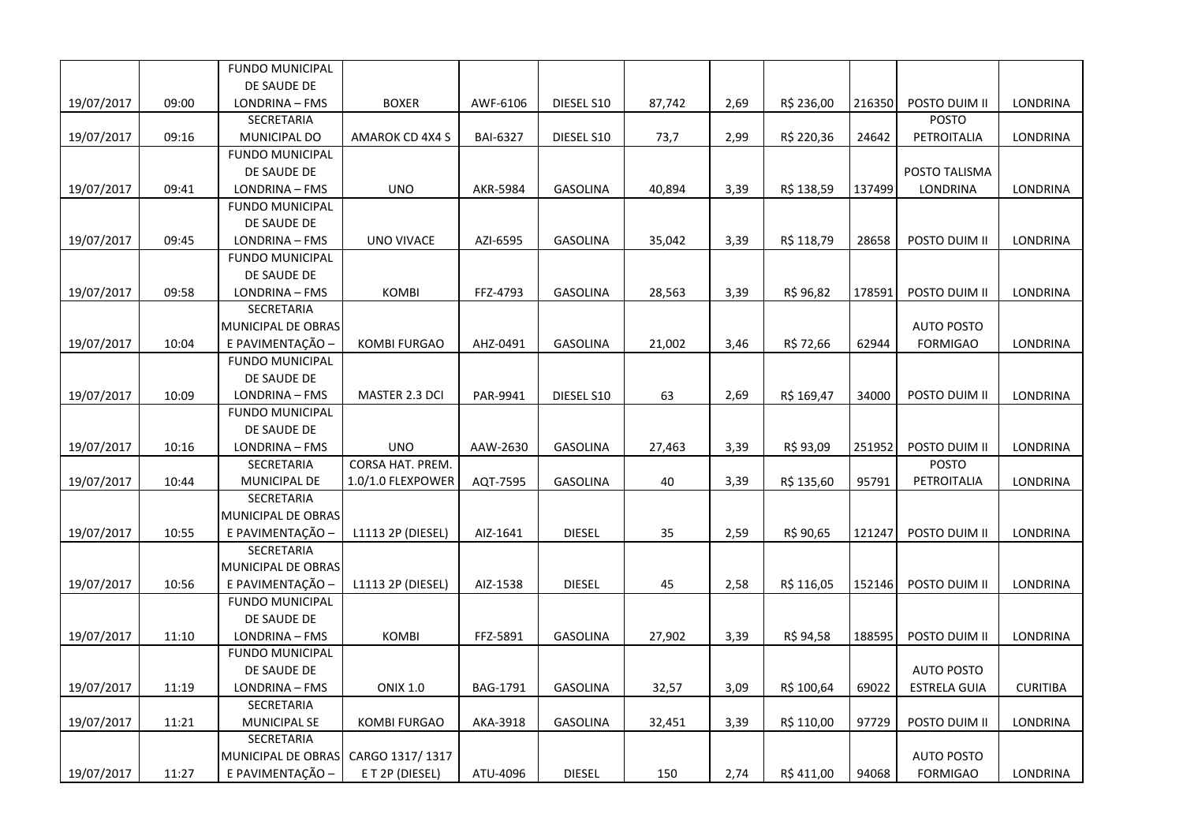| | | | | | | | | | | | |
|---|---|---|---|---|---|---|---|---|---|---|---|
| 19/07/2017 | 09:00 | FUNDO MUNICIPAL DE SAUDE DE LONDRINA – FMS | BOXER | AWF-6106 | DIESEL S10 | 87,742 | 2,69 | R$ 236,00 | 216350 | POSTO DUIM II | LONDRINA |
| 19/07/2017 | 09:16 | SECRETARIA MUNICIPAL DO | AMAROK CD 4X4 S | BAI-6327 | DIESEL S10 | 73,7 | 2,99 | R$ 220,36 | 24642 | POSTO PETROITALIA | LONDRINA |
| 19/07/2017 | 09:41 | FUNDO MUNICIPAL DE SAUDE DE LONDRINA – FMS | UNO | AKR-5984 | GASOLINA | 40,894 | 3,39 | R$ 138,59 | 137499 | POSTO TALISMA LONDRINA | LONDRINA |
| 19/07/2017 | 09:45 | FUNDO MUNICIPAL DE SAUDE DE LONDRINA – FMS | UNO VIVACE | AZI-6595 | GASOLINA | 35,042 | 3,39 | R$ 118,79 | 28658 | POSTO DUIM II | LONDRINA |
| 19/07/2017 | 09:58 | FUNDO MUNICIPAL DE SAUDE DE LONDRINA – FMS | KOMBI | FFZ-4793 | GASOLINA | 28,563 | 3,39 | R$ 96,82 | 178591 | POSTO DUIM II | LONDRINA |
| 19/07/2017 | 10:04 | SECRETARIA MUNICIPAL DE OBRAS E PAVIMENTAÇÃO – | KOMBI FURGAO | AHZ-0491 | GASOLINA | 21,002 | 3,46 | R$ 72,66 | 62944 | AUTO POSTO FORMIGAO | LONDRINA |
| 19/07/2017 | 10:09 | FUNDO MUNICIPAL DE SAUDE DE LONDRINA – FMS | MASTER 2.3 DCI | PAR-9941 | DIESEL S10 | 63 | 2,69 | R$ 169,47 | 34000 | POSTO DUIM II | LONDRINA |
| 19/07/2017 | 10:16 | FUNDO MUNICIPAL DE SAUDE DE LONDRINA – FMS | UNO | AAW-2630 | GASOLINA | 27,463 | 3,39 | R$ 93,09 | 251952 | POSTO DUIM II | LONDRINA |
| 19/07/2017 | 10:44 | SECRETARIA MUNICIPAL DE | CORSA HAT. PREM. 1.0/1.0 FLEXPOWER | AQT-7595 | GASOLINA | 40 | 3,39 | R$ 135,60 | 95791 | POSTO PETROITALIA | LONDRINA |
| 19/07/2017 | 10:55 | SECRETARIA MUNICIPAL DE OBRAS E PAVIMENTAÇÃO – | L1113 2P (DIESEL) | AIZ-1641 | DIESEL | 35 | 2,59 | R$ 90,65 | 121247 | POSTO DUIM II | LONDRINA |
| 19/07/2017 | 10:56 | SECRETARIA MUNICIPAL DE OBRAS E PAVIMENTAÇÃO – | L1113 2P (DIESEL) | AIZ-1538 | DIESEL | 45 | 2,58 | R$ 116,05 | 152146 | POSTO DUIM II | LONDRINA |
| 19/07/2017 | 11:10 | FUNDO MUNICIPAL DE SAUDE DE LONDRINA – FMS | KOMBI | FFZ-5891 | GASOLINA | 27,902 | 3,39 | R$ 94,58 | 188595 | POSTO DUIM II | LONDRINA |
| 19/07/2017 | 11:19 | FUNDO MUNICIPAL DE SAUDE DE LONDRINA – FMS | ONIX 1.0 | BAG-1791 | GASOLINA | 32,57 | 3,09 | R$ 100,64 | 69022 | AUTO POSTO ESTRELA GUIA | CURITIBA |
| 19/07/2017 | 11:21 | SECRETARIA MUNICIPAL SE | KOMBI FURGAO | AKA-3918 | GASOLINA | 32,451 | 3,39 | R$ 110,00 | 97729 | POSTO DUIM II | LONDRINA |
| 19/07/2017 | 11:27 | SECRETARIA MUNICIPAL DE OBRAS E PAVIMENTAÇÃO – | CARGO 1317/ 1317 E T 2P (DIESEL) | ATU-4096 | DIESEL | 150 | 2,74 | R$ 411,00 | 94068 | AUTO POSTO FORMIGAO | LONDRINA |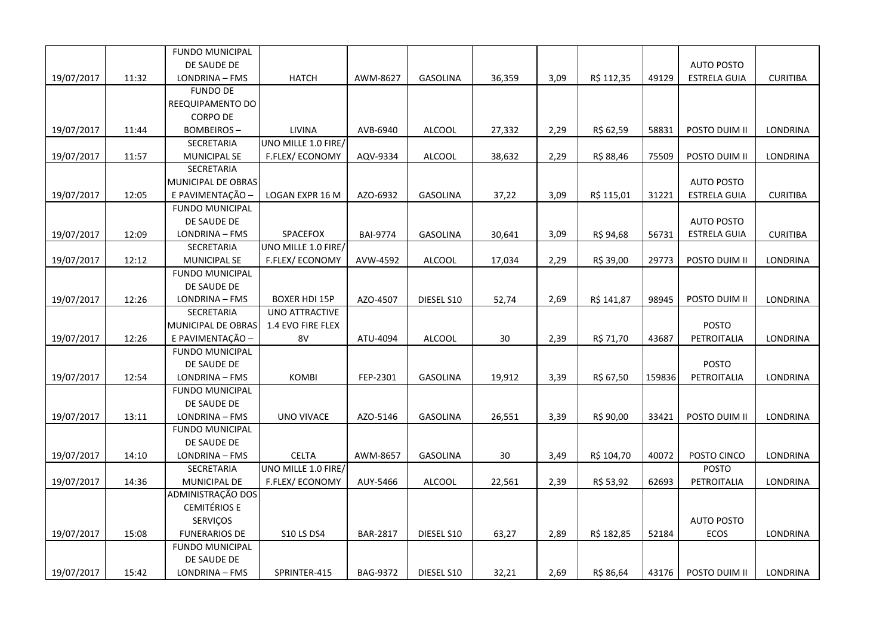| | | | | | | | | | | | |
|---|---|---|---|---|---|---|---|---|---|---|---|
| 19/07/2017 | 11:32 | FUNDO MUNICIPAL DE SAUDE DE LONDRINA – FMS | HATCH | AWM-8627 | GASOLINA | 36,359 | 3,09 | R$ 112,35 | 49129 | AUTO POSTO ESTRELA GUIA | CURITIBA |
| 19/07/2017 | 11:44 | FUNDO DE REEQUIPAMENTO DO CORPO DE BOMBEIROS – | LIVINA | AVB-6940 | ALCOOL | 27,332 | 2,29 | R$ 62,59 | 58831 | POSTO DUIM II | LONDRINA |
| 19/07/2017 | 11:57 | SECRETARIA MUNICIPAL SE | UNO MILLE 1.0 FIRE/ F.FLEX/ ECONOMY | AQV-9334 | ALCOOL | 38,632 | 2,29 | R$ 88,46 | 75509 | POSTO DUIM II | LONDRINA |
| 19/07/2017 | 12:05 | SECRETARIA MUNICIPAL DE OBRAS E PAVIMENTAÇÃO – | LOGAN EXPR 16 M | AZO-6932 | GASOLINA | 37,22 | 3,09 | R$ 115,01 | 31221 | AUTO POSTO ESTRELA GUIA | CURITIBA |
| 19/07/2017 | 12:09 | FUNDO MUNICIPAL DE SAUDE DE LONDRINA – FMS | SPACEFOX | BAI-9774 | GASOLINA | 30,641 | 3,09 | R$ 94,68 | 56731 | AUTO POSTO ESTRELA GUIA | CURITIBA |
| 19/07/2017 | 12:12 | SECRETARIA MUNICIPAL SE | UNO MILLE 1.0 FIRE/ F.FLEX/ ECONOMY | AVW-4592 | ALCOOL | 17,034 | 2,29 | R$ 39,00 | 29773 | POSTO DUIM II | LONDRINA |
| 19/07/2017 | 12:26 | FUNDO MUNICIPAL DE SAUDE DE LONDRINA – FMS | BOXER HDI 15P | AZO-4507 | DIESEL S10 | 52,74 | 2,69 | R$ 141,87 | 98945 | POSTO DUIM II | LONDRINA |
| 19/07/2017 | 12:26 | SECRETARIA MUNICIPAL DE OBRAS E PAVIMENTAÇÃO – | UNO ATTRACTIVE 1.4 EVO FIRE FLEX 8V | ATU-4094 | ALCOOL | 30 | 2,39 | R$ 71,70 | 43687 | POSTO PETROITALIA | LONDRINA |
| 19/07/2017 | 12:54 | FUNDO MUNICIPAL DE SAUDE DE LONDRINA – FMS | KOMBI | FEP-2301 | GASOLINA | 19,912 | 3,39 | R$ 67,50 | 159836 | POSTO PETROITALIA | LONDRINA |
| 19/07/2017 | 13:11 | FUNDO MUNICIPAL DE SAUDE DE LONDRINA – FMS | UNO VIVACE | AZO-5146 | GASOLINA | 26,551 | 3,39 | R$ 90,00 | 33421 | POSTO DUIM II | LONDRINA |
| 19/07/2017 | 14:10 | FUNDO MUNICIPAL DE SAUDE DE LONDRINA – FMS | CELTA | AWM-8657 | GASOLINA | 30 | 3,49 | R$ 104,70 | 40072 | POSTO CINCO | LONDRINA |
| 19/07/2017 | 14:36 | SECRETARIA MUNICIPAL DE | UNO MILLE 1.0 FIRE/ F.FLEX/ ECONOMY | AUY-5466 | ALCOOL | 22,561 | 2,39 | R$ 53,92 | 62693 | POSTO PETROITALIA | LONDRINA |
| 19/07/2017 | 15:08 | ADMINISTRAÇÃO DOS CEMITÉRIOS E SERVIÇOS FUNERARIOS DE | S10 LS DS4 | BAR-2817 | DIESEL S10 | 63,27 | 2,89 | R$ 182,85 | 52184 | AUTO POSTO ECOS | LONDRINA |
| 19/07/2017 | 15:42 | FUNDO MUNICIPAL DE SAUDE DE LONDRINA – FMS | SPRINTER-415 | BAG-9372 | DIESEL S10 | 32,21 | 2,69 | R$ 86,64 | 43176 | POSTO DUIM II | LONDRINA |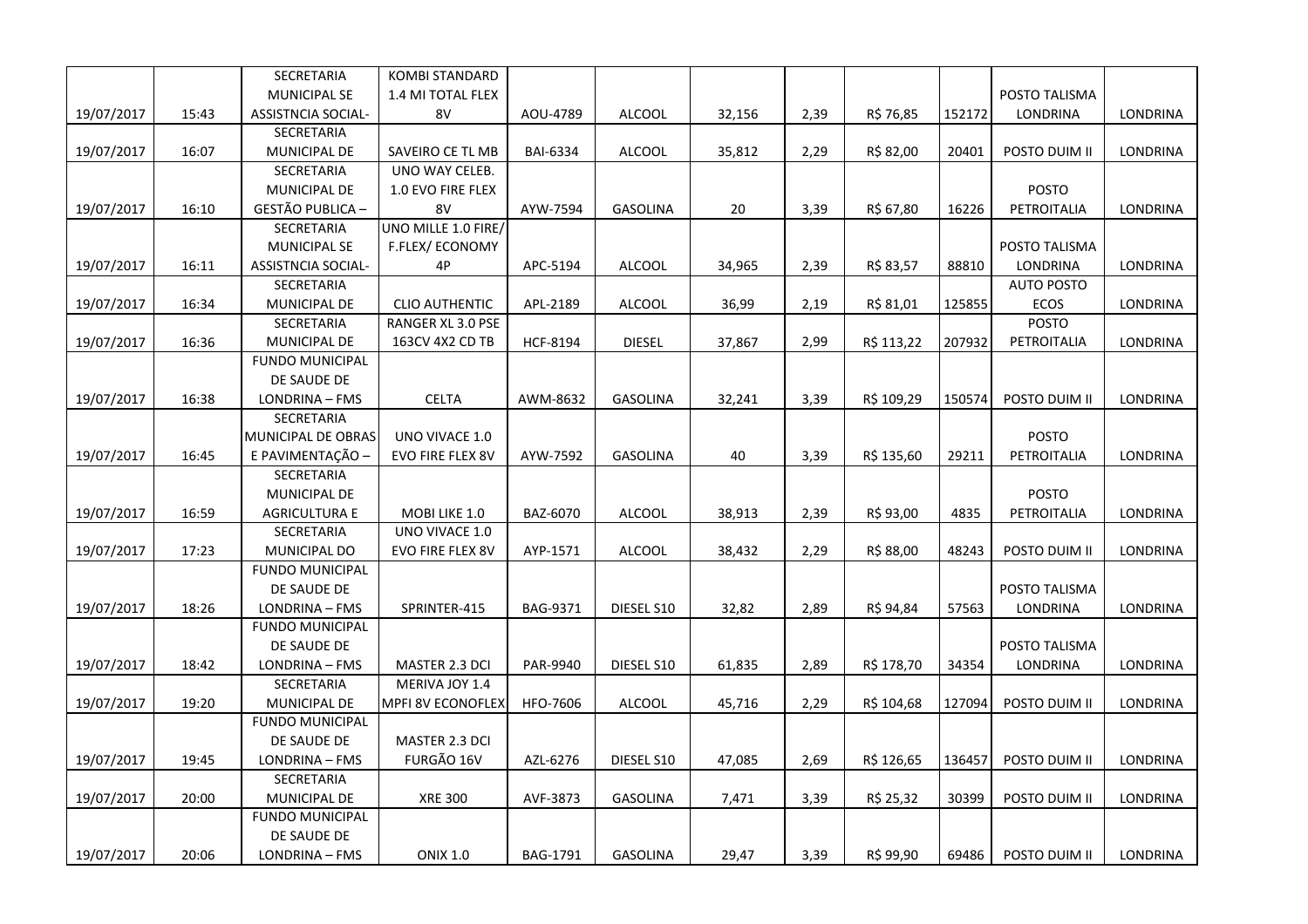| | | | | | | | | | | | |
|---|---|---|---|---|---|---|---|---|---|---|---|
| 19/07/2017 | 15:43 | SECRETARIA MUNICIPAL SE ASSISTNCIA SOCIAL- | KOMBI STANDARD 1.4 MI TOTAL FLEX 8V | AOU-4789 | ALCOOL | 32,156 | 2,39 | R$ 76,85 | 152172 | POSTO TALISMA LONDRINA | LONDRINA |
| 19/07/2017 | 16:07 | SECRETARIA MUNICIPAL DE | SAVEIRO CE TL MB | BAI-6334 | ALCOOL | 35,812 | 2,29 | R$ 82,00 | 20401 | POSTO DUIM II | LONDRINA |
| 19/07/2017 | 16:10 | SECRETARIA MUNICIPAL DE GESTÃO PUBLICA – | UNO WAY CELEB. 1.0 EVO FIRE FLEX 8V | AYW-7594 | GASOLINA | 20 | 3,39 | R$ 67,80 | 16226 | POSTO PETROITALIA | LONDRINA |
| 19/07/2017 | 16:11 | SECRETARIA MUNICIPAL SE ASSISTNCIA SOCIAL- | UNO MILLE 1.0 FIRE/ F.FLEX/ ECONOMY 4P | APC-5194 | ALCOOL | 34,965 | 2,39 | R$ 83,57 | 88810 | POSTO TALISMA LONDRINA | LONDRINA |
| 19/07/2017 | 16:34 | SECRETARIA MUNICIPAL DE | CLIO AUTHENTIC | APL-2189 | ALCOOL | 36,99 | 2,19 | R$ 81,01 | 125855 | AUTO POSTO ECOS | LONDRINA |
| 19/07/2017 | 16:36 | SECRETARIA MUNICIPAL DE | RANGER XL 3.0 PSE 163CV 4X2 CD TB | HCF-8194 | DIESEL | 37,867 | 2,99 | R$ 113,22 | 207932 | POSTO PETROITALIA | LONDRINA |
| 19/07/2017 | 16:38 | FUNDO MUNICIPAL DE SAUDE DE LONDRINA – FMS | CELTA | AWM-8632 | GASOLINA | 32,241 | 3,39 | R$ 109,29 | 150574 | POSTO DUIM II | LONDRINA |
| 19/07/2017 | 16:45 | SECRETARIA MUNICIPAL DE OBRAS E PAVIMENTAÇÃO – | UNO VIVACE 1.0 EVO FIRE FLEX 8V | AYW-7592 | GASOLINA | 40 | 3,39 | R$ 135,60 | 29211 | POSTO PETROITALIA | LONDRINA |
| 19/07/2017 | 16:59 | SECRETARIA MUNICIPAL DE AGRICULTURA E | MOBI LIKE 1.0 | BAZ-6070 | ALCOOL | 38,913 | 2,39 | R$ 93,00 | 4835 | POSTO PETROITALIA | LONDRINA |
| 19/07/2017 | 17:23 | SECRETARIA MUNICIPAL DO | UNO VIVACE 1.0 EVO FIRE FLEX 8V | AYP-1571 | ALCOOL | 38,432 | 2,29 | R$ 88,00 | 48243 | POSTO DUIM II | LONDRINA |
| 19/07/2017 | 18:26 | FUNDO MUNICIPAL DE SAUDE DE LONDRINA – FMS | SPRINTER-415 | BAG-9371 | DIESEL S10 | 32,82 | 2,89 | R$ 94,84 | 57563 | POSTO TALISMA LONDRINA | LONDRINA |
| 19/07/2017 | 18:42 | FUNDO MUNICIPAL DE SAUDE DE LONDRINA – FMS | MASTER 2.3 DCI | PAR-9940 | DIESEL S10 | 61,835 | 2,89 | R$ 178,70 | 34354 | POSTO TALISMA LONDRINA | LONDRINA |
| 19/07/2017 | 19:20 | SECRETARIA MUNICIPAL DE | MERIVA JOY 1.4 MPFI 8V ECONOFLEX | HFO-7606 | ALCOOL | 45,716 | 2,29 | R$ 104,68 | 127094 | POSTO DUIM II | LONDRINA |
| 19/07/2017 | 19:45 | FUNDO MUNICIPAL DE SAUDE DE LONDRINA – FMS | MASTER 2.3 DCI FURGÃO 16V | AZL-6276 | DIESEL S10 | 47,085 | 2,69 | R$ 126,65 | 136457 | POSTO DUIM II | LONDRINA |
| 19/07/2017 | 20:00 | SECRETARIA MUNICIPAL DE | XRE 300 | AVF-3873 | GASOLINA | 7,471 | 3,39 | R$ 25,32 | 30399 | POSTO DUIM II | LONDRINA |
| 19/07/2017 | 20:06 | FUNDO MUNICIPAL DE SAUDE DE LONDRINA – FMS | ONIX 1.0 | BAG-1791 | GASOLINA | 29,47 | 3,39 | R$ 99,90 | 69486 | POSTO DUIM II | LONDRINA |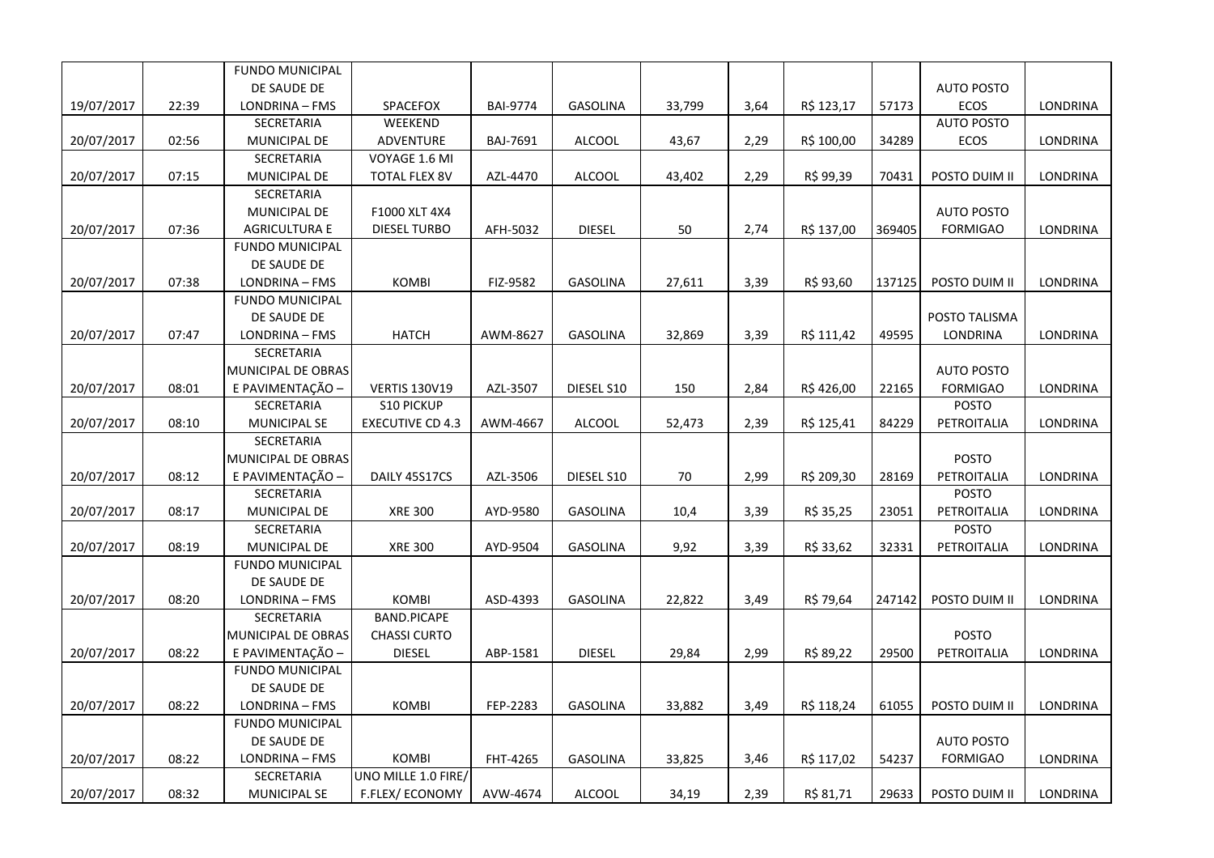| | | | | | | | | | | | |
|---|---|---|---|---|---|---|---|---|---|---|---|
| 19/07/2017 | 22:39 | FUNDO MUNICIPAL DE SAUDE DE LONDRINA – FMS | SPACEFOX | BAI-9774 | GASOLINA | 33,799 | 3,64 | R$ 123,17 | 57173 | AUTO POSTO ECOS | LONDRINA |
| 20/07/2017 | 02:56 | SECRETARIA MUNICIPAL DE | WEEKEND ADVENTURE | BAJ-7691 | ALCOOL | 43,67 | 2,29 | R$ 100,00 | 34289 | AUTO POSTO ECOS | LONDRINA |
| 20/07/2017 | 07:15 | SECRETARIA MUNICIPAL DE | VOYAGE 1.6 MI TOTAL FLEX 8V | AZL-4470 | ALCOOL | 43,402 | 2,29 | R$ 99,39 | 70431 | POSTO DUIM II | LONDRINA |
| 20/07/2017 | 07:36 | SECRETARIA MUNICIPAL DE AGRICULTURA E | F1000 XLT 4X4 DIESEL TURBO | AFH-5032 | DIESEL | 50 | 2,74 | R$ 137,00 | 369405 | AUTO POSTO FORMIGAO | LONDRINA |
| 20/07/2017 | 07:38 | FUNDO MUNICIPAL DE SAUDE DE LONDRINA – FMS | KOMBI | FIZ-9582 | GASOLINA | 27,611 | 3,39 | R$ 93,60 | 137125 | POSTO DUIM II | LONDRINA |
| 20/07/2017 | 07:47 | FUNDO MUNICIPAL DE SAUDE DE LONDRINA – FMS | HATCH | AWM-8627 | GASOLINA | 32,869 | 3,39 | R$ 111,42 | 49595 | POSTO TALISMA LONDRINA | LONDRINA |
| 20/07/2017 | 08:01 | SECRETARIA MUNICIPAL DE OBRAS E PAVIMENTAÇÃO – | VERTIS 130V19 | AZL-3507 | DIESEL S10 | 150 | 2,84 | R$ 426,00 | 22165 | AUTO POSTO FORMIGAO | LONDRINA |
| 20/07/2017 | 08:10 | SECRETARIA MUNICIPAL SE | S10 PICKUP EXECUTIVE CD 4.3 | AWM-4667 | ALCOOL | 52,473 | 2,39 | R$ 125,41 | 84229 | POSTO PETROITALIA | LONDRINA |
| 20/07/2017 | 08:12 | SECRETARIA MUNICIPAL DE OBRAS E PAVIMENTAÇÃO – | DAILY 45S17CS | AZL-3506 | DIESEL S10 | 70 | 2,99 | R$ 209,30 | 28169 | POSTO PETROITALIA | LONDRINA |
| 20/07/2017 | 08:17 | SECRETARIA MUNICIPAL DE | XRE 300 | AYD-9580 | GASOLINA | 10,4 | 3,39 | R$ 35,25 | 23051 | POSTO PETROITALIA | LONDRINA |
| 20/07/2017 | 08:19 | SECRETARIA MUNICIPAL DE | XRE 300 | AYD-9504 | GASOLINA | 9,92 | 3,39 | R$ 33,62 | 32331 | POSTO PETROITALIA | LONDRINA |
| 20/07/2017 | 08:20 | FUNDO MUNICIPAL DE SAUDE DE LONDRINA – FMS | KOMBI | ASD-4393 | GASOLINA | 22,822 | 3,49 | R$ 79,64 | 247142 | POSTO DUIM II | LONDRINA |
| 20/07/2017 | 08:22 | SECRETARIA MUNICIPAL DE OBRAS E PAVIMENTAÇÃO – | BAND.PICAPE CHASSI CURTO DIESEL | ABP-1581 | DIESEL | 29,84 | 2,99 | R$ 89,22 | 29500 | POSTO PETROITALIA | LONDRINA |
| 20/07/2017 | 08:22 | FUNDO MUNICIPAL DE SAUDE DE LONDRINA – FMS | KOMBI | FEP-2283 | GASOLINA | 33,882 | 3,49 | R$ 118,24 | 61055 | POSTO DUIM II | LONDRINA |
| 20/07/2017 | 08:22 | FUNDO MUNICIPAL DE SAUDE DE LONDRINA – FMS | KOMBI | FHT-4265 | GASOLINA | 33,825 | 3,46 | R$ 117,02 | 54237 | AUTO POSTO FORMIGAO | LONDRINA |
| 20/07/2017 | 08:32 | SECRETARIA MUNICIPAL SE | UNO MILLE 1.0 FIRE/ F.FLEX/ ECONOMY | AVW-4674 | ALCOOL | 34,19 | 2,39 | R$ 81,71 | 29633 | POSTO DUIM II | LONDRINA |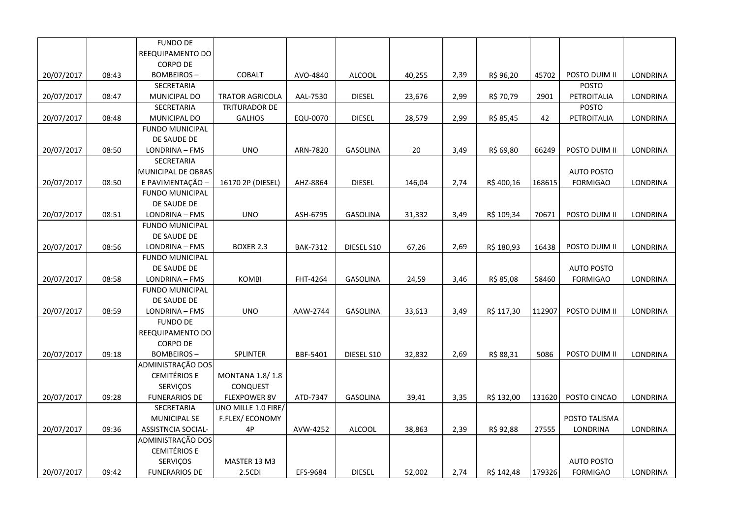|  |  |  |  |  |  |  |  |  |  |  |  |
|---|---|---|---|---|---|---|---|---|---|---|---|
| 20/07/2017 | 08:43 | FUNDO DE REEQUIPAMENTO DO CORPO DE BOMBEIROS – | COBALT | AVO-4840 | ALCOOL | 40,255 | 2,39 | R$ 96,20 | 45702 | POSTO DUIM II | LONDRINA |
| 20/07/2017 | 08:47 | SECRETARIA MUNICIPAL DO | TRATOR AGRICOLA | AAL-7530 | DIESEL | 23,676 | 2,99 | R$ 70,79 | 2901 | POSTO PETROITALIA | LONDRINA |
| 20/07/2017 | 08:48 | SECRETARIA MUNICIPAL DO | TRITURADOR DE GALHOS | EQU-0070 | DIESEL | 28,579 | 2,99 | R$ 85,45 | 42 | POSTO PETROITALIA | LONDRINA |
| 20/07/2017 | 08:50 | FUNDO MUNICIPAL DE SAUDE DE LONDRINA – FMS | UNO | ARN-7820 | GASOLINA | 20 | 3,49 | R$ 69,80 | 66249 | POSTO DUIM II | LONDRINA |
| 20/07/2017 | 08:50 | SECRETARIA MUNICIPAL DE OBRAS E PAVIMENTAÇÃO – | 16170 2P (DIESEL) | AHZ-8864 | DIESEL | 146,04 | 2,74 | R$ 400,16 | 168615 | AUTO POSTO FORMIGAO | LONDRINA |
| 20/07/2017 | 08:51 | FUNDO MUNICIPAL DE SAUDE DE LONDRINA – FMS | UNO | ASH-6795 | GASOLINA | 31,332 | 3,49 | R$ 109,34 | 70671 | POSTO DUIM II | LONDRINA |
| 20/07/2017 | 08:56 | FUNDO MUNICIPAL DE SAUDE DE LONDRINA – FMS | BOXER 2.3 | BAK-7312 | DIESEL S10 | 67,26 | 2,69 | R$ 180,93 | 16438 | POSTO DUIM II | LONDRINA |
| 20/07/2017 | 08:58 | FUNDO MUNICIPAL DE SAUDE DE LONDRINA – FMS | KOMBI | FHT-4264 | GASOLINA | 24,59 | 3,46 | R$ 85,08 | 58460 | AUTO POSTO FORMIGAO | LONDRINA |
| 20/07/2017 | 08:59 | FUNDO MUNICIPAL DE SAUDE DE LONDRINA – FMS | UNO | AAW-2744 | GASOLINA | 33,613 | 3,49 | R$ 117,30 | 112907 | POSTO DUIM II | LONDRINA |
| 20/07/2017 | 09:18 | FUNDO DE REEQUIPAMENTO DO CORPO DE BOMBEIROS – | SPLINTER | BBF-5401 | DIESEL S10 | 32,832 | 2,69 | R$ 88,31 | 5086 | POSTO DUIM II | LONDRINA |
| 20/07/2017 | 09:28 | ADMINISTRAÇÃO DOS CEMITÉRIOS E SERVIÇOS FUNERARIOS DE | MONTANA 1.8/ 1.8 CONQUEST FLEXPOWER 8V | ATD-7347 | GASOLINA | 39,41 | 3,35 | R$ 132,00 | 131620 | POSTO CINCAO | LONDRINA |
| 20/07/2017 | 09:36 | SECRETARIA MUNICIPAL SE ASSISTNCIA SOCIAL- | UNO MILLE 1.0 FIRE/ F.FLEX/ ECONOMY 4P | AVW-4252 | ALCOOL | 38,863 | 2,39 | R$ 92,88 | 27555 | POSTO TALISMA LONDRINA | LONDRINA |
| 20/07/2017 | 09:42 | ADMINISTRAÇÃO DOS CEMITÉRIOS E SERVIÇOS FUNERARIOS DE | MASTER 13 M3 2.5CDI | EFS-9684 | DIESEL | 52,002 | 2,74 | R$ 142,48 | 179326 | AUTO POSTO FORMIGAO | LONDRINA |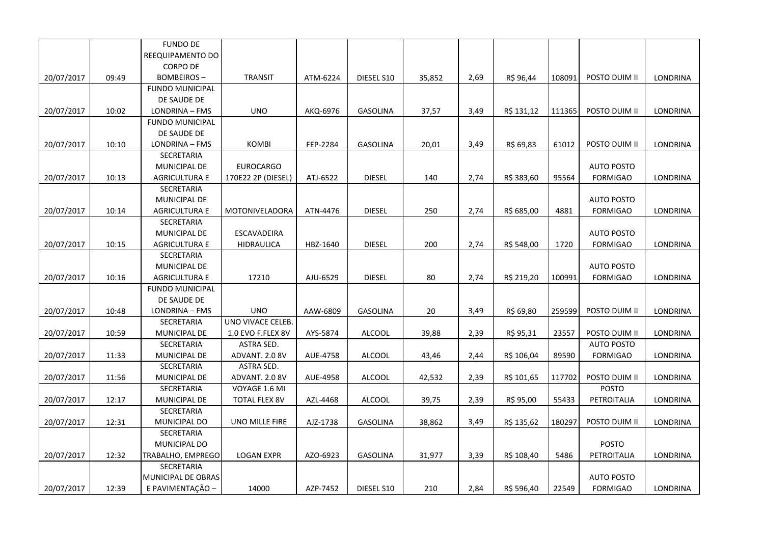| | | | | | | | | | | | |
|---|---|---|---|---|---|---|---|---|---|---|---|
| 20/07/2017 | 09:49 | FUNDO DE REEQUIPAMENTO DO CORPO DE BOMBEIROS – | TRANSIT | ATM-6224 | DIESEL S10 | 35,852 | 2,69 | R$ 96,44 | 108091 | POSTO DUIM II | LONDRINA |
| 20/07/2017 | 10:02 | FUNDO MUNICIPAL DE SAUDE DE LONDRINA – FMS | UNO | AKQ-6976 | GASOLINA | 37,57 | 3,49 | R$ 131,12 | 111365 | POSTO DUIM II | LONDRINA |
| 20/07/2017 | 10:10 | FUNDO MUNICIPAL DE SAUDE DE LONDRINA – FMS | KOMBI | FEP-2284 | GASOLINA | 20,01 | 3,49 | R$ 69,83 | 61012 | POSTO DUIM II | LONDRINA |
| 20/07/2017 | 10:13 | SECRETARIA MUNICIPAL DE AGRICULTURA E | EUROCARGO 170E22 2P (DIESEL) | ATJ-6522 | DIESEL | 140 | 2,74 | R$ 383,60 | 95564 | AUTO POSTO FORMIGAO | LONDRINA |
| 20/07/2017 | 10:14 | SECRETARIA MUNICIPAL DE AGRICULTURA E | MOTONIVELADORA | ATN-4476 | DIESEL | 250 | 2,74 | R$ 685,00 | 4881 | AUTO POSTO FORMIGAO | LONDRINA |
| 20/07/2017 | 10:15 | SECRETARIA MUNICIPAL DE AGRICULTURA E | ESCAVADEIRA HIDRAULICA | HBZ-1640 | DIESEL | 200 | 2,74 | R$ 548,00 | 1720 | AUTO POSTO FORMIGAO | LONDRINA |
| 20/07/2017 | 10:16 | SECRETARIA MUNICIPAL DE AGRICULTURA E | 17210 | AJU-6529 | DIESEL | 80 | 2,74 | R$ 219,20 | 100991 | AUTO POSTO FORMIGAO | LONDRINA |
| 20/07/2017 | 10:48 | FUNDO MUNICIPAL DE SAUDE DE LONDRINA – FMS | UNO | AAW-6809 | GASOLINA | 20 | 3,49 | R$ 69,80 | 259599 | POSTO DUIM II | LONDRINA |
| 20/07/2017 | 10:59 | SECRETARIA MUNICIPAL DE | UNO VIVACE CELEB. 1.0 EVO F.FLEX 8V | AYS-5874 | ALCOOL | 39,88 | 2,39 | R$ 95,31 | 23557 | POSTO DUIM II | LONDRINA |
| 20/07/2017 | 11:33 | SECRETARIA MUNICIPAL DE | ASTRA SED. ADVANT. 2.0 8V | AUE-4758 | ALCOOL | 43,46 | 2,44 | R$ 106,04 | 89590 | AUTO POSTO FORMIGAO | LONDRINA |
| 20/07/2017 | 11:56 | SECRETARIA MUNICIPAL DE | ASTRA SED. ADVANT. 2.0 8V | AUE-4958 | ALCOOL | 42,532 | 2,39 | R$ 101,65 | 117702 | POSTO DUIM II | LONDRINA |
| 20/07/2017 | 12:17 | SECRETARIA MUNICIPAL DE | VOYAGE 1.6 MI TOTAL FLEX 8V | AZL-4468 | ALCOOL | 39,75 | 2,39 | R$ 95,00 | 55433 | POSTO PETROITALIA | LONDRINA |
| 20/07/2017 | 12:31 | SECRETARIA MUNICIPAL DO | UNO MILLE FIRE | AJZ-1738 | GASOLINA | 38,862 | 3,49 | R$ 135,62 | 180297 | POSTO DUIM II | LONDRINA |
| 20/07/2017 | 12:32 | SECRETARIA MUNICIPAL DO TRABALHO, EMPREGO | LOGAN EXPR | AZO-6923 | GASOLINA | 31,977 | 3,39 | R$ 108,40 | 5486 | POSTO PETROITALIA | LONDRINA |
| 20/07/2017 | 12:39 | SECRETARIA MUNICIPAL DE OBRAS E PAVIMENTAÇÃO – | 14000 | AZP-7452 | DIESEL S10 | 210 | 2,84 | R$ 596,40 | 22549 | AUTO POSTO FORMIGAO | LONDRINA |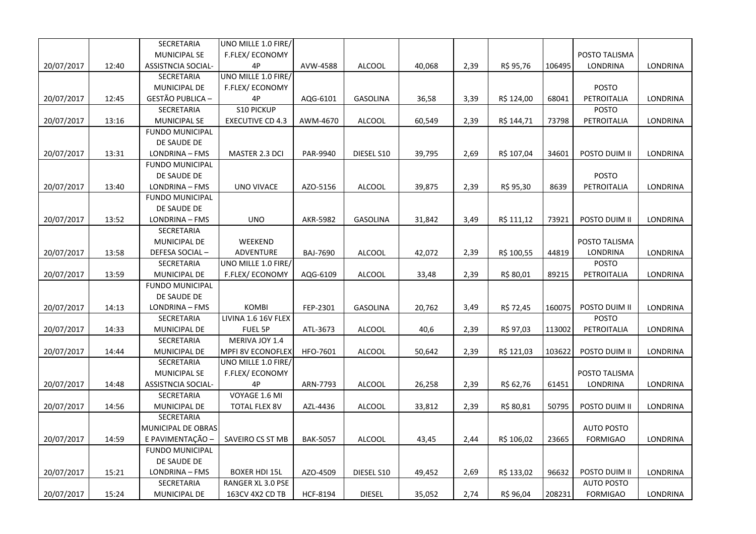| | | | | | | | | | | | |
|---|---|---|---|---|---|---|---|---|---|---|---|
| 20/07/2017 | 12:40 | SECRETARIA MUNICIPAL SE ASSISTNCIA SOCIAL- | UNO MILLE 1.0 FIRE/ F.FLEX/ ECONOMY 4P | AVW-4588 | ALCOOL | 40,068 | 2,39 | R$ 95,76 | 106495 | POSTO TALISMA LONDRINA | LONDRINA |
| 20/07/2017 | 12:45 | SECRETARIA MUNICIPAL DE GESTÃO PUBLICA – | UNO MILLE 1.0 FIRE/ F.FLEX/ ECONOMY 4P | AQG-6101 | GASOLINA | 36,58 | 3,39 | R$ 124,00 | 68041 | POSTO PETROITALIA | LONDRINA |
| 20/07/2017 | 13:16 | SECRETARIA MUNICIPAL SE | S10 PICKUP EXECUTIVE CD 4.3 | AWM-4670 | ALCOOL | 60,549 | 2,39 | R$ 144,71 | 73798 | POSTO PETROITALIA | LONDRINA |
| 20/07/2017 | 13:31 | FUNDO MUNICIPAL DE SAUDE DE LONDRINA – FMS | MASTER 2.3 DCI | PAR-9940 | DIESEL S10 | 39,795 | 2,69 | R$ 107,04 | 34601 | POSTO DUIM II | LONDRINA |
| 20/07/2017 | 13:40 | FUNDO MUNICIPAL DE SAUDE DE LONDRINA – FMS | UNO VIVACE | AZO-5156 | ALCOOL | 39,875 | 2,39 | R$ 95,30 | 8639 | POSTO PETROITALIA | LONDRINA |
| 20/07/2017 | 13:52 | FUNDO MUNICIPAL DE SAUDE DE LONDRINA – FMS | UNO | AKR-5982 | GASOLINA | 31,842 | 3,49 | R$ 111,12 | 73921 | POSTO DUIM II | LONDRINA |
| 20/07/2017 | 13:58 | SECRETARIA MUNICIPAL DE DEFESA SOCIAL – | WEEKEND ADVENTURE | BAJ-7690 | ALCOOL | 42,072 | 2,39 | R$ 100,55 | 44819 | POSTO TALISMA LONDRINA | LONDRINA |
| 20/07/2017 | 13:59 | SECRETARIA MUNICIPAL DE | UNO MILLE 1.0 FIRE/ F.FLEX/ ECONOMY | AQG-6109 | ALCOOL | 33,48 | 2,39 | R$ 80,01 | 89215 | POSTO PETROITALIA | LONDRINA |
| 20/07/2017 | 14:13 | FUNDO MUNICIPAL DE SAUDE DE LONDRINA – FMS | KOMBI | FEP-2301 | GASOLINA | 20,762 | 3,49 | R$ 72,45 | 160075 | POSTO DUIM II | LONDRINA |
| 20/07/2017 | 14:33 | SECRETARIA MUNICIPAL DE | LIVINA 1.6 16V FLEX FUEL 5P | ATL-3673 | ALCOOL | 40,6 | 2,39 | R$ 97,03 | 113002 | POSTO PETROITALIA | LONDRINA |
| 20/07/2017 | 14:44 | SECRETARIA MUNICIPAL DE | MERIVA JOY 1.4 MPFI 8V ECONOFLEX | HFO-7601 | ALCOOL | 50,642 | 2,39 | R$ 121,03 | 103622 | POSTO DUIM II | LONDRINA |
| 20/07/2017 | 14:48 | SECRETARIA MUNICIPAL SE ASSISTNCIA SOCIAL- | UNO MILLE 1.0 FIRE/ F.FLEX/ ECONOMY 4P | ARN-7793 | ALCOOL | 26,258 | 2,39 | R$ 62,76 | 61451 | POSTO TALISMA LONDRINA | LONDRINA |
| 20/07/2017 | 14:56 | SECRETARIA MUNICIPAL DE | VOYAGE 1.6 MI TOTAL FLEX 8V | AZL-4436 | ALCOOL | 33,812 | 2,39 | R$ 80,81 | 50795 | POSTO DUIM II | LONDRINA |
| 20/07/2017 | 14:59 | SECRETARIA MUNICIPAL DE OBRAS E PAVIMENTAÇÃO – | SAVEIRO CS ST MB | BAK-5057 | ALCOOL | 43,45 | 2,44 | R$ 106,02 | 23665 | AUTO POSTO FORMIGAO | LONDRINA |
| 20/07/2017 | 15:21 | FUNDO MUNICIPAL DE SAUDE DE LONDRINA – FMS | BOXER HDI 15L | AZO-4509 | DIESEL S10 | 49,452 | 2,69 | R$ 133,02 | 96632 | POSTO DUIM II | LONDRINA |
| 20/07/2017 | 15:24 | SECRETARIA MUNICIPAL DE | RANGER XL 3.0 PSE 163CV 4X2 CD TB | HCF-8194 | DIESEL | 35,052 | 2,74 | R$ 96,04 | 208231 | AUTO POSTO FORMIGAO | LONDRINA |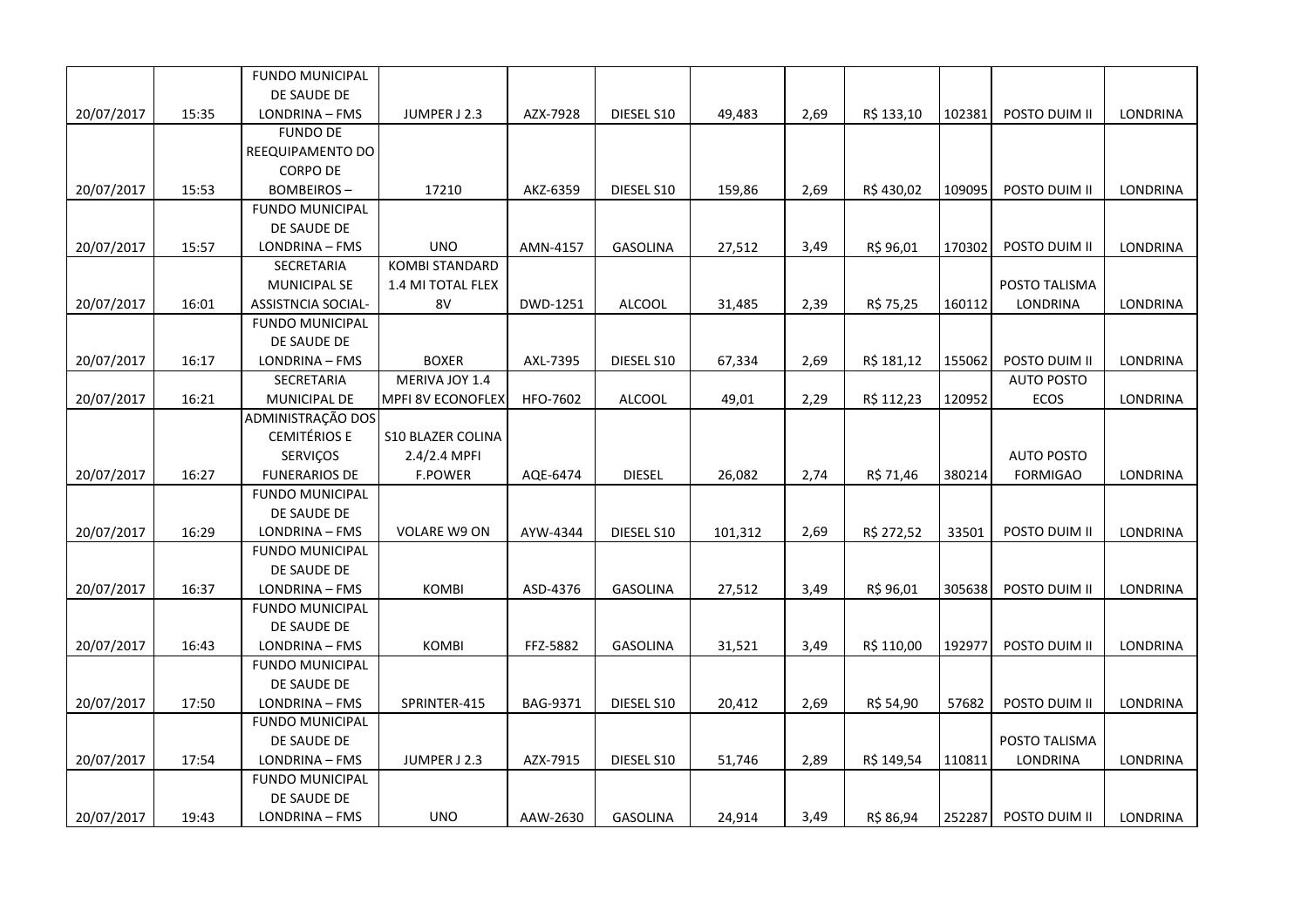| | | | | | | | | | | | |
|---|---|---|---|---|---|---|---|---|---|---|---|
| 20/07/2017 | 15:35 | FUNDO MUNICIPAL DE SAUDE DE LONDRINA – FMS | JUMPER J 2.3 | AZX-7928 | DIESEL S10 | 49,483 | 2,69 | R$ 133,10 | 102381 | POSTO DUIM II | LONDRINA |
| 20/07/2017 | 15:53 | FUNDO DE REEQUIPAMENTO DO CORPO DE BOMBEIROS – | 17210 | AKZ-6359 | DIESEL S10 | 159,86 | 2,69 | R$ 430,02 | 109095 | POSTO DUIM II | LONDRINA |
| 20/07/2017 | 15:57 | FUNDO MUNICIPAL DE SAUDE DE LONDRINA – FMS | UNO | AMN-4157 | GASOLINA | 27,512 | 3,49 | R$ 96,01 | 170302 | POSTO DUIM II | LONDRINA |
| 20/07/2017 | 16:01 | SECRETARIA MUNICIPAL SE ASSISTNCIA SOCIAL- | KOMBI STANDARD 1.4 MI TOTAL FLEX 8V | DWD-1251 | ALCOOL | 31,485 | 2,39 | R$ 75,25 | 160112 | POSTO TALISMA LONDRINA | LONDRINA |
| 20/07/2017 | 16:17 | FUNDO MUNICIPAL DE SAUDE DE LONDRINA – FMS | BOXER | AXL-7395 | DIESEL S10 | 67,334 | 2,69 | R$ 181,12 | 155062 | POSTO DUIM II | LONDRINA |
| 20/07/2017 | 16:21 | SECRETARIA MUNICIPAL DE | MERIVA JOY 1.4 MPFI 8V ECONOFLEX | HFO-7602 | ALCOOL | 49,01 | 2,29 | R$ 112,23 | 120952 | AUTO POSTO ECOS | LONDRINA |
| 20/07/2017 | 16:27 | ADMINISTRAÇÃO DOS CEMITÉRIOS E SERVIÇOS FUNERARIOS DE | S10 BLAZER COLINA 2.4/2.4 MPFI F.POWER | AQE-6474 | DIESEL | 26,082 | 2,74 | R$ 71,46 | 380214 | AUTO POSTO FORMIGAO | LONDRINA |
| 20/07/2017 | 16:29 | FUNDO MUNICIPAL DE SAUDE DE LONDRINA – FMS | VOLARE W9 ON | AYW-4344 | DIESEL S10 | 101,312 | 2,69 | R$ 272,52 | 33501 | POSTO DUIM II | LONDRINA |
| 20/07/2017 | 16:37 | FUNDO MUNICIPAL DE SAUDE DE LONDRINA – FMS | KOMBI | ASD-4376 | GASOLINA | 27,512 | 3,49 | R$ 96,01 | 305638 | POSTO DUIM II | LONDRINA |
| 20/07/2017 | 16:43 | FUNDO MUNICIPAL DE SAUDE DE LONDRINA – FMS | KOMBI | FFZ-5882 | GASOLINA | 31,521 | 3,49 | R$ 110,00 | 192977 | POSTO DUIM II | LONDRINA |
| 20/07/2017 | 17:50 | FUNDO MUNICIPAL DE SAUDE DE LONDRINA – FMS | SPRINTER-415 | BAG-9371 | DIESEL S10 | 20,412 | 2,69 | R$ 54,90 | 57682 | POSTO DUIM II | LONDRINA |
| 20/07/2017 | 17:54 | FUNDO MUNICIPAL DE SAUDE DE LONDRINA – FMS | JUMPER J 2.3 | AZX-7915 | DIESEL S10 | 51,746 | 2,89 | R$ 149,54 | 110811 | POSTO TALISMA LONDRINA | LONDRINA |
| 20/07/2017 | 19:43 | FUNDO MUNICIPAL DE SAUDE DE LONDRINA – FMS | UNO | AAW-2630 | GASOLINA | 24,914 | 3,49 | R$ 86,94 | 252287 | POSTO DUIM II | LONDRINA |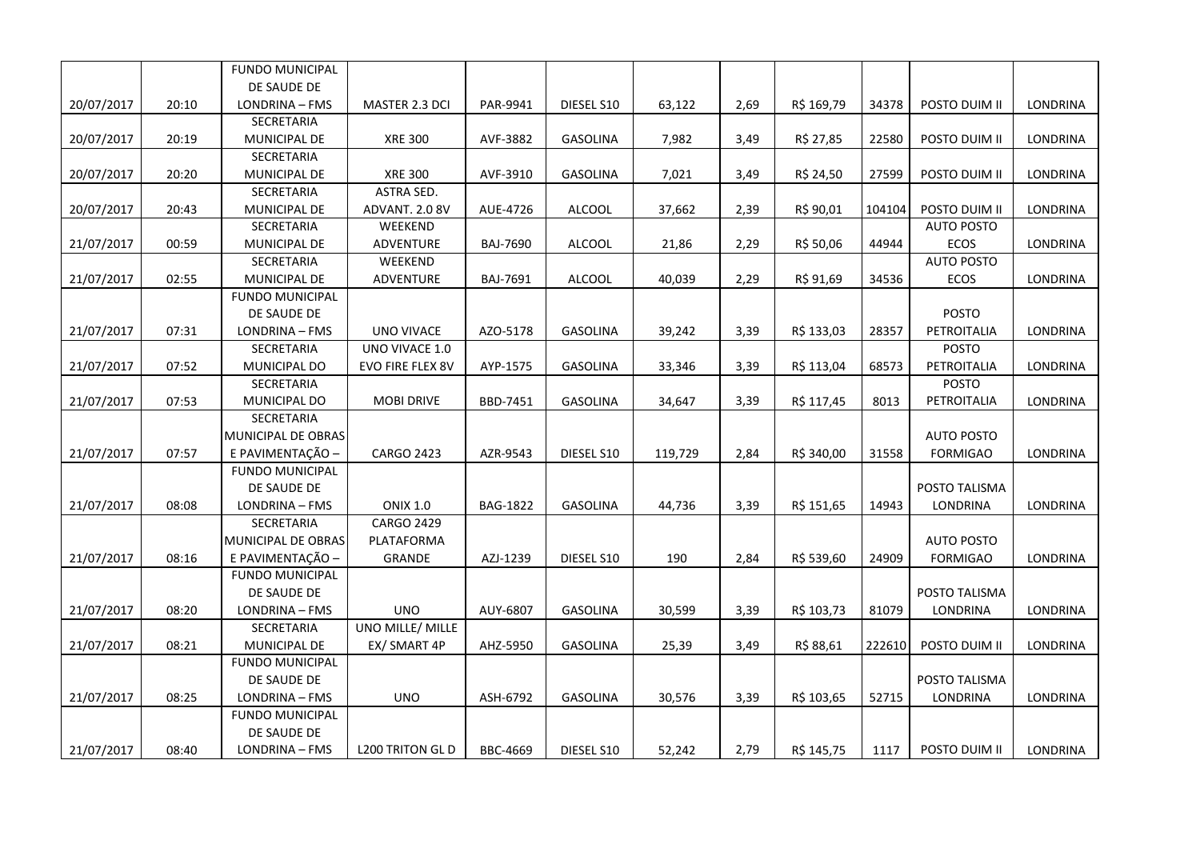|  |  |  |  |  |  |  |  |  |  |  |  |
|---|---|---|---|---|---|---|---|---|---|---|---|
| 20/07/2017 | 20:10 | FUNDO MUNICIPAL DE SAUDE DE LONDRINA – FMS | MASTER 2.3 DCI | PAR-9941 | DIESEL S10 | 63,122 | 2,69 | R$ 169,79 | 34378 | POSTO DUIM II | LONDRINA |
| 20/07/2017 | 20:19 | SECRETARIA MUNICIPAL DE | XRE 300 | AVF-3882 | GASOLINA | 7,982 | 3,49 | R$ 27,85 | 22580 | POSTO DUIM II | LONDRINA |
| 20/07/2017 | 20:20 | SECRETARIA MUNICIPAL DE | XRE 300 | AVF-3910 | GASOLINA | 7,021 | 3,49 | R$ 24,50 | 27599 | POSTO DUIM II | LONDRINA |
| 20/07/2017 | 20:43 | SECRETARIA MUNICIPAL DE | ASTRA SED. ADVANT. 2.0 8V | AUE-4726 | ALCOOL | 37,662 | 2,39 | R$ 90,01 | 104104 | POSTO DUIM II | LONDRINA |
| 21/07/2017 | 00:59 | SECRETARIA MUNICIPAL DE | WEEKEND ADVENTURE | BAJ-7690 | ALCOOL | 21,86 | 2,29 | R$ 50,06 | 44944 | AUTO POSTO ECOS | LONDRINA |
| 21/07/2017 | 02:55 | SECRETARIA MUNICIPAL DE | WEEKEND ADVENTURE | BAJ-7691 | ALCOOL | 40,039 | 2,29 | R$ 91,69 | 34536 | AUTO POSTO ECOS | LONDRINA |
| 21/07/2017 | 07:31 | FUNDO MUNICIPAL DE SAUDE DE LONDRINA – FMS | UNO VIVACE | AZO-5178 | GASOLINA | 39,242 | 3,39 | R$ 133,03 | 28357 | POSTO PETROITALIA | LONDRINA |
| 21/07/2017 | 07:52 | SECRETARIA MUNICIPAL DO | UNO VIVACE 1.0 EVO FIRE FLEX 8V | AYP-1575 | GASOLINA | 33,346 | 3,39 | R$ 113,04 | 68573 | POSTO PETROITALIA | LONDRINA |
| 21/07/2017 | 07:53 | SECRETARIA MUNICIPAL DO | MOBI DRIVE | BBD-7451 | GASOLINA | 34,647 | 3,39 | R$ 117,45 | 8013 | POSTO PETROITALIA | LONDRINA |
| 21/07/2017 | 07:57 | SECRETARIA MUNICIPAL DE OBRAS E PAVIMENTAÇÃO – | CARGO 2423 | AZR-9543 | DIESEL S10 | 119,729 | 2,84 | R$ 340,00 | 31558 | AUTO POSTO FORMIGAO | LONDRINA |
| 21/07/2017 | 08:08 | FUNDO MUNICIPAL DE SAUDE DE LONDRINA – FMS | ONIX 1.0 | BAG-1822 | GASOLINA | 44,736 | 3,39 | R$ 151,65 | 14943 | POSTO TALISMA LONDRINA | LONDRINA |
| 21/07/2017 | 08:16 | SECRETARIA MUNICIPAL DE OBRAS E PAVIMENTAÇÃO – | CARGO 2429 PLATAFORMA GRANDE | AZJ-1239 | DIESEL S10 | 190 | 2,84 | R$ 539,60 | 24909 | AUTO POSTO FORMIGAO | LONDRINA |
| 21/07/2017 | 08:20 | FUNDO MUNICIPAL DE SAUDE DE LONDRINA – FMS | UNO | AUY-6807 | GASOLINA | 30,599 | 3,39 | R$ 103,73 | 81079 | POSTO TALISMA LONDRINA | LONDRINA |
| 21/07/2017 | 08:21 | SECRETARIA MUNICIPAL DE | UNO MILLE/ MILLE EX/ SMART 4P | AHZ-5950 | GASOLINA | 25,39 | 3,49 | R$ 88,61 | 222610 | POSTO DUIM II | LONDRINA |
| 21/07/2017 | 08:25 | FUNDO MUNICIPAL DE SAUDE DE LONDRINA – FMS | UNO | ASH-6792 | GASOLINA | 30,576 | 3,39 | R$ 103,65 | 52715 | POSTO TALISMA LONDRINA | LONDRINA |
| 21/07/2017 | 08:40 | FUNDO MUNICIPAL DE SAUDE DE LONDRINA – FMS | L200 TRITON GL D | BBC-4669 | DIESEL S10 | 52,242 | 2,79 | R$ 145,75 | 1117 | POSTO DUIM II | LONDRINA |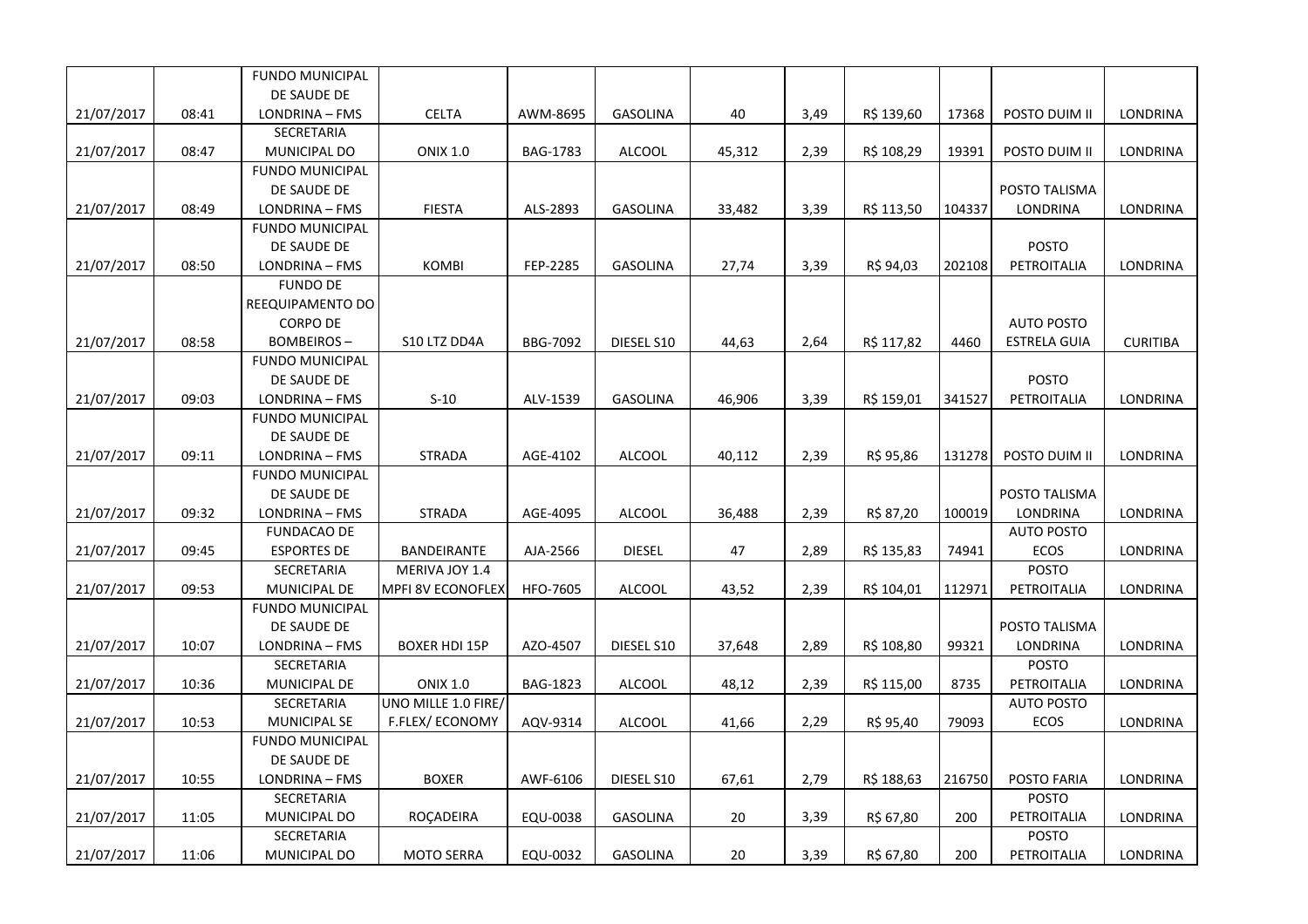| | | | | | | | | | | | |
|---|---|---|---|---|---|---|---|---|---|---|---|
| 21/07/2017 | 08:41 | FUNDO MUNICIPAL DE SAUDE DE LONDRINA – FMS | CELTA | AWM-8695 | GASOLINA | 40 | 3,49 | R$ 139,60 | 17368 | POSTO DUIM II | LONDRINA |
| 21/07/2017 | 08:47 | SECRETARIA MUNICIPAL DO | ONIX 1.0 | BAG-1783 | ALCOOL | 45,312 | 2,39 | R$ 108,29 | 19391 | POSTO DUIM II | LONDRINA |
| 21/07/2017 | 08:49 | FUNDO MUNICIPAL DE SAUDE DE LONDRINA – FMS | FIESTA | ALS-2893 | GASOLINA | 33,482 | 3,39 | R$ 113,50 | 104337 | POSTO TALISMA LONDRINA | LONDRINA |
| 21/07/2017 | 08:50 | FUNDO MUNICIPAL DE SAUDE DE LONDRINA – FMS | KOMBI | FEP-2285 | GASOLINA | 27,74 | 3,39 | R$ 94,03 | 202108 | POSTO PETROITALIA | LONDRINA |
| 21/07/2017 | 08:58 | FUNDO DE REEQUIPAMENTO DO CORPO DE BOMBEIROS – | S10 LTZ DD4A | BBG-7092 | DIESEL S10 | 44,63 | 2,64 | R$ 117,82 | 4460 | AUTO POSTO ESTRELA GUIA | CURITIBA |
| 21/07/2017 | 09:03 | FUNDO MUNICIPAL DE SAUDE DE LONDRINA – FMS | S-10 | ALV-1539 | GASOLINA | 46,906 | 3,39 | R$ 159,01 | 341527 | POSTO PETROITALIA | LONDRINA |
| 21/07/2017 | 09:11 | FUNDO MUNICIPAL DE SAUDE DE LONDRINA – FMS | STRADA | AGE-4102 | ALCOOL | 40,112 | 2,39 | R$ 95,86 | 131278 | POSTO DUIM II | LONDRINA |
| 21/07/2017 | 09:32 | FUNDO MUNICIPAL DE SAUDE DE LONDRINA – FMS | STRADA | AGE-4095 | ALCOOL | 36,488 | 2,39 | R$ 87,20 | 100019 | POSTO TALISMA LONDRINA | LONDRINA |
| 21/07/2017 | 09:45 | FUNDACAO DE ESPORTES DE | BANDEIRANTE | AJA-2566 | DIESEL | 47 | 2,89 | R$ 135,83 | 74941 | AUTO POSTO ECOS | LONDRINA |
| 21/07/2017 | 09:53 | SECRETARIA MUNICIPAL DE | MERIVA JOY 1.4 MPFI 8V ECONOFLEX | HFO-7605 | ALCOOL | 43,52 | 2,39 | R$ 104,01 | 112971 | POSTO PETROITALIA | LONDRINA |
| 21/07/2017 | 10:07 | FUNDO MUNICIPAL DE SAUDE DE LONDRINA – FMS | BOXER HDI 15P | AZO-4507 | DIESEL S10 | 37,648 | 2,89 | R$ 108,80 | 99321 | POSTO TALISMA LONDRINA | LONDRINA |
| 21/07/2017 | 10:36 | SECRETARIA MUNICIPAL DE | ONIX 1.0 | BAG-1823 | ALCOOL | 48,12 | 2,39 | R$ 115,00 | 8735 | POSTO PETROITALIA | LONDRINA |
| 21/07/2017 | 10:53 | SECRETARIA MUNICIPAL SE | UNO MILLE 1.0 FIRE/ F.FLEX/ ECONOMY | AQV-9314 | ALCOOL | 41,66 | 2,29 | R$ 95,40 | 79093 | AUTO POSTO ECOS | LONDRINA |
| 21/07/2017 | 10:55 | FUNDO MUNICIPAL DE SAUDE DE LONDRINA – FMS | BOXER | AWF-6106 | DIESEL S10 | 67,61 | 2,79 | R$ 188,63 | 216750 | POSTO FARIA | LONDRINA |
| 21/07/2017 | 11:05 | SECRETARIA MUNICIPAL DO | ROÇADEIRA | EQU-0038 | GASOLINA | 20 | 3,39 | R$ 67,80 | 200 | POSTO PETROITALIA | LONDRINA |
| 21/07/2017 | 11:06 | SECRETARIA MUNICIPAL DO | MOTO SERRA | EQU-0032 | GASOLINA | 20 | 3,39 | R$ 67,80 | 200 | POSTO PETROITALIA | LONDRINA |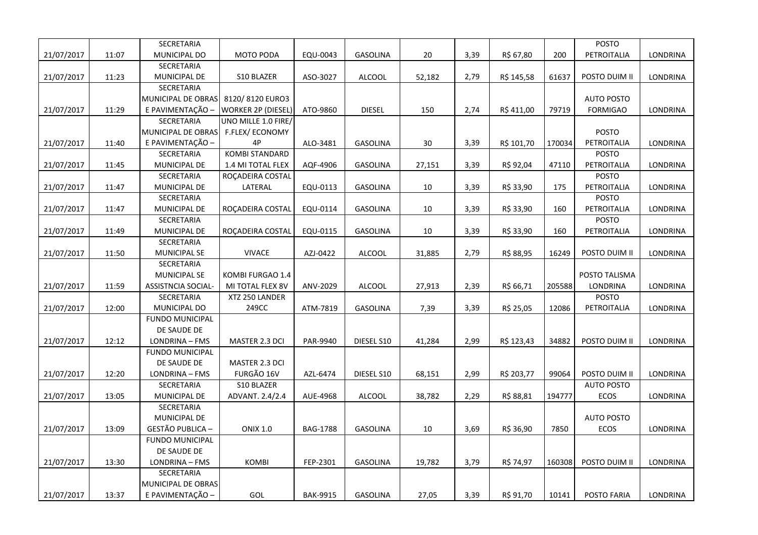| | | | | | | | | | | | |
|---|---|---|---|---|---|---|---|---|---|---|---|
| 21/07/2017 | 11:07 | SECRETARIA MUNICIPAL DO | MOTO PODA | EQU-0043 | GASOLINA | 20 | 3,39 | R$ 67,80 | 200 | POSTO PETROITALIA | LONDRINA |
| 21/07/2017 | 11:23 | SECRETARIA MUNICIPAL DE | S10 BLAZER | ASO-3027 | ALCOOL | 52,182 | 2,79 | R$ 145,58 | 61637 | POSTO DUIM II | LONDRINA |
| 21/07/2017 | 11:29 | SECRETARIA MUNICIPAL DE OBRAS E PAVIMENTAÇÃO – | 8120/ 8120 EURO3 WORKER 2P (DIESEL) | ATO-9860 | DIESEL | 150 | 2,74 | R$ 411,00 | 79719 | AUTO POSTO FORMIGAO | LONDRINA |
| 21/07/2017 | 11:40 | SECRETARIA MUNICIPAL DE OBRAS E PAVIMENTAÇÃO – | UNO MILLE 1.0 FIRE/ F.FLEX/ ECONOMY 4P | ALO-3481 | GASOLINA | 30 | 3,39 | R$ 101,70 | 170034 | POSTO PETROITALIA | LONDRINA |
| 21/07/2017 | 11:45 | SECRETARIA MUNICIPAL DE | KOMBI STANDARD 1.4 MI TOTAL FLEX | AQF-4906 | GASOLINA | 27,151 | 3,39 | R$ 92,04 | 47110 | POSTO PETROITALIA | LONDRINA |
| 21/07/2017 | 11:47 | SECRETARIA MUNICIPAL DE | ROÇADEIRA COSTAL LATERAL | EQU-0113 | GASOLINA | 10 | 3,39 | R$ 33,90 | 175 | POSTO PETROITALIA | LONDRINA |
| 21/07/2017 | 11:47 | SECRETARIA MUNICIPAL DE | ROÇADEIRA COSTAL | EQU-0114 | GASOLINA | 10 | 3,39 | R$ 33,90 | 160 | POSTO PETROITALIA | LONDRINA |
| 21/07/2017 | 11:49 | SECRETARIA MUNICIPAL DE | ROÇADEIRA COSTAL | EQU-0115 | GASOLINA | 10 | 3,39 | R$ 33,90 | 160 | POSTO PETROITALIA | LONDRINA |
| 21/07/2017 | 11:50 | SECRETARIA MUNICIPAL SE | VIVACE | AZJ-0422 | ALCOOL | 31,885 | 2,79 | R$ 88,95 | 16249 | POSTO DUIM II | LONDRINA |
| 21/07/2017 | 11:59 | SECRETARIA MUNICIPAL SE ASSISTNCIA SOCIAL- | KOMBI FURGAO 1.4 MI TOTAL FLEX 8V | ANV-2029 | ALCOOL | 27,913 | 2,39 | R$ 66,71 | 205588 | POSTO TALISMA LONDRINA | LONDRINA |
| 21/07/2017 | 12:00 | SECRETARIA MUNICIPAL DO | XTZ 250 LANDER 249CC | ATM-7819 | GASOLINA | 7,39 | 3,39 | R$ 25,05 | 12086 | POSTO PETROITALIA | LONDRINA |
| 21/07/2017 | 12:12 | FUNDO MUNICIPAL DE SAUDE DE LONDRINA – FMS | MASTER 2.3 DCI | PAR-9940 | DIESEL S10 | 41,284 | 2,99 | R$ 123,43 | 34882 | POSTO DUIM II | LONDRINA |
| 21/07/2017 | 12:20 | FUNDO MUNICIPAL DE SAUDE DE LONDRINA – FMS | MASTER 2.3 DCI FURGÃO 16V | AZL-6474 | DIESEL S10 | 68,151 | 2,99 | R$ 203,77 | 99064 | POSTO DUIM II | LONDRINA |
| 21/07/2017 | 13:05 | SECRETARIA MUNICIPAL DE | S10 BLAZER ADVANT. 2.4/2.4 | AUE-4968 | ALCOOL | 38,782 | 2,29 | R$ 88,81 | 194777 | AUTO POSTO ECOS | LONDRINA |
| 21/07/2017 | 13:09 | SECRETARIA MUNICIPAL DE GESTÃO PUBLICA – | ONIX 1.0 | BAG-1788 | GASOLINA | 10 | 3,69 | R$ 36,90 | 7850 | AUTO POSTO ECOS | LONDRINA |
| 21/07/2017 | 13:30 | FUNDO MUNICIPAL DE SAUDE DE LONDRINA – FMS | KOMBI | FEP-2301 | GASOLINA | 19,782 | 3,79 | R$ 74,97 | 160308 | POSTO DUIM II | LONDRINA |
| 21/07/2017 | 13:37 | SECRETARIA MUNICIPAL DE OBRAS E PAVIMENTAÇÃO – | GOL | BAK-9915 | GASOLINA | 27,05 | 3,39 | R$ 91,70 | 10141 | POSTO FARIA | LONDRINA |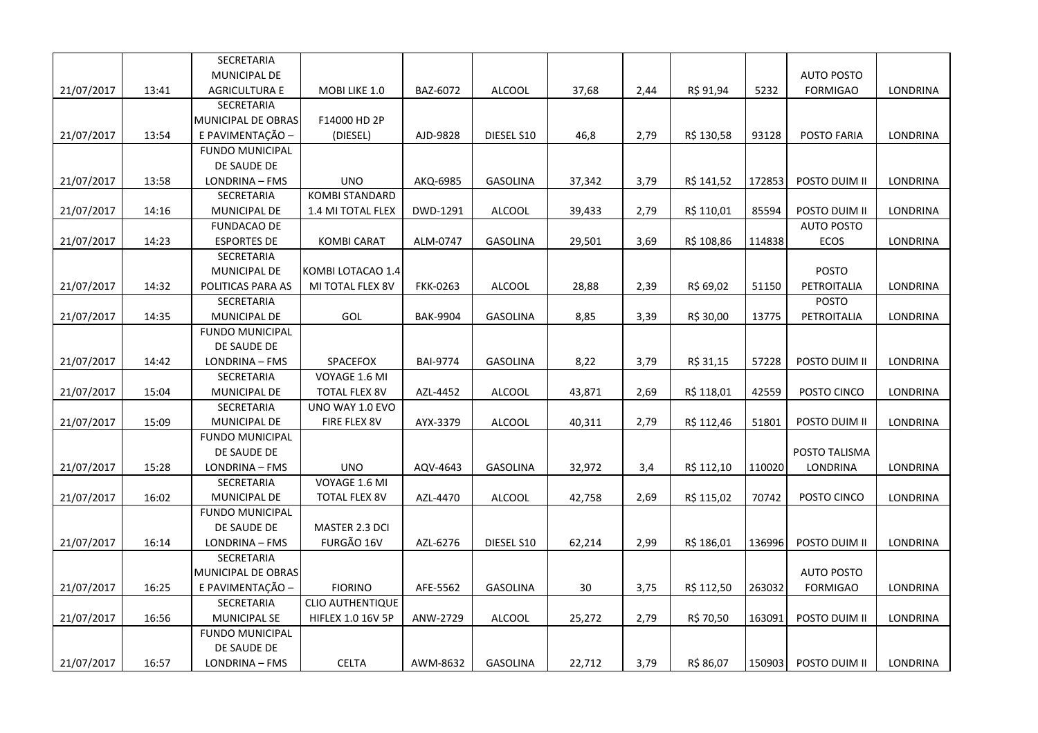| | | | | | | | | | | | |
|---|---|---|---|---|---|---|---|---|---|---|---|
| 21/07/2017 | 13:41 | SECRETARIA MUNICIPAL DE AGRICULTURA E | MOBI LIKE 1.0 | BAZ-6072 | ALCOOL | 37,68 | 2,44 | R$ 91,94 | 5232 | AUTO POSTO FORMIGAO | LONDRINA |
| 21/07/2017 | 13:54 | SECRETARIA MUNICIPAL DE OBRAS E PAVIMENTAÇÃO – | F14000 HD 2P (DIESEL) | AJD-9828 | DIESEL S10 | 46,8 | 2,79 | R$ 130,58 | 93128 | POSTO FARIA | LONDRINA |
| 21/07/2017 | 13:58 | FUNDO MUNICIPAL DE SAUDE DE LONDRINA – FMS | UNO | AKQ-6985 | GASOLINA | 37,342 | 3,79 | R$ 141,52 | 172853 | POSTO DUIM II | LONDRINA |
| 21/07/2017 | 14:16 | SECRETARIA MUNICIPAL DE | KOMBI STANDARD 1.4 MI TOTAL FLEX | DWD-1291 | ALCOOL | 39,433 | 2,79 | R$ 110,01 | 85594 | POSTO DUIM II | LONDRINA |
| 21/07/2017 | 14:23 | FUNDACAO DE ESPORTES DE | KOMBI CARAT | ALM-0747 | GASOLINA | 29,501 | 3,69 | R$ 108,86 | 114838 | AUTO POSTO ECOS | LONDRINA |
| 21/07/2017 | 14:32 | SECRETARIA MUNICIPAL DE POLITICAS PARA AS | KOMBI LOTACAO 1.4 MI TOTAL FLEX 8V | FKK-0263 | ALCOOL | 28,88 | 2,39 | R$ 69,02 | 51150 | POSTO PETROITALIA | LONDRINA |
| 21/07/2017 | 14:35 | SECRETARIA MUNICIPAL DE | GOL | BAK-9904 | GASOLINA | 8,85 | 3,39 | R$ 30,00 | 13775 | POSTO PETROITALIA | LONDRINA |
| 21/07/2017 | 14:42 | FUNDO MUNICIPAL DE SAUDE DE LONDRINA – FMS | SPACEFOX | BAI-9774 | GASOLINA | 8,22 | 3,79 | R$ 31,15 | 57228 | POSTO DUIM II | LONDRINA |
| 21/07/2017 | 15:04 | SECRETARIA MUNICIPAL DE | VOYAGE 1.6 MI TOTAL FLEX 8V | AZL-4452 | ALCOOL | 43,871 | 2,69 | R$ 118,01 | 42559 | POSTO CINCO | LONDRINA |
| 21/07/2017 | 15:09 | SECRETARIA MUNICIPAL DE | UNO WAY 1.0 EVO FIRE FLEX 8V | AYX-3379 | ALCOOL | 40,311 | 2,79 | R$ 112,46 | 51801 | POSTO DUIM II | LONDRINA |
| 21/07/2017 | 15:28 | FUNDO MUNICIPAL DE SAUDE DE LONDRINA – FMS | UNO | AQV-4643 | GASOLINA | 32,972 | 3,4 | R$ 112,10 | 110020 | POSTO TALISMA LONDRINA | LONDRINA |
| 21/07/2017 | 16:02 | SECRETARIA MUNICIPAL DE | VOYAGE 1.6 MI TOTAL FLEX 8V | AZL-4470 | ALCOOL | 42,758 | 2,69 | R$ 115,02 | 70742 | POSTO CINCO | LONDRINA |
| 21/07/2017 | 16:14 | FUNDO MUNICIPAL DE SAUDE DE LONDRINA – FMS | MASTER 2.3 DCI FURGÃO 16V | AZL-6276 | DIESEL S10 | 62,214 | 2,99 | R$ 186,01 | 136996 | POSTO DUIM II | LONDRINA |
| 21/07/2017 | 16:25 | SECRETARIA MUNICIPAL DE OBRAS E PAVIMENTAÇÃO – | FIORINO | AFE-5562 | GASOLINA | 30 | 3,75 | R$ 112,50 | 263032 | AUTO POSTO FORMIGAO | LONDRINA |
| 21/07/2017 | 16:56 | SECRETARIA MUNICIPAL SE | CLIO AUTHENTIQUE HIFLEX 1.0 16V 5P | ANW-2729 | ALCOOL | 25,272 | 2,79 | R$ 70,50 | 163091 | POSTO DUIM II | LONDRINA |
| 21/07/2017 | 16:57 | FUNDO MUNICIPAL DE SAUDE DE LONDRINA – FMS | CELTA | AWM-8632 | GASOLINA | 22,712 | 3,79 | R$ 86,07 | 150903 | POSTO DUIM II | LONDRINA |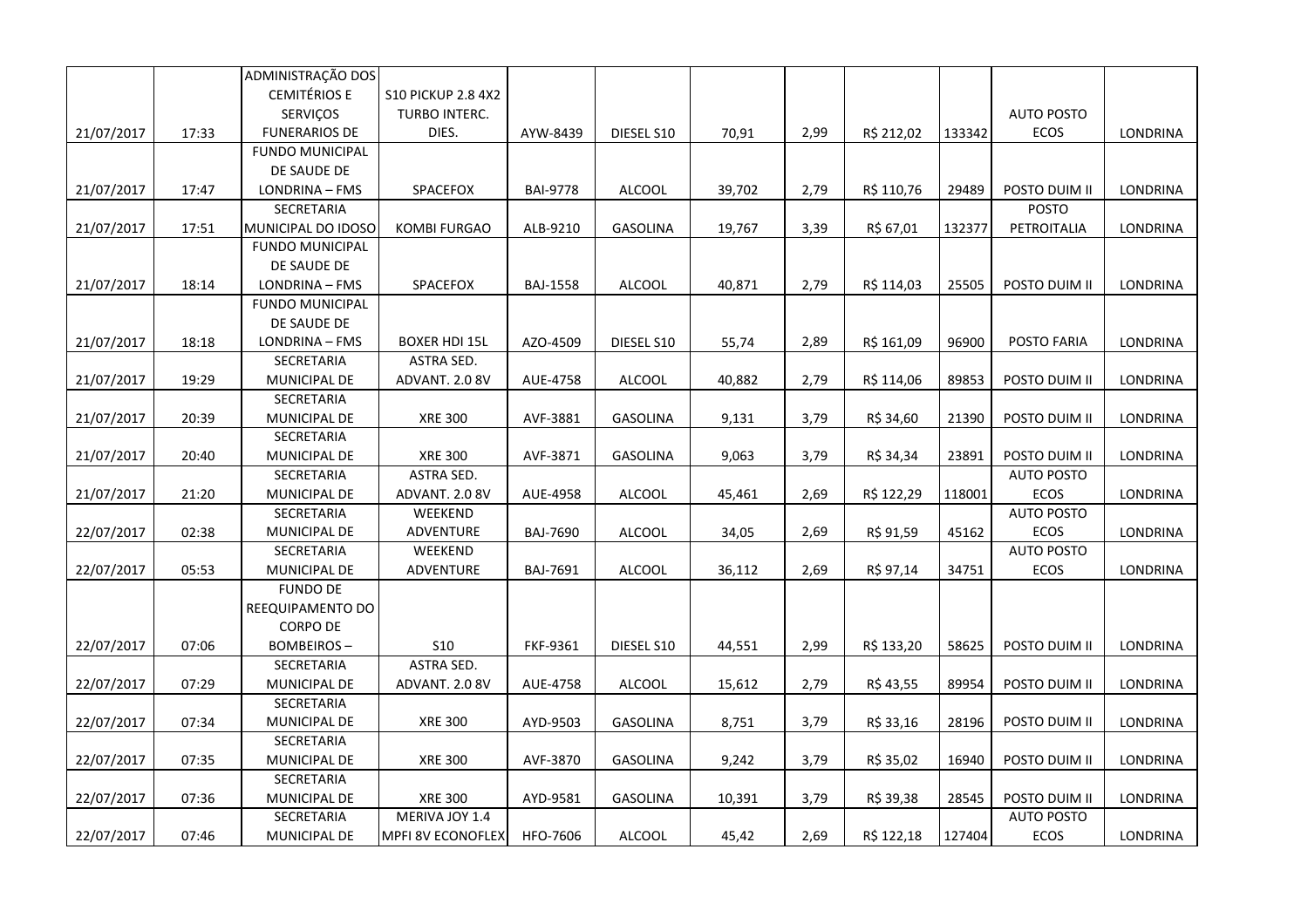| | | | | | | | | | | | |
|---|---|---|---|---|---|---|---|---|---|---|---|
| 21/07/2017 | 17:33 | ADMINISTRAÇÃO DOS CEMITÉRIOS E SERVIÇOS FUNERARIOS DE | S10 PICKUP 2.8 4X2 TURBO INTERC. DIES. | AYW-8439 | DIESEL S10 | 70,91 | 2,99 | R$ 212,02 | 133342 | AUTO POSTO ECOS | LONDRINA |
| 21/07/2017 | 17:47 | FUNDO MUNICIPAL DE SAUDE DE LONDRINA – FMS | SPACEFOX | BAI-9778 | ALCOOL | 39,702 | 2,79 | R$ 110,76 | 29489 | POSTO DUIM II | LONDRINA |
| 21/07/2017 | 17:51 | SECRETARIA MUNICIPAL DO IDOSO | KOMBI FURGAO | ALB-9210 | GASOLINA | 19,767 | 3,39 | R$ 67,01 | 132377 | POSTO PETROITALIA | LONDRINA |
| 21/07/2017 | 18:14 | FUNDO MUNICIPAL DE SAUDE DE LONDRINA – FMS | SPACEFOX | BAJ-1558 | ALCOOL | 40,871 | 2,79 | R$ 114,03 | 25505 | POSTO DUIM II | LONDRINA |
| 21/07/2017 | 18:18 | FUNDO MUNICIPAL DE SAUDE DE LONDRINA – FMS | BOXER HDI 15L | AZO-4509 | DIESEL S10 | 55,74 | 2,89 | R$ 161,09 | 96900 | POSTO FARIA | LONDRINA |
| 21/07/2017 | 19:29 | SECRETARIA MUNICIPAL DE | ASTRA SED. ADVANT. 2.0 8V | AUE-4758 | ALCOOL | 40,882 | 2,79 | R$ 114,06 | 89853 | POSTO DUIM II | LONDRINA |
| 21/07/2017 | 20:39 | SECRETARIA MUNICIPAL DE | XRE 300 | AVF-3881 | GASOLINA | 9,131 | 3,79 | R$ 34,60 | 21390 | POSTO DUIM II | LONDRINA |
| 21/07/2017 | 20:40 | SECRETARIA MUNICIPAL DE | XRE 300 | AVF-3871 | GASOLINA | 9,063 | 3,79 | R$ 34,34 | 23891 | POSTO DUIM II | LONDRINA |
| 21/07/2017 | 21:20 | SECRETARIA MUNICIPAL DE | ASTRA SED. ADVANT. 2.0 8V | AUE-4958 | ALCOOL | 45,461 | 2,69 | R$ 122,29 | 118001 | AUTO POSTO ECOS | LONDRINA |
| 22/07/2017 | 02:38 | SECRETARIA MUNICIPAL DE | WEEKEND ADVENTURE | BAJ-7690 | ALCOOL | 34,05 | 2,69 | R$ 91,59 | 45162 | AUTO POSTO ECOS | LONDRINA |
| 22/07/2017 | 05:53 | SECRETARIA MUNICIPAL DE | WEEKEND ADVENTURE | BAJ-7691 | ALCOOL | 36,112 | 2,69 | R$ 97,14 | 34751 | AUTO POSTO ECOS | LONDRINA |
| 22/07/2017 | 07:06 | FUNDO DE REEQUIPAMENTO DO CORPO DE BOMBEIROS – | S10 | FKF-9361 | DIESEL S10 | 44,551 | 2,99 | R$ 133,20 | 58625 | POSTO DUIM II | LONDRINA |
| 22/07/2017 | 07:29 | SECRETARIA MUNICIPAL DE | ASTRA SED. ADVANT. 2.0 8V | AUE-4758 | ALCOOL | 15,612 | 2,79 | R$ 43,55 | 89954 | POSTO DUIM II | LONDRINA |
| 22/07/2017 | 07:34 | SECRETARIA MUNICIPAL DE | XRE 300 | AYD-9503 | GASOLINA | 8,751 | 3,79 | R$ 33,16 | 28196 | POSTO DUIM II | LONDRINA |
| 22/07/2017 | 07:35 | SECRETARIA MUNICIPAL DE | XRE 300 | AVF-3870 | GASOLINA | 9,242 | 3,79 | R$ 35,02 | 16940 | POSTO DUIM II | LONDRINA |
| 22/07/2017 | 07:36 | SECRETARIA MUNICIPAL DE | XRE 300 | AYD-9581 | GASOLINA | 10,391 | 3,79 | R$ 39,38 | 28545 | POSTO DUIM II | LONDRINA |
| 22/07/2017 | 07:46 | SECRETARIA MUNICIPAL DE | MERIVA JOY 1.4 MPFI 8V ECONOFLEX | HFO-7606 | ALCOOL | 45,42 | 2,69 | R$ 122,18 | 127404 | AUTO POSTO ECOS | LONDRINA |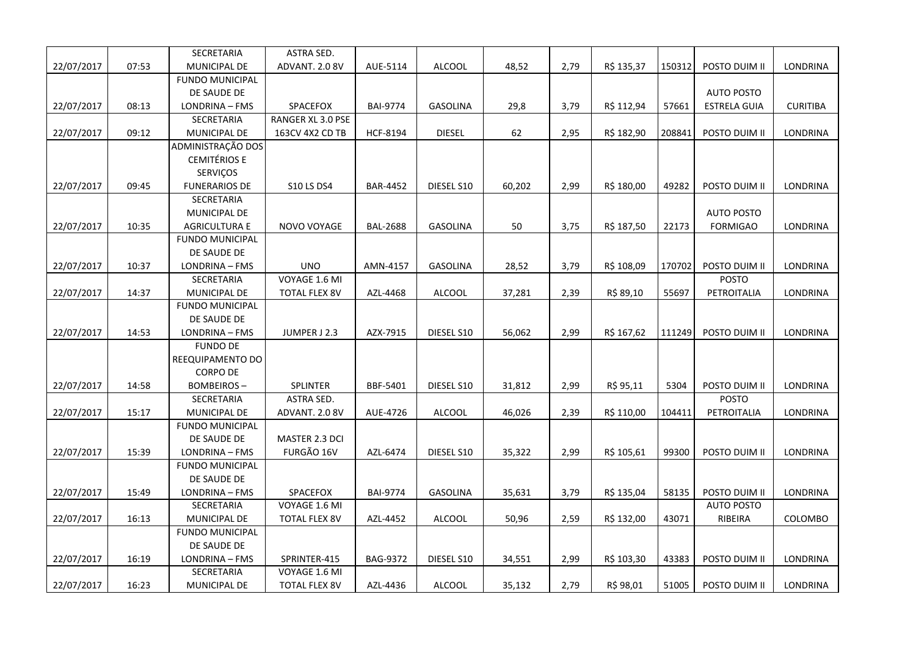| | | | | | | | | | | | |
|---|---|---|---|---|---|---|---|---|---|---|---|
| 22/07/2017 | 07:53 | SECRETARIA MUNICIPAL DE | ASTRA SED. ADVANT. 2.0 8V | AUE-5114 | ALCOOL | 48,52 | 2,79 | R$ 135,37 | 150312 | POSTO DUIM II | LONDRINA |
| 22/07/2017 | 08:13 | FUNDO MUNICIPAL DE SAUDE DE LONDRINA – FMS | SPACEFOX | BAI-9774 | GASOLINA | 29,8 | 3,79 | R$ 112,94 | 57661 | AUTO POSTO ESTRELA GUIA | CURITIBA |
| 22/07/2017 | 09:12 | SECRETARIA MUNICIPAL DE | RANGER XL 3.0 PSE 163CV 4X2 CD TB | HCF-8194 | DIESEL | 62 | 2,95 | R$ 182,90 | 208841 | POSTO DUIM II | LONDRINA |
| 22/07/2017 | 09:45 | ADMINISTRAÇÃO DOS CEMITÉRIOS E SERVIÇOS FUNERARIOS DE | S10 LS DS4 | BAR-4452 | DIESEL S10 | 60,202 | 2,99 | R$ 180,00 | 49282 | POSTO DUIM II | LONDRINA |
| 22/07/2017 | 10:35 | SECRETARIA MUNICIPAL DE AGRICULTURA E | NOVO VOYAGE | BAL-2688 | GASOLINA | 50 | 3,75 | R$ 187,50 | 22173 | AUTO POSTO FORMIGAO | LONDRINA |
| 22/07/2017 | 10:37 | FUNDO MUNICIPAL DE SAUDE DE LONDRINA – FMS | UNO | AMN-4157 | GASOLINA | 28,52 | 3,79 | R$ 108,09 | 170702 | POSTO DUIM II | LONDRINA |
| 22/07/2017 | 14:37 | SECRETARIA MUNICIPAL DE | VOYAGE 1.6 MI TOTAL FLEX 8V | AZL-4468 | ALCOOL | 37,281 | 2,39 | R$ 89,10 | 55697 | POSTO PETROITALIA | LONDRINA |
| 22/07/2017 | 14:53 | FUNDO MUNICIPAL DE SAUDE DE LONDRINA – FMS | JUMPER J 2.3 | AZX-7915 | DIESEL S10 | 56,062 | 2,99 | R$ 167,62 | 111249 | POSTO DUIM II | LONDRINA |
| 22/07/2017 | 14:58 | FUNDO DE REEQUIPAMENTO DO CORPO DE BOMBEIROS – | SPLINTER | BBF-5401 | DIESEL S10 | 31,812 | 2,99 | R$ 95,11 | 5304 | POSTO DUIM II | LONDRINA |
| 22/07/2017 | 15:17 | SECRETARIA MUNICIPAL DE | ASTRA SED. ADVANT. 2.0 8V | AUE-4726 | ALCOOL | 46,026 | 2,39 | R$ 110,00 | 104411 | POSTO PETROITALIA | LONDRINA |
| 22/07/2017 | 15:39 | FUNDO MUNICIPAL DE SAUDE DE LONDRINA – FMS | MASTER 2.3 DCI FURGÃO 16V | AZL-6474 | DIESEL S10 | 35,322 | 2,99 | R$ 105,61 | 99300 | POSTO DUIM II | LONDRINA |
| 22/07/2017 | 15:49 | FUNDO MUNICIPAL DE SAUDE DE LONDRINA – FMS | SPACEFOX | BAI-9774 | GASOLINA | 35,631 | 3,79 | R$ 135,04 | 58135 | POSTO DUIM II | LONDRINA |
| 22/07/2017 | 16:13 | SECRETARIA MUNICIPAL DE | VOYAGE 1.6 MI TOTAL FLEX 8V | AZL-4452 | ALCOOL | 50,96 | 2,59 | R$ 132,00 | 43071 | AUTO POSTO RIBEIRA | COLOMBO |
| 22/07/2017 | 16:19 | FUNDO MUNICIPAL DE SAUDE DE LONDRINA – FMS | SPRINTER-415 | BAG-9372 | DIESEL S10 | 34,551 | 2,99 | R$ 103,30 | 43383 | POSTO DUIM II | LONDRINA |
| 22/07/2017 | 16:23 | SECRETARIA MUNICIPAL DE | VOYAGE 1.6 MI TOTAL FLEX 8V | AZL-4436 | ALCOOL | 35,132 | 2,79 | R$ 98,01 | 51005 | POSTO DUIM II | LONDRINA |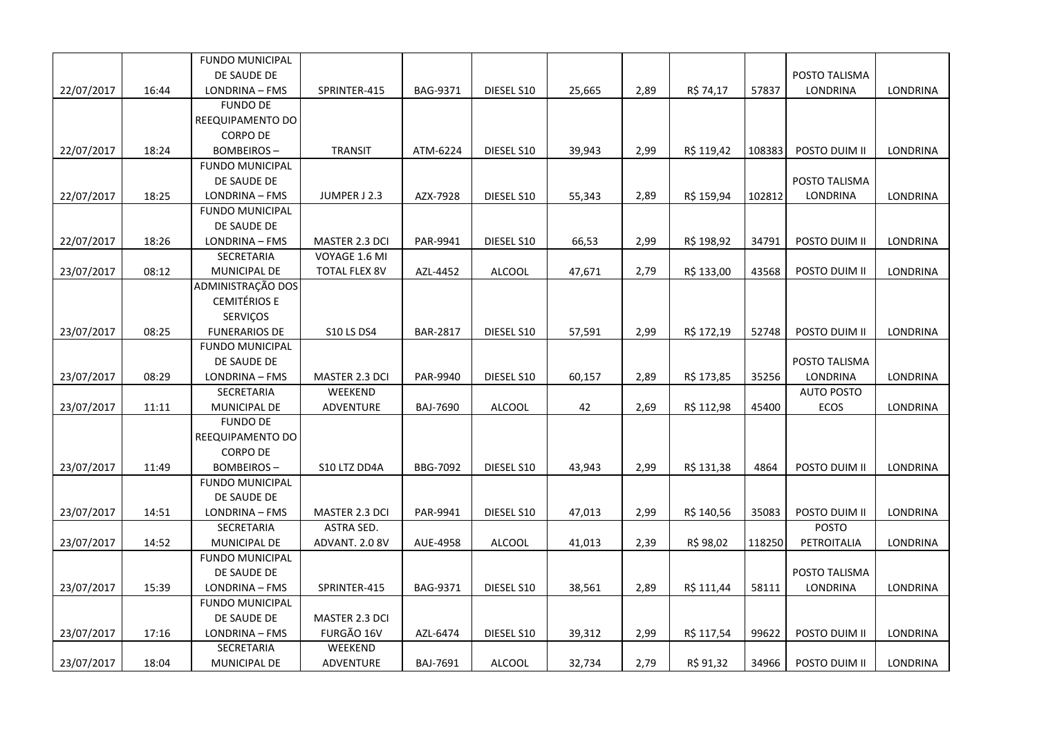| | | | | | | | | | | | |
|---|---|---|---|---|---|---|---|---|---|---|---|
| 22/07/2017 | 16:44 | FUNDO MUNICIPAL DE SAUDE DE LONDRINA – FMS | SPRINTER-415 | BAG-9371 | DIESEL S10 | 25,665 | 2,89 | R$ 74,17 | 57837 | POSTO TALISMA LONDRINA | LONDRINA |
| 22/07/2017 | 18:24 | FUNDO DE REEQUIPAMENTO DO CORPO DE BOMBEIROS – | TRANSIT | ATM-6224 | DIESEL S10 | 39,943 | 2,99 | R$ 119,42 | 108383 | POSTO DUIM II | LONDRINA |
| 22/07/2017 | 18:25 | FUNDO MUNICIPAL DE SAUDE DE LONDRINA – FMS | JUMPER J 2.3 | AZX-7928 | DIESEL S10 | 55,343 | 2,89 | R$ 159,94 | 102812 | POSTO TALISMA LONDRINA | LONDRINA |
| 22/07/2017 | 18:26 | FUNDO MUNICIPAL DE SAUDE DE LONDRINA – FMS | MASTER 2.3 DCI | PAR-9941 | DIESEL S10 | 66,53 | 2,99 | R$ 198,92 | 34791 | POSTO DUIM II | LONDRINA |
| 23/07/2017 | 08:12 | SECRETARIA MUNICIPAL DE | VOYAGE 1.6 MI TOTAL FLEX 8V | AZL-4452 | ALCOOL | 47,671 | 2,79 | R$ 133,00 | 43568 | POSTO DUIM II | LONDRINA |
| 23/07/2017 | 08:25 | ADMINISTRAÇÃO DOS CEMITÉRIOS E SERVIÇOS FUNERARIOS DE | S10 LS DS4 | BAR-2817 | DIESEL S10 | 57,591 | 2,99 | R$ 172,19 | 52748 | POSTO DUIM II | LONDRINA |
| 23/07/2017 | 08:29 | FUNDO MUNICIPAL DE SAUDE DE LONDRINA – FMS | MASTER 2.3 DCI | PAR-9940 | DIESEL S10 | 60,157 | 2,89 | R$ 173,85 | 35256 | POSTO TALISMA LONDRINA | LONDRINA |
| 23/07/2017 | 11:11 | SECRETARIA MUNICIPAL DE | WEEKEND ADVENTURE | BAJ-7690 | ALCOOL | 42 | 2,69 | R$ 112,98 | 45400 | AUTO POSTO ECOS | LONDRINA |
| 23/07/2017 | 11:49 | FUNDO DE REEQUIPAMENTO DO CORPO DE BOMBEIROS – | S10 LTZ DD4A | BBG-7092 | DIESEL S10 | 43,943 | 2,99 | R$ 131,38 | 4864 | POSTO DUIM II | LONDRINA |
| 23/07/2017 | 14:51 | FUNDO MUNICIPAL DE SAUDE DE LONDRINA – FMS | MASTER 2.3 DCI | PAR-9941 | DIESEL S10 | 47,013 | 2,99 | R$ 140,56 | 35083 | POSTO DUIM II | LONDRINA |
| 23/07/2017 | 14:52 | SECRETARIA MUNICIPAL DE | ASTRA SED. ADVANT. 2.0 8V | AUE-4958 | ALCOOL | 41,013 | 2,39 | R$ 98,02 | 118250 | POSTO PETROITALIA | LONDRINA |
| 23/07/2017 | 15:39 | FUNDO MUNICIPAL DE SAUDE DE LONDRINA – FMS | SPRINTER-415 | BAG-9371 | DIESEL S10 | 38,561 | 2,89 | R$ 111,44 | 58111 | POSTO TALISMA LONDRINA | LONDRINA |
| 23/07/2017 | 17:16 | FUNDO MUNICIPAL DE SAUDE DE LONDRINA – FMS | MASTER 2.3 DCI FURGÃO 16V | AZL-6474 | DIESEL S10 | 39,312 | 2,99 | R$ 117,54 | 99622 | POSTO DUIM II | LONDRINA |
| 23/07/2017 | 18:04 | SECRETARIA MUNICIPAL DE | WEEKEND ADVENTURE | BAJ-7691 | ALCOOL | 32,734 | 2,79 | R$ 91,32 | 34966 | POSTO DUIM II | LONDRINA |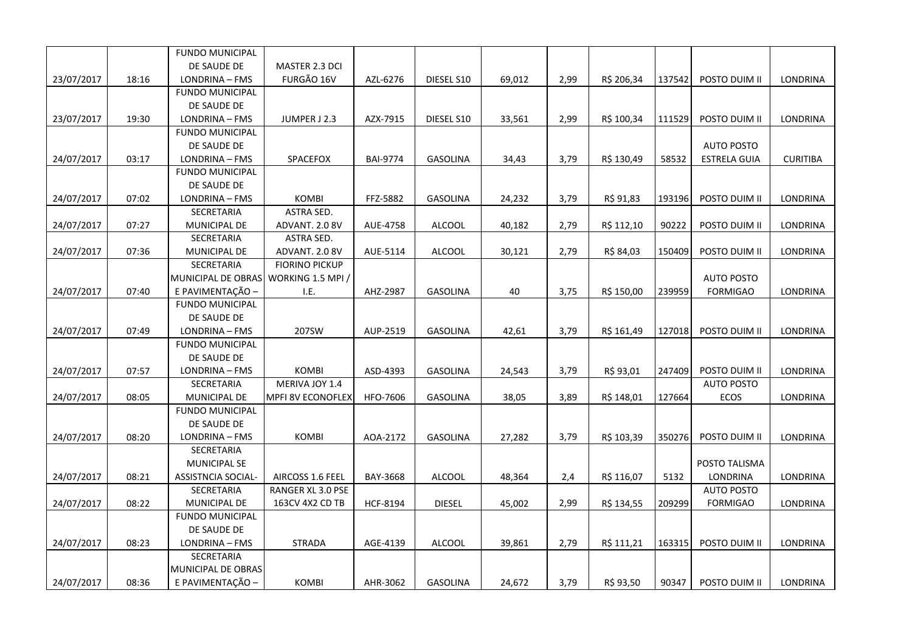| | | | | | | | | | | | |
|---|---|---|---|---|---|---|---|---|---|---|---|
| 23/07/2017 | 18:16 | FUNDO MUNICIPAL DE SAUDE DE LONDRINA – FMS | MASTER 2.3 DCI FURGÃO 16V | AZL-6276 | DIESEL S10 | 69,012 | 2,99 | R$ 206,34 | 137542 | POSTO DUIM II | LONDRINA |
| 23/07/2017 | 19:30 | FUNDO MUNICIPAL DE SAUDE DE LONDRINA – FMS | JUMPER J 2.3 | AZX-7915 | DIESEL S10 | 33,561 | 2,99 | R$ 100,34 | 111529 | POSTO DUIM II | LONDRINA |
| 24/07/2017 | 03:17 | FUNDO MUNICIPAL DE SAUDE DE LONDRINA – FMS | SPACEFOX | BAI-9774 | GASOLINA | 34,43 | 3,79 | R$ 130,49 | 58532 | AUTO POSTO ESTRELA GUIA | CURITIBA |
| 24/07/2017 | 07:02 | FUNDO MUNICIPAL DE SAUDE DE LONDRINA – FMS | KOMBI | FFZ-5882 | GASOLINA | 24,232 | 3,79 | R$ 91,83 | 193196 | POSTO DUIM II | LONDRINA |
| 24/07/2017 | 07:27 | SECRETARIA MUNICIPAL DE | ASTRA SED. ADVANT. 2.0 8V | AUE-4758 | ALCOOL | 40,182 | 2,79 | R$ 112,10 | 90222 | POSTO DUIM II | LONDRINA |
| 24/07/2017 | 07:36 | SECRETARIA MUNICIPAL DE | ASTRA SED. ADVANT. 2.0 8V | AUE-5114 | ALCOOL | 30,121 | 2,79 | R$ 84,03 | 150409 | POSTO DUIM II | LONDRINA |
| 24/07/2017 | 07:40 | SECRETARIA MUNICIPAL DE OBRAS E PAVIMENTAÇÃO – | FIORINO PICKUP WORKING 1.5 MPI / I.E. | AHZ-2987 | GASOLINA | 40 | 3,75 | R$ 150,00 | 239959 | AUTO POSTO FORMIGAO | LONDRINA |
| 24/07/2017 | 07:49 | FUNDO MUNICIPAL DE SAUDE DE LONDRINA – FMS | 207SW | AUP-2519 | GASOLINA | 42,61 | 3,79 | R$ 161,49 | 127018 | POSTO DUIM II | LONDRINA |
| 24/07/2017 | 07:57 | FUNDO MUNICIPAL DE SAUDE DE LONDRINA – FMS | KOMBI | ASD-4393 | GASOLINA | 24,543 | 3,79 | R$ 93,01 | 247409 | POSTO DUIM II | LONDRINA |
| 24/07/2017 | 08:05 | SECRETARIA MUNICIPAL DE | MERIVA JOY 1.4 MPFI 8V ECONOFLEX | HFO-7606 | GASOLINA | 38,05 | 3,89 | R$ 148,01 | 127664 | AUTO POSTO ECOS | LONDRINA |
| 24/07/2017 | 08:20 | FUNDO MUNICIPAL DE SAUDE DE LONDRINA – FMS | KOMBI | AOA-2172 | GASOLINA | 27,282 | 3,79 | R$ 103,39 | 350276 | POSTO DUIM II | LONDRINA |
| 24/07/2017 | 08:21 | SECRETARIA MUNICIPAL SE ASSISTNCIA SOCIAL- | AIRCOSS 1.6 FEEL | BAY-3668 | ALCOOL | 48,364 | 2,4 | R$ 116,07 | 5132 | POSTO TALISMA LONDRINA | LONDRINA |
| 24/07/2017 | 08:22 | SECRETARIA MUNICIPAL DE | RANGER XL 3.0 PSE 163CV 4X2 CD TB | HCF-8194 | DIESEL | 45,002 | 2,99 | R$ 134,55 | 209299 | AUTO POSTO FORMIGAO | LONDRINA |
| 24/07/2017 | 08:23 | FUNDO MUNICIPAL DE SAUDE DE LONDRINA – FMS | STRADA | AGE-4139 | ALCOOL | 39,861 | 2,79 | R$ 111,21 | 163315 | POSTO DUIM II | LONDRINA |
| 24/07/2017 | 08:36 | SECRETARIA MUNICIPAL DE OBRAS E PAVIMENTAÇÃO – | KOMBI | AHR-3062 | GASOLINA | 24,672 | 3,79 | R$ 93,50 | 90347 | POSTO DUIM II | LONDRINA |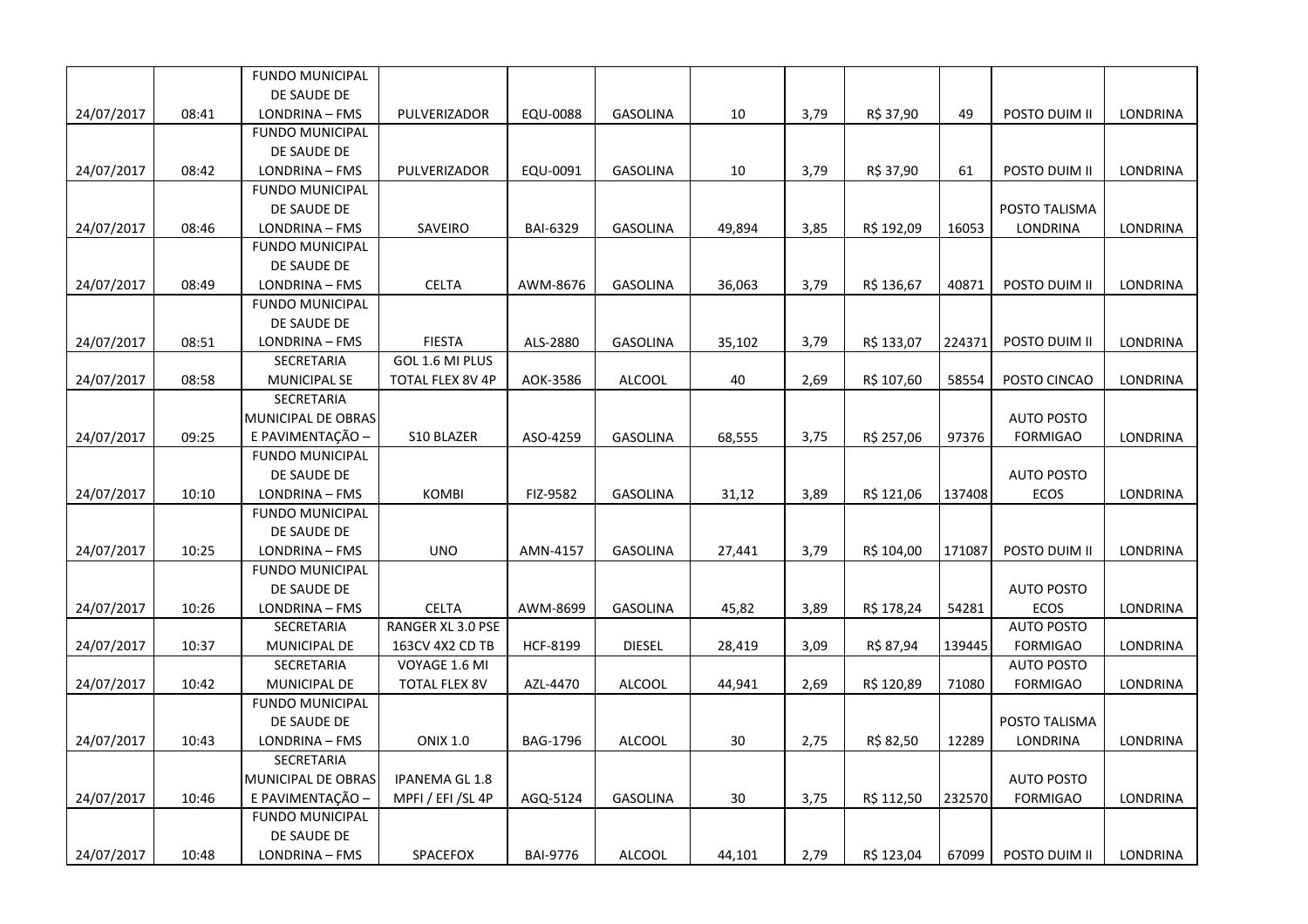| | | | | | | | | | | | |
|---|---|---|---|---|---|---|---|---|---|---|---|
| 24/07/2017 | 08:41 | FUNDO MUNICIPAL DE SAUDE DE LONDRINA – FMS | PULVERIZADOR | EQU-0088 | GASOLINA | 10 | 3,79 | R$ 37,90 | 49 | POSTO DUIM II | LONDRINA |
| 24/07/2017 | 08:42 | FUNDO MUNICIPAL DE SAUDE DE LONDRINA – FMS | PULVERIZADOR | EQU-0091 | GASOLINA | 10 | 3,79 | R$ 37,90 | 61 | POSTO DUIM II | LONDRINA |
| 24/07/2017 | 08:46 | FUNDO MUNICIPAL DE SAUDE DE LONDRINA – FMS | SAVEIRO | BAI-6329 | GASOLINA | 49,894 | 3,85 | R$ 192,09 | 16053 | POSTO TALISMA LONDRINA | LONDRINA |
| 24/07/2017 | 08:49 | FUNDO MUNICIPAL DE SAUDE DE LONDRINA – FMS | CELTA | AWM-8676 | GASOLINA | 36,063 | 3,79 | R$ 136,67 | 40871 | POSTO DUIM II | LONDRINA |
| 24/07/2017 | 08:51 | FUNDO MUNICIPAL DE SAUDE DE LONDRINA – FMS | FIESTA | ALS-2880 | GASOLINA | 35,102 | 3,79 | R$ 133,07 | 224371 | POSTO DUIM II | LONDRINA |
| 24/07/2017 | 08:58 | SECRETARIA MUNICIPAL SE | GOL 1.6 MI PLUS TOTAL FLEX 8V 4P | AOK-3586 | ALCOOL | 40 | 2,69 | R$ 107,60 | 58554 | POSTO CINCAO | LONDRINA |
| 24/07/2017 | 09:25 | SECRETARIA MUNICIPAL DE OBRAS E PAVIMENTAÇÃO – | S10 BLAZER | ASO-4259 | GASOLINA | 68,555 | 3,75 | R$ 257,06 | 97376 | AUTO POSTO FORMIGAO | LONDRINA |
| 24/07/2017 | 10:10 | FUNDO MUNICIPAL DE SAUDE DE LONDRINA – FMS | KOMBI | FIZ-9582 | GASOLINA | 31,12 | 3,89 | R$ 121,06 | 137408 | AUTO POSTO ECOS | LONDRINA |
| 24/07/2017 | 10:25 | FUNDO MUNICIPAL DE SAUDE DE LONDRINA – FMS | UNO | AMN-4157 | GASOLINA | 27,441 | 3,79 | R$ 104,00 | 171087 | POSTO DUIM II | LONDRINA |
| 24/07/2017 | 10:26 | FUNDO MUNICIPAL DE SAUDE DE LONDRINA – FMS | CELTA | AWM-8699 | GASOLINA | 45,82 | 3,89 | R$ 178,24 | 54281 | AUTO POSTO ECOS | LONDRINA |
| 24/07/2017 | 10:37 | SECRETARIA MUNICIPAL DE | RANGER XL 3.0 PSE 163CV 4X2 CD TB | HCF-8199 | DIESEL | 28,419 | 3,09 | R$ 87,94 | 139445 | AUTO POSTO FORMIGAO | LONDRINA |
| 24/07/2017 | 10:42 | SECRETARIA MUNICIPAL DE | VOYAGE 1.6 MI TOTAL FLEX 8V | AZL-4470 | ALCOOL | 44,941 | 2,69 | R$ 120,89 | 71080 | AUTO POSTO FORMIGAO | LONDRINA |
| 24/07/2017 | 10:43 | FUNDO MUNICIPAL DE SAUDE DE LONDRINA – FMS | ONIX 1.0 | BAG-1796 | ALCOOL | 30 | 2,75 | R$ 82,50 | 12289 | POSTO TALISMA LONDRINA | LONDRINA |
| 24/07/2017 | 10:46 | SECRETARIA MUNICIPAL DE OBRAS E PAVIMENTAÇÃO – | IPANEMA GL 1.8 MPFI / EFI /SL 4P | AGQ-5124 | GASOLINA | 30 | 3,75 | R$ 112,50 | 232570 | AUTO POSTO FORMIGAO | LONDRINA |
| 24/07/2017 | 10:48 | FUNDO MUNICIPAL DE SAUDE DE LONDRINA – FMS | SPACEFOX | BAI-9776 | ALCOOL | 44,101 | 2,79 | R$ 123,04 | 67099 | POSTO DUIM II | LONDRINA |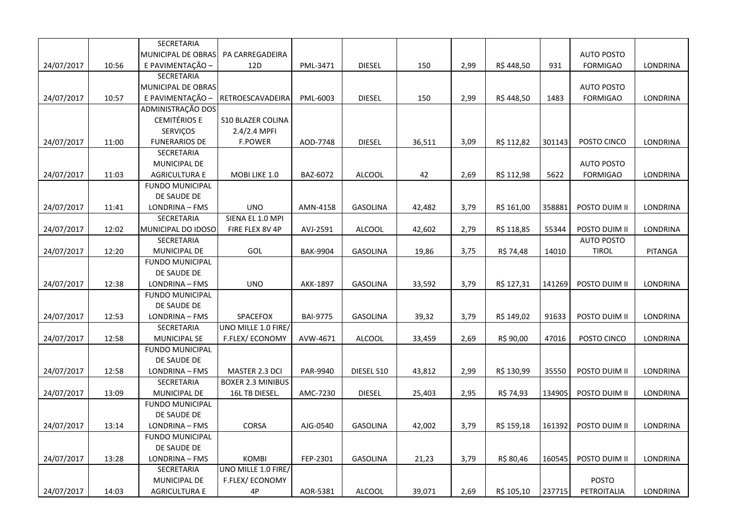| | | | | | | | | | | | |
|---|---|---|---|---|---|---|---|---|---|---|---|
| 24/07/2017 | 10:56 | SECRETARIA MUNICIPAL DE OBRAS E PAVIMENTAÇÃO – | PA CARREGADEIRA 12D | PML-3471 | DIESEL | 150 | 2,99 | R$ 448,50 | 931 | AUTO POSTO FORMIGAO | LONDRINA |
| 24/07/2017 | 10:57 | SECRETARIA MUNICIPAL DE OBRAS E PAVIMENTAÇÃO – | RETROESCAVADEIRA | PML-6003 | DIESEL | 150 | 2,99 | R$ 448,50 | 1483 | AUTO POSTO FORMIGAO | LONDRINA |
| 24/07/2017 | 11:00 | ADMINISTRAÇÃO DOS CEMITÉRIOS E SERVIÇOS FUNERARIOS DE | S10 BLAZER COLINA 2.4/2.4 MPFI F.POWER | AOD-7748 | DIESEL | 36,511 | 3,09 | R$ 112,82 | 301143 | POSTO CINCO | LONDRINA |
| 24/07/2017 | 11:03 | SECRETARIA MUNICIPAL DE AGRICULTURA E | MOBI LIKE 1.0 | BAZ-6072 | ALCOOL | 42 | 2,69 | R$ 112,98 | 5622 | AUTO POSTO FORMIGAO | LONDRINA |
| 24/07/2017 | 11:41 | FUNDO MUNICIPAL DE SAUDE DE LONDRINA – FMS | UNO | AMN-4158 | GASOLINA | 42,482 | 3,79 | R$ 161,00 | 358881 | POSTO DUIM II | LONDRINA |
| 24/07/2017 | 12:02 | SECRETARIA MUNICIPAL DO IDOSO | SIENA EL 1.0 MPI FIRE FLEX 8V 4P | AVJ-2591 | ALCOOL | 42,602 | 2,79 | R$ 118,85 | 55344 | POSTO DUIM II | LONDRINA |
| 24/07/2017 | 12:20 | SECRETARIA MUNICIPAL DE | GOL | BAK-9904 | GASOLINA | 19,86 | 3,75 | R$ 74,48 | 14010 | AUTO POSTO TIROL | PITANGA |
| 24/07/2017 | 12:38 | FUNDO MUNICIPAL DE SAUDE DE LONDRINA – FMS | UNO | AKK-1897 | GASOLINA | 33,592 | 3,79 | R$ 127,31 | 141269 | POSTO DUIM II | LONDRINA |
| 24/07/2017 | 12:53 | FUNDO MUNICIPAL DE SAUDE DE LONDRINA – FMS | SPACEFOX | BAI-9775 | GASOLINA | 39,32 | 3,79 | R$ 149,02 | 91633 | POSTO DUIM II | LONDRINA |
| 24/07/2017 | 12:58 | SECRETARIA MUNICIPAL SE | UNO MILLE 1.0 FIRE/ F.FLEX/ ECONOMY | AVW-4671 | ALCOOL | 33,459 | 2,69 | R$ 90,00 | 47016 | POSTO CINCO | LONDRINA |
| 24/07/2017 | 12:58 | FUNDO MUNICIPAL DE SAUDE DE LONDRINA – FMS | MASTER 2.3 DCI | PAR-9940 | DIESEL S10 | 43,812 | 2,99 | R$ 130,99 | 35550 | POSTO DUIM II | LONDRINA |
| 24/07/2017 | 13:09 | SECRETARIA MUNICIPAL DE | BOXER 2.3 MINIBUS 16L TB DIESEL. | AMC-7230 | DIESEL | 25,403 | 2,95 | R$ 74,93 | 134905 | POSTO DUIM II | LONDRINA |
| 24/07/2017 | 13:14 | FUNDO MUNICIPAL DE SAUDE DE LONDRINA – FMS | CORSA | AJG-0540 | GASOLINA | 42,002 | 3,79 | R$ 159,18 | 161392 | POSTO DUIM II | LONDRINA |
| 24/07/2017 | 13:28 | FUNDO MUNICIPAL DE SAUDE DE LONDRINA – FMS | KOMBI | FEP-2301 | GASOLINA | 21,23 | 3,79 | R$ 80,46 | 160545 | POSTO DUIM II | LONDRINA |
| 24/07/2017 | 14:03 | SECRETARIA MUNICIPAL DE AGRICULTURA E | UNO MILLE 1.0 FIRE/ F.FLEX/ ECONOMY 4P | AOR-5381 | ALCOOL | 39,071 | 2,69 | R$ 105,10 | 237715 | POSTO PETROITALIA | LONDRINA |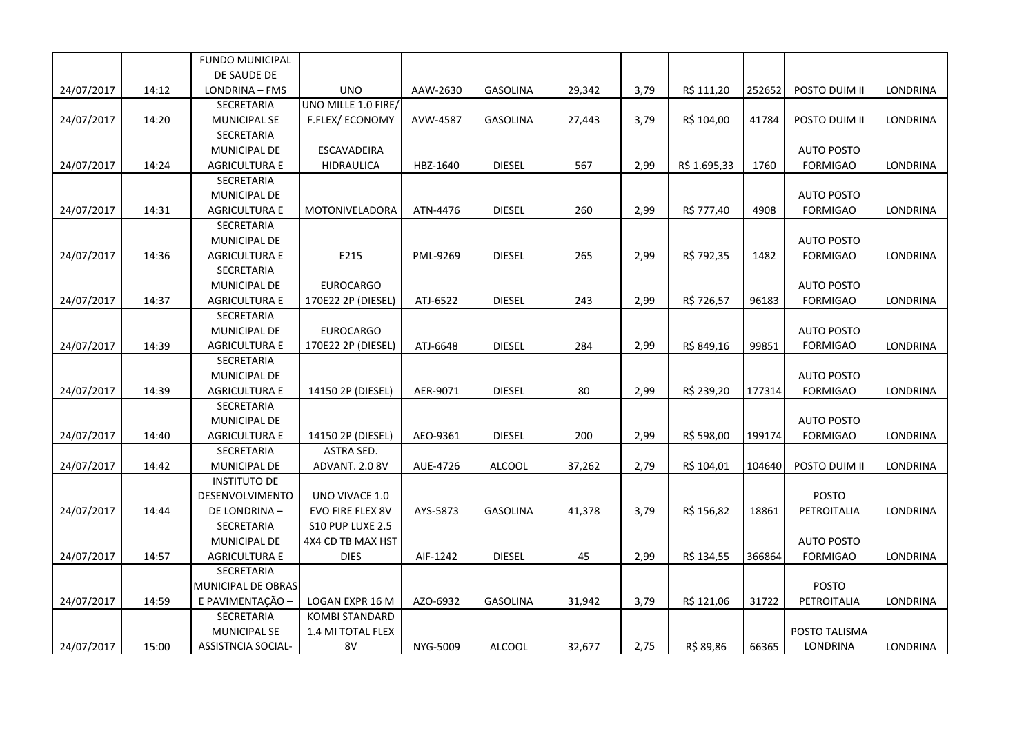| | | | | | | | | | | |
|---|---|---|---|---|---|---|---|---|---|---|
| 24/07/2017 | 14:12 | FUNDO MUNICIPAL DE SAUDE DE LONDRINA – FMS | UNO | AAW-2630 | GASOLINA | 29,342 | 3,79 | R$ 111,20 | 252652 | POSTO DUIM II | LONDRINA |
| 24/07/2017 | 14:20 | SECRETARIA MUNICIPAL SE | UNO MILLE 1.0 FIRE/ F.FLEX/ ECONOMY | AVW-4587 | GASOLINA | 27,443 | 3,79 | R$ 104,00 | 41784 | POSTO DUIM II | LONDRINA |
| 24/07/2017 | 14:24 | SECRETARIA MUNICIPAL DE AGRICULTURA E | ESCAVADEIRA HIDRAULICA | HBZ-1640 | DIESEL | 567 | 2,99 | R$ 1.695,33 | 1760 | AUTO POSTO FORMIGAO | LONDRINA |
| 24/07/2017 | 14:31 | SECRETARIA MUNICIPAL DE AGRICULTURA E | MOTONIVELADORA | ATN-4476 | DIESEL | 260 | 2,99 | R$ 777,40 | 4908 | AUTO POSTO FORMIGAO | LONDRINA |
| 24/07/2017 | 14:36 | SECRETARIA MUNICIPAL DE AGRICULTURA E | E215 | PML-9269 | DIESEL | 265 | 2,99 | R$ 792,35 | 1482 | AUTO POSTO FORMIGAO | LONDRINA |
| 24/07/2017 | 14:37 | SECRETARIA MUNICIPAL DE AGRICULTURA E | EUROCARGO 170E22 2P (DIESEL) | ATJ-6522 | DIESEL | 243 | 2,99 | R$ 726,57 | 96183 | AUTO POSTO FORMIGAO | LONDRINA |
| 24/07/2017 | 14:39 | SECRETARIA MUNICIPAL DE AGRICULTURA E | EUROCARGO 170E22 2P (DIESEL) | ATJ-6648 | DIESEL | 284 | 2,99 | R$ 849,16 | 99851 | AUTO POSTO FORMIGAO | LONDRINA |
| 24/07/2017 | 14:39 | SECRETARIA MUNICIPAL DE AGRICULTURA E | 14150 2P (DIESEL) | AER-9071 | DIESEL | 80 | 2,99 | R$ 239,20 | 177314 | AUTO POSTO FORMIGAO | LONDRINA |
| 24/07/2017 | 14:40 | SECRETARIA MUNICIPAL DE AGRICULTURA E | 14150 2P (DIESEL) | AEO-9361 | DIESEL | 200 | 2,99 | R$ 598,00 | 199174 | AUTO POSTO FORMIGAO | LONDRINA |
| 24/07/2017 | 14:42 | SECRETARIA MUNICIPAL DE | ASTRA SED. ADVANT. 2.0 8V | AUE-4726 | ALCOOL | 37,262 | 2,79 | R$ 104,01 | 104640 | POSTO DUIM II | LONDRINA |
| 24/07/2017 | 14:44 | INSTITUTO DE DESENVOLVIMENTO DE LONDRINA – | UNO VIVACE 1.0 EVO FIRE FLEX 8V | AYS-5873 | GASOLINA | 41,378 | 3,79 | R$ 156,82 | 18861 | POSTO PETROITALIA | LONDRINA |
| 24/07/2017 | 14:57 | SECRETARIA MUNICIPAL DE AGRICULTURA E | S10 PUP LUXE 2.5 4X4 CD TB MAX HST DIES | AIF-1242 | DIESEL | 45 | 2,99 | R$ 134,55 | 366864 | AUTO POSTO FORMIGAO | LONDRINA |
| 24/07/2017 | 14:59 | SECRETARIA MUNICIPAL DE OBRAS E PAVIMENTAÇÃO – | LOGAN EXPR 16 M | AZO-6932 | GASOLINA | 31,942 | 3,79 | R$ 121,06 | 31722 | POSTO PETROITALIA | LONDRINA |
| 24/07/2017 | 15:00 | SECRETARIA MUNICIPAL SE ASSISTNCIA SOCIAL- | KOMBI STANDARD 1.4 MI TOTAL FLEX 8V | NYG-5009 | ALCOOL | 32,677 | 2,75 | R$ 89,86 | 66365 | POSTO TALISMA LONDRINA | LONDRINA |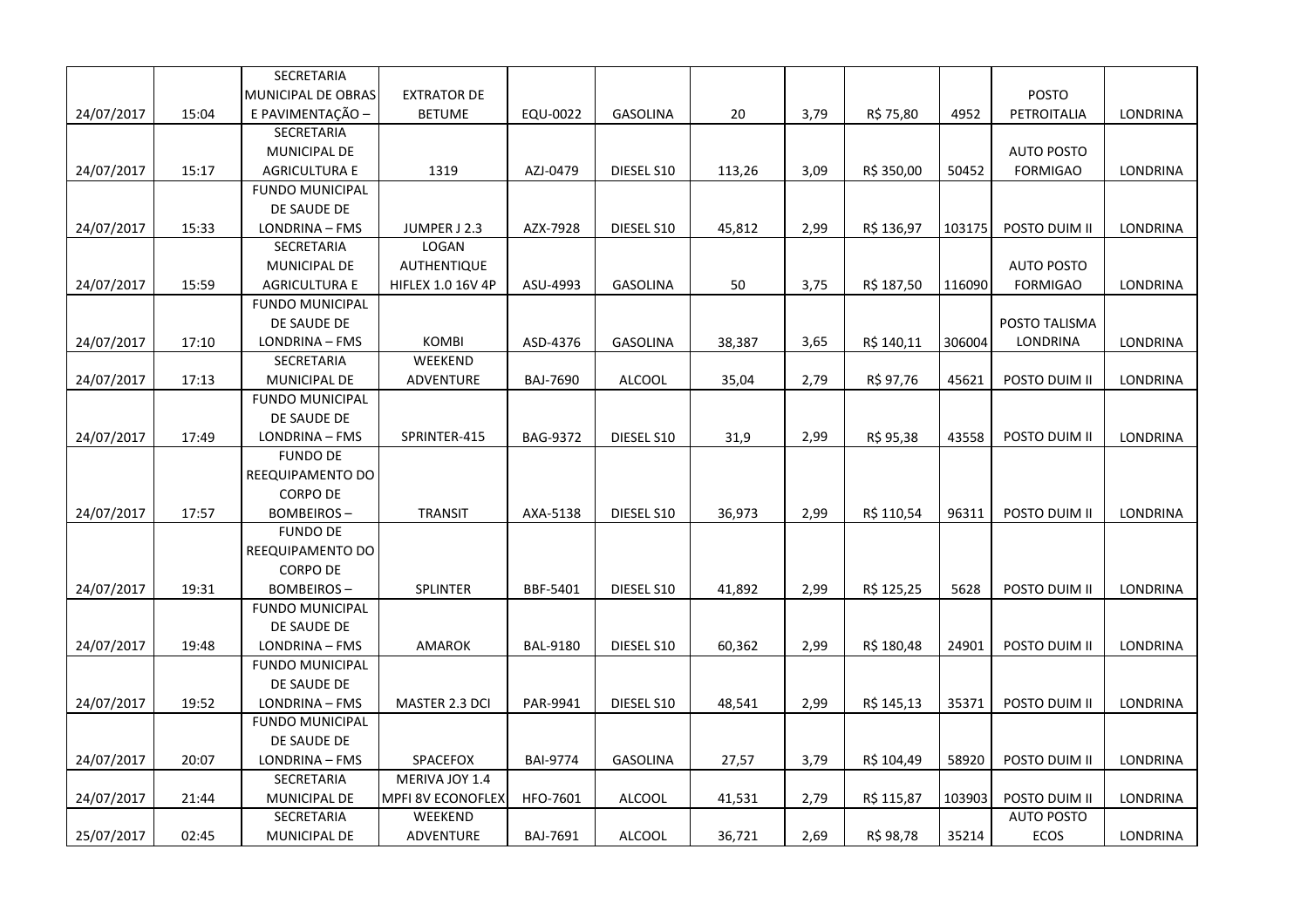|  |  |  |  |  |  |  |  |  |  |  |  |
|---|---|---|---|---|---|---|---|---|---|---|---|
| 24/07/2017 | 15:04 | SECRETARIA MUNICIPAL DE OBRAS E PAVIMENTAÇÃO – | EXTRATOR DE BETUME | EQU-0022 | GASOLINA | 20 | 3,79 | R$ 75,80 | 4952 | POSTO PETROITALIA | LONDRINA |
| 24/07/2017 | 15:17 | SECRETARIA MUNICIPAL DE AGRICULTURA E | 1319 | AZJ-0479 | DIESEL S10 | 113,26 | 3,09 | R$ 350,00 | 50452 | AUTO POSTO FORMIGAO | LONDRINA |
| 24/07/2017 | 15:33 | FUNDO MUNICIPAL DE SAUDE DE LONDRINA – FMS | JUMPER J 2.3 | AZX-7928 | DIESEL S10 | 45,812 | 2,99 | R$ 136,97 | 103175 | POSTO DUIM II | LONDRINA |
| 24/07/2017 | 15:59 | SECRETARIA MUNICIPAL DE AGRICULTURA E | LOGAN AUTHENTIQUE HIFLEX 1.0 16V 4P | ASU-4993 | GASOLINA | 50 | 3,75 | R$ 187,50 | 116090 | AUTO POSTO FORMIGAO | LONDRINA |
| 24/07/2017 | 17:10 | FUNDO MUNICIPAL DE SAUDE DE LONDRINA – FMS | KOMBI | ASD-4376 | GASOLINA | 38,387 | 3,65 | R$ 140,11 | 306004 | POSTO TALISMA LONDRINA | LONDRINA |
| 24/07/2017 | 17:13 | SECRETARIA MUNICIPAL DE | WEEKEND ADVENTURE | BAJ-7690 | ALCOOL | 35,04 | 2,79 | R$ 97,76 | 45621 | POSTO DUIM II | LONDRINA |
| 24/07/2017 | 17:49 | FUNDO MUNICIPAL DE SAUDE DE LONDRINA – FMS | SPRINTER-415 | BAG-9372 | DIESEL S10 | 31,9 | 2,99 | R$ 95,38 | 43558 | POSTO DUIM II | LONDRINA |
| 24/07/2017 | 17:57 | FUNDO DE REEQUIPAMENTO DO CORPO DE BOMBEIROS – | TRANSIT | AXA-5138 | DIESEL S10 | 36,973 | 2,99 | R$ 110,54 | 96311 | POSTO DUIM II | LONDRINA |
| 24/07/2017 | 19:31 | FUNDO DE REEQUIPAMENTO DO CORPO DE BOMBEIROS – | SPLINTER | BBF-5401 | DIESEL S10 | 41,892 | 2,99 | R$ 125,25 | 5628 | POSTO DUIM II | LONDRINA |
| 24/07/2017 | 19:48 | FUNDO MUNICIPAL DE SAUDE DE LONDRINA – FMS | AMAROK | BAL-9180 | DIESEL S10 | 60,362 | 2,99 | R$ 180,48 | 24901 | POSTO DUIM II | LONDRINA |
| 24/07/2017 | 19:52 | FUNDO MUNICIPAL DE SAUDE DE LONDRINA – FMS | MASTER 2.3 DCI | PAR-9941 | DIESEL S10 | 48,541 | 2,99 | R$ 145,13 | 35371 | POSTO DUIM II | LONDRINA |
| 24/07/2017 | 20:07 | FUNDO MUNICIPAL DE SAUDE DE LONDRINA – FMS | SPACEFOX | BAI-9774 | GASOLINA | 27,57 | 3,79 | R$ 104,49 | 58920 | POSTO DUIM II | LONDRINA |
| 24/07/2017 | 21:44 | SECRETARIA MUNICIPAL DE | MERIVA JOY 1.4 MPFI 8V ECONOFLEX | HFO-7601 | ALCOOL | 41,531 | 2,79 | R$ 115,87 | 103903 | POSTO DUIM II | LONDRINA |
| 25/07/2017 | 02:45 | SECRETARIA MUNICIPAL DE | WEEKEND ADVENTURE | BAJ-7691 | ALCOOL | 36,721 | 2,69 | R$ 98,78 | 35214 | AUTO POSTO ECOS | LONDRINA |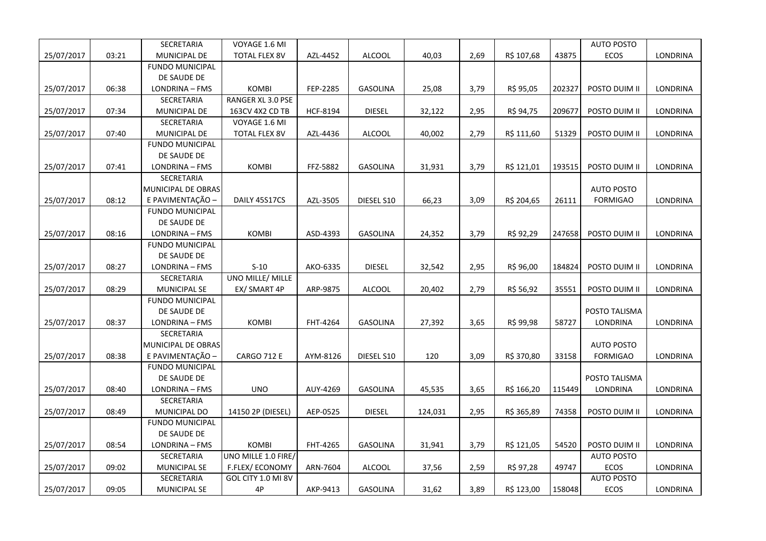| | | | | | | | | | | | |
|---|---|---|---|---|---|---|---|---|---|---|---|
| 25/07/2017 | 03:21 | SECRETARIA MUNICIPAL DE | VOYAGE 1.6 MI TOTAL FLEX 8V | AZL-4452 | ALCOOL | 40,03 | 2,69 | R$ 107,68 | 43875 | AUTO POSTO ECOS | LONDRINA |
| 25/07/2017 | 06:38 | FUNDO MUNICIPAL DE SAUDE DE LONDRINA – FMS | KOMBI | FEP-2285 | GASOLINA | 25,08 | 3,79 | R$ 95,05 | 202327 | POSTO DUIM II | LONDRINA |
| 25/07/2017 | 07:34 | SECRETARIA MUNICIPAL DE | RANGER XL 3.0 PSE 163CV 4X2 CD TB | HCF-8194 | DIESEL | 32,122 | 2,95 | R$ 94,75 | 209677 | POSTO DUIM II | LONDRINA |
| 25/07/2017 | 07:40 | SECRETARIA MUNICIPAL DE | VOYAGE 1.6 MI TOTAL FLEX 8V | AZL-4436 | ALCOOL | 40,002 | 2,79 | R$ 111,60 | 51329 | POSTO DUIM II | LONDRINA |
| 25/07/2017 | 07:41 | FUNDO MUNICIPAL DE SAUDE DE LONDRINA – FMS | KOMBI | FFZ-5882 | GASOLINA | 31,931 | 3,79 | R$ 121,01 | 193515 | POSTO DUIM II | LONDRINA |
| 25/07/2017 | 08:12 | SECRETARIA MUNICIPAL DE OBRAS E PAVIMENTAÇÃO – | DAILY 45S17CS | AZL-3505 | DIESEL S10 | 66,23 | 3,09 | R$ 204,65 | 26111 | AUTO POSTO FORMIGAO | LONDRINA |
| 25/07/2017 | 08:16 | FUNDO MUNICIPAL DE SAUDE DE LONDRINA – FMS | KOMBI | ASD-4393 | GASOLINA | 24,352 | 3,79 | R$ 92,29 | 247658 | POSTO DUIM II | LONDRINA |
| 25/07/2017 | 08:27 | FUNDO MUNICIPAL DE SAUDE DE LONDRINA – FMS | S-10 | AKO-6335 | DIESEL | 32,542 | 2,95 | R$ 96,00 | 184824 | POSTO DUIM II | LONDRINA |
| 25/07/2017 | 08:29 | SECRETARIA MUNICIPAL SE | UNO MILLE/ MILLE EX/ SMART 4P | ARP-9875 | ALCOOL | 20,402 | 2,79 | R$ 56,92 | 35551 | POSTO DUIM II | LONDRINA |
| 25/07/2017 | 08:37 | FUNDO MUNICIPAL DE SAUDE DE LONDRINA – FMS | KOMBI | FHT-4264 | GASOLINA | 27,392 | 3,65 | R$ 99,98 | 58727 | POSTO TALISMA LONDRINA | LONDRINA |
| 25/07/2017 | 08:38 | SECRETARIA MUNICIPAL DE OBRAS E PAVIMENTAÇÃO – | CARGO 712 E | AYM-8126 | DIESEL S10 | 120 | 3,09 | R$ 370,80 | 33158 | AUTO POSTO FORMIGAO | LONDRINA |
| 25/07/2017 | 08:40 | FUNDO MUNICIPAL DE SAUDE DE LONDRINA – FMS | UNO | AUY-4269 | GASOLINA | 45,535 | 3,65 | R$ 166,20 | 115449 | POSTO TALISMA LONDRINA | LONDRINA |
| 25/07/2017 | 08:49 | SECRETARIA MUNICIPAL DO | 14150 2P (DIESEL) | AEP-0525 | DIESEL | 124,031 | 2,95 | R$ 365,89 | 74358 | POSTO DUIM II | LONDRINA |
| 25/07/2017 | 08:54 | FUNDO MUNICIPAL DE SAUDE DE LONDRINA – FMS | KOMBI | FHT-4265 | GASOLINA | 31,941 | 3,79 | R$ 121,05 | 54520 | POSTO DUIM II | LONDRINA |
| 25/07/2017 | 09:02 | SECRETARIA MUNICIPAL SE | UNO MILLE 1.0 FIRE/ F.FLEX/ ECONOMY | ARN-7604 | ALCOOL | 37,56 | 2,59 | R$ 97,28 | 49747 | AUTO POSTO ECOS | LONDRINA |
| 25/07/2017 | 09:05 | SECRETARIA MUNICIPAL SE | GOL CITY 1.0 MI 8V 4P | AKP-9413 | GASOLINA | 31,62 | 3,89 | R$ 123,00 | 158048 | AUTO POSTO ECOS | LONDRINA |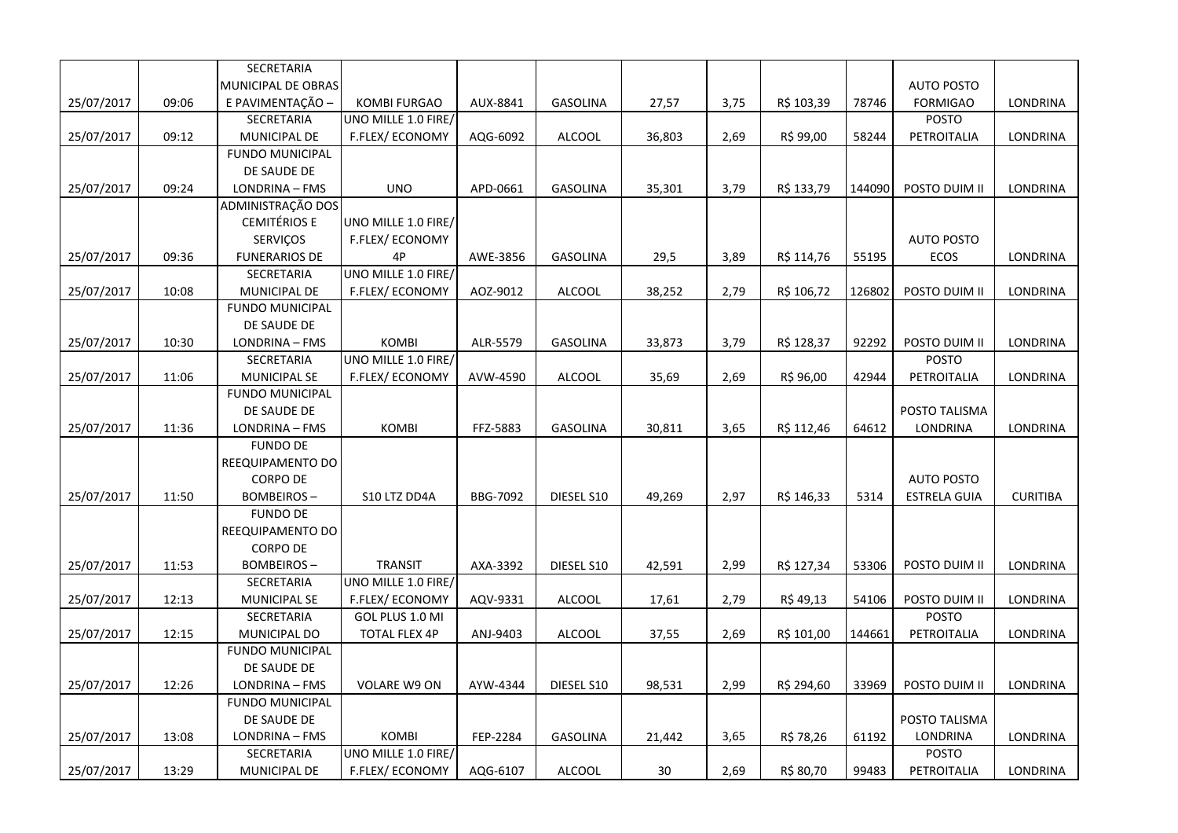| | | | | | | | | | | | |
|---|---|---|---|---|---|---|---|---|---|---|---|
| 25/07/2017 | 09:06 | SECRETARIA MUNICIPAL DE OBRAS E PAVIMENTAÇÃO – | KOMBI FURGAO | AUX-8841 | GASOLINA | 27,57 | 3,75 | R$ 103,39 | 78746 | AUTO POSTO FORMIGAO | LONDRINA |
| 25/07/2017 | 09:12 | SECRETARIA MUNICIPAL DE | UNO MILLE 1.0 FIRE/ F.FLEX/ ECONOMY | AQG-6092 | ALCOOL | 36,803 | 2,69 | R$ 99,00 | 58244 | POSTO PETROITALIA | LONDRINA |
| 25/07/2017 | 09:24 | FUNDO MUNICIPAL DE SAUDE DE LONDRINA – FMS | UNO | APD-0661 | GASOLINA | 35,301 | 3,79 | R$ 133,79 | 144090 | POSTO DUIM II | LONDRINA |
| 25/07/2017 | 09:36 | ADMINISTRAÇÃO DOS CEMITÉRIOS E SERVIÇOS FUNERARIOS DE | UNO MILLE 1.0 FIRE/ F.FLEX/ ECONOMY 4P | AWE-3856 | GASOLINA | 29,5 | 3,89 | R$ 114,76 | 55195 | AUTO POSTO ECOS | LONDRINA |
| 25/07/2017 | 10:08 | SECRETARIA MUNICIPAL DE | UNO MILLE 1.0 FIRE/ F.FLEX/ ECONOMY | AOZ-9012 | ALCOOL | 38,252 | 2,79 | R$ 106,72 | 126802 | POSTO DUIM II | LONDRINA |
| 25/07/2017 | 10:30 | FUNDO MUNICIPAL DE SAUDE DE LONDRINA – FMS | KOMBI | ALR-5579 | GASOLINA | 33,873 | 3,79 | R$ 128,37 | 92292 | POSTO DUIM II | LONDRINA |
| 25/07/2017 | 11:06 | SECRETARIA MUNICIPAL SE | UNO MILLE 1.0 FIRE/ F.FLEX/ ECONOMY | AVW-4590 | ALCOOL | 35,69 | 2,69 | R$ 96,00 | 42944 | POSTO PETROITALIA | LONDRINA |
| 25/07/2017 | 11:36 | FUNDO MUNICIPAL DE SAUDE DE LONDRINA – FMS | KOMBI | FFZ-5883 | GASOLINA | 30,811 | 3,65 | R$ 112,46 | 64612 | POSTO TALISMA LONDRINA | LONDRINA |
| 25/07/2017 | 11:50 | FUNDO DE REEQUIPAMENTO DO CORPO DE BOMBEIROS – | S10 LTZ DD4A | BBG-7092 | DIESEL S10 | 49,269 | 2,97 | R$ 146,33 | 5314 | AUTO POSTO ESTRELA GUIA | CURITIBA |
| 25/07/2017 | 11:53 | FUNDO DE REEQUIPAMENTO DO CORPO DE BOMBEIROS – | TRANSIT | AXA-3392 | DIESEL S10 | 42,591 | 2,99 | R$ 127,34 | 53306 | POSTO DUIM II | LONDRINA |
| 25/07/2017 | 12:13 | SECRETARIA MUNICIPAL SE | UNO MILLE 1.0 FIRE/ F.FLEX/ ECONOMY | AQV-9331 | ALCOOL | 17,61 | 2,79 | R$ 49,13 | 54106 | POSTO DUIM II | LONDRINA |
| 25/07/2017 | 12:15 | SECRETARIA MUNICIPAL DO | GOL PLUS 1.0 MI TOTAL FLEX 4P | ANJ-9403 | ALCOOL | 37,55 | 2,69 | R$ 101,00 | 144661 | POSTO PETROITALIA | LONDRINA |
| 25/07/2017 | 12:26 | FUNDO MUNICIPAL DE SAUDE DE LONDRINA – FMS | VOLARE W9 ON | AYW-4344 | DIESEL S10 | 98,531 | 2,99 | R$ 294,60 | 33969 | POSTO DUIM II | LONDRINA |
| 25/07/2017 | 13:08 | FUNDO MUNICIPAL DE SAUDE DE LONDRINA – FMS | KOMBI | FEP-2284 | GASOLINA | 21,442 | 3,65 | R$ 78,26 | 61192 | POSTO TALISMA LONDRINA | LONDRINA |
| 25/07/2017 | 13:29 | SECRETARIA MUNICIPAL DE | UNO MILLE 1.0 FIRE/ F.FLEX/ ECONOMY | AQG-6107 | ALCOOL | 30 | 2,69 | R$ 80,70 | 99483 | POSTO PETROITALIA | LONDRINA |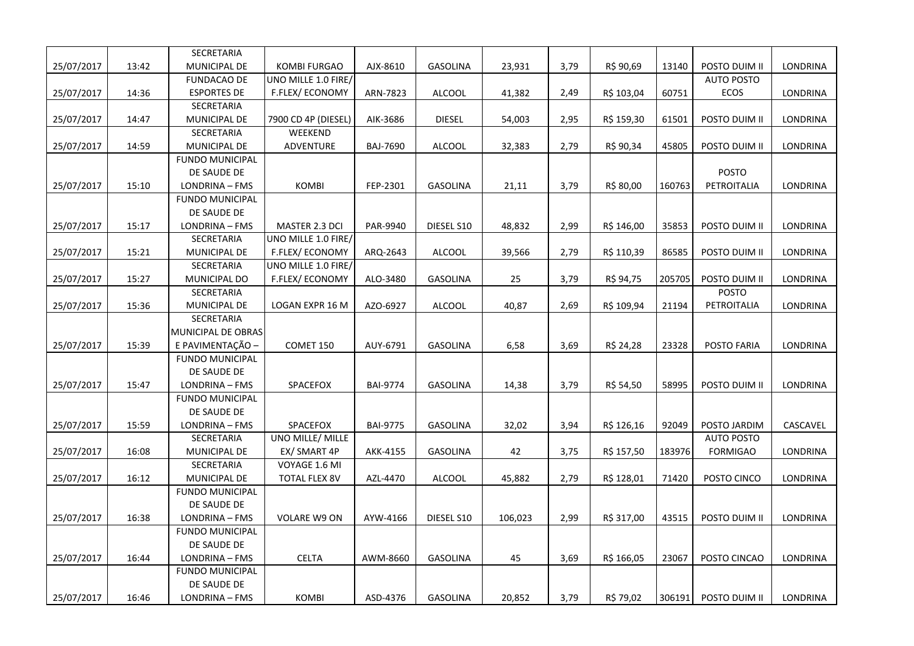| | | | | | | | | | | | |
|---|---|---|---|---|---|---|---|---|---|---|---|
| 25/07/2017 | 13:42 | SECRETARIA MUNICIPAL DE | KOMBI FURGAO | AJX-8610 | GASOLINA | 23,931 | 3,79 | R$ 90,69 | 13140 | POSTO DUIM II | LONDRINA |
| 25/07/2017 | 14:36 | FUNDACAO DE ESPORTES DE | UNO MILLE 1.0 FIRE/ F.FLEX/ ECONOMY | ARN-7823 | ALCOOL | 41,382 | 2,49 | R$ 103,04 | 60751 | AUTO POSTO ECOS | LONDRINA |
| 25/07/2017 | 14:47 | SECRETARIA MUNICIPAL DE | 7900 CD 4P (DIESEL) | AIK-3686 | DIESEL | 54,003 | 2,95 | R$ 159,30 | 61501 | POSTO DUIM II | LONDRINA |
| 25/07/2017 | 14:59 | SECRETARIA MUNICIPAL DE | WEEKEND ADVENTURE | BAJ-7690 | ALCOOL | 32,383 | 2,79 | R$ 90,34 | 45805 | POSTO DUIM II | LONDRINA |
| 25/07/2017 | 15:10 | FUNDO MUNICIPAL DE SAUDE DE LONDRINA – FMS | KOMBI | FEP-2301 | GASOLINA | 21,11 | 3,79 | R$ 80,00 | 160763 | POSTO PETROITALIA | LONDRINA |
| 25/07/2017 | 15:17 | FUNDO MUNICIPAL DE SAUDE DE LONDRINA – FMS | MASTER 2.3 DCI | PAR-9940 | DIESEL S10 | 48,832 | 2,99 | R$ 146,00 | 35853 | POSTO DUIM II | LONDRINA |
| 25/07/2017 | 15:21 | SECRETARIA MUNICIPAL DE | UNO MILLE 1.0 FIRE/ F.FLEX/ ECONOMY | ARQ-2643 | ALCOOL | 39,566 | 2,79 | R$ 110,39 | 86585 | POSTO DUIM II | LONDRINA |
| 25/07/2017 | 15:27 | SECRETARIA MUNICIPAL DO | UNO MILLE 1.0 FIRE/ F.FLEX/ ECONOMY | ALO-3480 | GASOLINA | 25 | 3,79 | R$ 94,75 | 205705 | POSTO DUIM II | LONDRINA |
| 25/07/2017 | 15:36 | SECRETARIA MUNICIPAL DE | LOGAN EXPR 16 M | AZO-6927 | ALCOOL | 40,87 | 2,69 | R$ 109,94 | 21194 | POSTO PETROITALIA | LONDRINA |
| 25/07/2017 | 15:39 | SECRETARIA MUNICIPAL DE OBRAS E PAVIMENTAÇÃO – | COMET 150 | AUY-6791 | GASOLINA | 6,58 | 3,69 | R$ 24,28 | 23328 | POSTO FARIA | LONDRINA |
| 25/07/2017 | 15:47 | FUNDO MUNICIPAL DE SAUDE DE LONDRINA – FMS | SPACEFOX | BAI-9774 | GASOLINA | 14,38 | 3,79 | R$ 54,50 | 58995 | POSTO DUIM II | LONDRINA |
| 25/07/2017 | 15:59 | FUNDO MUNICIPAL DE SAUDE DE LONDRINA – FMS | SPACEFOX | BAI-9775 | GASOLINA | 32,02 | 3,94 | R$ 126,16 | 92049 | POSTO JARDIM | CASCAVEL |
| 25/07/2017 | 16:08 | SECRETARIA MUNICIPAL DE | UNO MILLE/ MILLE EX/ SMART 4P | AKK-4155 | GASOLINA | 42 | 3,75 | R$ 157,50 | 183976 | AUTO POSTO FORMIGAO | LONDRINA |
| 25/07/2017 | 16:12 | SECRETARIA MUNICIPAL DE | VOYAGE 1.6 MI TOTAL FLEX 8V | AZL-4470 | ALCOOL | 45,882 | 2,79 | R$ 128,01 | 71420 | POSTO CINCO | LONDRINA |
| 25/07/2017 | 16:38 | FUNDO MUNICIPAL DE SAUDE DE LONDRINA – FMS | VOLARE W9 ON | AYW-4166 | DIESEL S10 | 106,023 | 2,99 | R$ 317,00 | 43515 | POSTO DUIM II | LONDRINA |
| 25/07/2017 | 16:44 | FUNDO MUNICIPAL DE SAUDE DE LONDRINA – FMS | CELTA | AWM-8660 | GASOLINA | 45 | 3,69 | R$ 166,05 | 23067 | POSTO CINCAO | LONDRINA |
| 25/07/2017 | 16:46 | FUNDO MUNICIPAL DE SAUDE DE LONDRINA – FMS | KOMBI | ASD-4376 | GASOLINA | 20,852 | 3,79 | R$ 79,02 | 306191 | POSTO DUIM II | LONDRINA |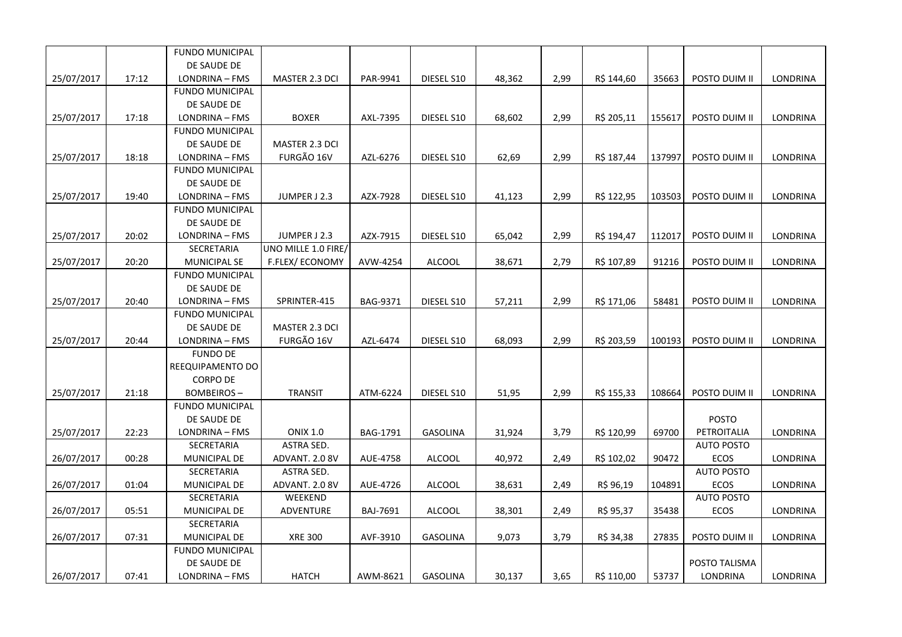| | | | | | | | | | | | |
|---|---|---|---|---|---|---|---|---|---|---|---|
| 25/07/2017 | 17:12 | FUNDO MUNICIPAL DE SAUDE DE LONDRINA – FMS | MASTER 2.3 DCI | PAR-9941 | DIESEL S10 | 48,362 | 2,99 | R$ 144,60 | 35663 | POSTO DUIM II | LONDRINA |
| 25/07/2017 | 17:18 | FUNDO MUNICIPAL DE SAUDE DE LONDRINA – FMS | BOXER | AXL-7395 | DIESEL S10 | 68,602 | 2,99 | R$ 205,11 | 155617 | POSTO DUIM II | LONDRINA |
| 25/07/2017 | 18:18 | FUNDO MUNICIPAL DE SAUDE DE LONDRINA – FMS | MASTER 2.3 DCI FURGÃO 16V | AZL-6276 | DIESEL S10 | 62,69 | 2,99 | R$ 187,44 | 137997 | POSTO DUIM II | LONDRINA |
| 25/07/2017 | 19:40 | FUNDO MUNICIPAL DE SAUDE DE LONDRINA – FMS | JUMPER J 2.3 | AZX-7928 | DIESEL S10 | 41,123 | 2,99 | R$ 122,95 | 103503 | POSTO DUIM II | LONDRINA |
| 25/07/2017 | 20:02 | FUNDO MUNICIPAL DE SAUDE DE LONDRINA – FMS | JUMPER J 2.3 | AZX-7915 | DIESEL S10 | 65,042 | 2,99 | R$ 194,47 | 112017 | POSTO DUIM II | LONDRINA |
| 25/07/2017 | 20:20 | SECRETARIA MUNICIPAL SE | UNO MILLE 1.0 FIRE/ F.FLEX/ ECONOMY | AVW-4254 | ALCOOL | 38,671 | 2,79 | R$ 107,89 | 91216 | POSTO DUIM II | LONDRINA |
| 25/07/2017 | 20:40 | FUNDO MUNICIPAL DE SAUDE DE LONDRINA – FMS | SPRINTER-415 | BAG-9371 | DIESEL S10 | 57,211 | 2,99 | R$ 171,06 | 58481 | POSTO DUIM II | LONDRINA |
| 25/07/2017 | 20:44 | FUNDO MUNICIPAL DE SAUDE DE LONDRINA – FMS | MASTER 2.3 DCI FURGÃO 16V | AZL-6474 | DIESEL S10 | 68,093 | 2,99 | R$ 203,59 | 100193 | POSTO DUIM II | LONDRINA |
| 25/07/2017 | 21:18 | FUNDO DE REEQUIPAMENTO DO CORPO DE BOMBEIROS – | TRANSIT | ATM-6224 | DIESEL S10 | 51,95 | 2,99 | R$ 155,33 | 108664 | POSTO DUIM II | LONDRINA |
| 25/07/2017 | 22:23 | FUNDO MUNICIPAL DE SAUDE DE LONDRINA – FMS | ONIX 1.0 | BAG-1791 | GASOLINA | 31,924 | 3,79 | R$ 120,99 | 69700 | POSTO PETROITALIA | LONDRINA |
| 26/07/2017 | 00:28 | SECRETARIA MUNICIPAL DE | ASTRA SED. ADVANT. 2.0 8V | AUE-4758 | ALCOOL | 40,972 | 2,49 | R$ 102,02 | 90472 | AUTO POSTO ECOS | LONDRINA |
| 26/07/2017 | 01:04 | SECRETARIA MUNICIPAL DE | ASTRA SED. ADVANT. 2.0 8V | AUE-4726 | ALCOOL | 38,631 | 2,49 | R$ 96,19 | 104891 | AUTO POSTO ECOS | LONDRINA |
| 26/07/2017 | 05:51 | SECRETARIA MUNICIPAL DE | WEEKEND ADVENTURE | BAJ-7691 | ALCOOL | 38,301 | 2,49 | R$ 95,37 | 35438 | AUTO POSTO ECOS | LONDRINA |
| 26/07/2017 | 07:31 | SECRETARIA MUNICIPAL DE | XRE 300 | AVF-3910 | GASOLINA | 9,073 | 3,79 | R$ 34,38 | 27835 | POSTO DUIM II | LONDRINA |
| 26/07/2017 | 07:41 | FUNDO MUNICIPAL DE SAUDE DE LONDRINA – FMS | HATCH | AWM-8621 | GASOLINA | 30,137 | 3,65 | R$ 110,00 | 53737 | POSTO TALISMA LONDRINA | LONDRINA |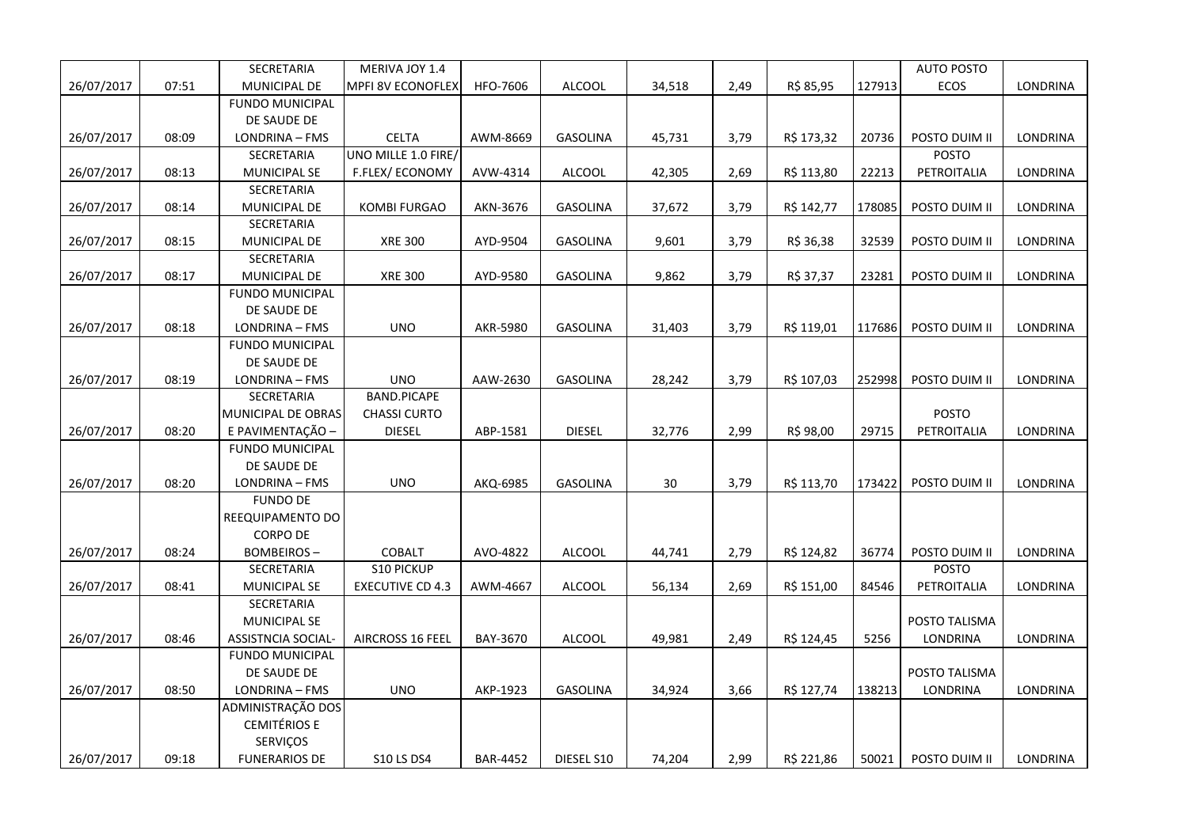| | | | | | | | | | | | |
|---|---|---|---|---|---|---|---|---|---|---|---|
| 26/07/2017 | 07:51 | SECRETARIA MUNICIPAL DE | MERIVA JOY 1.4 MPFI 8V ECONOFLEX | HFO-7606 | ALCOOL | 34,518 | 2,49 | R$ 85,95 | 127913 | AUTO POSTO ECOS | LONDRINA |
| 26/07/2017 | 08:09 | FUNDO MUNICIPAL DE SAUDE DE LONDRINA – FMS | CELTA | AWM-8669 | GASOLINA | 45,731 | 3,79 | R$ 173,32 | 20736 | POSTO DUIM II | LONDRINA |
| 26/07/2017 | 08:13 | SECRETARIA MUNICIPAL SE | UNO MILLE 1.0 FIRE/ F.FLEX/ ECONOMY | AVW-4314 | ALCOOL | 42,305 | 2,69 | R$ 113,80 | 22213 | POSTO PETROITALIA | LONDRINA |
| 26/07/2017 | 08:14 | SECRETARIA MUNICIPAL DE | KOMBI FURGAO | AKN-3676 | GASOLINA | 37,672 | 3,79 | R$ 142,77 | 178085 | POSTO DUIM II | LONDRINA |
| 26/07/2017 | 08:15 | SECRETARIA MUNICIPAL DE | XRE 300 | AYD-9504 | GASOLINA | 9,601 | 3,79 | R$ 36,38 | 32539 | POSTO DUIM II | LONDRINA |
| 26/07/2017 | 08:17 | SECRETARIA MUNICIPAL DE | XRE 300 | AYD-9580 | GASOLINA | 9,862 | 3,79 | R$ 37,37 | 23281 | POSTO DUIM II | LONDRINA |
| 26/07/2017 | 08:18 | FUNDO MUNICIPAL DE SAUDE DE LONDRINA – FMS | UNO | AKR-5980 | GASOLINA | 31,403 | 3,79 | R$ 119,01 | 117686 | POSTO DUIM II | LONDRINA |
| 26/07/2017 | 08:19 | FUNDO MUNICIPAL DE SAUDE DE LONDRINA – FMS | UNO | AAW-2630 | GASOLINA | 28,242 | 3,79 | R$ 107,03 | 252998 | POSTO DUIM II | LONDRINA |
| 26/07/2017 | 08:20 | SECRETARIA MUNICIPAL DE OBRAS E PAVIMENTAÇÃO – | BAND.PICAPE CHASSI CURTO DIESEL | ABP-1581 | DIESEL | 32,776 | 2,99 | R$ 98,00 | 29715 | POSTO PETROITALIA | LONDRINA |
| 26/07/2017 | 08:20 | FUNDO MUNICIPAL DE SAUDE DE LONDRINA – FMS | UNO | AKQ-6985 | GASOLINA | 30 | 3,79 | R$ 113,70 | 173422 | POSTO DUIM II | LONDRINA |
| 26/07/2017 | 08:24 | FUNDO DE REEQUIPAMENTO DO CORPO DE BOMBEIROS – | COBALT | AVO-4822 | ALCOOL | 44,741 | 2,79 | R$ 124,82 | 36774 | POSTO DUIM II | LONDRINA |
| 26/07/2017 | 08:41 | SECRETARIA MUNICIPAL SE | S10 PICKUP EXECUTIVE CD 4.3 | AWM-4667 | ALCOOL | 56,134 | 2,69 | R$ 151,00 | 84546 | POSTO PETROITALIA | LONDRINA |
| 26/07/2017 | 08:46 | SECRETARIA MUNICIPAL SE ASSISTNCIA SOCIAL- | AIRCROSS 16 FEEL | BAY-3670 | ALCOOL | 49,981 | 2,49 | R$ 124,45 | 5256 | POSTO TALISMA LONDRINA | LONDRINA |
| 26/07/2017 | 08:50 | FUNDO MUNICIPAL DE SAUDE DE LONDRINA – FMS | UNO | AKP-1923 | GASOLINA | 34,924 | 3,66 | R$ 127,74 | 138213 | POSTO TALISMA LONDRINA | LONDRINA |
| 26/07/2017 | 09:18 | ADMINISTRAÇÃO DOS CEMITÉRIOS E SERVIÇOS FUNERARIOS DE | S10 LS DS4 | BAR-4452 | DIESEL S10 | 74,204 | 2,99 | R$ 221,86 | 50021 | POSTO DUIM II | LONDRINA |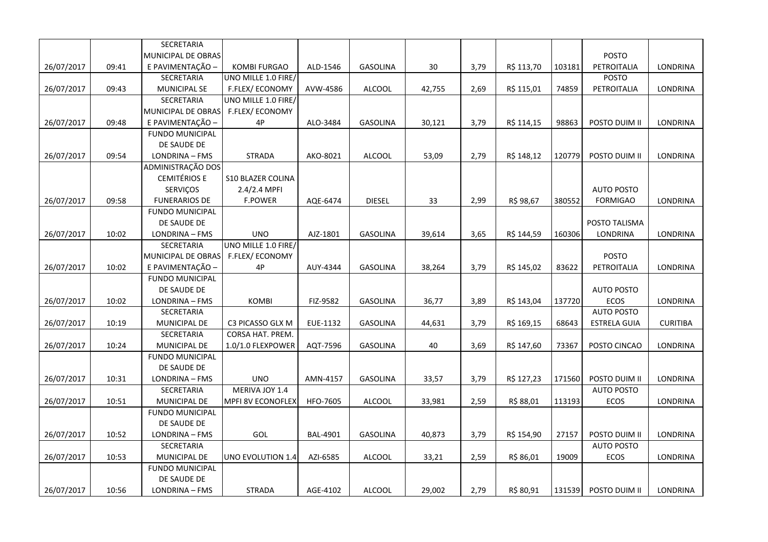| | | | | | | | | | | | |
|---|---|---|---|---|---|---|---|---|---|---|---|
| 26/07/2017 | 09:41 | SECRETARIA MUNICIPAL DE OBRAS E PAVIMENTAÇÃO – | KOMBI FURGAO | ALD-1546 | GASOLINA | 30 | 3,79 | R$ 113,70 | 103181 | POSTO PETROITALIA | LONDRINA |
| 26/07/2017 | 09:43 | SECRETARIA MUNICIPAL SE | UNO MILLE 1.0 FIRE/ F.FLEX/ ECONOMY | AVW-4586 | ALCOOL | 42,755 | 2,69 | R$ 115,01 | 74859 | POSTO PETROITALIA | LONDRINA |
| 26/07/2017 | 09:48 | SECRETARIA MUNICIPAL DE OBRAS E PAVIMENTAÇÃO – | UNO MILLE 1.0 FIRE/ F.FLEX/ ECONOMY 4P | ALO-3484 | GASOLINA | 30,121 | 3,79 | R$ 114,15 | 98863 | POSTO DUIM II | LONDRINA |
| 26/07/2017 | 09:54 | FUNDO MUNICIPAL DE SAUDE DE LONDRINA – FMS | STRADA | AKO-8021 | ALCOOL | 53,09 | 2,79 | R$ 148,12 | 120779 | POSTO DUIM II | LONDRINA |
| 26/07/2017 | 09:58 | ADMINISTRAÇÃO DOS CEMITÉRIOS E SERVIÇOS FUNERARIOS DE | S10 BLAZER COLINA 2.4/2.4 MPFI F.POWER | AQE-6474 | DIESEL | 33 | 2,99 | R$ 98,67 | 380552 | AUTO POSTO FORMIGAO | LONDRINA |
| 26/07/2017 | 10:02 | FUNDO MUNICIPAL DE SAUDE DE LONDRINA – FMS | UNO | AJZ-1801 | GASOLINA | 39,614 | 3,65 | R$ 144,59 | 160306 | POSTO TALISMA LONDRINA | LONDRINA |
| 26/07/2017 | 10:02 | SECRETARIA MUNICIPAL DE OBRAS E PAVIMENTAÇÃO – | UNO MILLE 1.0 FIRE/ F.FLEX/ ECONOMY 4P | AUY-4344 | GASOLINA | 38,264 | 3,79 | R$ 145,02 | 83622 | POSTO PETROITALIA | LONDRINA |
| 26/07/2017 | 10:02 | FUNDO MUNICIPAL DE SAUDE DE LONDRINA – FMS | KOMBI | FIZ-9582 | GASOLINA | 36,77 | 3,89 | R$ 143,04 | 137720 | AUTO POSTO ECOS | LONDRINA |
| 26/07/2017 | 10:19 | SECRETARIA MUNICIPAL DE | C3 PICASSO GLX M | EUE-1132 | GASOLINA | 44,631 | 3,79 | R$ 169,15 | 68643 | AUTO POSTO ESTRELA GUIA | CURITIBA |
| 26/07/2017 | 10:24 | SECRETARIA MUNICIPAL DE | CORSA HAT. PREM. 1.0/1.0 FLEXPOWER | AQT-7596 | GASOLINA | 40 | 3,69 | R$ 147,60 | 73367 | POSTO CINCAO | LONDRINA |
| 26/07/2017 | 10:31 | FUNDO MUNICIPAL DE SAUDE DE LONDRINA – FMS | UNO | AMN-4157 | GASOLINA | 33,57 | 3,79 | R$ 127,23 | 171560 | POSTO DUIM II | LONDRINA |
| 26/07/2017 | 10:51 | SECRETARIA MUNICIPAL DE | MERIVA JOY 1.4 MPFI 8V ECONOFLEX | HFO-7605 | ALCOOL | 33,981 | 2,59 | R$ 88,01 | 113193 | AUTO POSTO ECOS | LONDRINA |
| 26/07/2017 | 10:52 | FUNDO MUNICIPAL DE SAUDE DE LONDRINA – FMS | GOL | BAL-4901 | GASOLINA | 40,873 | 3,79 | R$ 154,90 | 27157 | POSTO DUIM II | LONDRINA |
| 26/07/2017 | 10:53 | SECRETARIA MUNICIPAL DE | UNO EVOLUTION 1.4 | AZI-6585 | ALCOOL | 33,21 | 2,59 | R$ 86,01 | 19009 | AUTO POSTO ECOS | LONDRINA |
| 26/07/2017 | 10:56 | FUNDO MUNICIPAL DE SAUDE DE LONDRINA – FMS | STRADA | AGE-4102 | ALCOOL | 29,002 | 2,79 | R$ 80,91 | 131539 | POSTO DUIM II | LONDRINA |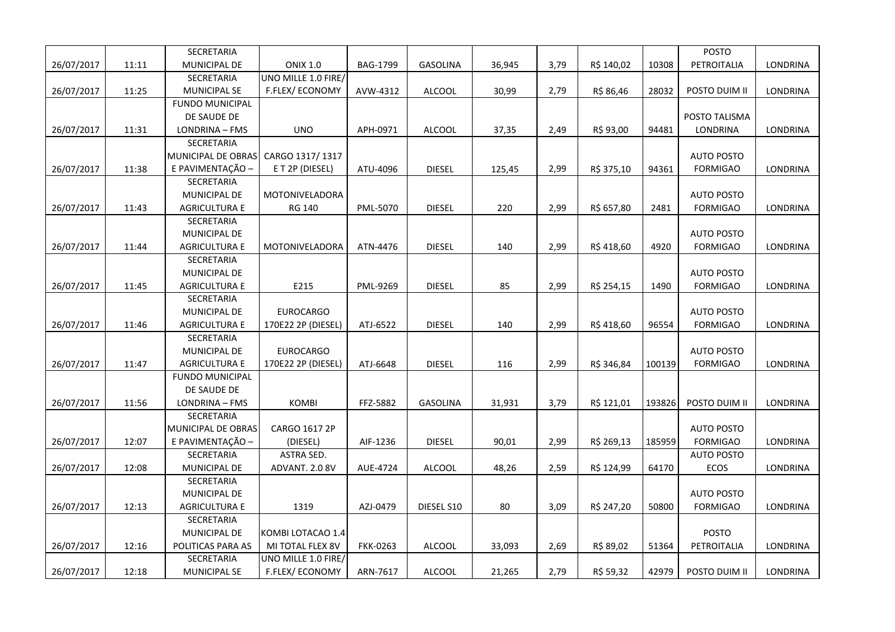| | | | | | | | | | | | |
|---|---|---|---|---|---|---|---|---|---|---|---|
| 26/07/2017 | 11:11 | SECRETARIA MUNICIPAL DE | ONIX 1.0 | BAG-1799 | GASOLINA | 36,945 | 3,79 | R$ 140,02 | 10308 | POSTO PETROITALIA | LONDRINA |
| 26/07/2017 | 11:25 | SECRETARIA MUNICIPAL SE | UNO MILLE 1.0 FIRE/ F.FLEX/ ECONOMY | AVW-4312 | ALCOOL | 30,99 | 2,79 | R$ 86,46 | 28032 | POSTO DUIM II | LONDRINA |
| 26/07/2017 | 11:31 | FUNDO MUNICIPAL DE SAUDE DE LONDRINA – FMS | UNO | APH-0971 | ALCOOL | 37,35 | 2,49 | R$ 93,00 | 94481 | POSTO TALISMA LONDRINA | LONDRINA |
| 26/07/2017 | 11:38 | SECRETARIA MUNICIPAL DE OBRAS E PAVIMENTAÇÃO – | CARGO 1317/ 1317 E T 2P (DIESEL) | ATU-4096 | DIESEL | 125,45 | 2,99 | R$ 375,10 | 94361 | AUTO POSTO FORMIGAO | LONDRINA |
| 26/07/2017 | 11:43 | SECRETARIA MUNICIPAL DE AGRICULTURA E | MOTONIVELADORA RG 140 | PML-5070 | DIESEL | 220 | 2,99 | R$ 657,80 | 2481 | AUTO POSTO FORMIGAO | LONDRINA |
| 26/07/2017 | 11:44 | SECRETARIA MUNICIPAL DE AGRICULTURA E | MOTONIVELADORA | ATN-4476 | DIESEL | 140 | 2,99 | R$ 418,60 | 4920 | AUTO POSTO FORMIGAO | LONDRINA |
| 26/07/2017 | 11:45 | SECRETARIA MUNICIPAL DE AGRICULTURA E | E215 | PML-9269 | DIESEL | 85 | 2,99 | R$ 254,15 | 1490 | AUTO POSTO FORMIGAO | LONDRINA |
| 26/07/2017 | 11:46 | SECRETARIA MUNICIPAL DE AGRICULTURA E | EUROCARGO 170E22 2P (DIESEL) | ATJ-6522 | DIESEL | 140 | 2,99 | R$ 418,60 | 96554 | AUTO POSTO FORMIGAO | LONDRINA |
| 26/07/2017 | 11:47 | SECRETARIA MUNICIPAL DE AGRICULTURA E | EUROCARGO 170E22 2P (DIESEL) | ATJ-6648 | DIESEL | 116 | 2,99 | R$ 346,84 | 100139 | AUTO POSTO FORMIGAO | LONDRINA |
| 26/07/2017 | 11:56 | FUNDO MUNICIPAL DE SAUDE DE LONDRINA – FMS | KOMBI | FFZ-5882 | GASOLINA | 31,931 | 3,79 | R$ 121,01 | 193826 | POSTO DUIM II | LONDRINA |
| 26/07/2017 | 12:07 | SECRETARIA MUNICIPAL DE OBRAS E PAVIMENTAÇÃO – | CARGO 1617 2P (DIESEL) | AIF-1236 | DIESEL | 90,01 | 2,99 | R$ 269,13 | 185959 | AUTO POSTO FORMIGAO | LONDRINA |
| 26/07/2017 | 12:08 | SECRETARIA MUNICIPAL DE | ASTRA SED. ADVANT. 2.0 8V | AUE-4724 | ALCOOL | 48,26 | 2,59 | R$ 124,99 | 64170 | AUTO POSTO ECOS | LONDRINA |
| 26/07/2017 | 12:13 | SECRETARIA MUNICIPAL DE AGRICULTURA E | 1319 | AZJ-0479 | DIESEL S10 | 80 | 3,09 | R$ 247,20 | 50800 | AUTO POSTO FORMIGAO | LONDRINA |
| 26/07/2017 | 12:16 | SECRETARIA MUNICIPAL DE POLITICAS PARA AS | KOMBI LOTACAO 1.4 MI TOTAL FLEX 8V | FKK-0263 | ALCOOL | 33,093 | 2,69 | R$ 89,02 | 51364 | POSTO PETROITALIA | LONDRINA |
| 26/07/2017 | 12:18 | SECRETARIA MUNICIPAL SE | UNO MILLE 1.0 FIRE/ F.FLEX/ ECONOMY | ARN-7617 | ALCOOL | 21,265 | 2,79 | R$ 59,32 | 42979 | POSTO DUIM II | LONDRINA |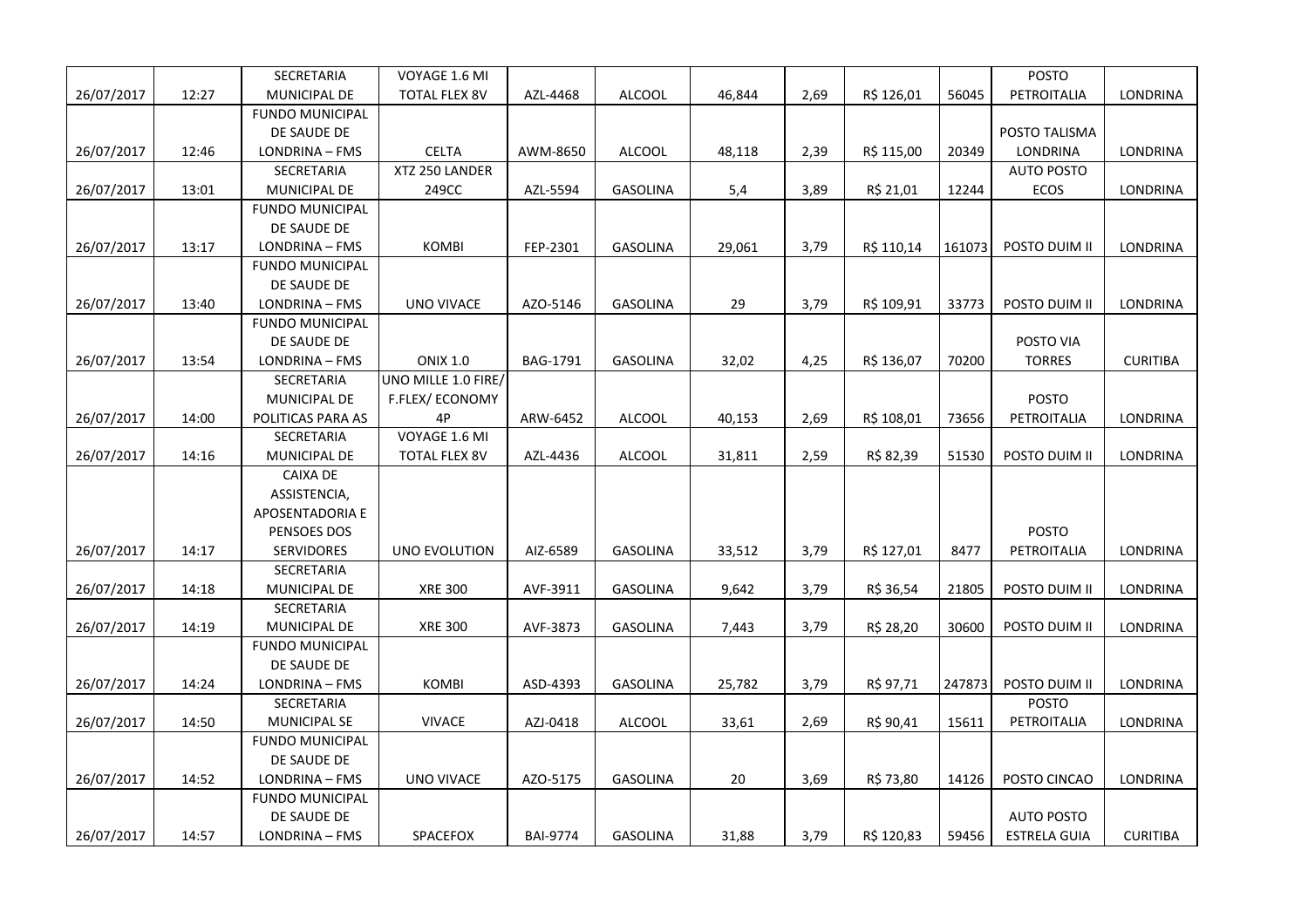| | | | | | | | | | | | |
|---|---|---|---|---|---|---|---|---|---|---|---|
| 26/07/2017 | 12:27 | SECRETARIA MUNICIPAL DE | VOYAGE 1.6 MI TOTAL FLEX 8V | AZL-4468 | ALCOOL | 46,844 | 2,69 | R$ 126,01 | 56045 | POSTO PETROITALIA | LONDRINA |
| 26/07/2017 | 12:46 | FUNDO MUNICIPAL DE SAUDE DE LONDRINA – FMS | CELTA | AWM-8650 | ALCOOL | 48,118 | 2,39 | R$ 115,00 | 20349 | POSTO TALISMA LONDRINA | LONDRINA |
| 26/07/2017 | 13:01 | SECRETARIA MUNICIPAL DE | XTZ 250 LANDER 249CC | AZL-5594 | GASOLINA | 5,4 | 3,89 | R$ 21,01 | 12244 | AUTO POSTO ECOS | LONDRINA |
| 26/07/2017 | 13:17 | FUNDO MUNICIPAL DE SAUDE DE LONDRINA – FMS | KOMBI | FEP-2301 | GASOLINA | 29,061 | 3,79 | R$ 110,14 | 161073 | POSTO DUIM II | LONDRINA |
| 26/07/2017 | 13:40 | FUNDO MUNICIPAL DE SAUDE DE LONDRINA – FMS | UNO VIVACE | AZO-5146 | GASOLINA | 29 | 3,79 | R$ 109,91 | 33773 | POSTO DUIM II | LONDRINA |
| 26/07/2017 | 13:54 | FUNDO MUNICIPAL DE SAUDE DE LONDRINA – FMS | ONIX 1.0 | BAG-1791 | GASOLINA | 32,02 | 4,25 | R$ 136,07 | 70200 | POSTO VIA TORRES | CURITIBA |
| 26/07/2017 | 14:00 | SECRETARIA MUNICIPAL DE POLITICAS PARA AS | UNO MILLE 1.0 FIRE/ F.FLEX/ ECONOMY 4P | ARW-6452 | ALCOOL | 40,153 | 2,69 | R$ 108,01 | 73656 | POSTO PETROITALIA | LONDRINA |
| 26/07/2017 | 14:16 | SECRETARIA MUNICIPAL DE | VOYAGE 1.6 MI TOTAL FLEX 8V | AZL-4436 | ALCOOL | 31,811 | 2,59 | R$ 82,39 | 51530 | POSTO DUIM II | LONDRINA |
| 26/07/2017 | 14:17 | CAIXA DE ASSISTENCIA, APOSENTADORIA E PENSOES DOS SERVIDORES | UNO EVOLUTION | AIZ-6589 | GASOLINA | 33,512 | 3,79 | R$ 127,01 | 8477 | POSTO PETROITALIA | LONDRINA |
| 26/07/2017 | 14:18 | SECRETARIA MUNICIPAL DE | XRE 300 | AVF-3911 | GASOLINA | 9,642 | 3,79 | R$ 36,54 | 21805 | POSTO DUIM II | LONDRINA |
| 26/07/2017 | 14:19 | SECRETARIA MUNICIPAL DE | XRE 300 | AVF-3873 | GASOLINA | 7,443 | 3,79 | R$ 28,20 | 30600 | POSTO DUIM II | LONDRINA |
| 26/07/2017 | 14:24 | FUNDO MUNICIPAL DE SAUDE DE LONDRINA – FMS | KOMBI | ASD-4393 | GASOLINA | 25,782 | 3,79 | R$ 97,71 | 247873 | POSTO DUIM II | LONDRINA |
| 26/07/2017 | 14:50 | SECRETARIA MUNICIPAL SE | VIVACE | AZJ-0418 | ALCOOL | 33,61 | 2,69 | R$ 90,41 | 15611 | POSTO PETROITALIA | LONDRINA |
| 26/07/2017 | 14:52 | FUNDO MUNICIPAL DE SAUDE DE LONDRINA – FMS | UNO VIVACE | AZO-5175 | GASOLINA | 20 | 3,69 | R$ 73,80 | 14126 | POSTO CINCAO | LONDRINA |
| 26/07/2017 | 14:57 | FUNDO MUNICIPAL DE SAUDE DE LONDRINA – FMS | SPACEFOX | BAI-9774 | GASOLINA | 31,88 | 3,79 | R$ 120,83 | 59456 | AUTO POSTO ESTRELA GUIA | CURITIBA |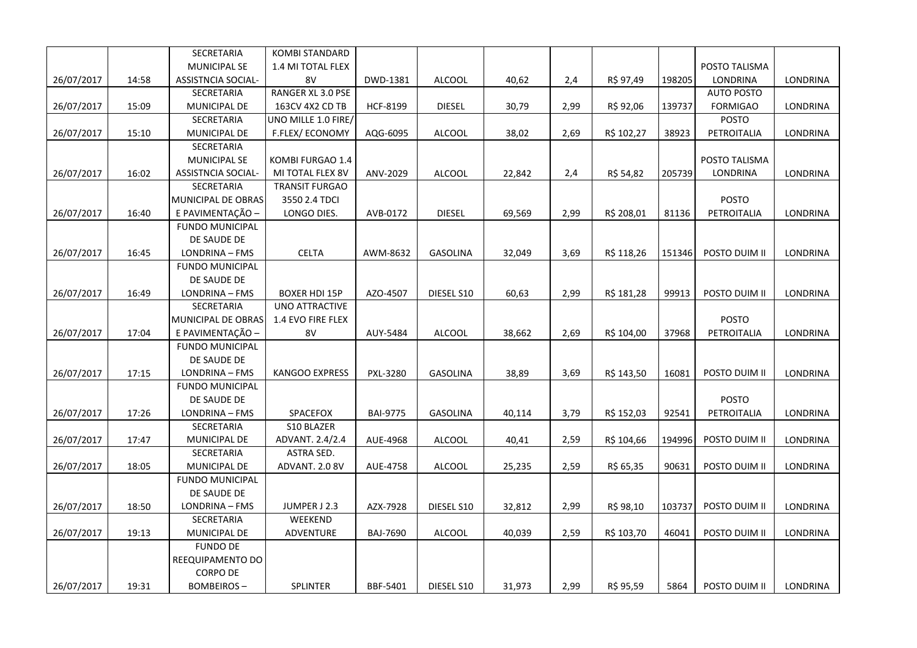|  |  |  |  |  |  |  |  |  |  |  |  |
|---|---|---|---|---|---|---|---|---|---|---|---|
| 26/07/2017 | 14:58 | SECRETARIA MUNICIPAL SE ASSISTNCIA SOCIAL- | KOMBI STANDARD 1.4 MI TOTAL FLEX 8V | DWD-1381 | ALCOOL | 40,62 | 2,4 | R$ 97,49 | 198205 | POSTO TALISMA LONDRINA | LONDRINA |
| 26/07/2017 | 15:09 | SECRETARIA MUNICIPAL DE | RANGER XL 3.0 PSE 163CV 4X2 CD TB | HCF-8199 | DIESEL | 30,79 | 2,99 | R$ 92,06 | 139737 | AUTO POSTO FORMIGAO | LONDRINA |
| 26/07/2017 | 15:10 | SECRETARIA MUNICIPAL DE | UNO MILLE 1.0 FIRE/ F.FLEX/ ECONOMY | AQG-6095 | ALCOOL | 38,02 | 2,69 | R$ 102,27 | 38923 | POSTO PETROITALIA | LONDRINA |
| 26/07/2017 | 16:02 | SECRETARIA MUNICIPAL SE ASSISTNCIA SOCIAL- | KOMBI FURGAO 1.4 MI TOTAL FLEX 8V | ANV-2029 | ALCOOL | 22,842 | 2,4 | R$ 54,82 | 205739 | POSTO TALISMA LONDRINA | LONDRINA |
| 26/07/2017 | 16:40 | SECRETARIA MUNICIPAL DE OBRAS E PAVIMENTAÇÃO – | TRANSIT FURGAO 3550 2.4 TDCI LONGO DIES. | AVB-0172 | DIESEL | 69,569 | 2,99 | R$ 208,01 | 81136 | POSTO PETROITALIA | LONDRINA |
| 26/07/2017 | 16:45 | FUNDO MUNICIPAL DE SAUDE DE LONDRINA – FMS | CELTA | AWM-8632 | GASOLINA | 32,049 | 3,69 | R$ 118,26 | 151346 | POSTO DUIM II | LONDRINA |
| 26/07/2017 | 16:49 | FUNDO MUNICIPAL DE SAUDE DE LONDRINA – FMS | BOXER HDI 15P | AZO-4507 | DIESEL S10 | 60,63 | 2,99 | R$ 181,28 | 99913 | POSTO DUIM II | LONDRINA |
| 26/07/2017 | 17:04 | SECRETARIA MUNICIPAL DE OBRAS E PAVIMENTAÇÃO – | UNO ATTRACTIVE 1.4 EVO FIRE FLEX 8V | AUY-5484 | ALCOOL | 38,662 | 2,69 | R$ 104,00 | 37968 | POSTO PETROITALIA | LONDRINA |
| 26/07/2017 | 17:15 | FUNDO MUNICIPAL DE SAUDE DE LONDRINA – FMS | KANGOO EXPRESS | PXL-3280 | GASOLINA | 38,89 | 3,69 | R$ 143,50 | 16081 | POSTO DUIM II | LONDRINA |
| 26/07/2017 | 17:26 | FUNDO MUNICIPAL DE SAUDE DE LONDRINA – FMS | SPACEFOX | BAI-9775 | GASOLINA | 40,114 | 3,79 | R$ 152,03 | 92541 | POSTO PETROITALIA | LONDRINA |
| 26/07/2017 | 17:47 | SECRETARIA MUNICIPAL DE | S10 BLAZER ADVANT. 2.4/2.4 | AUE-4968 | ALCOOL | 40,41 | 2,59 | R$ 104,66 | 194996 | POSTO DUIM II | LONDRINA |
| 26/07/2017 | 18:05 | SECRETARIA MUNICIPAL DE | ASTRA SED. ADVANT. 2.0 8V | AUE-4758 | ALCOOL | 25,235 | 2,59 | R$ 65,35 | 90631 | POSTO DUIM II | LONDRINA |
| 26/07/2017 | 18:50 | FUNDO MUNICIPAL DE SAUDE DE LONDRINA – FMS | JUMPER J 2.3 | AZX-7928 | DIESEL S10 | 32,812 | 2,99 | R$ 98,10 | 103737 | POSTO DUIM II | LONDRINA |
| 26/07/2017 | 19:13 | SECRETARIA MUNICIPAL DE | WEEKEND ADVENTURE | BAJ-7690 | ALCOOL | 40,039 | 2,59 | R$ 103,70 | 46041 | POSTO DUIM II | LONDRINA |
| 26/07/2017 | 19:31 | FUNDO DE REEQUIPAMENTO DO CORPO DE BOMBEIROS – | SPLINTER | BBF-5401 | DIESEL S10 | 31,973 | 2,99 | R$ 95,59 | 5864 | POSTO DUIM II | LONDRINA |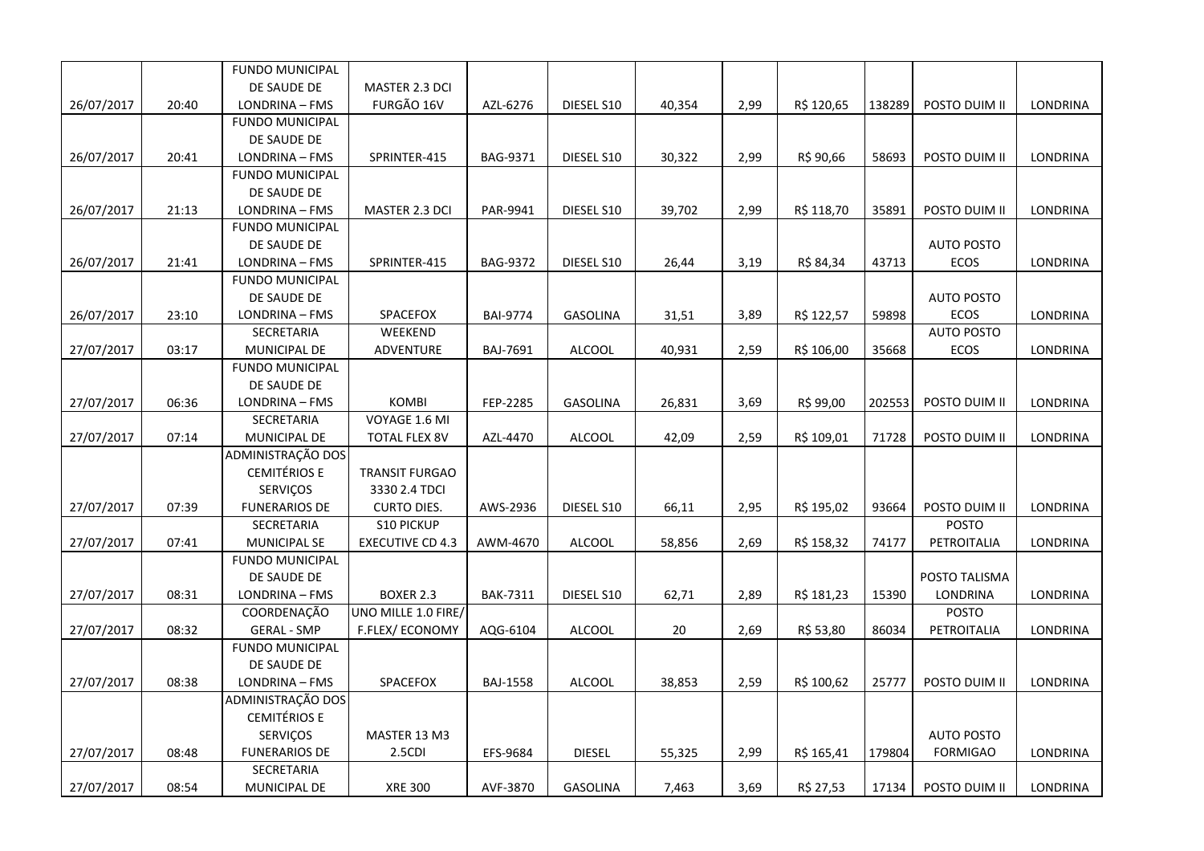| | | | | | | | | | | | |
|---|---|---|---|---|---|---|---|---|---|---|---|
| 26/07/2017 | 20:40 | FUNDO MUNICIPAL DE SAUDE DE LONDRINA – FMS | MASTER 2.3 DCI FURGÃO 16V | AZL-6276 | DIESEL S10 | 40,354 | 2,99 | R$ 120,65 | 138289 | POSTO DUIM II | LONDRINA |
| 26/07/2017 | 20:41 | FUNDO MUNICIPAL DE SAUDE DE LONDRINA – FMS | SPRINTER-415 | BAG-9371 | DIESEL S10 | 30,322 | 2,99 | R$ 90,66 | 58693 | POSTO DUIM II | LONDRINA |
| 26/07/2017 | 21:13 | FUNDO MUNICIPAL DE SAUDE DE LONDRINA – FMS | MASTER 2.3 DCI | PAR-9941 | DIESEL S10 | 39,702 | 2,99 | R$ 118,70 | 35891 | POSTO DUIM II | LONDRINA |
| 26/07/2017 | 21:41 | FUNDO MUNICIPAL DE SAUDE DE LONDRINA – FMS | SPRINTER-415 | BAG-9372 | DIESEL S10 | 26,44 | 3,19 | R$ 84,34 | 43713 | AUTO POSTO ECOS | LONDRINA |
| 26/07/2017 | 23:10 | FUNDO MUNICIPAL DE SAUDE DE LONDRINA – FMS | SPACEFOX | BAI-9774 | GASOLINA | 31,51 | 3,89 | R$ 122,57 | 59898 | AUTO POSTO ECOS | LONDRINA |
| 27/07/2017 | 03:17 | SECRETARIA MUNICIPAL DE | WEEKEND ADVENTURE | BAJ-7691 | ALCOOL | 40,931 | 2,59 | R$ 106,00 | 35668 | AUTO POSTO ECOS | LONDRINA |
| 27/07/2017 | 06:36 | FUNDO MUNICIPAL DE SAUDE DE LONDRINA – FMS | KOMBI | FEP-2285 | GASOLINA | 26,831 | 3,69 | R$ 99,00 | 202553 | POSTO DUIM II | LONDRINA |
| 27/07/2017 | 07:14 | SECRETARIA MUNICIPAL DE | VOYAGE 1.6 MI TOTAL FLEX 8V | AZL-4470 | ALCOOL | 42,09 | 2,59 | R$ 109,01 | 71728 | POSTO DUIM II | LONDRINA |
| 27/07/2017 | 07:39 | ADMINISTRAÇÃO DOS CEMITÉRIOS E SERVIÇOS FUNERARIOS DE | TRANSIT FURGAO 3330 2.4 TDCI CURTO DIES. | AWS-2936 | DIESEL S10 | 66,11 | 2,95 | R$ 195,02 | 93664 | POSTO DUIM II | LONDRINA |
| 27/07/2017 | 07:41 | SECRETARIA MUNICIPAL SE | S10 PICKUP EXECUTIVE CD 4.3 | AWM-4670 | ALCOOL | 58,856 | 2,69 | R$ 158,32 | 74177 | POSTO PETROITALIA | LONDRINA |
| 27/07/2017 | 08:31 | FUNDO MUNICIPAL DE SAUDE DE LONDRINA – FMS | BOXER 2.3 | BAK-7311 | DIESEL S10 | 62,71 | 2,89 | R$ 181,23 | 15390 | POSTO TALISMA LONDRINA | LONDRINA |
| 27/07/2017 | 08:32 | COORDENAÇÃO GERAL - SMP | UNO MILLE 1.0 FIRE/ F.FLEX/ ECONOMY | AQG-6104 | ALCOOL | 20 | 2,69 | R$ 53,80 | 86034 | POSTO PETROITALIA | LONDRINA |
| 27/07/2017 | 08:38 | FUNDO MUNICIPAL DE SAUDE DE LONDRINA – FMS | SPACEFOX | BAJ-1558 | ALCOOL | 38,853 | 2,59 | R$ 100,62 | 25777 | POSTO DUIM II | LONDRINA |
| 27/07/2017 | 08:48 | ADMINISTRAÇÃO DOS CEMITÉRIOS E SERVIÇOS FUNERARIOS DE | MASTER 13 M3 2.5CDI | EFS-9684 | DIESEL | 55,325 | 2,99 | R$ 165,41 | 179804 | AUTO POSTO FORMIGAO | LONDRINA |
| 27/07/2017 | 08:54 | SECRETARIA MUNICIPAL DE | XRE 300 | AVF-3870 | GASOLINA | 7,463 | 3,69 | R$ 27,53 | 17134 | POSTO DUIM II | LONDRINA |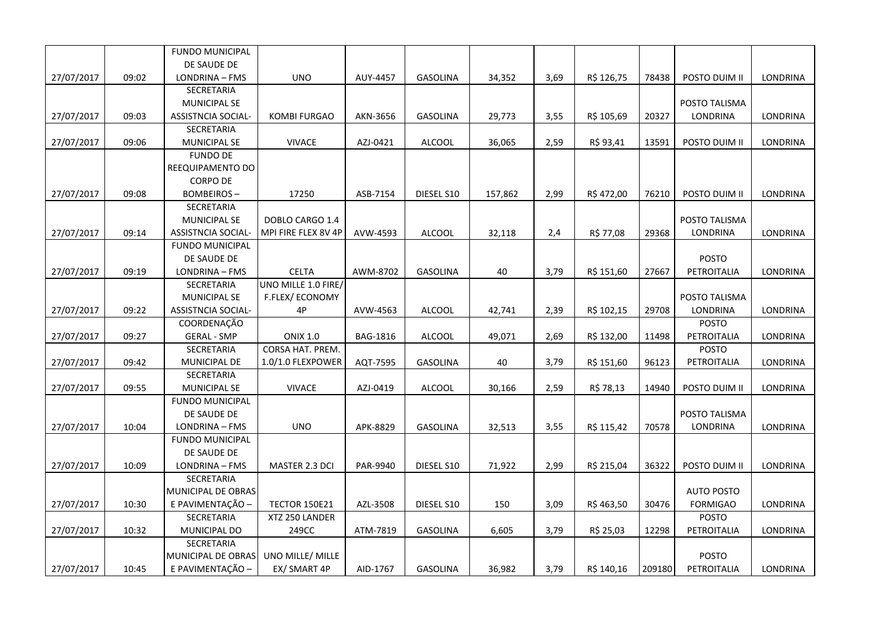| | | | | | | | | | | | |
|---|---|---|---|---|---|---|---|---|---|---|---|
| 27/07/2017 | 09:02 | FUNDO MUNICIPAL DE SAUDE DE LONDRINA – FMS | UNO | AUY-4457 | GASOLINA | 34,352 | 3,69 | R$ 126,75 | 78438 | POSTO DUIM II | LONDRINA |
| 27/07/2017 | 09:03 | SECRETARIA MUNICIPAL SE ASSISTNCIA SOCIAL- | KOMBI FURGAO | AKN-3656 | GASOLINA | 29,773 | 3,55 | R$ 105,69 | 20327 | POSTO TALISMA LONDRINA | LONDRINA |
| 27/07/2017 | 09:06 | SECRETARIA MUNICIPAL SE | VIVACE | AZJ-0421 | ALCOOL | 36,065 | 2,59 | R$ 93,41 | 13591 | POSTO DUIM II | LONDRINA |
| 27/07/2017 | 09:08 | FUNDO DE REEQUIPAMENTO DO CORPO DE BOMBEIROS – | 17250 | ASB-7154 | DIESEL S10 | 157,862 | 2,99 | R$ 472,00 | 76210 | POSTO DUIM II | LONDRINA |
| 27/07/2017 | 09:14 | SECRETARIA MUNICIPAL SE ASSISTNCIA SOCIAL- | DOBLO CARGO 1.4 MPI FIRE FLEX 8V 4P | AVW-4593 | ALCOOL | 32,118 | 2,4 | R$ 77,08 | 29368 | POSTO TALISMA LONDRINA | LONDRINA |
| 27/07/2017 | 09:19 | FUNDO MUNICIPAL DE SAUDE DE LONDRINA – FMS | CELTA | AWM-8702 | GASOLINA | 40 | 3,79 | R$ 151,60 | 27667 | POSTO PETROITALIA | LONDRINA |
| 27/07/2017 | 09:22 | SECRETARIA MUNICIPAL SE ASSISTNCIA SOCIAL- | UNO MILLE 1.0 FIRE/ F.FLEX/ ECONOMY 4P | AVW-4563 | ALCOOL | 42,741 | 2,39 | R$ 102,15 | 29708 | POSTO TALISMA LONDRINA | LONDRINA |
| 27/07/2017 | 09:27 | COORDENAÇÃO GERAL - SMP | ONIX 1.0 | BAG-1816 | ALCOOL | 49,071 | 2,69 | R$ 132,00 | 11498 | POSTO PETROITALIA | LONDRINA |
| 27/07/2017 | 09:42 | SECRETARIA MUNICIPAL DE | CORSA HAT. PREM. 1.0/1.0 FLEXPOWER | AQT-7595 | GASOLINA | 40 | 3,79 | R$ 151,60 | 96123 | POSTO PETROITALIA | LONDRINA |
| 27/07/2017 | 09:55 | SECRETARIA MUNICIPAL SE | VIVACE | AZJ-0419 | ALCOOL | 30,166 | 2,59 | R$ 78,13 | 14940 | POSTO DUIM II | LONDRINA |
| 27/07/2017 | 10:04 | FUNDO MUNICIPAL DE SAUDE DE LONDRINA – FMS | UNO | APK-8829 | GASOLINA | 32,513 | 3,55 | R$ 115,42 | 70578 | POSTO TALISMA LONDRINA | LONDRINA |
| 27/07/2017 | 10:09 | FUNDO MUNICIPAL DE SAUDE DE LONDRINA – FMS | MASTER 2.3 DCI | PAR-9940 | DIESEL S10 | 71,922 | 2,99 | R$ 215,04 | 36322 | POSTO DUIM II | LONDRINA |
| 27/07/2017 | 10:30 | SECRETARIA MUNICIPAL DE OBRAS E PAVIMENTAÇÃO – | TECTOR 150E21 | AZL-3508 | DIESEL S10 | 150 | 3,09 | R$ 463,50 | 30476 | AUTO POSTO FORMIGAO | LONDRINA |
| 27/07/2017 | 10:32 | SECRETARIA MUNICIPAL DO | XTZ 250 LANDER 249CC | ATM-7819 | GASOLINA | 6,605 | 3,79 | R$ 25,03 | 12298 | POSTO PETROITALIA | LONDRINA |
| 27/07/2017 | 10:45 | SECRETARIA MUNICIPAL DE OBRAS E PAVIMENTAÇÃO – | UNO MILLE/ MILLE EX/ SMART 4P | AID-1767 | GASOLINA | 36,982 | 3,79 | R$ 140,16 | 209180 | POSTO PETROITALIA | LONDRINA |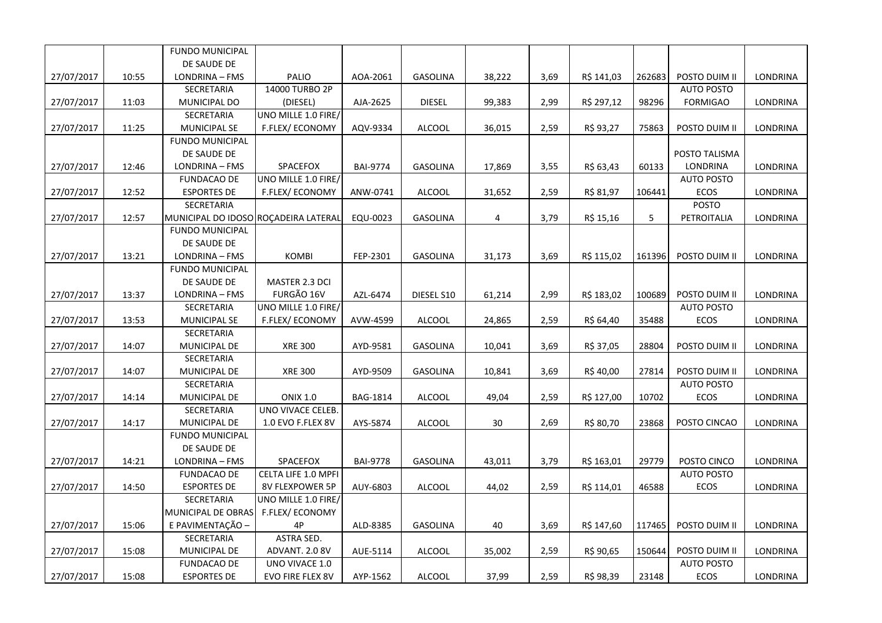| | | | | | | | | | | | |
|---|---|---|---|---|---|---|---|---|---|---|---|
| 27/07/2017 | 10:55 | FUNDO MUNICIPAL DE SAUDE DE LONDRINA – FMS | PALIO | AOA-2061 | GASOLINA | 38,222 | 3,69 | R$ 141,03 | 262683 | POSTO DUIM II | LONDRINA |
| 27/07/2017 | 11:03 | SECRETARIA MUNICIPAL DO | 14000 TURBO 2P (DIESEL) | AJA-2625 | DIESEL | 99,383 | 2,99 | R$ 297,12 | 98296 | AUTO POSTO FORMIGAO | LONDRINA |
| 27/07/2017 | 11:25 | SECRETARIA MUNICIPAL SE | UNO MILLE 1.0 FIRE/ F.FLEX/ ECONOMY | AQV-9334 | ALCOOL | 36,015 | 2,59 | R$ 93,27 | 75863 | POSTO DUIM II | LONDRINA |
| 27/07/2017 | 12:46 | FUNDO MUNICIPAL DE SAUDE DE LONDRINA – FMS | SPACEFOX | BAI-9774 | GASOLINA | 17,869 | 3,55 | R$ 63,43 | 60133 | POSTO TALISMA LONDRINA | LONDRINA |
| 27/07/2017 | 12:52 | FUNDACAO DE ESPORTES DE | UNO MILLE 1.0 FIRE/ F.FLEX/ ECONOMY | ANW-0741 | ALCOOL | 31,652 | 2,59 | R$ 81,97 | 106441 | AUTO POSTO ECOS | LONDRINA |
| 27/07/2017 | 12:57 | SECRETARIA MUNICIPAL DO IDOSO | ROÇADEIRA LATERAL | EQU-0023 | GASOLINA | 4 | 3,79 | R$ 15,16 | 5 | POSTO PETROITALIA | LONDRINA |
| 27/07/2017 | 13:21 | FUNDO MUNICIPAL DE SAUDE DE LONDRINA – FMS | KOMBI | FEP-2301 | GASOLINA | 31,173 | 3,69 | R$ 115,02 | 161396 | POSTO DUIM II | LONDRINA |
| 27/07/2017 | 13:37 | FUNDO MUNICIPAL DE SAUDE DE LONDRINA – FMS | MASTER 2.3 DCI FURGÃO 16V | AZL-6474 | DIESEL S10 | 61,214 | 2,99 | R$ 183,02 | 100689 | POSTO DUIM II | LONDRINA |
| 27/07/2017 | 13:53 | SECRETARIA MUNICIPAL SE | UNO MILLE 1.0 FIRE/ F.FLEX/ ECONOMY | AVW-4599 | ALCOOL | 24,865 | 2,59 | R$ 64,40 | 35488 | AUTO POSTO ECOS | LONDRINA |
| 27/07/2017 | 14:07 | SECRETARIA MUNICIPAL DE | XRE 300 | AYD-9581 | GASOLINA | 10,041 | 3,69 | R$ 37,05 | 28804 | POSTO DUIM II | LONDRINA |
| 27/07/2017 | 14:07 | SECRETARIA MUNICIPAL DE | XRE 300 | AYD-9509 | GASOLINA | 10,841 | 3,69 | R$ 40,00 | 27814 | POSTO DUIM II | LONDRINA |
| 27/07/2017 | 14:14 | SECRETARIA MUNICIPAL DE | ONIX 1.0 | BAG-1814 | ALCOOL | 49,04 | 2,59 | R$ 127,00 | 10702 | AUTO POSTO ECOS | LONDRINA |
| 27/07/2017 | 14:17 | SECRETARIA MUNICIPAL DE | UNO VIVACE CELEB. 1.0 EVO F.FLEX 8V | AYS-5874 | ALCOOL | 30 | 2,69 | R$ 80,70 | 23868 | POSTO CINCAO | LONDRINA |
| 27/07/2017 | 14:21 | FUNDO MUNICIPAL DE SAUDE DE LONDRINA – FMS | SPACEFOX | BAI-9778 | GASOLINA | 43,011 | 3,79 | R$ 163,01 | 29779 | POSTO CINCO | LONDRINA |
| 27/07/2017 | 14:50 | FUNDACAO DE ESPORTES DE | CELTA LIFE 1.0 MPFI 8V FLEXPOWER 5P | AUY-6803 | ALCOOL | 44,02 | 2,59 | R$ 114,01 | 46588 | AUTO POSTO ECOS | LONDRINA |
| 27/07/2017 | 15:06 | SECRETARIA MUNICIPAL DE OBRAS E PAVIMENTAÇÃO – | UNO MILLE 1.0 FIRE/ F.FLEX/ ECONOMY 4P | ALD-8385 | GASOLINA | 40 | 3,69 | R$ 147,60 | 117465 | POSTO DUIM II | LONDRINA |
| 27/07/2017 | 15:08 | SECRETARIA MUNICIPAL DE | ASTRA SED. ADVANT. 2.0 8V | AUE-5114 | ALCOOL | 35,002 | 2,59 | R$ 90,65 | 150644 | POSTO DUIM II | LONDRINA |
| 27/07/2017 | 15:08 | FUNDACAO DE ESPORTES DE | UNO VIVACE 1.0 EVO FIRE FLEX 8V | AYP-1562 | ALCOOL | 37,99 | 2,59 | R$ 98,39 | 23148 | AUTO POSTO ECOS | LONDRINA |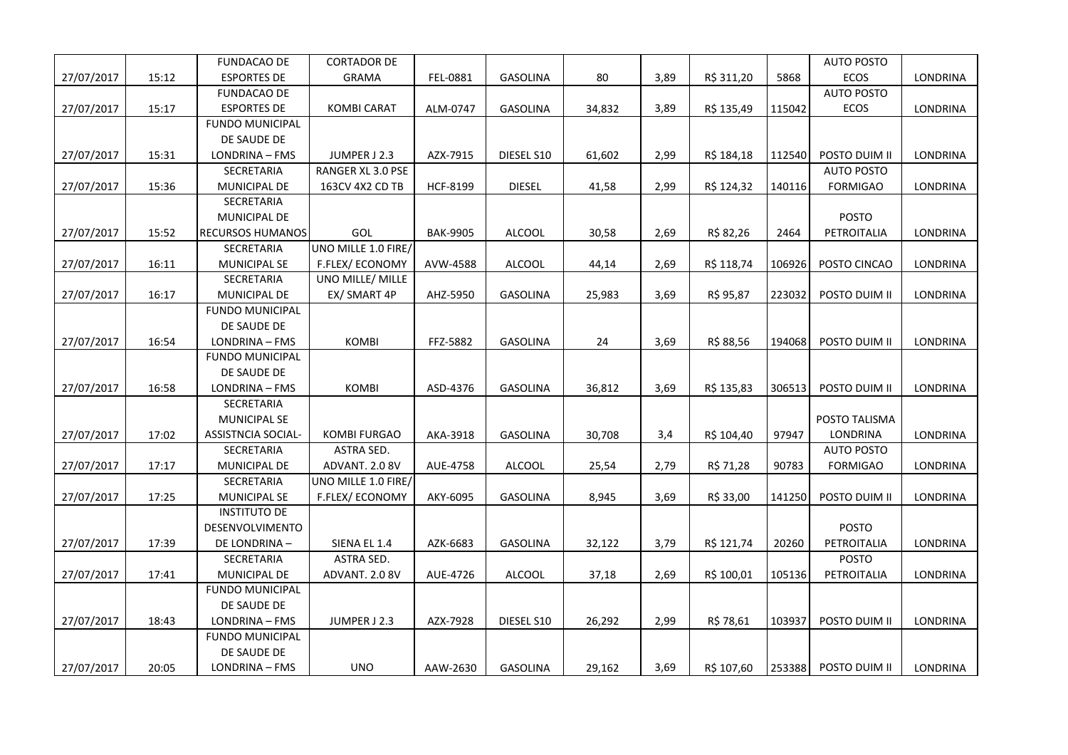| | | | | | | | | | | | |
|---|---|---|---|---|---|---|---|---|---|---|---|
| 27/07/2017 | 15:12 | FUNDACAO DE ESPORTES DE | CORTADOR DE GRAMA | FEL-0881 | GASOLINA | 80 | 3,89 | R$ 311,20 | 5868 | AUTO POSTO ECOS | LONDRINA |
| 27/07/2017 | 15:17 | FUNDACAO DE ESPORTES DE | KOMBI CARAT | ALM-0747 | GASOLINA | 34,832 | 3,89 | R$ 135,49 | 115042 | AUTO POSTO ECOS | LONDRINA |
| 27/07/2017 | 15:31 | FUNDO MUNICIPAL DE SAUDE DE LONDRINA – FMS | JUMPER J 2.3 | AZX-7915 | DIESEL S10 | 61,602 | 2,99 | R$ 184,18 | 112540 | POSTO DUIM II | LONDRINA |
| 27/07/2017 | 15:36 | SECRETARIA MUNICIPAL DE | RANGER XL 3.0 PSE 163CV 4X2 CD TB | HCF-8199 | DIESEL | 41,58 | 2,99 | R$ 124,32 | 140116 | AUTO POSTO FORMIGAO | LONDRINA |
| 27/07/2017 | 15:52 | SECRETARIA MUNICIPAL DE RECURSOS HUMANOS | GOL | BAK-9905 | ALCOOL | 30,58 | 2,69 | R$ 82,26 | 2464 | POSTO PETROITALIA | LONDRINA |
| 27/07/2017 | 16:11 | SECRETARIA MUNICIPAL SE | UNO MILLE 1.0 FIRE/ F.FLEX/ ECONOMY | AVW-4588 | ALCOOL | 44,14 | 2,69 | R$ 118,74 | 106926 | POSTO CINCAO | LONDRINA |
| 27/07/2017 | 16:17 | SECRETARIA MUNICIPAL DE | UNO MILLE/ MILLE EX/ SMART 4P | AHZ-5950 | GASOLINA | 25,983 | 3,69 | R$ 95,87 | 223032 | POSTO DUIM II | LONDRINA |
| 27/07/2017 | 16:54 | FUNDO MUNICIPAL DE SAUDE DE LONDRINA – FMS | KOMBI | FFZ-5882 | GASOLINA | 24 | 3,69 | R$ 88,56 | 194068 | POSTO DUIM II | LONDRINA |
| 27/07/2017 | 16:58 | FUNDO MUNICIPAL DE SAUDE DE LONDRINA – FMS | KOMBI | ASD-4376 | GASOLINA | 36,812 | 3,69 | R$ 135,83 | 306513 | POSTO DUIM II | LONDRINA |
| 27/07/2017 | 17:02 | SECRETARIA MUNICIPAL SE ASSISTNCIA SOCIAL- | KOMBI FURGAO | AKA-3918 | GASOLINA | 30,708 | 3,4 | R$ 104,40 | 97947 | POSTO TALISMA LONDRINA | LONDRINA |
| 27/07/2017 | 17:17 | SECRETARIA MUNICIPAL DE | ASTRA SED. ADVANT. 2.0 8V | AUE-4758 | ALCOOL | 25,54 | 2,79 | R$ 71,28 | 90783 | AUTO POSTO FORMIGAO | LONDRINA |
| 27/07/2017 | 17:25 | SECRETARIA MUNICIPAL SE | UNO MILLE 1.0 FIRE/ F.FLEX/ ECONOMY | AKY-6095 | GASOLINA | 8,945 | 3,69 | R$ 33,00 | 141250 | POSTO DUIM II | LONDRINA |
| 27/07/2017 | 17:39 | INSTITUTO DE DESENVOLVIMENTO DE LONDRINA – | SIENA EL 1.4 | AZK-6683 | GASOLINA | 32,122 | 3,79 | R$ 121,74 | 20260 | POSTO PETROITALIA | LONDRINA |
| 27/07/2017 | 17:41 | SECRETARIA MUNICIPAL DE | ASTRA SED. ADVANT. 2.0 8V | AUE-4726 | ALCOOL | 37,18 | 2,69 | R$ 100,01 | 105136 | POSTO PETROITALIA | LONDRINA |
| 27/07/2017 | 18:43 | FUNDO MUNICIPAL DE SAUDE DE LONDRINA – FMS | JUMPER J 2.3 | AZX-7928 | DIESEL S10 | 26,292 | 2,99 | R$ 78,61 | 103937 | POSTO DUIM II | LONDRINA |
| 27/07/2017 | 20:05 | FUNDO MUNICIPAL DE SAUDE DE LONDRINA – FMS | UNO | AAW-2630 | GASOLINA | 29,162 | 3,69 | R$ 107,60 | 253388 | POSTO DUIM II | LONDRINA |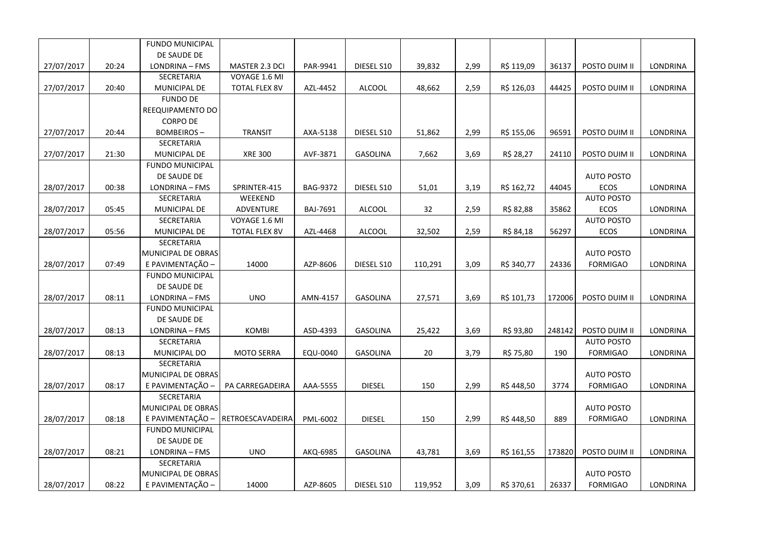| | | | | | | | | | | | |
|---|---|---|---|---|---|---|---|---|---|---|---|
| 27/07/2017 | 20:24 | FUNDO MUNICIPAL DE SAUDE DE LONDRINA – FMS | MASTER 2.3 DCI | PAR-9941 | DIESEL S10 | 39,832 | 2,99 | R$ 119,09 | 36137 | POSTO DUIM II | LONDRINA |
| 27/07/2017 | 20:40 | SECRETARIA MUNICIPAL DE | VOYAGE 1.6 MI TOTAL FLEX 8V | AZL-4452 | ALCOOL | 48,662 | 2,59 | R$ 126,03 | 44425 | POSTO DUIM II | LONDRINA |
| 27/07/2017 | 20:44 | FUNDO DE REEQUIPAMENTO DO CORPO DE BOMBEIROS – | TRANSIT | AXA-5138 | DIESEL S10 | 51,862 | 2,99 | R$ 155,06 | 96591 | POSTO DUIM II | LONDRINA |
| 27/07/2017 | 21:30 | SECRETARIA MUNICIPAL DE | XRE 300 | AVF-3871 | GASOLINA | 7,662 | 3,69 | R$ 28,27 | 24110 | POSTO DUIM II | LONDRINA |
| 28/07/2017 | 00:38 | FUNDO MUNICIPAL DE SAUDE DE LONDRINA – FMS | SPRINTER-415 | BAG-9372 | DIESEL S10 | 51,01 | 3,19 | R$ 162,72 | 44045 | AUTO POSTO ECOS | LONDRINA |
| 28/07/2017 | 05:45 | SECRETARIA MUNICIPAL DE | WEEKEND ADVENTURE | BAJ-7691 | ALCOOL | 32 | 2,59 | R$ 82,88 | 35862 | AUTO POSTO ECOS | LONDRINA |
| 28/07/2017 | 05:56 | SECRETARIA MUNICIPAL DE | VOYAGE 1.6 MI TOTAL FLEX 8V | AZL-4468 | ALCOOL | 32,502 | 2,59 | R$ 84,18 | 56297 | AUTO POSTO ECOS | LONDRINA |
| 28/07/2017 | 07:49 | SECRETARIA MUNICIPAL DE OBRAS E PAVIMENTAÇÃO – | 14000 | AZP-8606 | DIESEL S10 | 110,291 | 3,09 | R$ 340,77 | 24336 | AUTO POSTO FORMIGAO | LONDRINA |
| 28/07/2017 | 08:11 | FUNDO MUNICIPAL DE SAUDE DE LONDRINA – FMS | UNO | AMN-4157 | GASOLINA | 27,571 | 3,69 | R$ 101,73 | 172006 | POSTO DUIM II | LONDRINA |
| 28/07/2017 | 08:13 | FUNDO MUNICIPAL DE SAUDE DE LONDRINA – FMS | KOMBI | ASD-4393 | GASOLINA | 25,422 | 3,69 | R$ 93,80 | 248142 | POSTO DUIM II | LONDRINA |
| 28/07/2017 | 08:13 | SECRETARIA MUNICIPAL DO | MOTO SERRA | EQU-0040 | GASOLINA | 20 | 3,79 | R$ 75,80 | 190 | AUTO POSTO FORMIGAO | LONDRINA |
| 28/07/2017 | 08:17 | SECRETARIA MUNICIPAL DE OBRAS E PAVIMENTAÇÃO – | PA CARREGADEIRA | AAA-5555 | DIESEL | 150 | 2,99 | R$ 448,50 | 3774 | AUTO POSTO FORMIGAO | LONDRINA |
| 28/07/2017 | 08:18 | SECRETARIA MUNICIPAL DE OBRAS E PAVIMENTAÇÃO – | RETROESCAVADEIRA | PML-6002 | DIESEL | 150 | 2,99 | R$ 448,50 | 889 | AUTO POSTO FORMIGAO | LONDRINA |
| 28/07/2017 | 08:21 | FUNDO MUNICIPAL DE SAUDE DE LONDRINA – FMS | UNO | AKQ-6985 | GASOLINA | 43,781 | 3,69 | R$ 161,55 | 173820 | POSTO DUIM II | LONDRINA |
| 28/07/2017 | 08:22 | SECRETARIA MUNICIPAL DE OBRAS E PAVIMENTAÇÃO – | 14000 | AZP-8605 | DIESEL S10 | 119,952 | 3,09 | R$ 370,61 | 26337 | AUTO POSTO FORMIGAO | LONDRINA |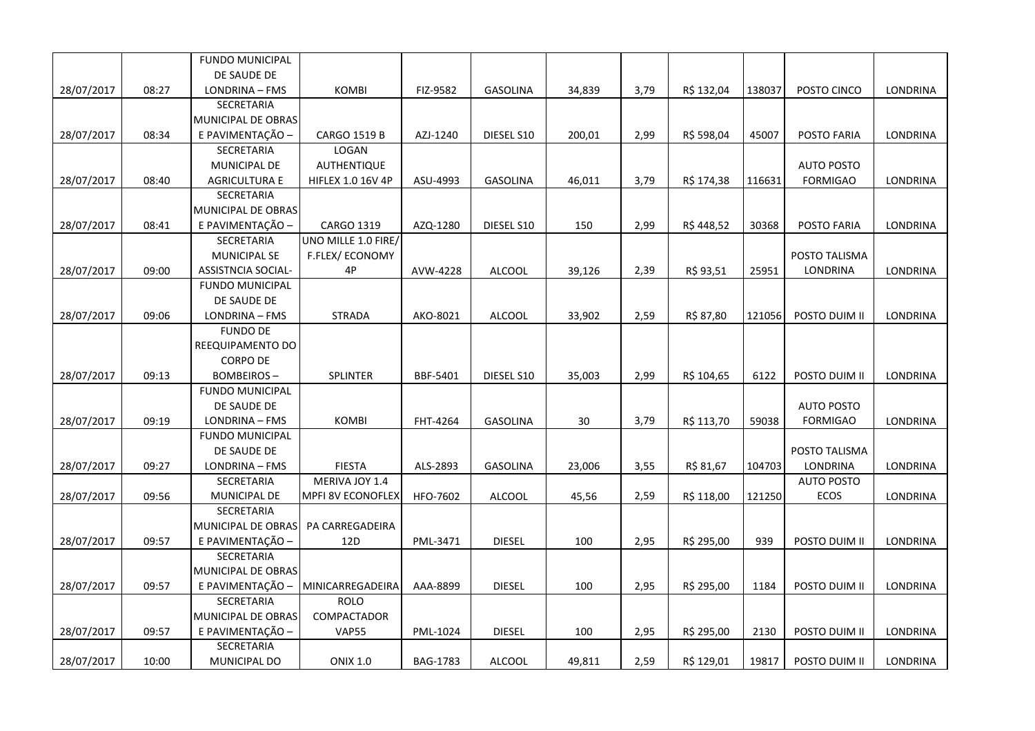| | | | | | | | | | | | |
|---|---|---|---|---|---|---|---|---|---|---|---|
| 28/07/2017 | 08:27 | FUNDO MUNICIPAL DE SAUDE DE LONDRINA – FMS | KOMBI | FIZ-9582 | GASOLINA | 34,839 | 3,79 | R$ 132,04 | 138037 | POSTO CINCO | LONDRINA |
| 28/07/2017 | 08:34 | SECRETARIA MUNICIPAL DE OBRAS E PAVIMENTAÇÃO – | CARGO 1519 B | AZJ-1240 | DIESEL S10 | 200,01 | 2,99 | R$ 598,04 | 45007 | POSTO FARIA | LONDRINA |
| 28/07/2017 | 08:40 | SECRETARIA MUNICIPAL DE AGRICULTURA E | LOGAN AUTHENTIQUE HIFLEX 1.0 16V 4P | ASU-4993 | GASOLINA | 46,011 | 3,79 | R$ 174,38 | 116631 | AUTO POSTO FORMIGAO | LONDRINA |
| 28/07/2017 | 08:41 | SECRETARIA MUNICIPAL DE OBRAS E PAVIMENTAÇÃO – | CARGO 1319 | AZQ-1280 | DIESEL S10 | 150 | 2,99 | R$ 448,52 | 30368 | POSTO FARIA | LONDRINA |
| 28/07/2017 | 09:00 | SECRETARIA MUNICIPAL SE ASSISTNCIA SOCIAL- | UNO MILLE 1.0 FIRE/ F.FLEX/ ECONOMY 4P | AVW-4228 | ALCOOL | 39,126 | 2,39 | R$ 93,51 | 25951 | POSTO TALISMA LONDRINA | LONDRINA |
| 28/07/2017 | 09:06 | FUNDO MUNICIPAL DE SAUDE DE LONDRINA – FMS | STRADA | AKO-8021 | ALCOOL | 33,902 | 2,59 | R$ 87,80 | 121056 | POSTO DUIM II | LONDRINA |
| 28/07/2017 | 09:13 | FUNDO DE REEQUIPAMENTO DO CORPO DE BOMBEIROS – | SPLINTER | BBF-5401 | DIESEL S10 | 35,003 | 2,99 | R$ 104,65 | 6122 | POSTO DUIM II | LONDRINA |
| 28/07/2017 | 09:19 | FUNDO MUNICIPAL DE SAUDE DE LONDRINA – FMS | KOMBI | FHT-4264 | GASOLINA | 30 | 3,79 | R$ 113,70 | 59038 | AUTO POSTO FORMIGAO | LONDRINA |
| 28/07/2017 | 09:27 | FUNDO MUNICIPAL DE SAUDE DE LONDRINA – FMS | FIESTA | ALS-2893 | GASOLINA | 23,006 | 3,55 | R$ 81,67 | 104703 | POSTO TALISMA LONDRINA | LONDRINA |
| 28/07/2017 | 09:56 | SECRETARIA MUNICIPAL DE | MERIVA JOY 1.4 MPFI 8V ECONOFLEX | HFO-7602 | ALCOOL | 45,56 | 2,59 | R$ 118,00 | 121250 | AUTO POSTO ECOS | LONDRINA |
| 28/07/2017 | 09:57 | SECRETARIA MUNICIPAL DE OBRAS E PAVIMENTAÇÃO – | PA CARREGADEIRA 12D | PML-3471 | DIESEL | 100 | 2,95 | R$ 295,00 | 939 | POSTO DUIM II | LONDRINA |
| 28/07/2017 | 09:57 | SECRETARIA MUNICIPAL DE OBRAS E PAVIMENTAÇÃO – | MINICARREGADEIRA | AAA-8899 | DIESEL | 100 | 2,95 | R$ 295,00 | 1184 | POSTO DUIM II | LONDRINA |
| 28/07/2017 | 09:57 | SECRETARIA MUNICIPAL DE OBRAS E PAVIMENTAÇÃO – | ROLO COMPACTADOR VAP55 | PML-1024 | DIESEL | 100 | 2,95 | R$ 295,00 | 2130 | POSTO DUIM II | LONDRINA |
| 28/07/2017 | 10:00 | SECRETARIA MUNICIPAL DO | ONIX 1.0 | BAG-1783 | ALCOOL | 49,811 | 2,59 | R$ 129,01 | 19817 | POSTO DUIM II | LONDRINA |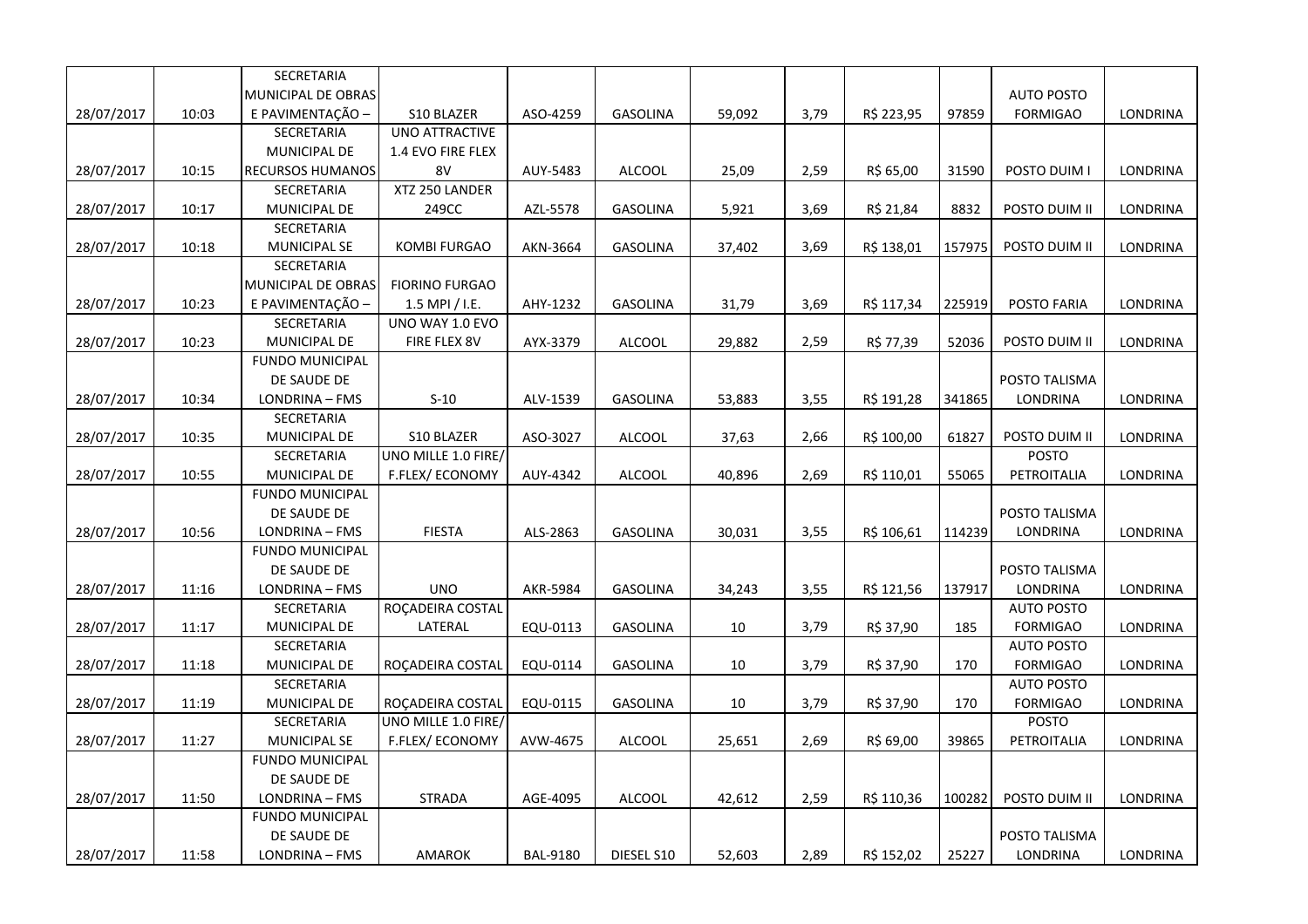|  |  |  |  |  |  |  |  |  |  |  |  |
|---|---|---|---|---|---|---|---|---|---|---|---|
| 28/07/2017 | 10:03 | SECRETARIA MUNICIPAL DE OBRAS E PAVIMENTAÇÃO – | S10 BLAZER | ASO-4259 | GASOLINA | 59,092 | 3,79 | R$ 223,95 | 97859 | AUTO POSTO FORMIGAO | LONDRINA |
| 28/07/2017 | 10:15 | SECRETARIA MUNICIPAL DE RECURSOS HUMANOS | UNO ATTRACTIVE 1.4 EVO FIRE FLEX 8V | AUY-5483 | ALCOOL | 25,09 | 2,59 | R$ 65,00 | 31590 | POSTO DUIM I | LONDRINA |
| 28/07/2017 | 10:17 | SECRETARIA MUNICIPAL DE | XTZ 250 LANDER 249CC | AZL-5578 | GASOLINA | 5,921 | 3,69 | R$ 21,84 | 8832 | POSTO DUIM II | LONDRINA |
| 28/07/2017 | 10:18 | SECRETARIA MUNICIPAL SE | KOMBI FURGAO | AKN-3664 | GASOLINA | 37,402 | 3,69 | R$ 138,01 | 157975 | POSTO DUIM II | LONDRINA |
| 28/07/2017 | 10:23 | SECRETARIA MUNICIPAL DE OBRAS E PAVIMENTAÇÃO – | FIORINO FURGAO 1.5 MPI / I.E. | AHY-1232 | GASOLINA | 31,79 | 3,69 | R$ 117,34 | 225919 | POSTO FARIA | LONDRINA |
| 28/07/2017 | 10:23 | SECRETARIA MUNICIPAL DE | UNO WAY 1.0 EVO FIRE FLEX 8V | AYX-3379 | ALCOOL | 29,882 | 2,59 | R$ 77,39 | 52036 | POSTO DUIM II | LONDRINA |
| 28/07/2017 | 10:34 | FUNDO MUNICIPAL DE SAUDE DE LONDRINA – FMS | S-10 | ALV-1539 | GASOLINA | 53,883 | 3,55 | R$ 191,28 | 341865 | POSTO TALISMA LONDRINA | LONDRINA |
| 28/07/2017 | 10:35 | SECRETARIA MUNICIPAL DE | S10 BLAZER | ASO-3027 | ALCOOL | 37,63 | 2,66 | R$ 100,00 | 61827 | POSTO DUIM II | LONDRINA |
| 28/07/2017 | 10:55 | SECRETARIA MUNICIPAL DE | UNO MILLE 1.0 FIRE/ F.FLEX/ ECONOMY | AUY-4342 | ALCOOL | 40,896 | 2,69 | R$ 110,01 | 55065 | POSTO PETROITALIA | LONDRINA |
| 28/07/2017 | 10:56 | FUNDO MUNICIPAL DE SAUDE DE LONDRINA – FMS | FIESTA | ALS-2863 | GASOLINA | 30,031 | 3,55 | R$ 106,61 | 114239 | POSTO TALISMA LONDRINA | LONDRINA |
| 28/07/2017 | 11:16 | FUNDO MUNICIPAL DE SAUDE DE LONDRINA – FMS | UNO | AKR-5984 | GASOLINA | 34,243 | 3,55 | R$ 121,56 | 137917 | POSTO TALISMA LONDRINA | LONDRINA |
| 28/07/2017 | 11:17 | SECRETARIA MUNICIPAL DE | ROÇADEIRA COSTAL LATERAL | EQU-0113 | GASOLINA | 10 | 3,79 | R$ 37,90 | 185 | AUTO POSTO FORMIGAO | LONDRINA |
| 28/07/2017 | 11:18 | SECRETARIA MUNICIPAL DE | ROÇADEIRA COSTAL | EQU-0114 | GASOLINA | 10 | 3,79 | R$ 37,90 | 170 | AUTO POSTO FORMIGAO | LONDRINA |
| 28/07/2017 | 11:19 | SECRETARIA MUNICIPAL DE | ROÇADEIRA COSTAL | EQU-0115 | GASOLINA | 10 | 3,79 | R$ 37,90 | 170 | AUTO POSTO FORMIGAO | LONDRINA |
| 28/07/2017 | 11:27 | SECRETARIA MUNICIPAL SE | UNO MILLE 1.0 FIRE/ F.FLEX/ ECONOMY | AVW-4675 | ALCOOL | 25,651 | 2,69 | R$ 69,00 | 39865 | POSTO PETROITALIA | LONDRINA |
| 28/07/2017 | 11:50 | FUNDO MUNICIPAL DE SAUDE DE LONDRINA – FMS | STRADA | AGE-4095 | ALCOOL | 42,612 | 2,59 | R$ 110,36 | 100282 | POSTO DUIM II | LONDRINA |
| 28/07/2017 | 11:58 | FUNDO MUNICIPAL DE SAUDE DE LONDRINA – FMS | AMAROK | BAL-9180 | DIESEL S10 | 52,603 | 2,89 | R$ 152,02 | 25227 | POSTO TALISMA LONDRINA | LONDRINA |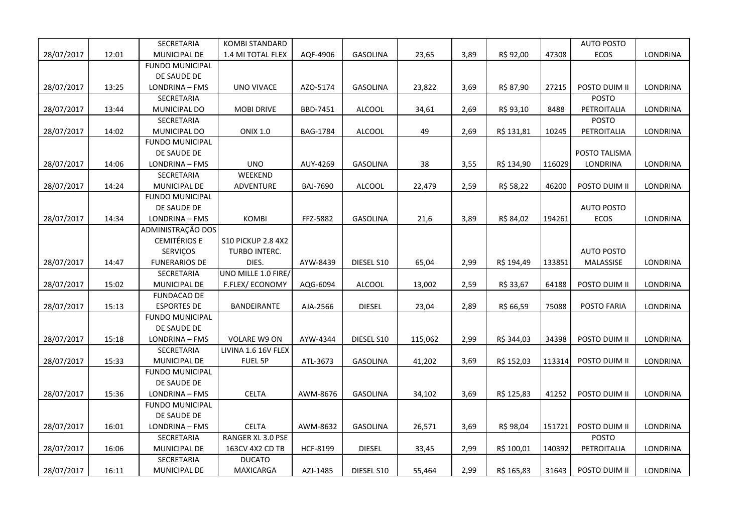| | | | | | | | | | | | |
|---|---|---|---|---|---|---|---|---|---|---|---|
| 28/07/2017 | 12:01 | SECRETARIA MUNICIPAL DE | KOMBI STANDARD 1.4 MI TOTAL FLEX | AQF-4906 | GASOLINA | 23,65 | 3,89 | R$ 92,00 | 47308 | AUTO POSTO ECOS | LONDRINA |
| 28/07/2017 | 13:25 | FUNDO MUNICIPAL DE SAUDE DE LONDRINA – FMS | UNO VIVACE | AZO-5174 | GASOLINA | 23,822 | 3,69 | R$ 87,90 | 27215 | POSTO DUIM II | LONDRINA |
| 28/07/2017 | 13:44 | SECRETARIA MUNICIPAL DO | MOBI DRIVE | BBD-7451 | ALCOOL | 34,61 | 2,69 | R$ 93,10 | 8488 | POSTO PETROITALIA | LONDRINA |
| 28/07/2017 | 14:02 | SECRETARIA MUNICIPAL DO | ONIX 1.0 | BAG-1784 | ALCOOL | 49 | 2,69 | R$ 131,81 | 10245 | POSTO PETROITALIA | LONDRINA |
| 28/07/2017 | 14:06 | FUNDO MUNICIPAL DE SAUDE DE LONDRINA – FMS | UNO | AUY-4269 | GASOLINA | 38 | 3,55 | R$ 134,90 | 116029 | POSTO TALISMA LONDRINA | LONDRINA |
| 28/07/2017 | 14:24 | SECRETARIA MUNICIPAL DE | WEEKEND ADVENTURE | BAJ-7690 | ALCOOL | 22,479 | 2,59 | R$ 58,22 | 46200 | POSTO DUIM II | LONDRINA |
| 28/07/2017 | 14:34 | FUNDO MUNICIPAL DE SAUDE DE LONDRINA – FMS | KOMBI | FFZ-5882 | GASOLINA | 21,6 | 3,89 | R$ 84,02 | 194261 | AUTO POSTO ECOS | LONDRINA |
| 28/07/2017 | 14:47 | ADMINISTRAÇÃO DOS CEMITÉRIOS E SERVIÇOS FUNERARIOS DE | S10 PICKUP 2.8 4X2 TURBO INTERC. DIES. | AYW-8439 | DIESEL S10 | 65,04 | 2,99 | R$ 194,49 | 133851 | AUTO POSTO MALASSISE | LONDRINA |
| 28/07/2017 | 15:02 | SECRETARIA MUNICIPAL DE | UNO MILLE 1.0 FIRE/ F.FLEX/ ECONOMY | AQG-6094 | ALCOOL | 13,002 | 2,59 | R$ 33,67 | 64188 | POSTO DUIM II | LONDRINA |
| 28/07/2017 | 15:13 | FUNDACAO DE ESPORTES DE | BANDEIRANTE | AJA-2566 | DIESEL | 23,04 | 2,89 | R$ 66,59 | 75088 | POSTO FARIA | LONDRINA |
| 28/07/2017 | 15:18 | FUNDO MUNICIPAL DE SAUDE DE LONDRINA – FMS | VOLARE W9 ON | AYW-4344 | DIESEL S10 | 115,062 | 2,99 | R$ 344,03 | 34398 | POSTO DUIM II | LONDRINA |
| 28/07/2017 | 15:33 | SECRETARIA MUNICIPAL DE | LIVINA 1.6 16V FLEX FUEL 5P | ATL-3673 | GASOLINA | 41,202 | 3,69 | R$ 152,03 | 113314 | POSTO DUIM II | LONDRINA |
| 28/07/2017 | 15:36 | FUNDO MUNICIPAL DE SAUDE DE LONDRINA – FMS | CELTA | AWM-8676 | GASOLINA | 34,102 | 3,69 | R$ 125,83 | 41252 | POSTO DUIM II | LONDRINA |
| 28/07/2017 | 16:01 | FUNDO MUNICIPAL DE SAUDE DE LONDRINA – FMS | CELTA | AWM-8632 | GASOLINA | 26,571 | 3,69 | R$ 98,04 | 151721 | POSTO DUIM II | LONDRINA |
| 28/07/2017 | 16:06 | SECRETARIA MUNICIPAL DE | RANGER XL 3.0 PSE 163CV 4X2 CD TB | HCF-8199 | DIESEL | 33,45 | 2,99 | R$ 100,01 | 140392 | POSTO PETROITALIA | LONDRINA |
| 28/07/2017 | 16:11 | SECRETARIA MUNICIPAL DE | DUCATO MAXICARGA | AZJ-1485 | DIESEL S10 | 55,464 | 2,99 | R$ 165,83 | 31643 | POSTO DUIM II | LONDRINA |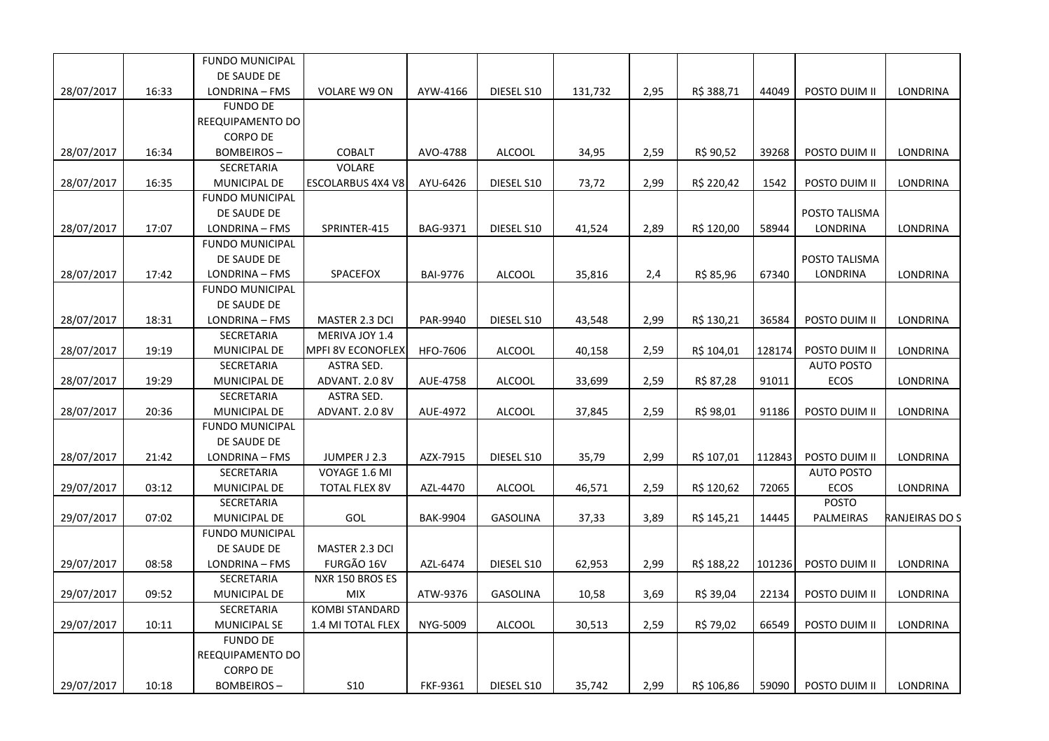| | | | | | | | | | | | |
|---|---|---|---|---|---|---|---|---|---|---|---|
| 28/07/2017 | 16:33 | FUNDO MUNICIPAL DE SAUDE DE LONDRINA – FMS | VOLARE W9 ON | AYW-4166 | DIESEL S10 | 131,732 | 2,95 | R$ 388,71 | 44049 | POSTO DUIM II | LONDRINA |
| 28/07/2017 | 16:34 | FUNDO DE REEQUIPAMENTO DO CORPO DE BOMBEIROS – | COBALT | AVO-4788 | ALCOOL | 34,95 | 2,59 | R$ 90,52 | 39268 | POSTO DUIM II | LONDRINA |
| 28/07/2017 | 16:35 | SECRETARIA MUNICIPAL DE | VOLARE ESCOLARBUS 4X4 V8 | AYU-6426 | DIESEL S10 | 73,72 | 2,99 | R$ 220,42 | 1542 | POSTO DUIM II | LONDRINA |
| 28/07/2017 | 17:07 | FUNDO MUNICIPAL DE SAUDE DE LONDRINA – FMS | SPRINTER-415 | BAG-9371 | DIESEL S10 | 41,524 | 2,89 | R$ 120,00 | 58944 | POSTO TALISMA LONDRINA | LONDRINA |
| 28/07/2017 | 17:42 | FUNDO MUNICIPAL DE SAUDE DE LONDRINA – FMS | SPACEFOX | BAI-9776 | ALCOOL | 35,816 | 2,4 | R$ 85,96 | 67340 | POSTO TALISMA LONDRINA | LONDRINA |
| 28/07/2017 | 18:31 | FUNDO MUNICIPAL DE SAUDE DE LONDRINA – FMS | MASTER 2.3 DCI | PAR-9940 | DIESEL S10 | 43,548 | 2,99 | R$ 130,21 | 36584 | POSTO DUIM II | LONDRINA |
| 28/07/2017 | 19:19 | SECRETARIA MUNICIPAL DE | MERIVA JOY 1.4 MPFI 8V ECONOFLEX | HFO-7606 | ALCOOL | 40,158 | 2,59 | R$ 104,01 | 128174 | POSTO DUIM II | LONDRINA |
| 28/07/2017 | 19:29 | SECRETARIA MUNICIPAL DE | ASTRA SED. ADVANT. 2.0 8V | AUE-4758 | ALCOOL | 33,699 | 2,59 | R$ 87,28 | 91011 | AUTO POSTO ECOS | LONDRINA |
| 28/07/2017 | 20:36 | SECRETARIA MUNICIPAL DE | ASTRA SED. ADVANT. 2.0 8V | AUE-4972 | ALCOOL | 37,845 | 2,59 | R$ 98,01 | 91186 | POSTO DUIM II | LONDRINA |
| 28/07/2017 | 21:42 | FUNDO MUNICIPAL DE SAUDE DE LONDRINA – FMS | JUMPER J 2.3 | AZX-7915 | DIESEL S10 | 35,79 | 2,99 | R$ 107,01 | 112843 | POSTO DUIM II | LONDRINA |
| 29/07/2017 | 03:12 | SECRETARIA MUNICIPAL DE | VOYAGE 1.6 MI TOTAL FLEX 8V | AZL-4470 | ALCOOL | 46,571 | 2,59 | R$ 120,62 | 72065 | AUTO POSTO ECOS | LONDRINA |
| 29/07/2017 | 07:02 | SECRETARIA MUNICIPAL DE | GOL | BAK-9904 | GASOLINA | 37,33 | 3,89 | R$ 145,21 | 14445 | POSTO PALMEIRAS | RANJEIRAS DO S |
| 29/07/2017 | 08:58 | FUNDO MUNICIPAL DE SAUDE DE LONDRINA – FMS | MASTER 2.3 DCI FURGÃO 16V | AZL-6474 | DIESEL S10 | 62,953 | 2,99 | R$ 188,22 | 101236 | POSTO DUIM II | LONDRINA |
| 29/07/2017 | 09:52 | SECRETARIA MUNICIPAL DE | NXR 150 BROS ES MIX | ATW-9376 | GASOLINA | 10,58 | 3,69 | R$ 39,04 | 22134 | POSTO DUIM II | LONDRINA |
| 29/07/2017 | 10:11 | SECRETARIA MUNICIPAL SE | KOMBI STANDARD 1.4 MI TOTAL FLEX | NYG-5009 | ALCOOL | 30,513 | 2,59 | R$ 79,02 | 66549 | POSTO DUIM II | LONDRINA |
| 29/07/2017 | 10:18 | FUNDO DE REEQUIPAMENTO DO CORPO DE BOMBEIROS – | S10 | FKF-9361 | DIESEL S10 | 35,742 | 2,99 | R$ 106,86 | 59090 | POSTO DUIM II | LONDRINA |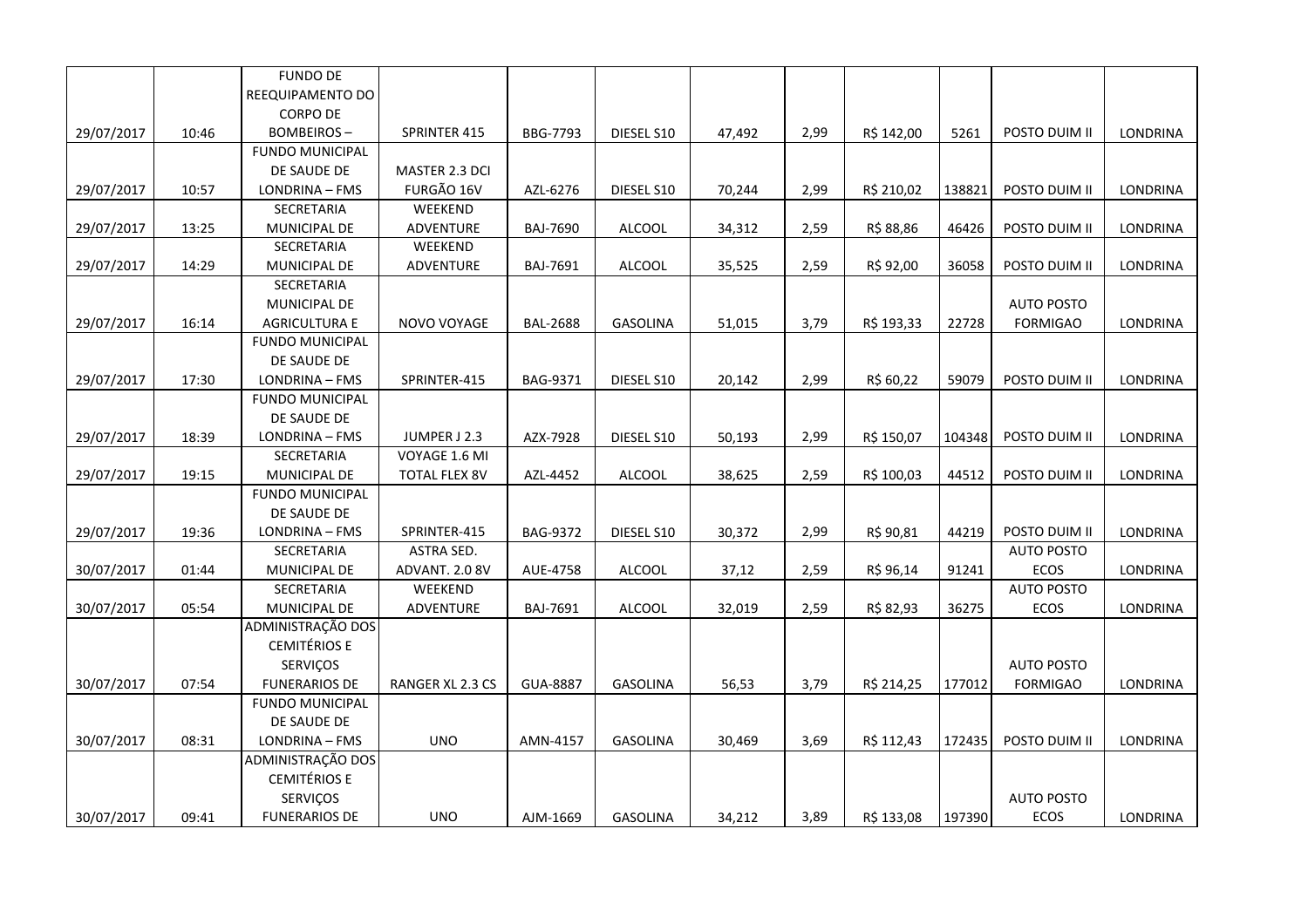| | | | | | | | | | | | |
|---|---|---|---|---|---|---|---|---|---|---|---|
| 29/07/2017 | 10:46 | FUNDO DE REEQUIPAMENTO DO CORPO DE BOMBEIROS – | SPRINTER 415 | BBG-7793 | DIESEL S10 | 47,492 | 2,99 | R$ 142,00 | 5261 | POSTO DUIM II | LONDRINA |
| 29/07/2017 | 10:57 | FUNDO MUNICIPAL DE SAUDE DE LONDRINA – FMS | MASTER 2.3 DCI FURGÃO 16V | AZL-6276 | DIESEL S10 | 70,244 | 2,99 | R$ 210,02 | 138821 | POSTO DUIM II | LONDRINA |
| 29/07/2017 | 13:25 | SECRETARIA MUNICIPAL DE | WEEKEND ADVENTURE | BAJ-7690 | ALCOOL | 34,312 | 2,59 | R$ 88,86 | 46426 | POSTO DUIM II | LONDRINA |
| 29/07/2017 | 14:29 | SECRETARIA MUNICIPAL DE | WEEKEND ADVENTURE | BAJ-7691 | ALCOOL | 35,525 | 2,59 | R$ 92,00 | 36058 | POSTO DUIM II | LONDRINA |
| 29/07/2017 | 16:14 | SECRETARIA MUNICIPAL DE AGRICULTURA E | NOVO VOYAGE | BAL-2688 | GASOLINA | 51,015 | 3,79 | R$ 193,33 | 22728 | AUTO POSTO FORMIGAO | LONDRINA |
| 29/07/2017 | 17:30 | FUNDO MUNICIPAL DE SAUDE DE LONDRINA – FMS | SPRINTER-415 | BAG-9371 | DIESEL S10 | 20,142 | 2,99 | R$ 60,22 | 59079 | POSTO DUIM II | LONDRINA |
| 29/07/2017 | 18:39 | FUNDO MUNICIPAL DE SAUDE DE LONDRINA – FMS | JUMPER J 2.3 | AZX-7928 | DIESEL S10 | 50,193 | 2,99 | R$ 150,07 | 104348 | POSTO DUIM II | LONDRINA |
| 29/07/2017 | 19:15 | SECRETARIA MUNICIPAL DE | VOYAGE 1.6 MI TOTAL FLEX 8V | AZL-4452 | ALCOOL | 38,625 | 2,59 | R$ 100,03 | 44512 | POSTO DUIM II | LONDRINA |
| 29/07/2017 | 19:36 | FUNDO MUNICIPAL DE SAUDE DE LONDRINA – FMS | SPRINTER-415 | BAG-9372 | DIESEL S10 | 30,372 | 2,99 | R$ 90,81 | 44219 | POSTO DUIM II | LONDRINA |
| 30/07/2017 | 01:44 | SECRETARIA MUNICIPAL DE | ASTRA SED. ADVANT. 2.0 8V | AUE-4758 | ALCOOL | 37,12 | 2,59 | R$ 96,14 | 91241 | AUTO POSTO ECOS | LONDRINA |
| 30/07/2017 | 05:54 | SECRETARIA MUNICIPAL DE | WEEKEND ADVENTURE | BAJ-7691 | ALCOOL | 32,019 | 2,59 | R$ 82,93 | 36275 | AUTO POSTO ECOS | LONDRINA |
| 30/07/2017 | 07:54 | ADMINISTRAÇÃO DOS CEMITÉRIOS E SERVIÇOS FUNERARIOS DE | RANGER XL 2.3 CS | GUA-8887 | GASOLINA | 56,53 | 3,79 | R$ 214,25 | 177012 | AUTO POSTO FORMIGAO | LONDRINA |
| 30/07/2017 | 08:31 | FUNDO MUNICIPAL DE SAUDE DE LONDRINA – FMS | UNO | AMN-4157 | GASOLINA | 30,469 | 3,69 | R$ 112,43 | 172435 | POSTO DUIM II | LONDRINA |
| 30/07/2017 | 09:41 | ADMINISTRAÇÃO DOS CEMITÉRIOS E SERVIÇOS FUNERARIOS DE | UNO | AJM-1669 | GASOLINA | 34,212 | 3,89 | R$ 133,08 | 197390 | AUTO POSTO ECOS | LONDRINA |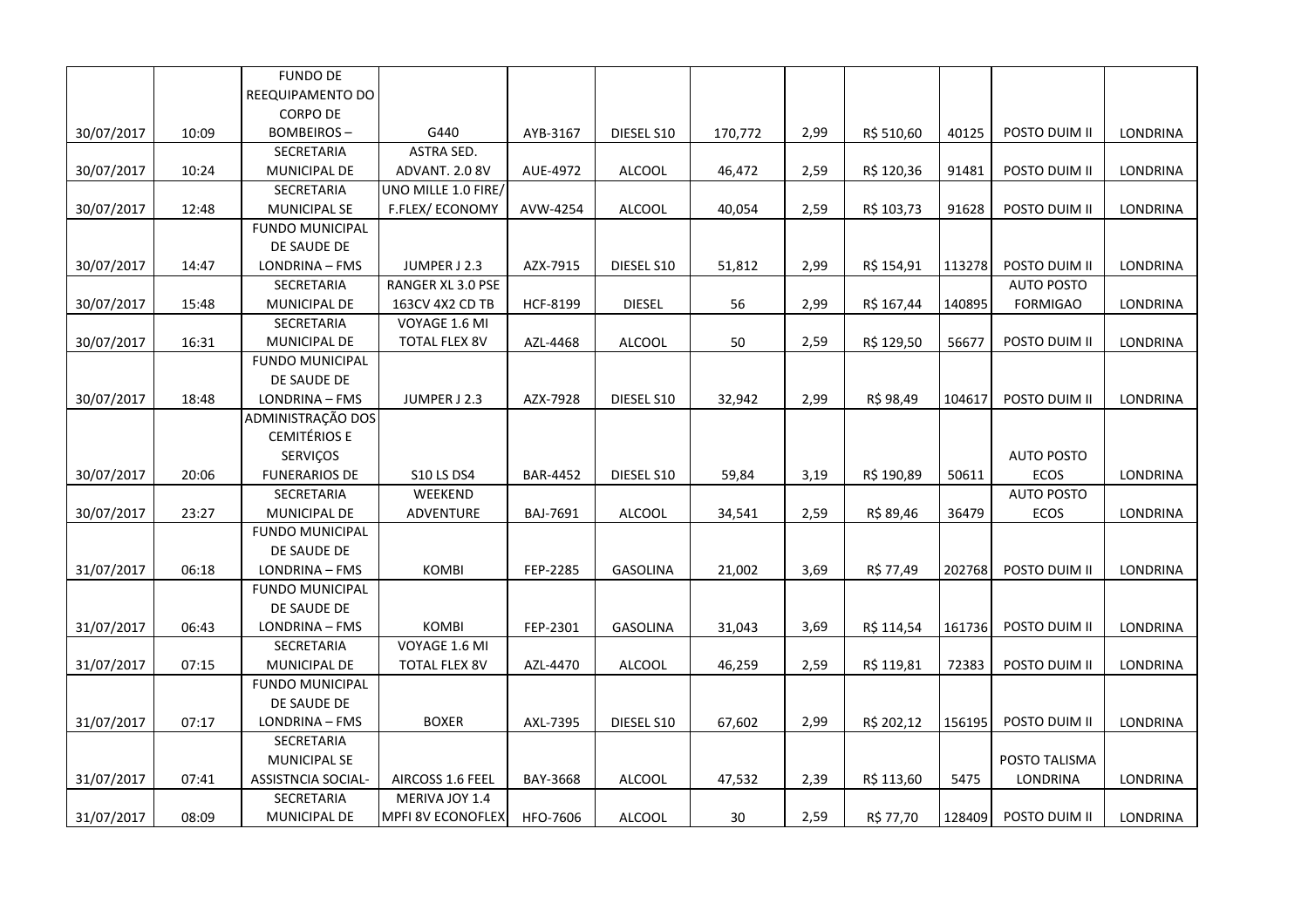| | | | | | | | | | | | |
|---|---|---|---|---|---|---|---|---|---|---|---|
| 30/07/2017 | 10:09 | FUNDO DE REEQUIPAMENTO DO CORPO DE BOMBEIROS – | G440 | AYB-3167 | DIESEL S10 | 170,772 | 2,99 | R$ 510,60 | 40125 | POSTO DUIM II | LONDRINA |
| 30/07/2017 | 10:24 | SECRETARIA MUNICIPAL DE | ASTRA SED. ADVANT. 2.0 8V | AUE-4972 | ALCOOL | 46,472 | 2,59 | R$ 120,36 | 91481 | POSTO DUIM II | LONDRINA |
| 30/07/2017 | 12:48 | SECRETARIA MUNICIPAL SE | UNO MILLE 1.0 FIRE/ F.FLEX/ ECONOMY | AVW-4254 | ALCOOL | 40,054 | 2,59 | R$ 103,73 | 91628 | POSTO DUIM II | LONDRINA |
| 30/07/2017 | 14:47 | FUNDO MUNICIPAL DE SAUDE DE LONDRINA – FMS | JUMPER J 2.3 | AZX-7915 | DIESEL S10 | 51,812 | 2,99 | R$ 154,91 | 113278 | POSTO DUIM II | LONDRINA |
| 30/07/2017 | 15:48 | SECRETARIA MUNICIPAL DE | RANGER XL 3.0 PSE 163CV 4X2 CD TB | HCF-8199 | DIESEL | 56 | 2,99 | R$ 167,44 | 140895 | AUTO POSTO FORMIGAO | LONDRINA |
| 30/07/2017 | 16:31 | SECRETARIA MUNICIPAL DE | VOYAGE 1.6 MI TOTAL FLEX 8V | AZL-4468 | ALCOOL | 50 | 2,59 | R$ 129,50 | 56677 | POSTO DUIM II | LONDRINA |
| 30/07/2017 | 18:48 | FUNDO MUNICIPAL DE SAUDE DE LONDRINA – FMS | JUMPER J 2.3 | AZX-7928 | DIESEL S10 | 32,942 | 2,99 | R$ 98,49 | 104617 | POSTO DUIM II | LONDRINA |
| 30/07/2017 | 20:06 | ADMINISTRAÇÃO DOS CEMITÉRIOS E SERVIÇOS FUNERARIOS DE | S10 LS DS4 | BAR-4452 | DIESEL S10 | 59,84 | 3,19 | R$ 190,89 | 50611 | AUTO POSTO ECOS | LONDRINA |
| 30/07/2017 | 23:27 | SECRETARIA MUNICIPAL DE | WEEKEND ADVENTURE | BAJ-7691 | ALCOOL | 34,541 | 2,59 | R$ 89,46 | 36479 | AUTO POSTO ECOS | LONDRINA |
| 31/07/2017 | 06:18 | FUNDO MUNICIPAL DE SAUDE DE LONDRINA – FMS | KOMBI | FEP-2285 | GASOLINA | 21,002 | 3,69 | R$ 77,49 | 202768 | POSTO DUIM II | LONDRINA |
| 31/07/2017 | 06:43 | FUNDO MUNICIPAL DE SAUDE DE LONDRINA – FMS | KOMBI | FEP-2301 | GASOLINA | 31,043 | 3,69 | R$ 114,54 | 161736 | POSTO DUIM II | LONDRINA |
| 31/07/2017 | 07:15 | SECRETARIA MUNICIPAL DE | VOYAGE 1.6 MI TOTAL FLEX 8V | AZL-4470 | ALCOOL | 46,259 | 2,59 | R$ 119,81 | 72383 | POSTO DUIM II | LONDRINA |
| 31/07/2017 | 07:17 | FUNDO MUNICIPAL DE SAUDE DE LONDRINA – FMS | BOXER | AXL-7395 | DIESEL S10 | 67,602 | 2,99 | R$ 202,12 | 156195 | POSTO DUIM II | LONDRINA |
| 31/07/2017 | 07:41 | SECRETARIA MUNICIPAL SE ASSISTNCIA SOCIAL- | AIRCOSS 1.6 FEEL | BAY-3668 | ALCOOL | 47,532 | 2,39 | R$ 113,60 | 5475 | POSTO TALISMA LONDRINA | LONDRINA |
| 31/07/2017 | 08:09 | SECRETARIA MUNICIPAL DE | MERIVA JOY 1.4 MPFI 8V ECONOFLEX | HFO-7606 | ALCOOL | 30 | 2,59 | R$ 77,70 | 128409 | POSTO DUIM II | LONDRINA |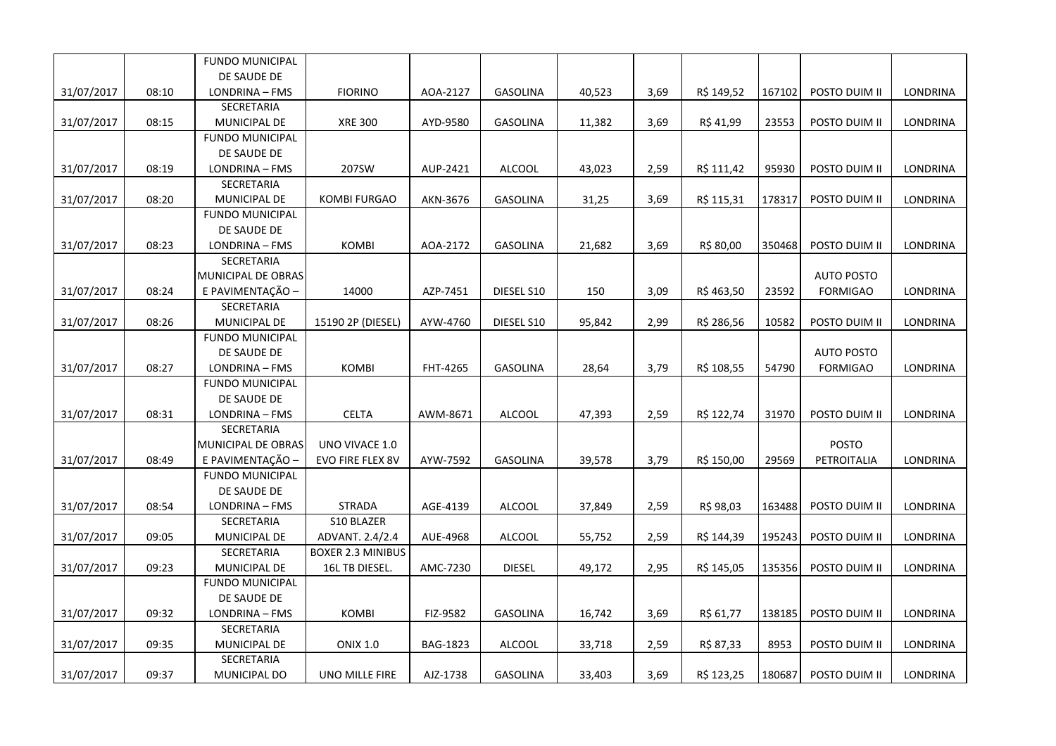| | | | | | | | | | | | |
|---|---|---|---|---|---|---|---|---|---|---|---|
| 31/07/2017 | 08:10 | FUNDO MUNICIPAL DE SAUDE DE LONDRINA – FMS | FIORINO | AOA-2127 | GASOLINA | 40,523 | 3,69 | R$ 149,52 | 167102 | POSTO DUIM II | LONDRINA |
| 31/07/2017 | 08:15 | SECRETARIA MUNICIPAL DE | XRE 300 | AYD-9580 | GASOLINA | 11,382 | 3,69 | R$ 41,99 | 23553 | POSTO DUIM II | LONDRINA |
| 31/07/2017 | 08:19 | FUNDO MUNICIPAL DE SAUDE DE LONDRINA – FMS | 207SW | AUP-2421 | ALCOOL | 43,023 | 2,59 | R$ 111,42 | 95930 | POSTO DUIM II | LONDRINA |
| 31/07/2017 | 08:20 | SECRETARIA MUNICIPAL DE | KOMBI FURGAO | AKN-3676 | GASOLINA | 31,25 | 3,69 | R$ 115,31 | 178317 | POSTO DUIM II | LONDRINA |
| 31/07/2017 | 08:23 | FUNDO MUNICIPAL DE SAUDE DE LONDRINA – FMS | KOMBI | AOA-2172 | GASOLINA | 21,682 | 3,69 | R$ 80,00 | 350468 | POSTO DUIM II | LONDRINA |
| 31/07/2017 | 08:24 | SECRETARIA MUNICIPAL DE OBRAS E PAVIMENTAÇÃO – | 14000 | AZP-7451 | DIESEL S10 | 150 | 3,09 | R$ 463,50 | 23592 | AUTO POSTO FORMIGAO | LONDRINA |
| 31/07/2017 | 08:26 | SECRETARIA MUNICIPAL DE | 15190 2P (DIESEL) | AYW-4760 | DIESEL S10 | 95,842 | 2,99 | R$ 286,56 | 10582 | POSTO DUIM II | LONDRINA |
| 31/07/2017 | 08:27 | FUNDO MUNICIPAL DE SAUDE DE LONDRINA – FMS | KOMBI | FHT-4265 | GASOLINA | 28,64 | 3,79 | R$ 108,55 | 54790 | AUTO POSTO FORMIGAO | LONDRINA |
| 31/07/2017 | 08:31 | FUNDO MUNICIPAL DE SAUDE DE LONDRINA – FMS | CELTA | AWM-8671 | ALCOOL | 47,393 | 2,59 | R$ 122,74 | 31970 | POSTO DUIM II | LONDRINA |
| 31/07/2017 | 08:49 | SECRETARIA MUNICIPAL DE OBRAS E PAVIMENTAÇÃO – | UNO VIVACE 1.0 EVO FIRE FLEX 8V | AYW-7592 | GASOLINA | 39,578 | 3,79 | R$ 150,00 | 29569 | POSTO PETROITALIA | LONDRINA |
| 31/07/2017 | 08:54 | FUNDO MUNICIPAL DE SAUDE DE LONDRINA – FMS | STRADA | AGE-4139 | ALCOOL | 37,849 | 2,59 | R$ 98,03 | 163488 | POSTO DUIM II | LONDRINA |
| 31/07/2017 | 09:05 | SECRETARIA MUNICIPAL DE | S10 BLAZER ADVANT. 2.4/2.4 | AUE-4968 | ALCOOL | 55,752 | 2,59 | R$ 144,39 | 195243 | POSTO DUIM II | LONDRINA |
| 31/07/2017 | 09:23 | SECRETARIA MUNICIPAL DE | BOXER 2.3 MINIBUS 16L TB DIESEL. | AMC-7230 | DIESEL | 49,172 | 2,95 | R$ 145,05 | 135356 | POSTO DUIM II | LONDRINA |
| 31/07/2017 | 09:32 | FUNDO MUNICIPAL DE SAUDE DE LONDRINA – FMS | KOMBI | FIZ-9582 | GASOLINA | 16,742 | 3,69 | R$ 61,77 | 138185 | POSTO DUIM II | LONDRINA |
| 31/07/2017 | 09:35 | SECRETARIA MUNICIPAL DE | ONIX 1.0 | BAG-1823 | ALCOOL | 33,718 | 2,59 | R$ 87,33 | 8953 | POSTO DUIM II | LONDRINA |
| 31/07/2017 | 09:37 | SECRETARIA MUNICIPAL DO | UNO MILLE FIRE | AJZ-1738 | GASOLINA | 33,403 | 3,69 | R$ 123,25 | 180687 | POSTO DUIM II | LONDRINA |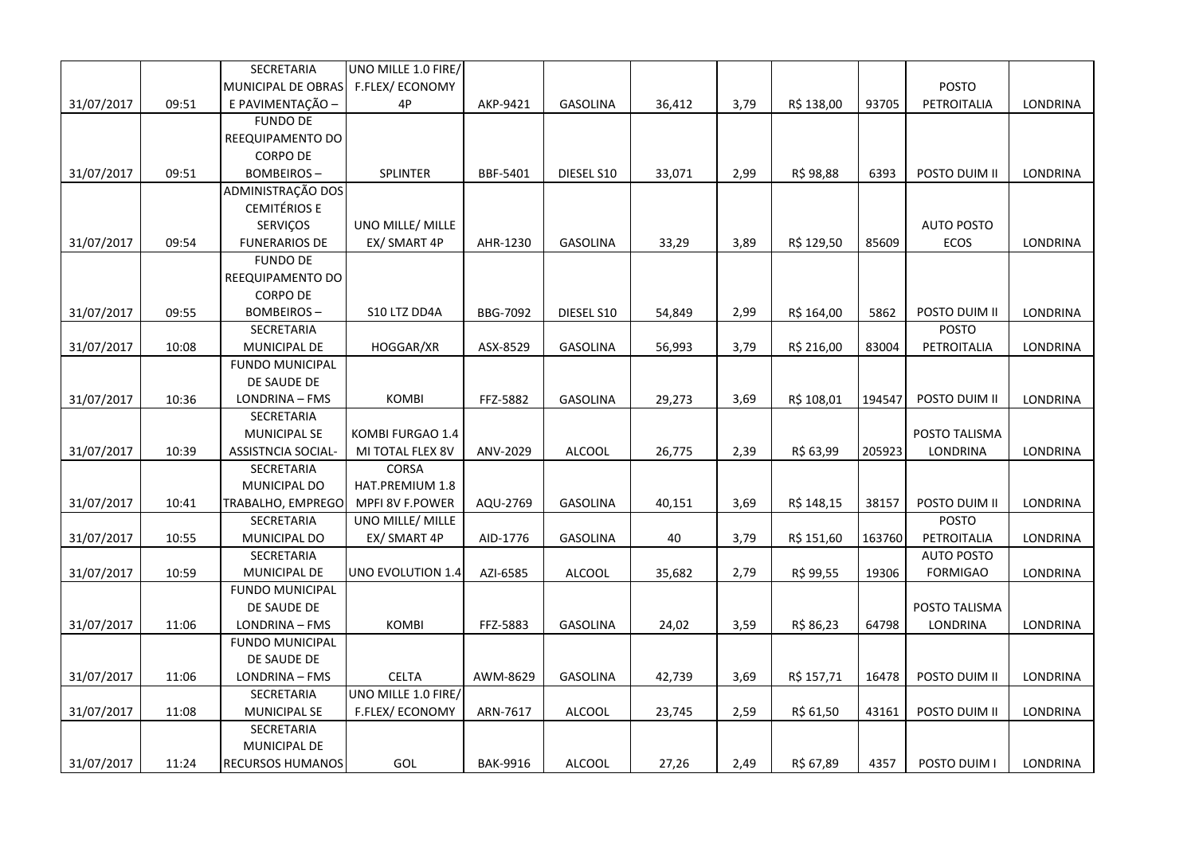|  |  |  |  |  |  |  |  |  |  |  |  |
|---|---|---|---|---|---|---|---|---|---|---|---|
| 31/07/2017 | 09:51 | SECRETARIA MUNICIPAL DE OBRAS E PAVIMENTAÇÃO – | UNO MILLE 1.0 FIRE/ F.FLEX/ ECONOMY 4P | AKP-9421 | GASOLINA | 36,412 | 3,79 | R$ 138,00 | 93705 | POSTO PETROITALIA | LONDRINA |
| 31/07/2017 | 09:51 | FUNDO DE REEQUIPAMENTO DO CORPO DE BOMBEIROS – | SPLINTER | BBF-5401 | DIESEL S10 | 33,071 | 2,99 | R$ 98,88 | 6393 | POSTO DUIM II | LONDRINA |
| 31/07/2017 | 09:54 | ADMINISTRAÇÃO DOS CEMITÉRIOS E SERVIÇOS FUNERARIOS DE | UNO MILLE/ MILLE EX/ SMART 4P | AHR-1230 | GASOLINA | 33,29 | 3,89 | R$ 129,50 | 85609 | AUTO POSTO ECOS | LONDRINA |
| 31/07/2017 | 09:55 | FUNDO DE REEQUIPAMENTO DO CORPO DE BOMBEIROS – | S10 LTZ DD4A | BBG-7092 | DIESEL S10 | 54,849 | 2,99 | R$ 164,00 | 5862 | POSTO DUIM II | LONDRINA |
| 31/07/2017 | 10:08 | SECRETARIA MUNICIPAL DE | HOGGAR/XR | ASX-8529 | GASOLINA | 56,993 | 3,79 | R$ 216,00 | 83004 | POSTO PETROITALIA | LONDRINA |
| 31/07/2017 | 10:36 | FUNDO MUNICIPAL DE SAUDE DE LONDRINA – FMS | KOMBI | FFZ-5882 | GASOLINA | 29,273 | 3,69 | R$ 108,01 | 194547 | POSTO DUIM II | LONDRINA |
| 31/07/2017 | 10:39 | SECRETARIA MUNICIPAL SE ASSISTNCIA SOCIAL- | KOMBI FURGAO 1.4 MI TOTAL FLEX 8V | ANV-2029 | ALCOOL | 26,775 | 2,39 | R$ 63,99 | 205923 | POSTO TALISMA LONDRINA | LONDRINA |
| 31/07/2017 | 10:41 | SECRETARIA MUNICIPAL DO TRABALHO, EMPREGO | CORSA HAT.PREMIUM 1.8 MPFI 8V F.POWER | AQU-2769 | GASOLINA | 40,151 | 3,69 | R$ 148,15 | 38157 | POSTO DUIM II | LONDRINA |
| 31/07/2017 | 10:55 | SECRETARIA MUNICIPAL DO | UNO MILLE/ MILLE EX/ SMART 4P | AID-1776 | GASOLINA | 40 | 3,79 | R$ 151,60 | 163760 | POSTO PETROITALIA | LONDRINA |
| 31/07/2017 | 10:59 | SECRETARIA MUNICIPAL DE | UNO EVOLUTION 1.4 | AZI-6585 | ALCOOL | 35,682 | 2,79 | R$ 99,55 | 19306 | AUTO POSTO FORMIGAO | LONDRINA |
| 31/07/2017 | 11:06 | FUNDO MUNICIPAL DE SAUDE DE LONDRINA – FMS | KOMBI | FFZ-5883 | GASOLINA | 24,02 | 3,59 | R$ 86,23 | 64798 | POSTO TALISMA LONDRINA | LONDRINA |
| 31/07/2017 | 11:06 | FUNDO MUNICIPAL DE SAUDE DE LONDRINA – FMS | CELTA | AWM-8629 | GASOLINA | 42,739 | 3,69 | R$ 157,71 | 16478 | POSTO DUIM II | LONDRINA |
| 31/07/2017 | 11:08 | SECRETARIA MUNICIPAL SE | UNO MILLE 1.0 FIRE/ F.FLEX/ ECONOMY | ARN-7617 | ALCOOL | 23,745 | 2,59 | R$ 61,50 | 43161 | POSTO DUIM II | LONDRINA |
| 31/07/2017 | 11:24 | SECRETARIA MUNICIPAL DE RECURSOS HUMANOS | GOL | BAK-9916 | ALCOOL | 27,26 | 2,49 | R$ 67,89 | 4357 | POSTO DUIM I | LONDRINA |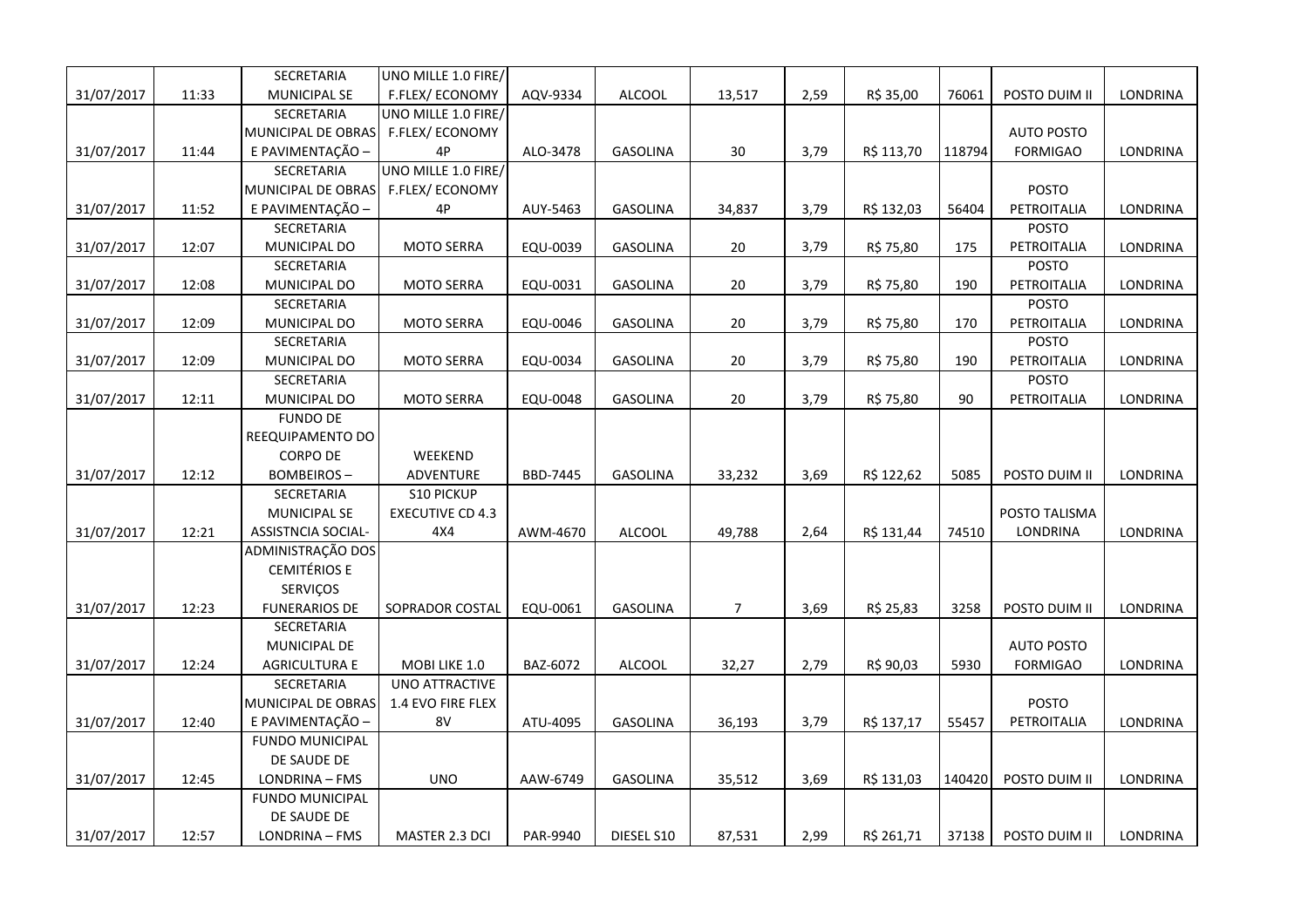| | | | | | | | | | | | |
|---|---|---|---|---|---|---|---|---|---|---|---|
| 31/07/2017 | 11:33 | SECRETARIA MUNICIPAL SE | UNO MILLE 1.0 FIRE/ F.FLEX/ ECONOMY | AQV-9334 | ALCOOL | 13,517 | 2,59 | R$ 35,00 | 76061 | POSTO DUIM II | LONDRINA |
| 31/07/2017 | 11:44 | SECRETARIA MUNICIPAL DE OBRAS E PAVIMENTAÇÃO – | UNO MILLE 1.0 FIRE/ F.FLEX/ ECONOMY 4P | ALO-3478 | GASOLINA | 30 | 3,79 | R$ 113,70 | 118794 | AUTO POSTO FORMIGAO | LONDRINA |
| 31/07/2017 | 11:52 | SECRETARIA MUNICIPAL DE OBRAS E PAVIMENTAÇÃO – | UNO MILLE 1.0 FIRE/ F.FLEX/ ECONOMY 4P | AUY-5463 | GASOLINA | 34,837 | 3,79 | R$ 132,03 | 56404 | POSTO PETROITALIA | LONDRINA |
| 31/07/2017 | 12:07 | SECRETARIA MUNICIPAL DO | MOTO SERRA | EQU-0039 | GASOLINA | 20 | 3,79 | R$ 75,80 | 175 | POSTO PETROITALIA | LONDRINA |
| 31/07/2017 | 12:08 | SECRETARIA MUNICIPAL DO | MOTO SERRA | EQU-0031 | GASOLINA | 20 | 3,79 | R$ 75,80 | 190 | POSTO PETROITALIA | LONDRINA |
| 31/07/2017 | 12:09 | SECRETARIA MUNICIPAL DO | MOTO SERRA | EQU-0046 | GASOLINA | 20 | 3,79 | R$ 75,80 | 170 | POSTO PETROITALIA | LONDRINA |
| 31/07/2017 | 12:09 | SECRETARIA MUNICIPAL DO | MOTO SERRA | EQU-0034 | GASOLINA | 20 | 3,79 | R$ 75,80 | 190 | POSTO PETROITALIA | LONDRINA |
| 31/07/2017 | 12:11 | SECRETARIA MUNICIPAL DO | MOTO SERRA | EQU-0048 | GASOLINA | 20 | 3,79 | R$ 75,80 | 90 | POSTO PETROITALIA | LONDRINA |
| 31/07/2017 | 12:12 | FUNDO DE REEQUIPAMENTO DO CORPO DE BOMBEIROS – | WEEKEND ADVENTURE | BBD-7445 | GASOLINA | 33,232 | 3,69 | R$ 122,62 | 5085 | POSTO DUIM II | LONDRINA |
| 31/07/2017 | 12:21 | SECRETARIA MUNICIPAL SE ASSISTNCIA SOCIAL- | S10 PICKUP EXECUTIVE CD 4.3 4X4 | AWM-4670 | ALCOOL | 49,788 | 2,64 | R$ 131,44 | 74510 | POSTO TALISMA LONDRINA | LONDRINA |
| 31/07/2017 | 12:23 | ADMINISTRAÇÃO DOS CEMITÉRIOS E SERVIÇOS FUNERARIOS DE | SOPRADOR COSTAL | EQU-0061 | GASOLINA | 7 | 3,69 | R$ 25,83 | 3258 | POSTO DUIM II | LONDRINA |
| 31/07/2017 | 12:24 | SECRETARIA MUNICIPAL DE AGRICULTURA E | MOBI LIKE 1.0 | BAZ-6072 | ALCOOL | 32,27 | 2,79 | R$ 90,03 | 5930 | AUTO POSTO FORMIGAO | LONDRINA |
| 31/07/2017 | 12:40 | SECRETARIA MUNICIPAL DE OBRAS E PAVIMENTAÇÃO – | UNO ATTRACTIVE 1.4 EVO FIRE FLEX 8V | ATU-4095 | GASOLINA | 36,193 | 3,79 | R$ 137,17 | 55457 | POSTO PETROITALIA | LONDRINA |
| 31/07/2017 | 12:45 | FUNDO MUNICIPAL DE SAUDE DE LONDRINA – FMS | UNO | AAW-6749 | GASOLINA | 35,512 | 3,69 | R$ 131,03 | 140420 | POSTO DUIM II | LONDRINA |
| 31/07/2017 | 12:57 | FUNDO MUNICIPAL DE SAUDE DE LONDRINA – FMS | MASTER 2.3 DCI | PAR-9940 | DIESEL S10 | 87,531 | 2,99 | R$ 261,71 | 37138 | POSTO DUIM II | LONDRINA |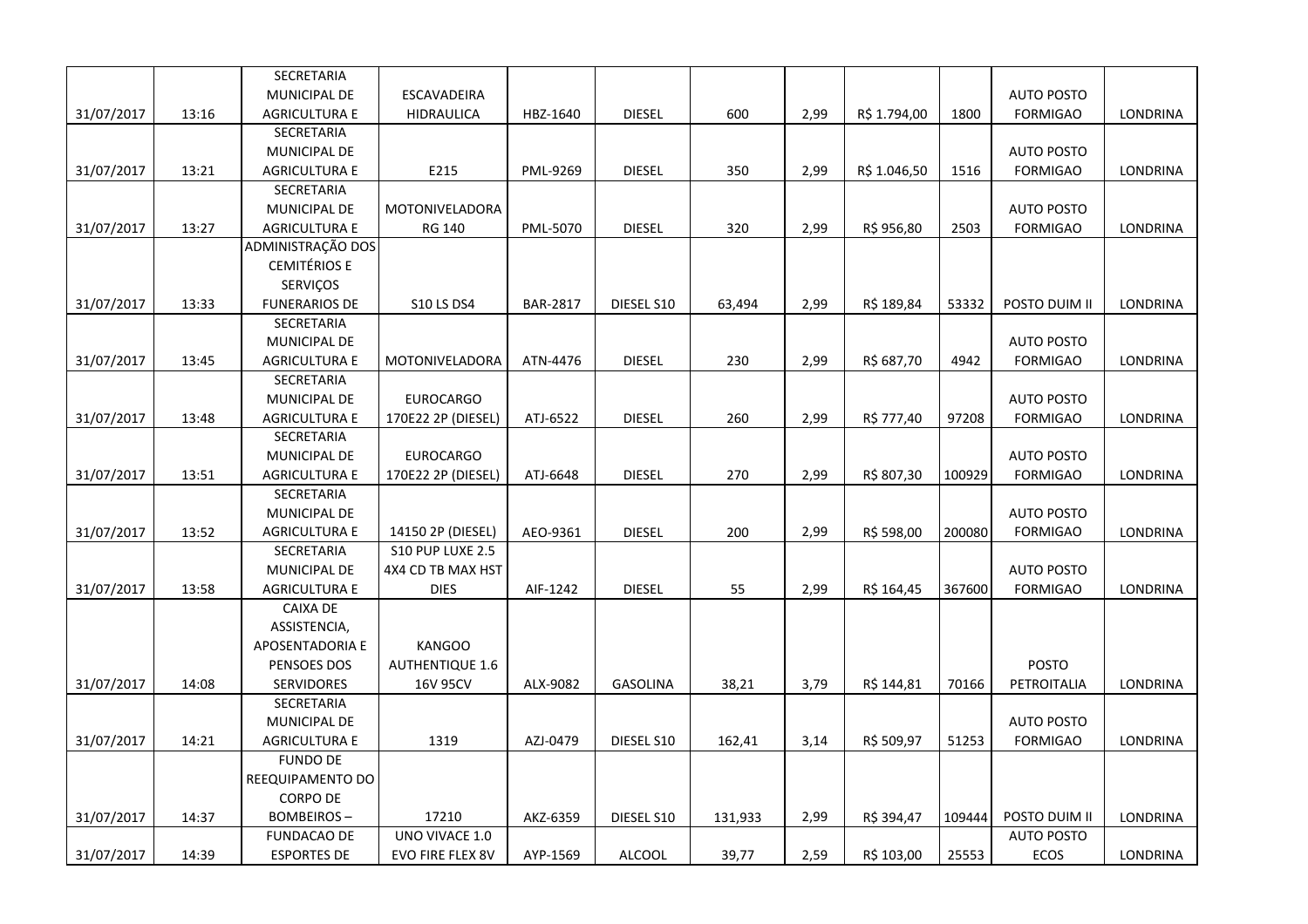| | | | | | | | | | | | |
|---|---|---|---|---|---|---|---|---|---|---|---|
| 31/07/2017 | 13:16 | SECRETARIA MUNICIPAL DE AGRICULTURA E | ESCAVADEIRA HIDRAULICA | HBZ-1640 | DIESEL | 600 | 2,99 | R$ 1.794,00 | 1800 | AUTO POSTO FORMIGAO | LONDRINA |
| 31/07/2017 | 13:21 | SECRETARIA MUNICIPAL DE AGRICULTURA E | E215 | PML-9269 | DIESEL | 350 | 2,99 | R$ 1.046,50 | 1516 | AUTO POSTO FORMIGAO | LONDRINA |
| 31/07/2017 | 13:27 | SECRETARIA MUNICIPAL DE AGRICULTURA E | MOTONIVELADORA RG 140 | PML-5070 | DIESEL | 320 | 2,99 | R$ 956,80 | 2503 | AUTO POSTO FORMIGAO | LONDRINA |
| 31/07/2017 | 13:33 | ADMINISTRAÇÃO DOS CEMITÉRIOS E SERVIÇOS FUNERARIOS DE | S10 LS DS4 | BAR-2817 | DIESEL S10 | 63,494 | 2,99 | R$ 189,84 | 53332 | POSTO DUIM II | LONDRINA |
| 31/07/2017 | 13:45 | SECRETARIA MUNICIPAL DE AGRICULTURA E | MOTONIVELADORA | ATN-4476 | DIESEL | 230 | 2,99 | R$ 687,70 | 4942 | AUTO POSTO FORMIGAO | LONDRINA |
| 31/07/2017 | 13:48 | SECRETARIA MUNICIPAL DE AGRICULTURA E | EUROCARGO 170E22 2P (DIESEL) | ATJ-6522 | DIESEL | 260 | 2,99 | R$ 777,40 | 97208 | AUTO POSTO FORMIGAO | LONDRINA |
| 31/07/2017 | 13:51 | SECRETARIA MUNICIPAL DE AGRICULTURA E | EUROCARGO 170E22 2P (DIESEL) | ATJ-6648 | DIESEL | 270 | 2,99 | R$ 807,30 | 100929 | AUTO POSTO FORMIGAO | LONDRINA |
| 31/07/2017 | 13:52 | SECRETARIA MUNICIPAL DE AGRICULTURA E | 14150 2P (DIESEL) | AEO-9361 | DIESEL | 200 | 2,99 | R$ 598,00 | 200080 | AUTO POSTO FORMIGAO | LONDRINA |
| 31/07/2017 | 13:58 | SECRETARIA MUNICIPAL DE AGRICULTURA E | S10 PUP LUXE 2.5 4X4 CD TB MAX HST DIES | AIF-1242 | DIESEL | 55 | 2,99 | R$ 164,45 | 367600 | AUTO POSTO FORMIGAO | LONDRINA |
| 31/07/2017 | 14:08 | CAIXA DE ASSISTENCIA, APOSENTADORIA E PENSOES DOS SERVIDORES | KANGOO AUTHENTIQUE 1.6 16V 95CV | ALX-9082 | GASOLINA | 38,21 | 3,79 | R$ 144,81 | 70166 | POSTO PETROITALIA | LONDRINA |
| 31/07/2017 | 14:21 | SECRETARIA MUNICIPAL DE AGRICULTURA E | 1319 | AZJ-0479 | DIESEL S10 | 162,41 | 3,14 | R$ 509,97 | 51253 | AUTO POSTO FORMIGAO | LONDRINA |
| 31/07/2017 | 14:37 | FUNDO DE REEQUIPAMENTO DO CORPO DE BOMBEIROS – | 17210 | AKZ-6359 | DIESEL S10 | 131,933 | 2,99 | R$ 394,47 | 109444 | POSTO DUIM II | LONDRINA |
| 31/07/2017 | 14:39 | FUNDACAO DE ESPORTES DE | UNO VIVACE 1.0 EVO FIRE FLEX 8V | AYP-1569 | ALCOOL | 39,77 | 2,59 | R$ 103,00 | 25553 | AUTO POSTO ECOS | LONDRINA |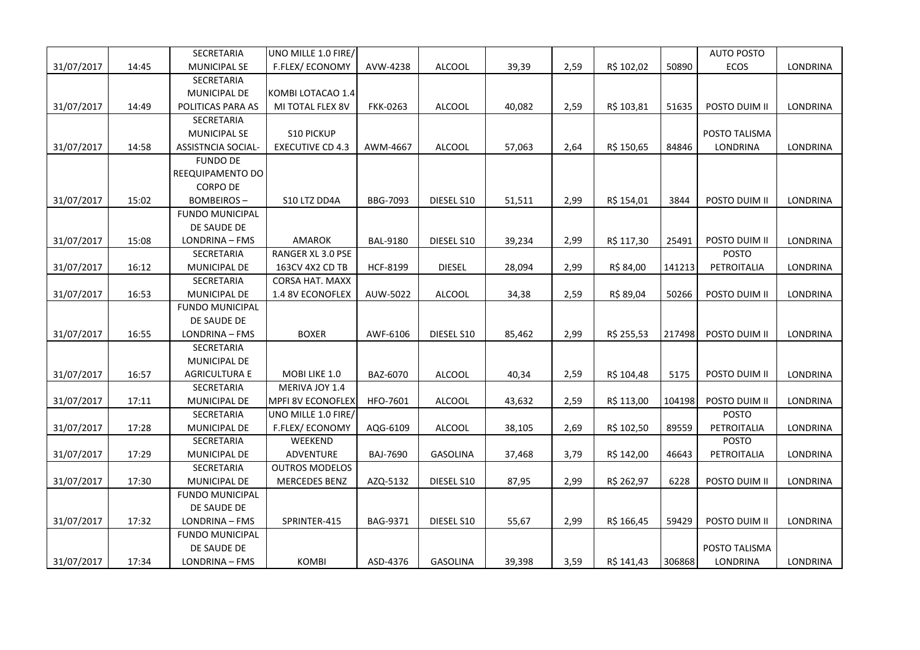| | | | | | | | | | | | |
|---|---|---|---|---|---|---|---|---|---|---|---|
| 31/07/2017 | 14:45 | SECRETARIA MUNICIPAL SE | UNO MILLE 1.0 FIRE/ F.FLEX/ ECONOMY | AVW-4238 | ALCOOL | 39,39 | 2,59 | R$ 102,02 | 50890 | AUTO POSTO ECOS | LONDRINA |
| 31/07/2017 | 14:49 | SECRETARIA MUNICIPAL DE POLITICAS PARA AS | KOMBI LOTACAO 1.4 MI TOTAL FLEX 8V | FKK-0263 | ALCOOL | 40,082 | 2,59 | R$ 103,81 | 51635 | POSTO DUIM II | LONDRINA |
| 31/07/2017 | 14:58 | SECRETARIA MUNICIPAL SE ASSISTNCIA SOCIAL- | S10 PICKUP EXECUTIVE CD 4.3 | AWM-4667 | ALCOOL | 57,063 | 2,64 | R$ 150,65 | 84846 | POSTO TALISMA LONDRINA | LONDRINA |
| 31/07/2017 | 15:02 | FUNDO DE REEQUIPAMENTO DO CORPO DE BOMBEIROS – | S10 LTZ DD4A | BBG-7093 | DIESEL S10 | 51,511 | 2,99 | R$ 154,01 | 3844 | POSTO DUIM II | LONDRINA |
| 31/07/2017 | 15:08 | FUNDO MUNICIPAL DE SAUDE DE LONDRINA – FMS | AMAROK | BAL-9180 | DIESEL S10 | 39,234 | 2,99 | R$ 117,30 | 25491 | POSTO DUIM II | LONDRINA |
| 31/07/2017 | 16:12 | SECRETARIA MUNICIPAL DE | RANGER XL 3.0 PSE 163CV 4X2 CD TB | HCF-8199 | DIESEL | 28,094 | 2,99 | R$ 84,00 | 141213 | POSTO PETROITALIA | LONDRINA |
| 31/07/2017 | 16:53 | SECRETARIA MUNICIPAL DE | CORSA HAT. MAXX 1.4 8V ECONOFLEX | AUW-5022 | ALCOOL | 34,38 | 2,59 | R$ 89,04 | 50266 | POSTO DUIM II | LONDRINA |
| 31/07/2017 | 16:55 | FUNDO MUNICIPAL DE SAUDE DE LONDRINA – FMS | BOXER | AWF-6106 | DIESEL S10 | 85,462 | 2,99 | R$ 255,53 | 217498 | POSTO DUIM II | LONDRINA |
| 31/07/2017 | 16:57 | SECRETARIA MUNICIPAL DE AGRICULTURA E | MOBI LIKE 1.0 | BAZ-6070 | ALCOOL | 40,34 | 2,59 | R$ 104,48 | 5175 | POSTO DUIM II | LONDRINA |
| 31/07/2017 | 17:11 | SECRETARIA MUNICIPAL DE | MERIVA JOY 1.4 MPFI 8V ECONOFLEX | HFO-7601 | ALCOOL | 43,632 | 2,59 | R$ 113,00 | 104198 | POSTO DUIM II | LONDRINA |
| 31/07/2017 | 17:28 | SECRETARIA MUNICIPAL DE | UNO MILLE 1.0 FIRE/ F.FLEX/ ECONOMY | AQG-6109 | ALCOOL | 38,105 | 2,69 | R$ 102,50 | 89559 | POSTO PETROITALIA | LONDRINA |
| 31/07/2017 | 17:29 | SECRETARIA MUNICIPAL DE | WEEKEND ADVENTURE | BAJ-7690 | GASOLINA | 37,468 | 3,79 | R$ 142,00 | 46643 | POSTO PETROITALIA | LONDRINA |
| 31/07/2017 | 17:30 | SECRETARIA MUNICIPAL DE | OUTROS MODELOS MERCEDES BENZ | AZQ-5132 | DIESEL S10 | 87,95 | 2,99 | R$ 262,97 | 6228 | POSTO DUIM II | LONDRINA |
| 31/07/2017 | 17:32 | FUNDO MUNICIPAL DE SAUDE DE LONDRINA – FMS | SPRINTER-415 | BAG-9371 | DIESEL S10 | 55,67 | 2,99 | R$ 166,45 | 59429 | POSTO DUIM II | LONDRINA |
| 31/07/2017 | 17:34 | FUNDO MUNICIPAL DE SAUDE DE LONDRINA – FMS | KOMBI | ASD-4376 | GASOLINA | 39,398 | 3,59 | R$ 141,43 | 306868 | POSTO TALISMA LONDRINA | LONDRINA |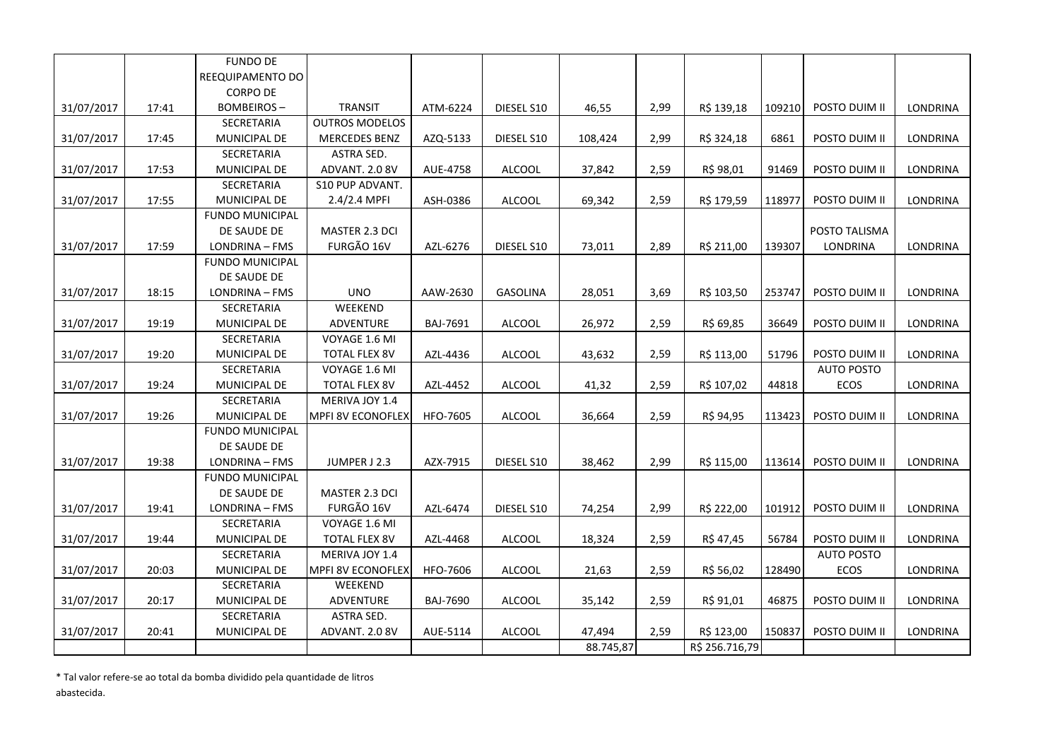| | | | | | | | | | | | |
|---|---|---|---|---|---|---|---|---|---|---|---|
| 31/07/2017 | 17:41 | FUNDO DE REEQUIPAMENTO DO CORPO DE BOMBEIROS – | TRANSIT | ATM-6224 | DIESEL S10 | 46,55 | 2,99 | R$ 139,18 | 109210 | POSTO DUIM II | LONDRINA |
| 31/07/2017 | 17:45 | SECRETARIA MUNICIPAL DE | OUTROS MODELOS MERCEDES BENZ | AZQ-5133 | DIESEL S10 | 108,424 | 2,99 | R$ 324,18 | 6861 | POSTO DUIM II | LONDRINA |
| 31/07/2017 | 17:53 | SECRETARIA MUNICIPAL DE | ASTRA SED. ADVANT. 2.0 8V | AUE-4758 | ALCOOL | 37,842 | 2,59 | R$ 98,01 | 91469 | POSTO DUIM II | LONDRINA |
| 31/07/2017 | 17:55 | SECRETARIA MUNICIPAL DE | S10 PUP ADVANT. 2.4/2.4 MPFI | ASH-0386 | ALCOOL | 69,342 | 2,59 | R$ 179,59 | 118977 | POSTO DUIM II | LONDRINA |
| 31/07/2017 | 17:59 | FUNDO MUNICIPAL DE SAUDE DE LONDRINA – FMS | MASTER 2.3 DCI FURGÃO 16V | AZL-6276 | DIESEL S10 | 73,011 | 2,89 | R$ 211,00 | 139307 | POSTO TALISMA LONDRINA | LONDRINA |
| 31/07/2017 | 18:15 | FUNDO MUNICIPAL DE SAUDE DE LONDRINA – FMS | UNO | AAW-2630 | GASOLINA | 28,051 | 3,69 | R$ 103,50 | 253747 | POSTO DUIM II | LONDRINA |
| 31/07/2017 | 19:19 | SECRETARIA MUNICIPAL DE | WEEKEND ADVENTURE | BAJ-7691 | ALCOOL | 26,972 | 2,59 | R$ 69,85 | 36649 | POSTO DUIM II | LONDRINA |
| 31/07/2017 | 19:20 | SECRETARIA MUNICIPAL DE | VOYAGE 1.6 MI TOTAL FLEX 8V | AZL-4436 | ALCOOL | 43,632 | 2,59 | R$ 113,00 | 51796 | POSTO DUIM II | LONDRINA |
| 31/07/2017 | 19:24 | SECRETARIA MUNICIPAL DE | VOYAGE 1.6 MI TOTAL FLEX 8V | AZL-4452 | ALCOOL | 41,32 | 2,59 | R$ 107,02 | 44818 | AUTO POSTO ECOS | LONDRINA |
| 31/07/2017 | 19:26 | SECRETARIA MUNICIPAL DE | MERIVA JOY 1.4 MPFI 8V ECONOFLEX | HFO-7605 | ALCOOL | 36,664 | 2,59 | R$ 94,95 | 113423 | POSTO DUIM II | LONDRINA |
| 31/07/2017 | 19:38 | FUNDO MUNICIPAL DE SAUDE DE LONDRINA – FMS | JUMPER J 2.3 | AZX-7915 | DIESEL S10 | 38,462 | 2,99 | R$ 115,00 | 113614 | POSTO DUIM II | LONDRINA |
| 31/07/2017 | 19:41 | FUNDO MUNICIPAL DE SAUDE DE LONDRINA – FMS | MASTER 2.3 DCI FURGÃO 16V | AZL-6474 | DIESEL S10 | 74,254 | 2,99 | R$ 222,00 | 101912 | POSTO DUIM II | LONDRINA |
| 31/07/2017 | 19:44 | SECRETARIA MUNICIPAL DE | VOYAGE 1.6 MI TOTAL FLEX 8V | AZL-4468 | ALCOOL | 18,324 | 2,59 | R$ 47,45 | 56784 | POSTO DUIM II | LONDRINA |
| 31/07/2017 | 20:03 | SECRETARIA MUNICIPAL DE | MERIVA JOY 1.4 MPFI 8V ECONOFLEX | HFO-7606 | ALCOOL | 21,63 | 2,59 | R$ 56,02 | 128490 | AUTO POSTO ECOS | LONDRINA |
| 31/07/2017 | 20:17 | SECRETARIA MUNICIPAL DE | WEEKEND ADVENTURE | BAJ-7690 | ALCOOL | 35,142 | 2,59 | R$ 91,01 | 46875 | POSTO DUIM II | LONDRINA |
| 31/07/2017 | 20:41 | SECRETARIA MUNICIPAL DE | ASTRA SED. ADVANT. 2.0 8V | AUE-5114 | ALCOOL | 47,494 | 2,59 | R$ 123,00 | 150837 | POSTO DUIM II | LONDRINA |
| | | | | | | 88.745,87 | | R$ 256.716,79 | | | |

* Tal valor refere-se ao total da bomba dividido pela quantidade de litros abastecida.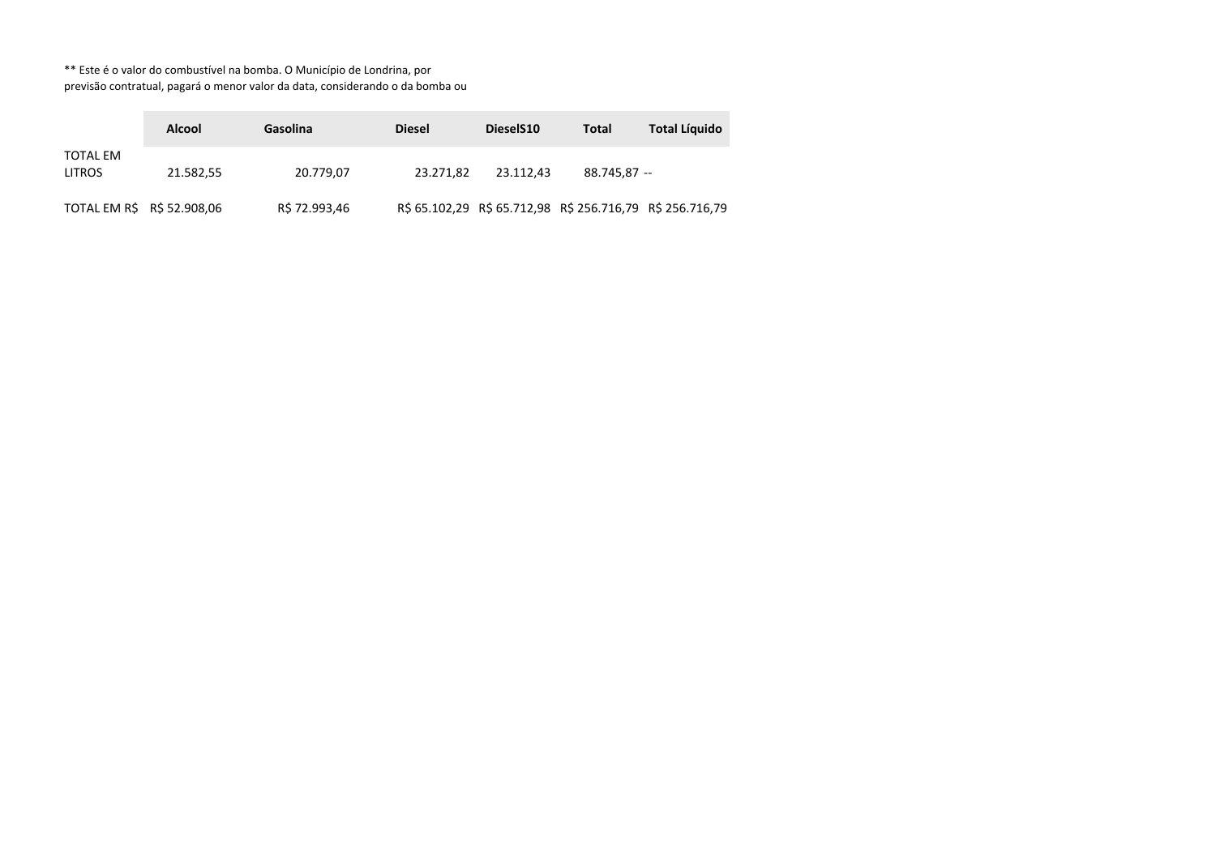** Este é o valor do combustível na bomba. O Município de Londrina, por
previsão contratual, pagará o menor valor da data, considerando o da bomba ou

| | Alcool | Gasolina | Diesel | DieselS10 | Total | Total Líquido |
|---|---|---|---|---|---|---|
| TOTAL EM LITROS | 21.582,55 | 20.779,07 | 23.271,82 | 23.112,43 | 88.745,87 | -- |
| TOTAL EM R$ | R$ 52.908,06 | R$ 72.993,46 | R$ 65.102,29 | R$ 65.712,98 | R$ 256.716,79 | R$ 256.716,79 |